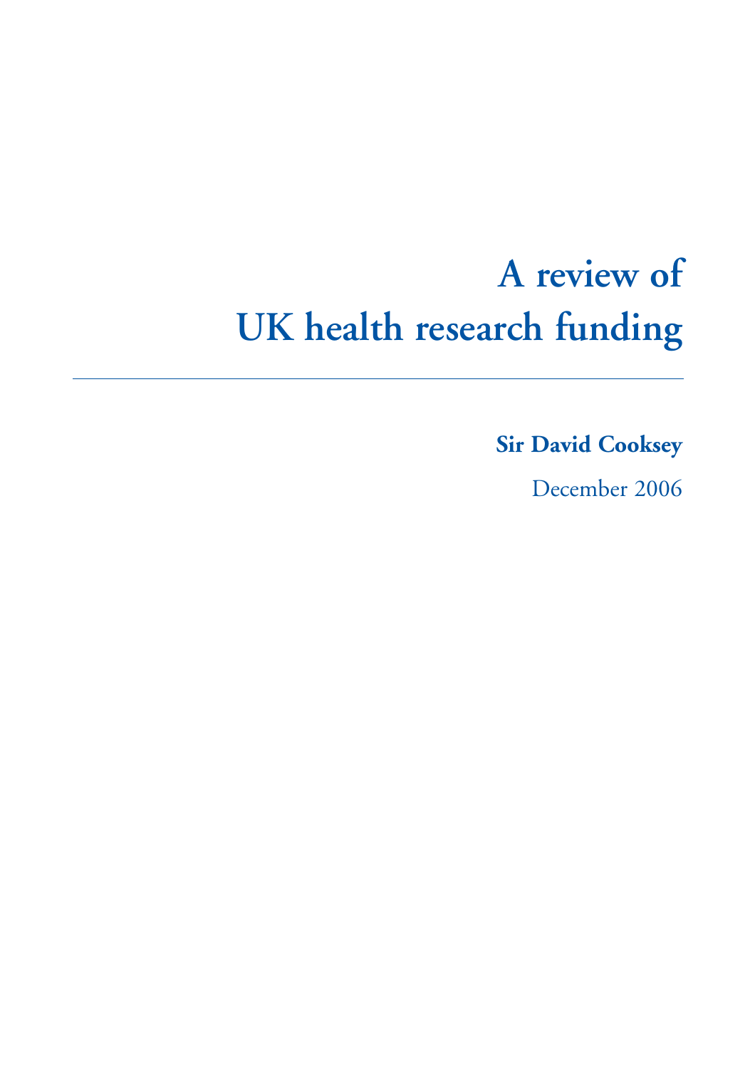# A review of UK health research funding

---

**Sir David Cooksey**

December 2006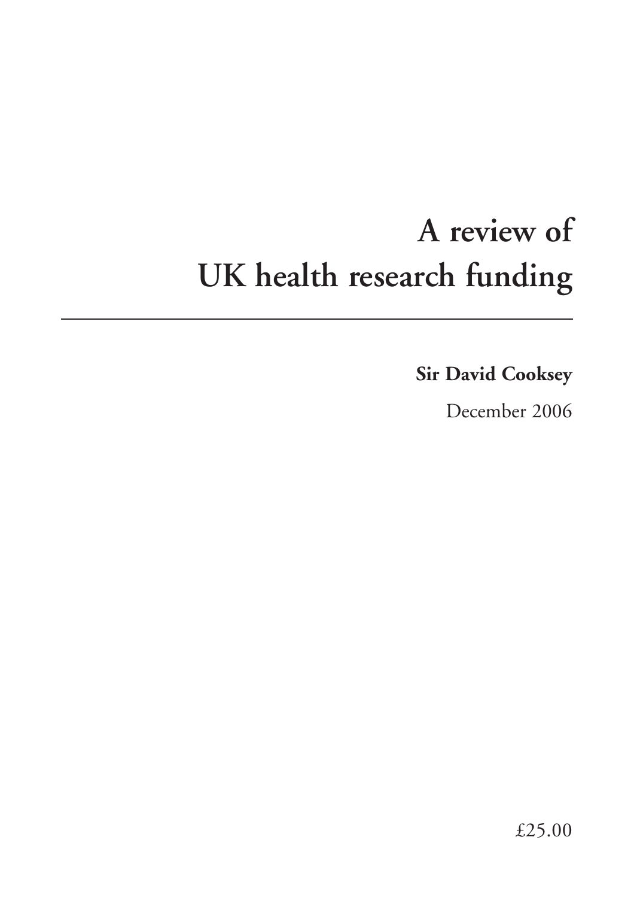# A review of UK health research funding

**Sir David Cooksey**

December 2006

£25.00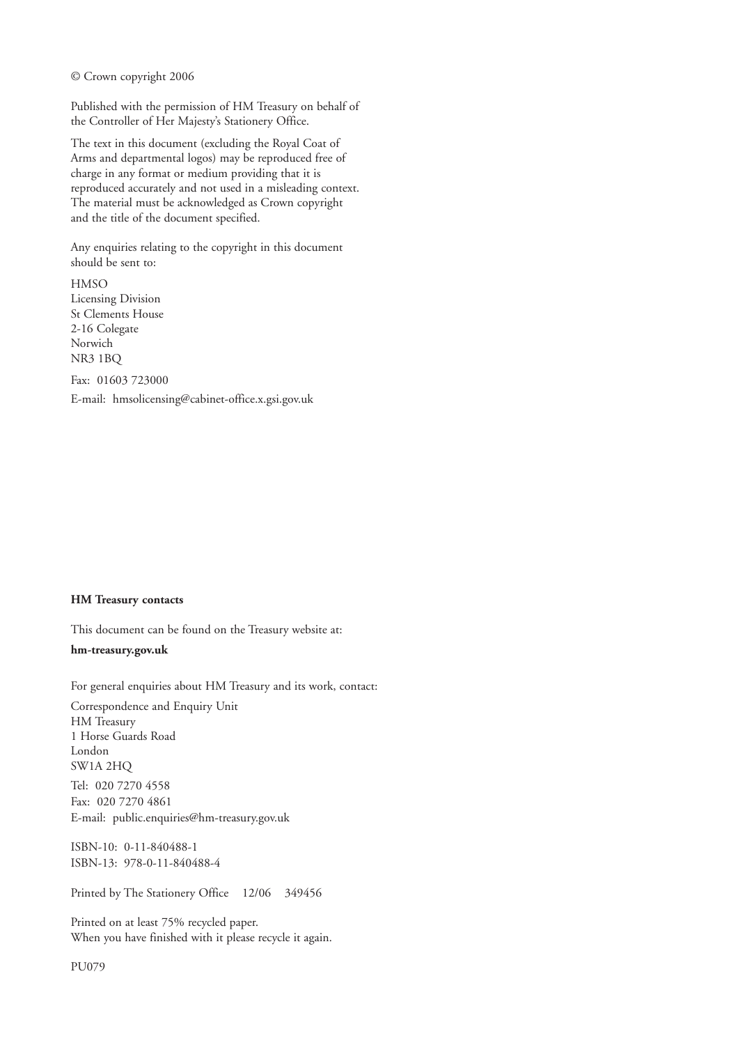© Crown copyright 2006

Published with the permission of HM Treasury on behalf of the Controller of Her Majesty's Stationery Office.

The text in this document (excluding the Royal Coat of Arms and departmental logos) may be reproduced free of charge in any format or medium providing that it is reproduced accurately and not used in a misleading context. The material must be acknowledged as Crown copyright and the title of the document specified.

Any enquiries relating to the copyright in this document should be sent to:

HMSO
Licensing Division
St Clements House
2-16 Colegate
Norwich
NR3 1BQ

Fax: 01603 723000

E-mail: hmsolicensing@cabinet-office.x.gsi.gov.uk

**HM Treasury contacts**

This document can be found on the Treasury website at:

**hm-treasury.gov.uk**

For general enquiries about HM Treasury and its work, contact:

Correspondence and Enquiry Unit
HM Treasury
1 Horse Guards Road
London
SW1A 2HQ

Tel: 020 7270 4558
Fax: 020 7270 4861
E-mail: public.enquiries@hm-treasury.gov.uk

ISBN-10: 0-11-840488-1
ISBN-13: 978-0-11-840488-4

Printed by The Stationery Office 12/06 349456

Printed on at least 75% recycled paper.
When you have finished with it please recycle it again.

PU079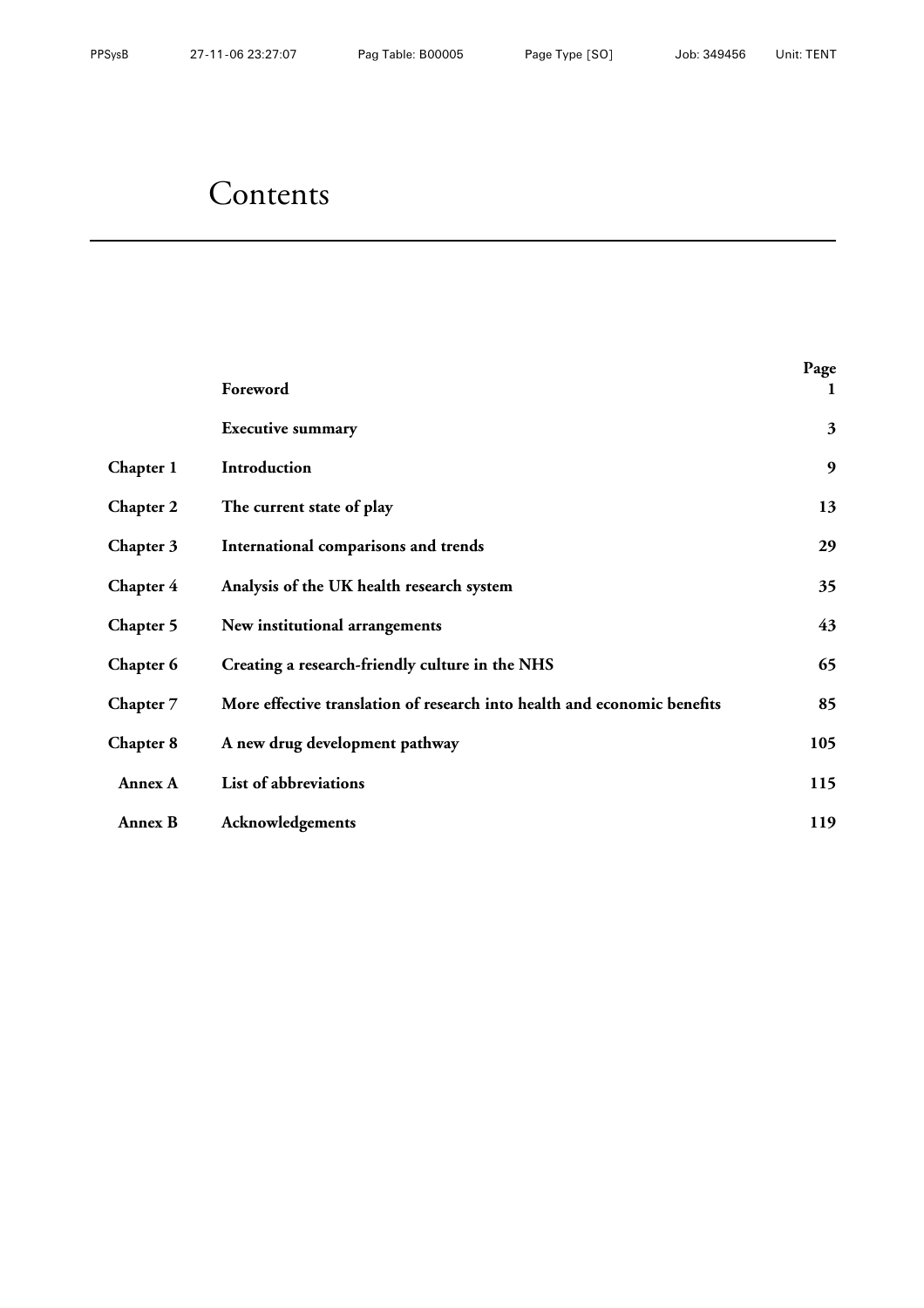# Contents

| | | Page |
|---|---|---|
| | **Foreword** | **1** |
| | **Executive summary** | **3** |
| **Chapter 1** | **Introduction** | **9** |
| **Chapter 2** | **The current state of play** | **13** |
| **Chapter 3** | **International comparisons and trends** | **29** |
| **Chapter 4** | **Analysis of the UK health research system** | **35** |
| **Chapter 5** | **New institutional arrangements** | **43** |
| **Chapter 6** | **Creating a research-friendly culture in the NHS** | **65** |
| **Chapter 7** | **More effective translation of research into health and economic benefits** | **85** |
| **Chapter 8** | **A new drug development pathway** | **105** |
| **Annex A** | **List of abbreviations** | **115** |
| **Annex B** | **Acknowledgements** | **119** |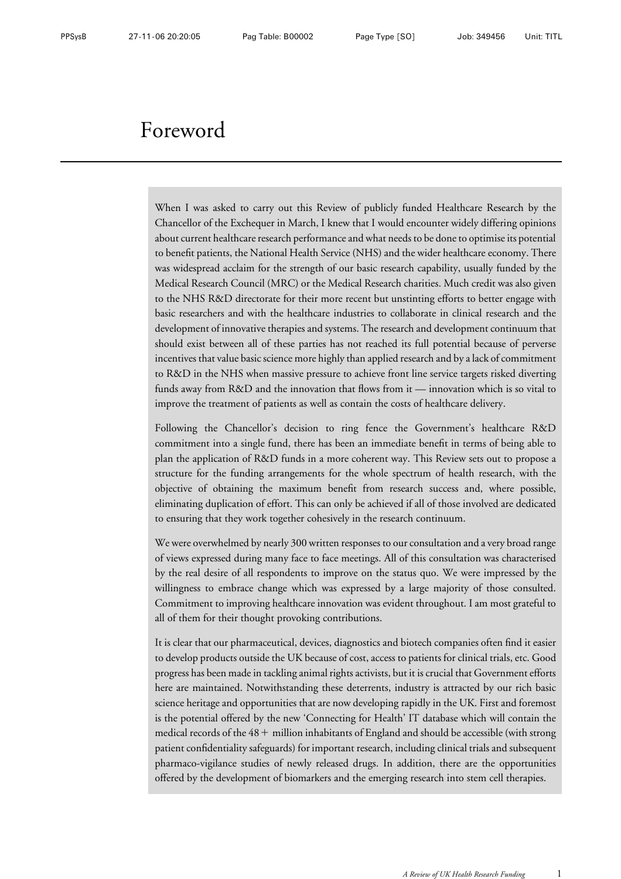# Foreword

When I was asked to carry out this Review of publicly funded Healthcare Research by the Chancellor of the Exchequer in March, I knew that I would encounter widely differing opinions about current healthcare research performance and what needs to be done to optimise its potential to benefit patients, the National Health Service (NHS) and the wider healthcare economy. There was widespread acclaim for the strength of our basic research capability, usually funded by the Medical Research Council (MRC) or the Medical Research charities. Much credit was also given to the NHS R&D directorate for their more recent but unstinting efforts to better engage with basic researchers and with the healthcare industries to collaborate in clinical research and the development of innovative therapies and systems. The research and development continuum that should exist between all of these parties has not reached its full potential because of perverse incentives that value basic science more highly than applied research and by a lack of commitment to R&D in the NHS when massive pressure to achieve front line service targets risked diverting funds away from R&D and the innovation that flows from it — innovation which is so vital to improve the treatment of patients as well as contain the costs of healthcare delivery.

Following the Chancellor's decision to ring fence the Government's healthcare R&D commitment into a single fund, there has been an immediate benefit in terms of being able to plan the application of R&D funds in a more coherent way. This Review sets out to propose a structure for the funding arrangements for the whole spectrum of health research, with the objective of obtaining the maximum benefit from research success and, where possible, eliminating duplication of effort. This can only be achieved if all of those involved are dedicated to ensuring that they work together cohesively in the research continuum.

We were overwhelmed by nearly 300 written responses to our consultation and a very broad range of views expressed during many face to face meetings. All of this consultation was characterised by the real desire of all respondents to improve on the status quo. We were impressed by the willingness to embrace change which was expressed by a large majority of those consulted. Commitment to improving healthcare innovation was evident throughout. I am most grateful to all of them for their thought provoking contributions.

It is clear that our pharmaceutical, devices, diagnostics and biotech companies often find it easier to develop products outside the UK because of cost, access to patients for clinical trials, etc. Good progress has been made in tackling animal rights activists, but it is crucial that Government efforts here are maintained. Notwithstanding these deterrents, industry is attracted by our rich basic science heritage and opportunities that are now developing rapidly in the UK. First and foremost is the potential offered by the new 'Connecting for Health' IT database which will contain the medical records of the 48 + million inhabitants of England and should be accessible (with strong patient confidentiality safeguards) for important research, including clinical trials and subsequent pharmaco-vigilance studies of newly released drugs. In addition, there are the opportunities offered by the development of biomarkers and the emerging research into stem cell therapies.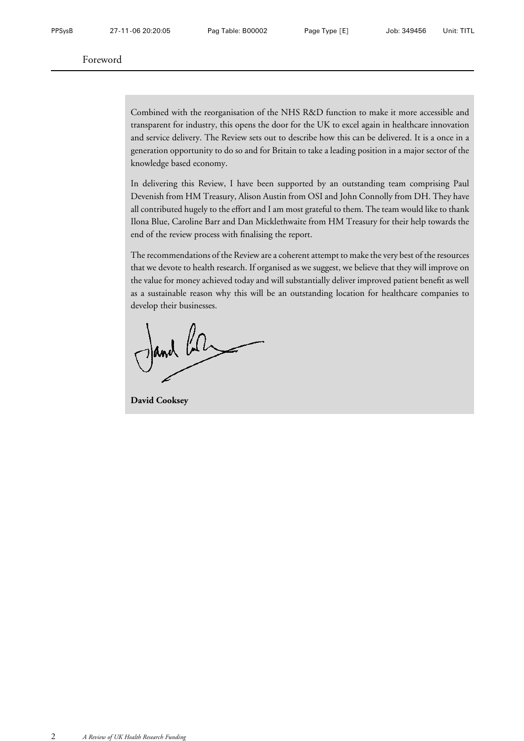Combined with the reorganisation of the NHS R&D function to make it more accessible and transparent for industry, this opens the door for the UK to excel again in healthcare innovation and service delivery. The Review sets out to describe how this can be delivered. It is a once in a generation opportunity to do so and for Britain to take a leading position in a major sector of the knowledge based economy.

In delivering this Review, I have been supported by an outstanding team comprising Paul Devenish from HM Treasury, Alison Austin from OSI and John Connolly from DH. They have all contributed hugely to the effort and I am most grateful to them. The team would like to thank Ilona Blue, Caroline Barr and Dan Micklethwaite from HM Treasury for their help towards the end of the review process with finalising the report.

The recommendations of the Review are a coherent attempt to make the very best of the resources that we devote to health research. If organised as we suggest, we believe that they will improve on the value for money achieved today and will substantially deliver improved patient benefit as well as a sustainable reason why this will be an outstanding location for healthcare companies to develop their businesses.

**David Cooksey**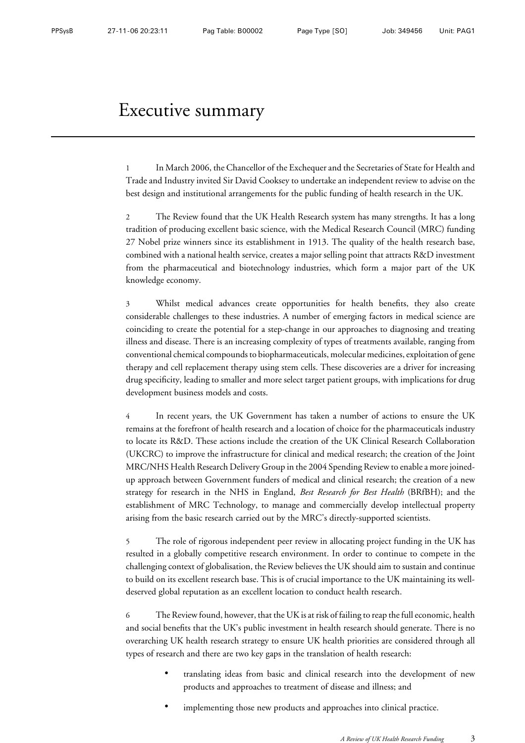# Executive summary

1 In March 2006, the Chancellor of the Exchequer and the Secretaries of State for Health and Trade and Industry invited Sir David Cooksey to undertake an independent review to advise on the best design and institutional arrangements for the public funding of health research in the UK.

2 The Review found that the UK Health Research system has many strengths. It has a long tradition of producing excellent basic science, with the Medical Research Council (MRC) funding 27 Nobel prize winners since its establishment in 1913. The quality of the health research base, combined with a national health service, creates a major selling point that attracts R&D investment from the pharmaceutical and biotechnology industries, which form a major part of the UK knowledge economy.

3 Whilst medical advances create opportunities for health benefits, they also create considerable challenges to these industries. A number of emerging factors in medical science are coinciding to create the potential for a step-change in our approaches to diagnosing and treating illness and disease. There is an increasing complexity of types of treatments available, ranging from conventional chemical compounds to biopharmaceuticals, molecular medicines, exploitation of gene therapy and cell replacement therapy using stem cells. These discoveries are a driver for increasing drug specificity, leading to smaller and more select target patient groups, with implications for drug development business models and costs.

4 In recent years, the UK Government has taken a number of actions to ensure the UK remains at the forefront of health research and a location of choice for the pharmaceuticals industry to locate its R&D. These actions include the creation of the UK Clinical Research Collaboration (UKCRC) to improve the infrastructure for clinical and medical research; the creation of the Joint MRC/NHS Health Research Delivery Group in the 2004 Spending Review to enable a more joined-up approach between Government funders of medical and clinical research; the creation of a new strategy for research in the NHS in England, *Best Research for Best Health* (BRfBH); and the establishment of MRC Technology, to manage and commercially develop intellectual property arising from the basic research carried out by the MRC's directly-supported scientists.

5 The role of rigorous independent peer review in allocating project funding in the UK has resulted in a globally competitive research environment. In order to continue to compete in the challenging context of globalisation, the Review believes the UK should aim to sustain and continue to build on its excellent research base. This is of crucial importance to the UK maintaining its well-deserved global reputation as an excellent location to conduct health research.

6 The Review found, however, that the UK is at risk of failing to reap the full economic, health and social benefits that the UK's public investment in health research should generate. There is no overarching UK health research strategy to ensure UK health priorities are considered through all types of research and there are two key gaps in the translation of health research:

- translating ideas from basic and clinical research into the development of new products and approaches to treatment of disease and illness; and
- implementing those new products and approaches into clinical practice.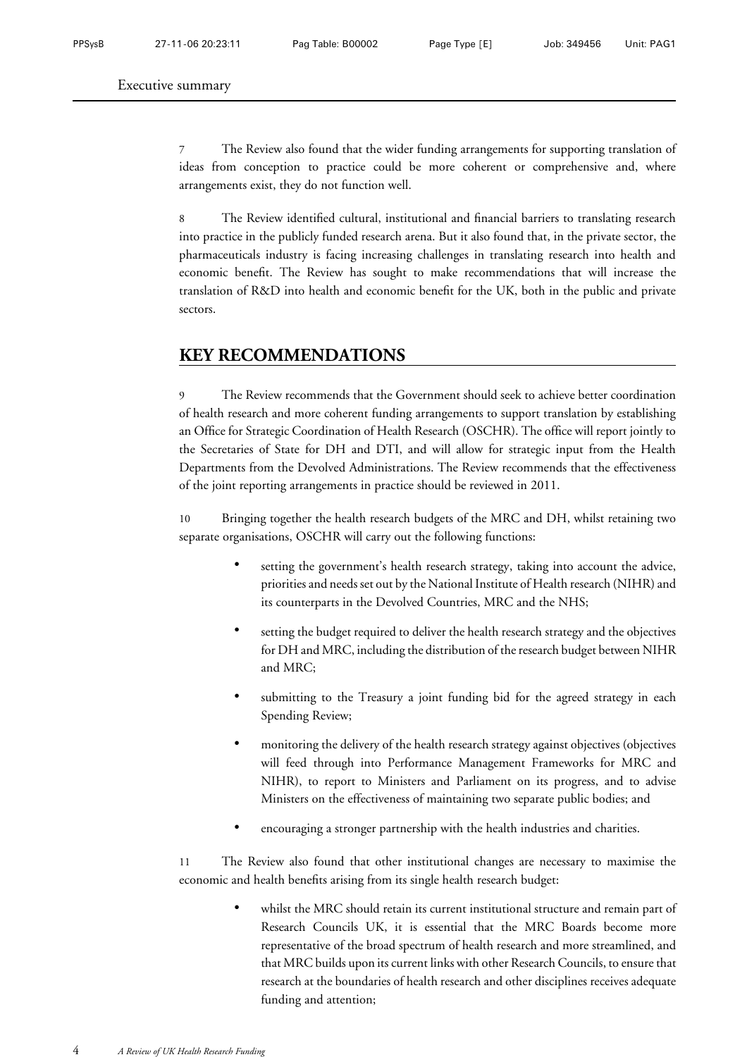7 The Review also found that the wider funding arrangements for supporting translation of ideas from conception to practice could be more coherent or comprehensive and, where arrangements exist, they do not function well.

8 The Review identified cultural, institutional and financial barriers to translating research into practice in the publicly funded research arena. But it also found that, in the private sector, the pharmaceuticals industry is facing increasing challenges in translating research into health and economic benefit. The Review has sought to make recommendations that will increase the translation of R&D into health and economic benefit for the UK, both in the public and private sectors.

## KEY RECOMMENDATIONS

9 The Review recommends that the Government should seek to achieve better coordination of health research and more coherent funding arrangements to support translation by establishing an Office for Strategic Coordination of Health Research (OSCHR). The office will report jointly to the Secretaries of State for DH and DTI, and will allow for strategic input from the Health Departments from the Devolved Administrations. The Review recommends that the effectiveness of the joint reporting arrangements in practice should be reviewed in 2011.

10 Bringing together the health research budgets of the MRC and DH, whilst retaining two separate organisations, OSCHR will carry out the following functions:

- setting the government's health research strategy, taking into account the advice, priorities and needs set out by the National Institute of Health research (NIHR) and its counterparts in the Devolved Countries, MRC and the NHS;
- setting the budget required to deliver the health research strategy and the objectives for DH and MRC, including the distribution of the research budget between NIHR and MRC;
- submitting to the Treasury a joint funding bid for the agreed strategy in each Spending Review;
- monitoring the delivery of the health research strategy against objectives (objectives will feed through into Performance Management Frameworks for MRC and NIHR), to report to Ministers and Parliament on its progress, and to advise Ministers on the effectiveness of maintaining two separate public bodies; and
- encouraging a stronger partnership with the health industries and charities.

11 The Review also found that other institutional changes are necessary to maximise the economic and health benefits arising from its single health research budget:

- whilst the MRC should retain its current institutional structure and remain part of Research Councils UK, it is essential that the MRC Boards become more representative of the broad spectrum of health research and more streamlined, and that MRC builds upon its current links with other Research Councils, to ensure that research at the boundaries of health research and other disciplines receives adequate funding and attention;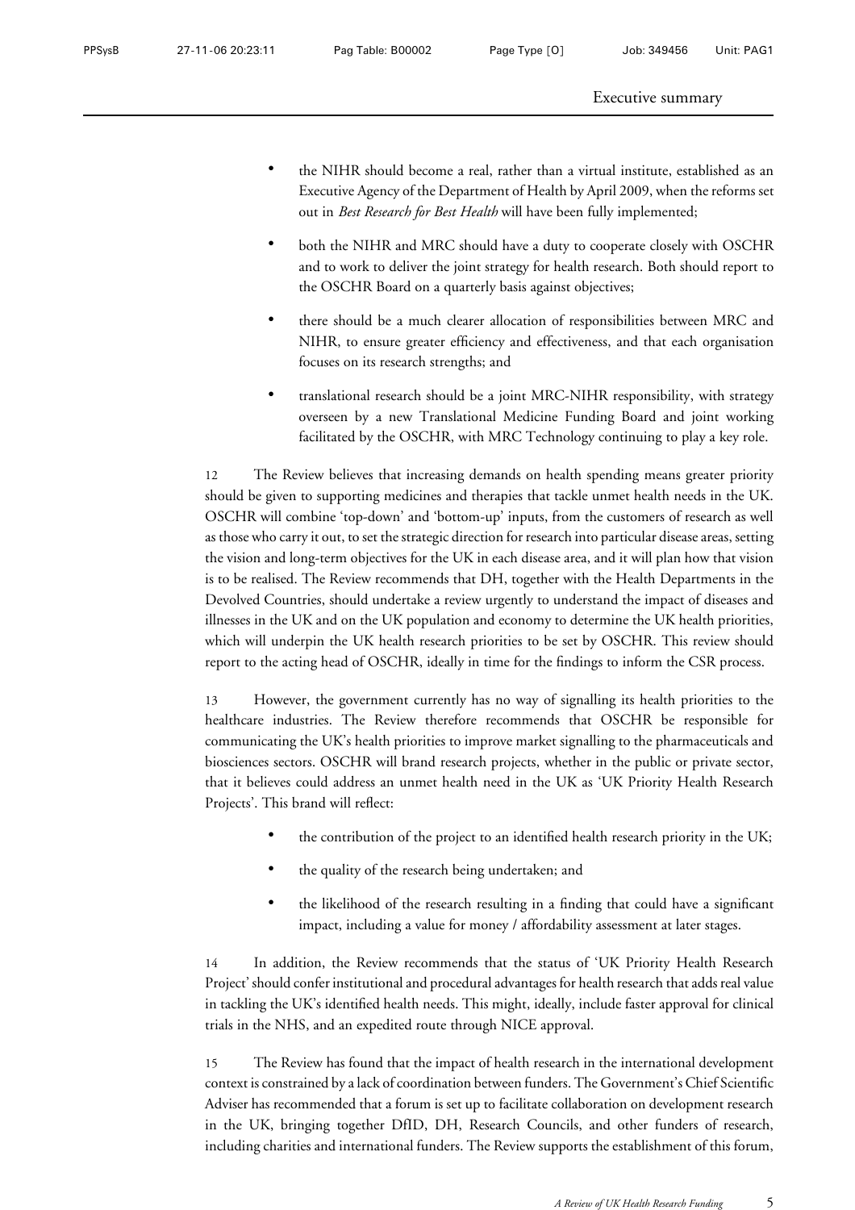- the NIHR should become a real, rather than a virtual institute, established as an Executive Agency of the Department of Health by April 2009, when the reforms set out in *Best Research for Best Health* will have been fully implemented;
- both the NIHR and MRC should have a duty to cooperate closely with OSCHR and to work to deliver the joint strategy for health research. Both should report to the OSCHR Board on a quarterly basis against objectives;
- there should be a much clearer allocation of responsibilities between MRC and NIHR, to ensure greater efficiency and effectiveness, and that each organisation focuses on its research strengths; and
- translational research should be a joint MRC-NIHR responsibility, with strategy overseen by a new Translational Medicine Funding Board and joint working facilitated by the OSCHR, with MRC Technology continuing to play a key role.

12 The Review believes that increasing demands on health spending means greater priority should be given to supporting medicines and therapies that tackle unmet health needs in the UK. OSCHR will combine 'top-down' and 'bottom-up' inputs, from the customers of research as well as those who carry it out, to set the strategic direction for research into particular disease areas, setting the vision and long-term objectives for the UK in each disease area, and it will plan how that vision is to be realised. The Review recommends that DH, together with the Health Departments in the Devolved Countries, should undertake a review urgently to understand the impact of diseases and illnesses in the UK and on the UK population and economy to determine the UK health priorities, which will underpin the UK health research priorities to be set by OSCHR. This review should report to the acting head of OSCHR, ideally in time for the findings to inform the CSR process.

13 However, the government currently has no way of signalling its health priorities to the healthcare industries. The Review therefore recommends that OSCHR be responsible for communicating the UK's health priorities to improve market signalling to the pharmaceuticals and biosciences sectors. OSCHR will brand research projects, whether in the public or private sector, that it believes could address an unmet health need in the UK as 'UK Priority Health Research Projects'. This brand will reflect:

- the contribution of the project to an identified health research priority in the UK;
- the quality of the research being undertaken; and
- the likelihood of the research resulting in a finding that could have a significant impact, including a value for money / affordability assessment at later stages.

14 In addition, the Review recommends that the status of 'UK Priority Health Research Project' should confer institutional and procedural advantages for health research that adds real value in tackling the UK's identified health needs. This might, ideally, include faster approval for clinical trials in the NHS, and an expedited route through NICE approval.

15 The Review has found that the impact of health research in the international development context is constrained by a lack of coordination between funders. The Government's Chief Scientific Adviser has recommended that a forum is set up to facilitate collaboration on development research in the UK, bringing together DfID, DH, Research Councils, and other funders of research, including charities and international funders. The Review supports the establishment of this forum,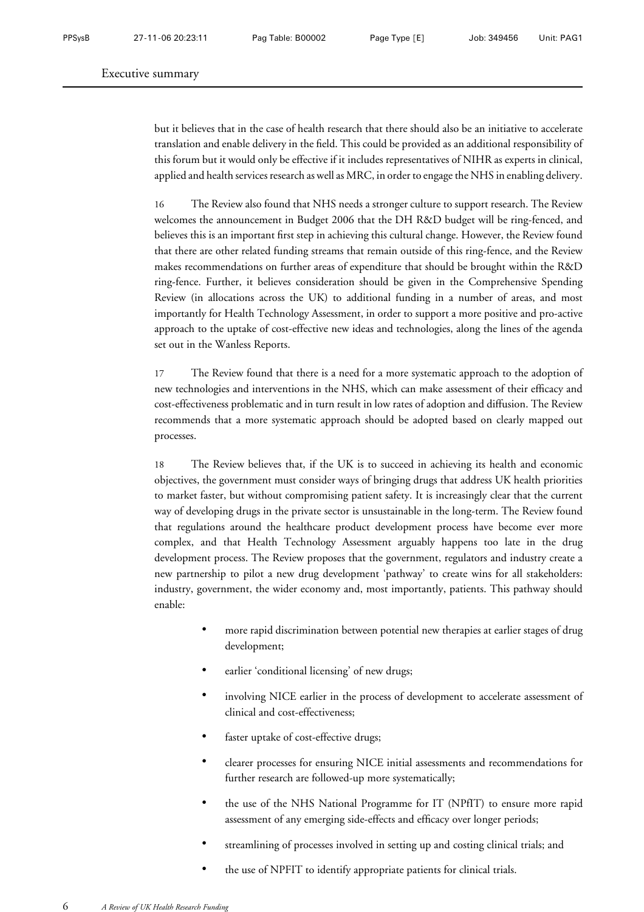but it believes that in the case of health research that there should also be an initiative to accelerate translation and enable delivery in the field. This could be provided as an additional responsibility of this forum but it would only be effective if it includes representatives of NIHR as experts in clinical, applied and health services research as well as MRC, in order to engage the NHS in enabling delivery.

16 The Review also found that NHS needs a stronger culture to support research. The Review welcomes the announcement in Budget 2006 that the DH R&D budget will be ring-fenced, and believes this is an important first step in achieving this cultural change. However, the Review found that there are other related funding streams that remain outside of this ring-fence, and the Review makes recommendations on further areas of expenditure that should be brought within the R&D ring-fence. Further, it believes consideration should be given in the Comprehensive Spending Review (in allocations across the UK) to additional funding in a number of areas, and most importantly for Health Technology Assessment, in order to support a more positive and pro-active approach to the uptake of cost-effective new ideas and technologies, along the lines of the agenda set out in the Wanless Reports.

17 The Review found that there is a need for a more systematic approach to the adoption of new technologies and interventions in the NHS, which can make assessment of their efficacy and cost-effectiveness problematic and in turn result in low rates of adoption and diffusion. The Review recommends that a more systematic approach should be adopted based on clearly mapped out processes.

18 The Review believes that, if the UK is to succeed in achieving its health and economic objectives, the government must consider ways of bringing drugs that address UK health priorities to market faster, but without compromising patient safety. It is increasingly clear that the current way of developing drugs in the private sector is unsustainable in the long-term. The Review found that regulations around the healthcare product development process have become ever more complex, and that Health Technology Assessment arguably happens too late in the drug development process. The Review proposes that the government, regulators and industry create a new partnership to pilot a new drug development 'pathway' to create wins for all stakeholders: industry, government, the wider economy and, most importantly, patients. This pathway should enable:

- more rapid discrimination between potential new therapies at earlier stages of drug development;
- earlier 'conditional licensing' of new drugs;
- involving NICE earlier in the process of development to accelerate assessment of clinical and cost-effectiveness;
- faster uptake of cost-effective drugs;
- clearer processes for ensuring NICE initial assessments and recommendations for further research are followed-up more systematically;
- the use of the NHS National Programme for IT (NPfIT) to ensure more rapid assessment of any emerging side-effects and efficacy over longer periods;
- streamlining of processes involved in setting up and costing clinical trials; and
- the use of NPFIT to identify appropriate patients for clinical trials.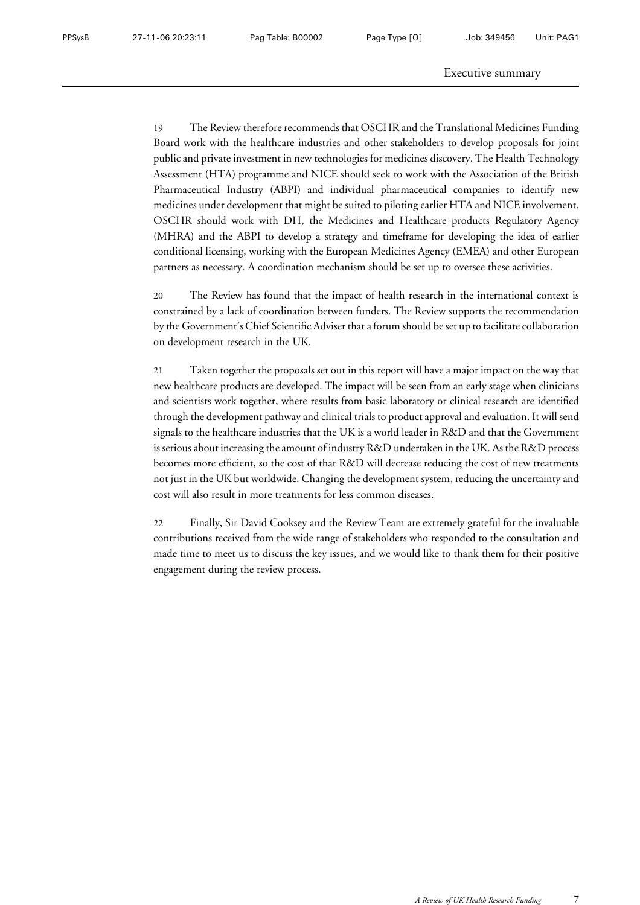19 The Review therefore recommends that OSCHR and the Translational Medicines Funding Board work with the healthcare industries and other stakeholders to develop proposals for joint public and private investment in new technologies for medicines discovery. The Health Technology Assessment (HTA) programme and NICE should seek to work with the Association of the British Pharmaceutical Industry (ABPI) and individual pharmaceutical companies to identify new medicines under development that might be suited to piloting earlier HTA and NICE involvement. OSCHR should work with DH, the Medicines and Healthcare products Regulatory Agency (MHRA) and the ABPI to develop a strategy and timeframe for developing the idea of earlier conditional licensing, working with the European Medicines Agency (EMEA) and other European partners as necessary. A coordination mechanism should be set up to oversee these activities.

20 The Review has found that the impact of health research in the international context is constrained by a lack of coordination between funders. The Review supports the recommendation by the Government's Chief Scientific Adviser that a forum should be set up to facilitate collaboration on development research in the UK.

21 Taken together the proposals set out in this report will have a major impact on the way that new healthcare products are developed. The impact will be seen from an early stage when clinicians and scientists work together, where results from basic laboratory or clinical research are identified through the development pathway and clinical trials to product approval and evaluation. It will send signals to the healthcare industries that the UK is a world leader in R&D and that the Government is serious about increasing the amount of industry R&D undertaken in the UK. As the R&D process becomes more efficient, so the cost of that R&D will decrease reducing the cost of new treatments not just in the UK but worldwide. Changing the development system, reducing the uncertainty and cost will also result in more treatments for less common diseases.

22 Finally, Sir David Cooksey and the Review Team are extremely grateful for the invaluable contributions received from the wide range of stakeholders who responded to the consultation and made time to meet us to discuss the key issues, and we would like to thank them for their positive engagement during the review process.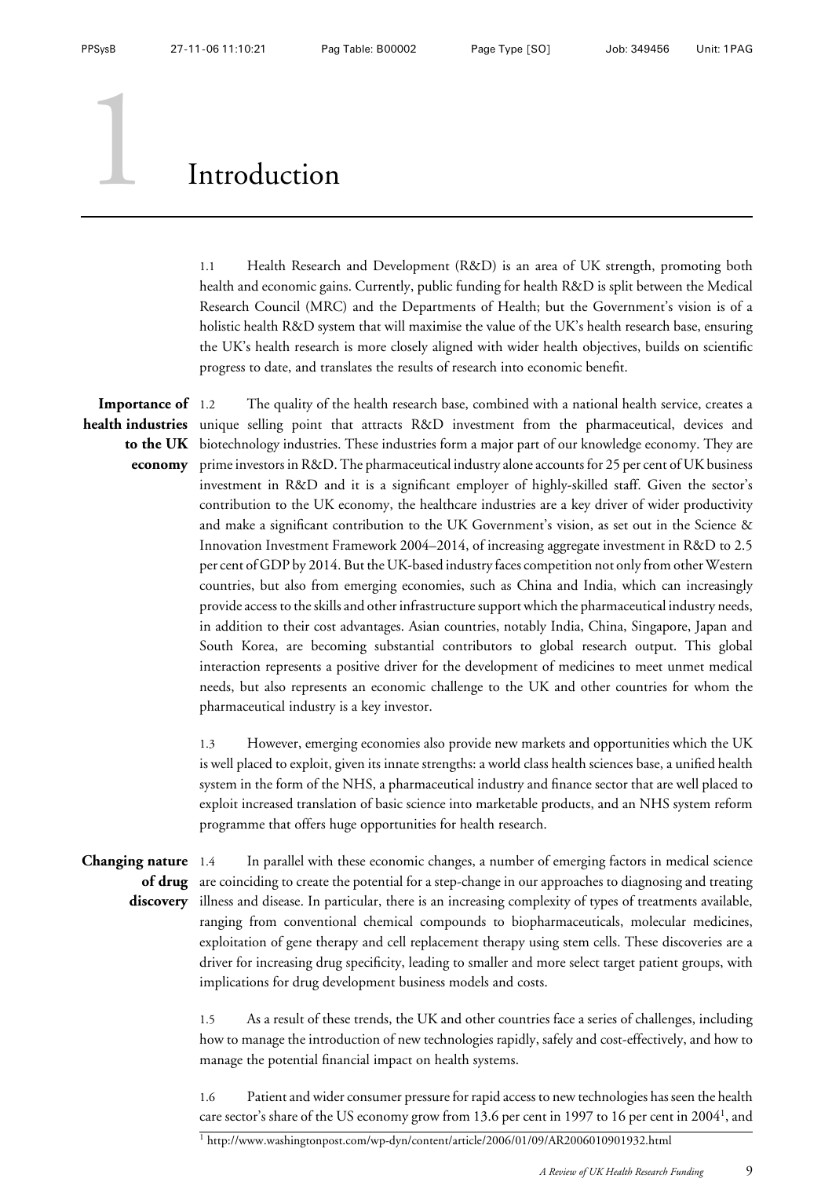# 1 Introduction

1.1 Health Research and Development (R&D) is an area of UK strength, promoting both health and economic gains. Currently, public funding for health R&D is split between the Medical Research Council (MRC) and the Departments of Health; but the Government's vision is of a holistic health R&D system that will maximise the value of the UK's health research base, ensuring the UK's health research is more closely aligned with wider health objectives, builds on scientific progress to date, and translates the results of research into economic benefit.

**Importance of health industries to the UK economy**

1.2 The quality of the health research base, combined with a national health service, creates a unique selling point that attracts R&D investment from the pharmaceutical, devices and biotechnology industries. These industries form a major part of our knowledge economy. They are prime investors in R&D. The pharmaceutical industry alone accounts for 25 per cent of UK business investment in R&D and it is a significant employer of highly-skilled staff. Given the sector's contribution to the UK economy, the healthcare industries are a key driver of wider productivity and make a significant contribution to the UK Government's vision, as set out in the Science & Innovation Investment Framework 2004–2014, of increasing aggregate investment in R&D to 2.5 per cent of GDP by 2014. But the UK-based industry faces competition not only from other Western countries, but also from emerging economies, such as China and India, which can increasingly provide access to the skills and other infrastructure support which the pharmaceutical industry needs, in addition to their cost advantages. Asian countries, notably India, China, Singapore, Japan and South Korea, are becoming substantial contributors to global research output. This global interaction represents a positive driver for the development of medicines to meet unmet medical needs, but also represents an economic challenge to the UK and other countries for whom the pharmaceutical industry is a key investor.

1.3 However, emerging economies also provide new markets and opportunities which the UK is well placed to exploit, given its innate strengths: a world class health sciences base, a unified health system in the form of the NHS, a pharmaceutical industry and finance sector that are well placed to exploit increased translation of basic science into marketable products, and an NHS system reform programme that offers huge opportunities for health research.

**Changing nature of drug discovery**

1.4 In parallel with these economic changes, a number of emerging factors in medical science are coinciding to create the potential for a step-change in our approaches to diagnosing and treating illness and disease. In particular, there is an increasing complexity of types of treatments available, ranging from conventional chemical compounds to biopharmaceuticals, molecular medicines, exploitation of gene therapy and cell replacement therapy using stem cells. These discoveries are a driver for increasing drug specificity, leading to smaller and more select target patient groups, with implications for drug development business models and costs.

1.5 As a result of these trends, the UK and other countries face a series of challenges, including how to manage the introduction of new technologies rapidly, safely and cost-effectively, and how to manage the potential financial impact on health systems.

1.6 Patient and wider consumer pressure for rapid access to new technologies has seen the health care sector's share of the US economy grow from 13.6 per cent in 1997 to 16 per cent in 2004[1], and

[1] http://www.washingtonpost.com/wp-dyn/content/article/2006/01/09/AR2006010901932.html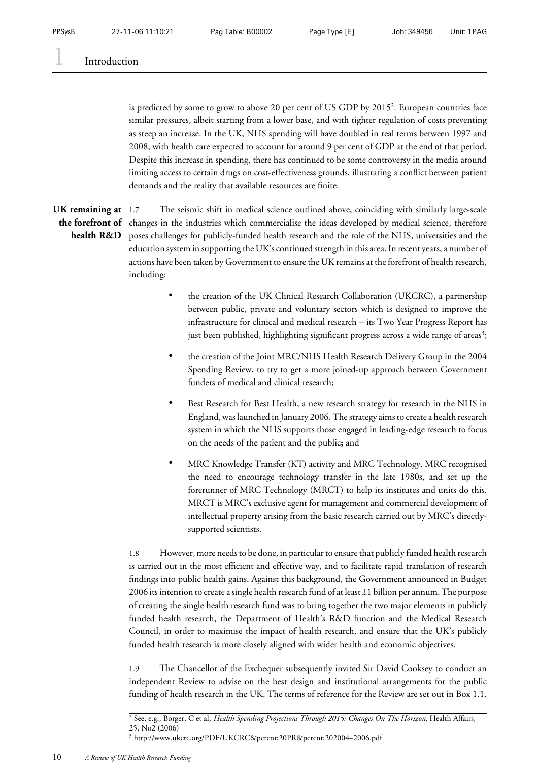is predicted by some to grow to above 20 per cent of US GDP by 2015[2]. European countries face similar pressures, albeit starting from a lower base, and with tighter regulation of costs preventing as steep an increase. In the UK, NHS spending will have doubled in real terms between 1997 and 2008, with health care expected to account for around 9 per cent of GDP at the end of that period. Despite this increase in spending, there has continued to be some controversy in the media around limiting access to certain drugs on cost-effectiveness grounds, illustrating a conflict between patient demands and the reality that available resources are finite.

**UK remaining at the forefront of health R&D**

1.7 The seismic shift in medical science outlined above, coinciding with similarly large-scale changes in the industries which commercialise the ideas developed by medical science, therefore poses challenges for publicly-funded health research and the role of the NHS, universities and the education system in supporting the UK's continued strength in this area. In recent years, a number of actions have been taken by Government to ensure the UK remains at the forefront of health research, including:

- the creation of the UK Clinical Research Collaboration (UKCRC), a partnership between public, private and voluntary sectors which is designed to improve the infrastructure for clinical and medical research – its Two Year Progress Report has just been published, highlighting significant progress across a wide range of areas[3];
- the creation of the Joint MRC/NHS Health Research Delivery Group in the 2004 Spending Review, to try to get a more joined-up approach between Government funders of medical and clinical research;
- Best Research for Best Health, a new research strategy for research in the NHS in England, was launched in January 2006. The strategy aims to create a health research system in which the NHS supports those engaged in leading-edge research to focus on the needs of the patient and the public**;** and
- MRC Knowledge Transfer (KT) activity and MRC Technology. MRC recognised the need to encourage technology transfer in the late 1980s, and set up the forerunner of MRC Technology (MRCT) to help its institutes and units do this. MRCT is MRC's exclusive agent for management and commercial development of intellectual property arising from the basic research carried out by MRC's directly-supported scientists.

1.8 However, more needs to be done, in particular to ensure that publicly funded health research is carried out in the most efficient and effective way, and to facilitate rapid translation of research findings into public health gains. Against this background, the Government announced in Budget 2006 its intention to create a single health research fund of at least £1 billion per annum. The purpose of creating the single health research fund was to bring together the two major elements in publicly funded health research, the Department of Health's R&D function and the Medical Research Council, in order to maximise the impact of health research, and ensure that the UK's publicly funded health research is more closely aligned with wider health and economic objectives.

1.9 The Chancellor of the Exchequer subsequently invited Sir David Cooksey to conduct an independent Review to advise on the best design and institutional arrangements for the public funding of health research in the UK. The terms of reference for the Review are set out in Box 1.1.

---

[2] See, e.g., Borger, C et al, *Health Spending Projections Through 2015: Changes On The Horizon*, Health Affairs, 25, No2 (2006)

[3] http://www.ukcrc.org/PDF/UKCRC&percnt;20PR&percnt;202004–2006.pdf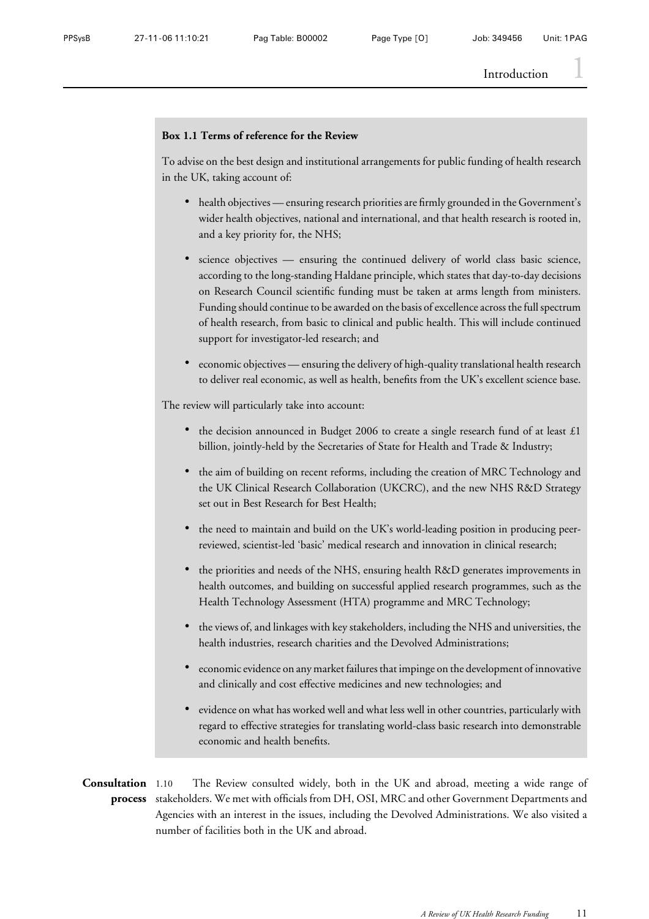**Box 1.1 Terms of reference for the Review**

To advise on the best design and institutional arrangements for public funding of health research in the UK, taking account of:

- health objectives — ensuring research priorities are firmly grounded in the Government's wider health objectives, national and international, and that health research is rooted in, and a key priority for, the NHS;
- science objectives — ensuring the continued delivery of world class basic science, according to the long-standing Haldane principle, which states that day-to-day decisions on Research Council scientific funding must be taken at arms length from ministers. Funding should continue to be awarded on the basis of excellence across the full spectrum of health research, from basic to clinical and public health. This will include continued support for investigator-led research; and
- economic objectives — ensuring the delivery of high-quality translational health research to deliver real economic, as well as health, benefits from the UK's excellent science base.

The review will particularly take into account:

- the decision announced in Budget 2006 to create a single research fund of at least £1 billion, jointly-held by the Secretaries of State for Health and Trade & Industry;
- the aim of building on recent reforms, including the creation of MRC Technology and the UK Clinical Research Collaboration (UKCRC), and the new NHS R&D Strategy set out in Best Research for Best Health;
- the need to maintain and build on the UK's world-leading position in producing peer-reviewed, scientist-led 'basic' medical research and innovation in clinical research;
- the priorities and needs of the NHS, ensuring health R&D generates improvements in health outcomes, and building on successful applied research programmes, such as the Health Technology Assessment (HTA) programme and MRC Technology;
- the views of, and linkages with key stakeholders, including the NHS and universities, the health industries, research charities and the Devolved Administrations;
- economic evidence on any market failures that impinge on the development of innovative and clinically and cost effective medicines and new technologies; and
- evidence on what has worked well and what less well in other countries, particularly with regard to effective strategies for translating world-class basic research into demonstrable economic and health benefits.

**Consultation process**

1.10 The Review consulted widely, both in the UK and abroad, meeting a wide range of stakeholders. We met with officials from DH, OSI, MRC and other Government Departments and Agencies with an interest in the issues, including the Devolved Administrations. We also visited a number of facilities both in the UK and abroad.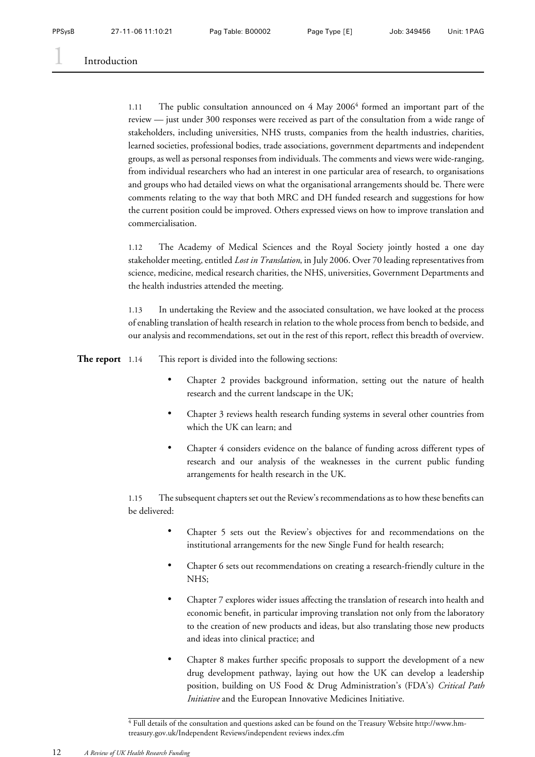1.11 The public consultation announced on 4 May 2006[4] formed an important part of the review — just under 300 responses were received as part of the consultation from a wide range of stakeholders, including universities, NHS trusts, companies from the health industries, charities, learned societies, professional bodies, trade associations, government departments and independent groups, as well as personal responses from individuals. The comments and views were wide-ranging, from individual researchers who had an interest in one particular area of research, to organisations and groups who had detailed views on what the organisational arrangements should be. There were comments relating to the way that both MRC and DH funded research and suggestions for how the current position could be improved. Others expressed views on how to improve translation and commercialisation.

1.12 The Academy of Medical Sciences and the Royal Society jointly hosted a one day stakeholder meeting, entitled *Lost in Translation*, in July 2006. Over 70 leading representatives from science, medicine, medical research charities, the NHS, universities, Government Departments and the health industries attended the meeting.

1.13 In undertaking the Review and the associated consultation, we have looked at the process of enabling translation of health research in relation to the whole process from bench to bedside, and our analysis and recommendations, set out in the rest of this report, reflect this breadth of overview.

**The report**

1.14 This report is divided into the following sections:

- Chapter 2 provides background information, setting out the nature of health research and the current landscape in the UK;
- Chapter 3 reviews health research funding systems in several other countries from which the UK can learn; and
- Chapter 4 considers evidence on the balance of funding across different types of research and our analysis of the weaknesses in the current public funding arrangements for health research in the UK.

1.15 The subsequent chapters set out the Review's recommendations as to how these benefits can be delivered:

- Chapter 5 sets out the Review's objectives for and recommendations on the institutional arrangements for the new Single Fund for health research;
- Chapter 6 sets out recommendations on creating a research-friendly culture in the NHS;
- Chapter 7 explores wider issues affecting the translation of research into health and economic benefit, in particular improving translation not only from the laboratory to the creation of new products and ideas, but also translating those new products and ideas into clinical practice; and
- Chapter 8 makes further specific proposals to support the development of a new drug development pathway, laying out how the UK can develop a leadership position, building on US Food & Drug Administration's (FDA's) *Critical Path Initiative* and the European Innovative Medicines Initiative.

[4] Full details of the consultation and questions asked can be found on the Treasury Website http://www.hm-treasury.gov.uk/Independent Reviews/independent reviews index.cfm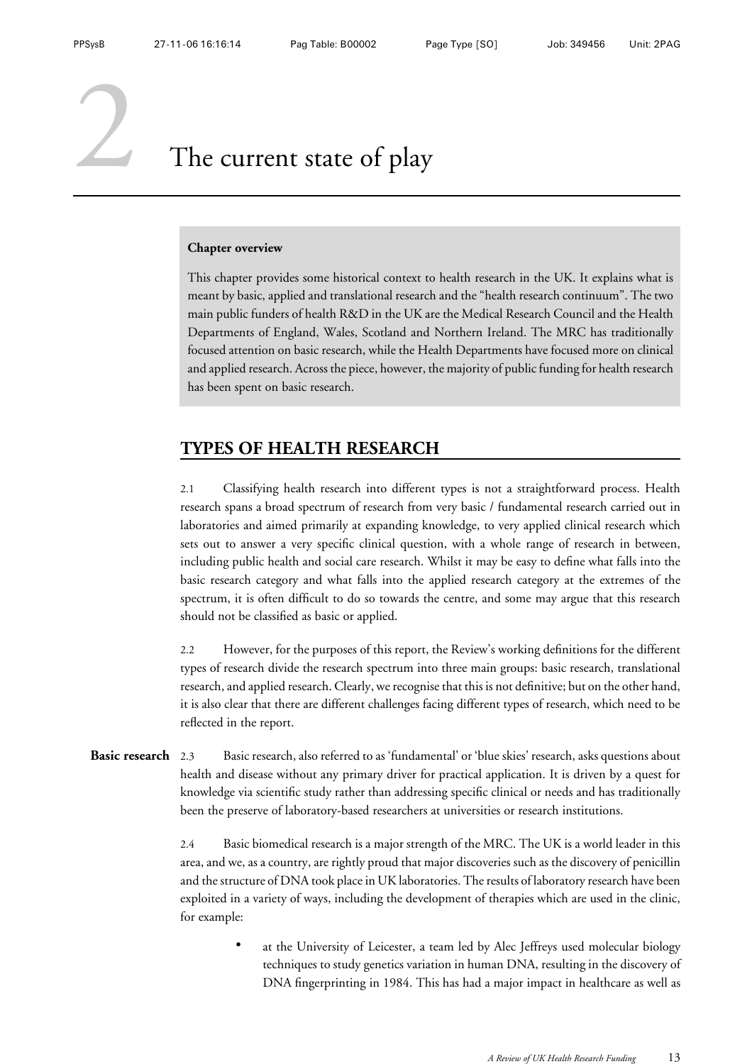# 2 The current state of play

**Chapter overview**

This chapter provides some historical context to health research in the UK. It explains what is meant by basic, applied and translational research and the "health research continuum". The two main public funders of health R&D in the UK are the Medical Research Council and the Health Departments of England, Wales, Scotland and Northern Ireland. The MRC has traditionally focused attention on basic research, while the Health Departments have focused more on clinical and applied research. Across the piece, however, the majority of public funding for health research has been spent on basic research.

## TYPES OF HEALTH RESEARCH

2.1 Classifying health research into different types is not a straightforward process. Health research spans a broad spectrum of research from very basic / fundamental research carried out in laboratories and aimed primarily at expanding knowledge, to very applied clinical research which sets out to answer a very specific clinical question, with a whole range of research in between, including public health and social care research. Whilst it may be easy to define what falls into the basic research category and what falls into the applied research category at the extremes of the spectrum, it is often difficult to do so towards the centre, and some may argue that this research should not be classified as basic or applied.

2.2 However, for the purposes of this report, the Review's working definitions for the different types of research divide the research spectrum into three main groups: basic research, translational research, and applied research. Clearly, we recognise that this is not definitive; but on the other hand, it is also clear that there are different challenges facing different types of research, which need to be reflected in the report.

**Basic research**

2.3 Basic research, also referred to as 'fundamental' or 'blue skies' research, asks questions about health and disease without any primary driver for practical application. It is driven by a quest for knowledge via scientific study rather than addressing specific clinical or needs and has traditionally been the preserve of laboratory-based researchers at universities or research institutions.

2.4 Basic biomedical research is a major strength of the MRC. The UK is a world leader in this area, and we, as a country, are rightly proud that major discoveries such as the discovery of penicillin and the structure of DNA took place in UK laboratories. The results of laboratory research have been exploited in a variety of ways, including the development of therapies which are used in the clinic, for example:

- at the University of Leicester, a team led by Alec Jeffreys used molecular biology techniques to study genetics variation in human DNA, resulting in the discovery of DNA fingerprinting in 1984. This has had a major impact in healthcare as well as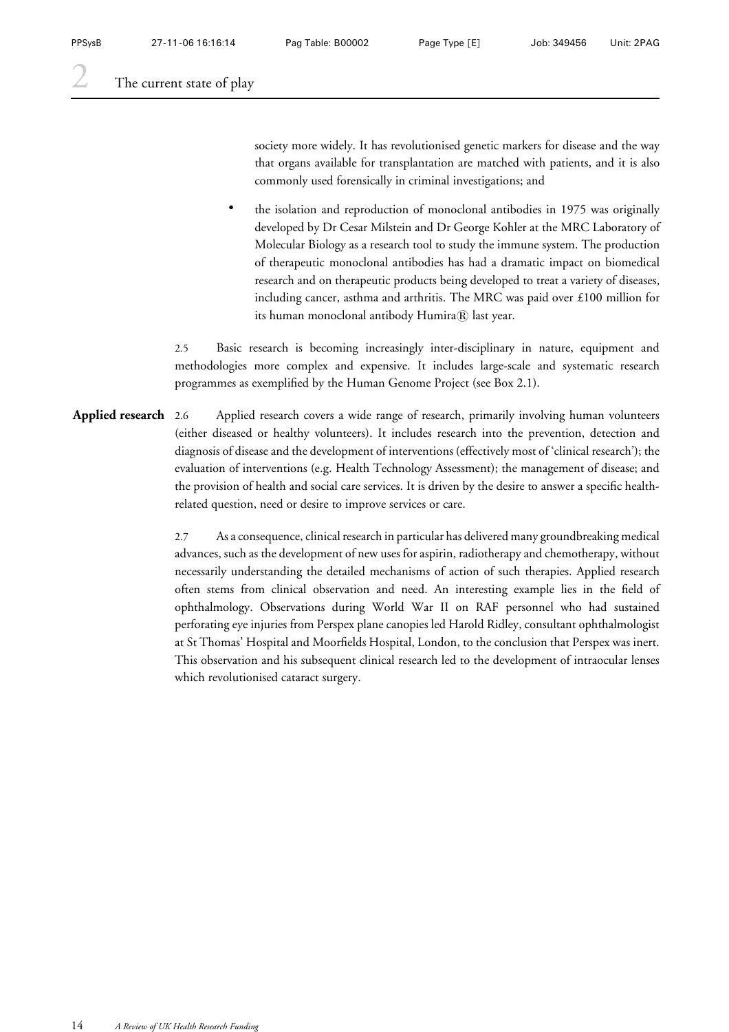society more widely. It has revolutionised genetic markers for disease and the way that organs available for transplantation are matched with patients, and it is also commonly used forensically in criminal investigations; and

- the isolation and reproduction of monoclonal antibodies in 1975 was originally developed by Dr Cesar Milstein and Dr George Kohler at the MRC Laboratory of Molecular Biology as a research tool to study the immune system. The production of therapeutic monoclonal antibodies has had a dramatic impact on biomedical research and on therapeutic products being developed to treat a variety of diseases, including cancer, asthma and arthritis. The MRC was paid over £100 million for its human monoclonal antibody Humira® last year.

2.5 Basic research is becoming increasingly inter-disciplinary in nature, equipment and methodologies more complex and expensive. It includes large-scale and systematic research programmes as exemplified by the Human Genome Project (see Box 2.1).

**Applied research**

2.6 Applied research covers a wide range of research, primarily involving human volunteers (either diseased or healthy volunteers). It includes research into the prevention, detection and diagnosis of disease and the development of interventions (effectively most of 'clinical research'); the evaluation of interventions (e.g. Health Technology Assessment); the management of disease; and the provision of health and social care services. It is driven by the desire to answer a specific health-related question, need or desire to improve services or care.

2.7 As a consequence, clinical research in particular has delivered many groundbreaking medical advances, such as the development of new uses for aspirin, radiotherapy and chemotherapy, without necessarily understanding the detailed mechanisms of action of such therapies. Applied research often stems from clinical observation and need. An interesting example lies in the field of ophthalmology. Observations during World War II on RAF personnel who had sustained perforating eye injuries from Perspex plane canopies led Harold Ridley, consultant ophthalmologist at St Thomas' Hospital and Moorfields Hospital, London, to the conclusion that Perspex was inert. This observation and his subsequent clinical research led to the development of intraocular lenses which revolutionised cataract surgery.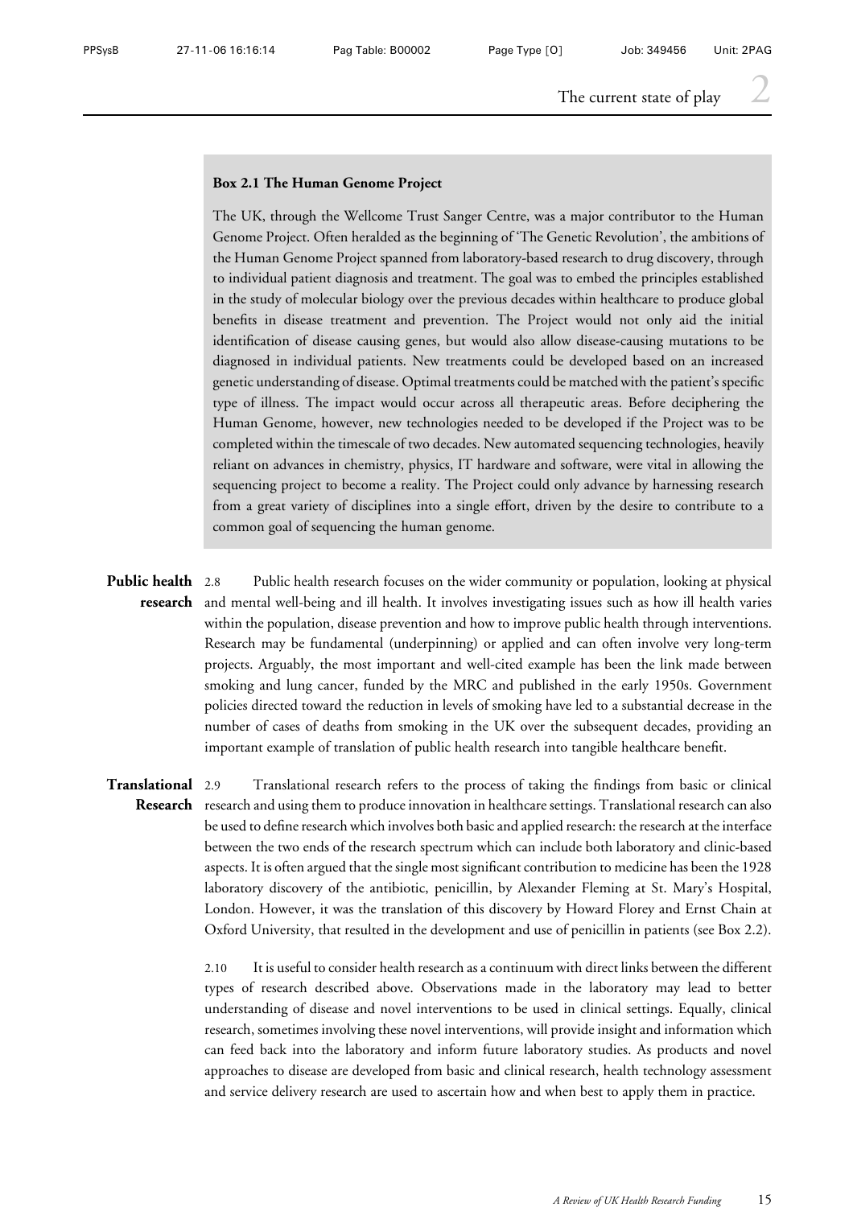**Box 2.1 The Human Genome Project**

The UK, through the Wellcome Trust Sanger Centre, was a major contributor to the Human Genome Project. Often heralded as the beginning of 'The Genetic Revolution', the ambitions of the Human Genome Project spanned from laboratory-based research to drug discovery, through to individual patient diagnosis and treatment. The goal was to embed the principles established in the study of molecular biology over the previous decades within healthcare to produce global benefits in disease treatment and prevention. The Project would not only aid the initial identification of disease causing genes, but would also allow disease-causing mutations to be diagnosed in individual patients. New treatments could be developed based on an increased genetic understanding of disease. Optimal treatments could be matched with the patient's specific type of illness. The impact would occur across all therapeutic areas. Before deciphering the Human Genome, however, new technologies needed to be developed if the Project was to be completed within the timescale of two decades. New automated sequencing technologies, heavily reliant on advances in chemistry, physics, IT hardware and software, were vital in allowing the sequencing project to become a reality. The Project could only advance by harnessing research from a great variety of disciplines into a single effort, driven by the desire to contribute to a common goal of sequencing the human genome.

**Public health research**

2.8 Public health research focuses on the wider community or population, looking at physical and mental well-being and ill health. It involves investigating issues such as how ill health varies within the population, disease prevention and how to improve public health through interventions. Research may be fundamental (underpinning) or applied and can often involve very long-term projects. Arguably, the most important and well-cited example has been the link made between smoking and lung cancer, funded by the MRC and published in the early 1950s. Government policies directed toward the reduction in levels of smoking have led to a substantial decrease in the number of cases of deaths from smoking in the UK over the subsequent decades, providing an important example of translation of public health research into tangible healthcare benefit.

**Translational Research**

2.9 Translational research refers to the process of taking the findings from basic or clinical research and using them to produce innovation in healthcare settings. Translational research can also be used to define research which involves both basic and applied research: the research at the interface between the two ends of the research spectrum which can include both laboratory and clinic-based aspects. It is often argued that the single most significant contribution to medicine has been the 1928 laboratory discovery of the antibiotic, penicillin, by Alexander Fleming at St. Mary's Hospital, London. However, it was the translation of this discovery by Howard Florey and Ernst Chain at Oxford University, that resulted in the development and use of penicillin in patients (see Box 2.2).

2.10 It is useful to consider health research as a continuum with direct links between the different types of research described above. Observations made in the laboratory may lead to better understanding of disease and novel interventions to be used in clinical settings. Equally, clinical research, sometimes involving these novel interventions, will provide insight and information which can feed back into the laboratory and inform future laboratory studies. As products and novel approaches to disease are developed from basic and clinical research, health technology assessment and service delivery research are used to ascertain how and when best to apply them in practice.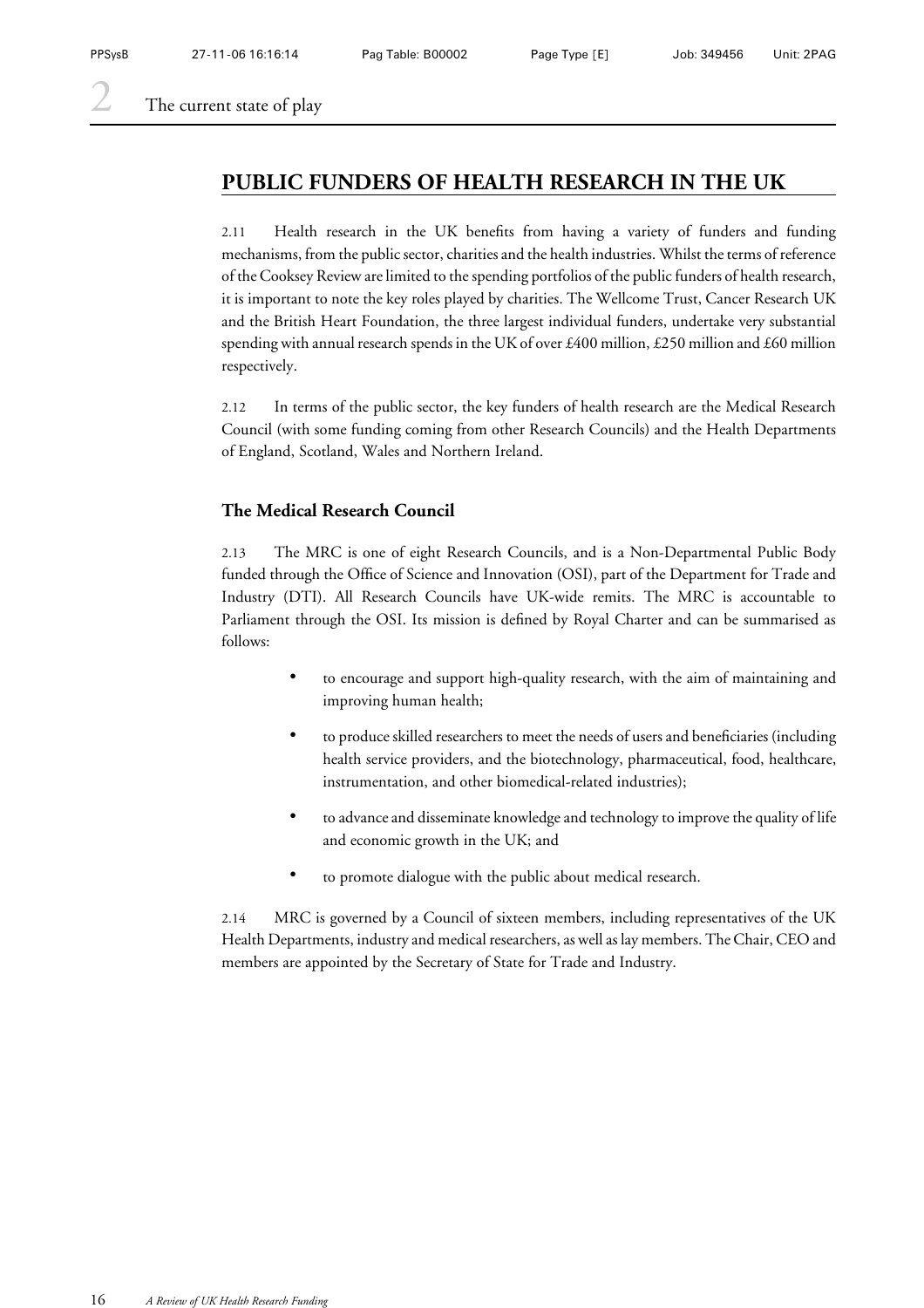## PUBLIC FUNDERS OF HEALTH RESEARCH IN THE UK

2.11 Health research in the UK benefits from having a variety of funders and funding mechanisms, from the public sector, charities and the health industries. Whilst the terms of reference of the Cooksey Review are limited to the spending portfolios of the public funders of health research, it is important to note the key roles played by charities. The Wellcome Trust, Cancer Research UK and the British Heart Foundation, the three largest individual funders, undertake very substantial spending with annual research spends in the UK of over £400 million, £250 million and £60 million respectively.

2.12 In terms of the public sector, the key funders of health research are the Medical Research Council (with some funding coming from other Research Councils) and the Health Departments of England, Scotland, Wales and Northern Ireland.

### The Medical Research Council

2.13 The MRC is one of eight Research Councils, and is a Non-Departmental Public Body funded through the Office of Science and Innovation (OSI), part of the Department for Trade and Industry (DTI). All Research Councils have UK-wide remits. The MRC is accountable to Parliament through the OSI. Its mission is defined by Royal Charter and can be summarised as follows:

- to encourage and support high-quality research, with the aim of maintaining and improving human health;
- to produce skilled researchers to meet the needs of users and beneficiaries (including health service providers, and the biotechnology, pharmaceutical, food, healthcare, instrumentation, and other biomedical-related industries);
- to advance and disseminate knowledge and technology to improve the quality of life and economic growth in the UK; and
- to promote dialogue with the public about medical research.

2.14 MRC is governed by a Council of sixteen members, including representatives of the UK Health Departments, industry and medical researchers, as well as lay members. The Chair, CEO and members are appointed by the Secretary of State for Trade and Industry.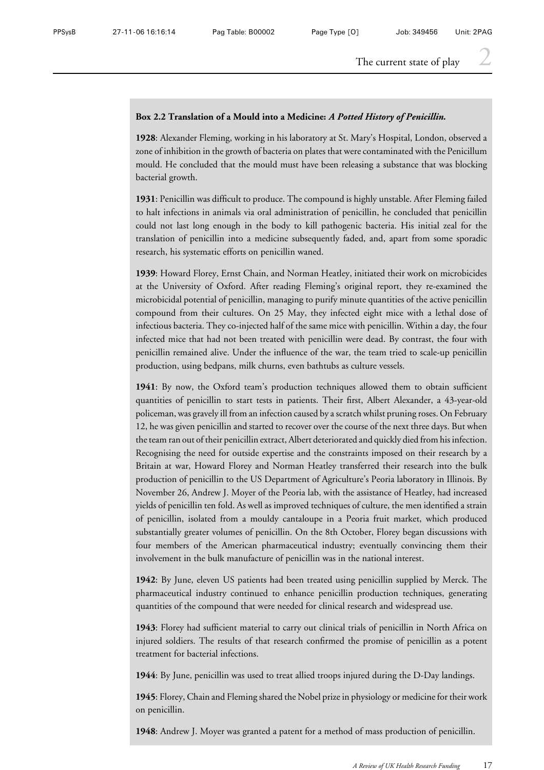**Box 2.2 Translation of a Mould into a Medicine:** ***A Potted History of Penicillin.***

**1928**: Alexander Fleming, working in his laboratory at St. Mary's Hospital, London, observed a zone of inhibition in the growth of bacteria on plates that were contaminated with the Penicillum mould. He concluded that the mould must have been releasing a substance that was blocking bacterial growth.

**1931**: Penicillin was difficult to produce. The compound is highly unstable. After Fleming failed to halt infections in animals via oral administration of penicillin, he concluded that penicillin could not last long enough in the body to kill pathogenic bacteria. His initial zeal for the translation of penicillin into a medicine subsequently faded, and, apart from some sporadic research, his systematic efforts on penicillin waned.

**1939**: Howard Florey, Ernst Chain, and Norman Heatley, initiated their work on microbicides at the University of Oxford. After reading Fleming's original report, they re-examined the microbicidal potential of penicillin, managing to purify minute quantities of the active penicillin compound from their cultures. On 25 May, they infected eight mice with a lethal dose of infectious bacteria. They co-injected half of the same mice with penicillin. Within a day, the four infected mice that had not been treated with penicillin were dead. By contrast, the four with penicillin remained alive. Under the influence of the war, the team tried to scale-up penicillin production, using bedpans, milk churns, even bathtubs as culture vessels.

**1941**: By now, the Oxford team's production techniques allowed them to obtain sufficient quantities of penicillin to start tests in patients. Their first, Albert Alexander, a 43-year-old policeman, was gravely ill from an infection caused by a scratch whilst pruning roses. On February 12, he was given penicillin and started to recover over the course of the next three days. But when the team ran out of their penicillin extract, Albert deteriorated and quickly died from his infection. Recognising the need for outside expertise and the constraints imposed on their research by a Britain at war, Howard Florey and Norman Heatley transferred their research into the bulk production of penicillin to the US Department of Agriculture's Peoria laboratory in Illinois. By November 26, Andrew J. Moyer of the Peoria lab, with the assistance of Heatley, had increased yields of penicillin ten fold. As well as improved techniques of culture, the men identified a strain of penicillin, isolated from a mouldy cantaloupe in a Peoria fruit market, which produced substantially greater volumes of penicillin. On the 8th October, Florey began discussions with four members of the American pharmaceutical industry; eventually convincing them their involvement in the bulk manufacture of penicillin was in the national interest.

**1942**: By June, eleven US patients had been treated using penicillin supplied by Merck. The pharmaceutical industry continued to enhance penicillin production techniques, generating quantities of the compound that were needed for clinical research and widespread use.

**1943**: Florey had sufficient material to carry out clinical trials of penicillin in North Africa on injured soldiers. The results of that research confirmed the promise of penicillin as a potent treatment for bacterial infections.

**1944**: By June, penicillin was used to treat allied troops injured during the D-Day landings.

**1945**: Florey, Chain and Fleming shared the Nobel prize in physiology or medicine for their work on penicillin.

**1948**: Andrew J. Moyer was granted a patent for a method of mass production of penicillin.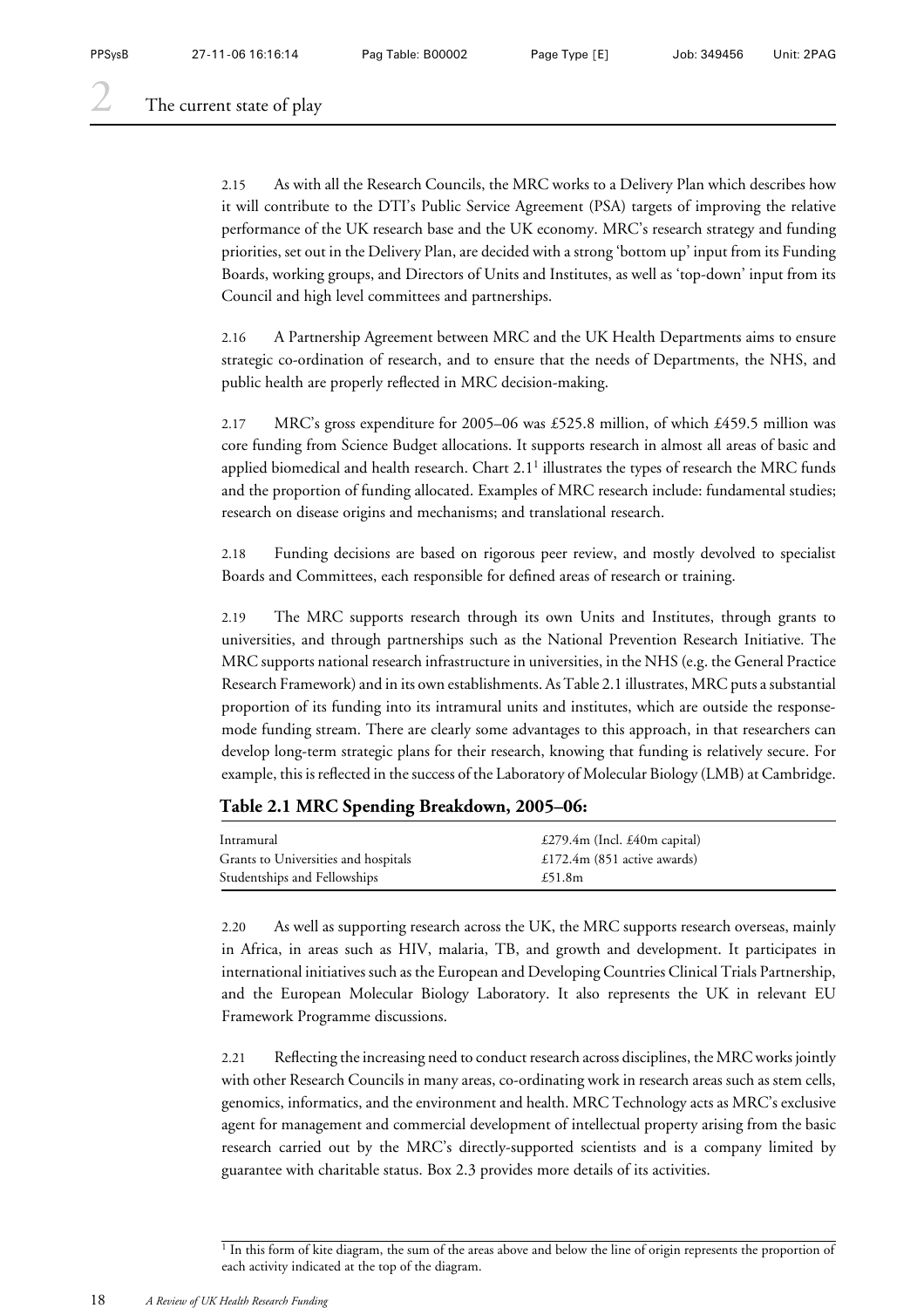2.15 As with all the Research Councils, the MRC works to a Delivery Plan which describes how it will contribute to the DTI's Public Service Agreement (PSA) targets of improving the relative performance of the UK research base and the UK economy. MRC's research strategy and funding priorities, set out in the Delivery Plan, are decided with a strong 'bottom up' input from its Funding Boards, working groups, and Directors of Units and Institutes, as well as 'top-down' input from its Council and high level committees and partnerships.

2.16 A Partnership Agreement between MRC and the UK Health Departments aims to ensure strategic co-ordination of research, and to ensure that the needs of Departments, the NHS, and public health are properly reflected in MRC decision-making.

2.17 MRC's gross expenditure for 2005–06 was £525.8 million, of which £459.5 million was core funding from Science Budget allocations. It supports research in almost all areas of basic and applied biomedical and health research. Chart 2.1[1] illustrates the types of research the MRC funds and the proportion of funding allocated. Examples of MRC research include: fundamental studies; research on disease origins and mechanisms; and translational research.

2.18 Funding decisions are based on rigorous peer review, and mostly devolved to specialist Boards and Committees, each responsible for defined areas of research or training.

2.19 The MRC supports research through its own Units and Institutes, through grants to universities, and through partnerships such as the National Prevention Research Initiative. The MRC supports national research infrastructure in universities, in the NHS (e.g. the General Practice Research Framework) and in its own establishments. As Table 2.1 illustrates, MRC puts a substantial proportion of its funding into its intramural units and institutes, which are outside the response-mode funding stream. There are clearly some advantages to this approach, in that researchers can develop long-term strategic plans for their research, knowing that funding is relatively secure. For example, this is reflected in the success of the Laboratory of Molecular Biology (LMB) at Cambridge.

**Table 2.1 MRC Spending Breakdown, 2005–06:**

| | |
|---|---|
| Intramural | £279.4m (Incl. £40m capital) |
| Grants to Universities and hospitals | £172.4m (851 active awards) |
| Studentships and Fellowships | £51.8m |

2.20 As well as supporting research across the UK, the MRC supports research overseas, mainly in Africa, in areas such as HIV, malaria, TB, and growth and development. It participates in international initiatives such as the European and Developing Countries Clinical Trials Partnership, and the European Molecular Biology Laboratory. It also represents the UK in relevant EU Framework Programme discussions.

2.21 Reflecting the increasing need to conduct research across disciplines, the MRC works jointly with other Research Councils in many areas, co-ordinating work in research areas such as stem cells, genomics, informatics, and the environment and health. MRC Technology acts as MRC's exclusive agent for management and commercial development of intellectual property arising from the basic research carried out by the MRC's directly-supported scientists and is a company limited by guarantee with charitable status. Box 2.3 provides more details of its activities.

[1] In this form of kite diagram, the sum of the areas above and below the line of origin represents the proportion of each activity indicated at the top of the diagram.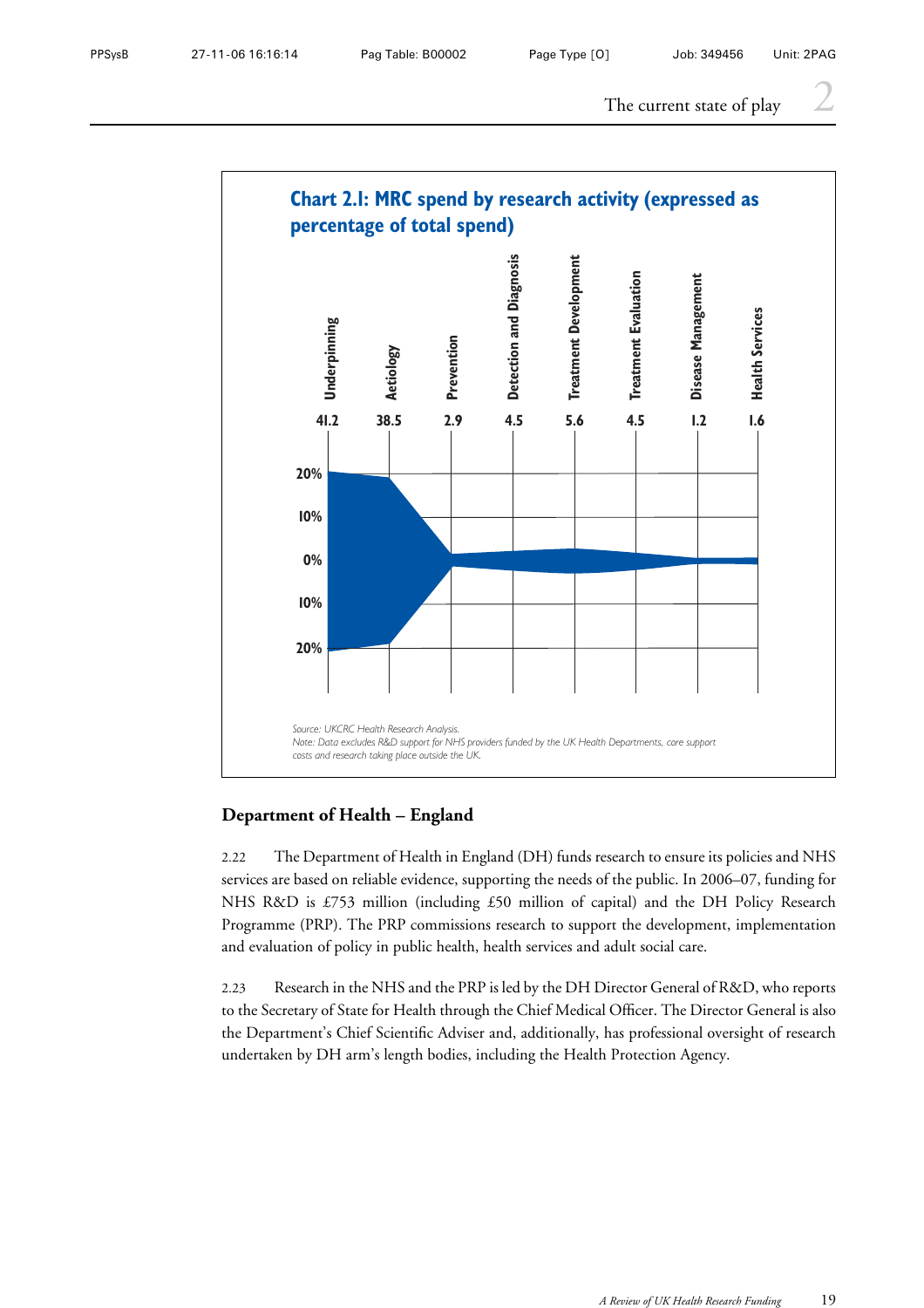## Chart 2.1: MRC spend by research activity (expressed as percentage of total spend)

| Underpinning | Aetiology | Prevention | Detection and Diagnosis | Treatment Development | Treatment Evaluation | Disease Management | Health Services |
|---|---|---|---|---|---|---|---|
| 41.2 | 38.5 | 2.9 | 4.5 | 5.6 | 4.5 | 1.2 | 1.6 |

*Source: UKCRC Health Research Analysis.*
*Note: Data excludes R&D support for NHS providers funded by the UK Health Departments, core support costs and research taking place outside the UK.*

## Department of Health – England

2.22 The Department of Health in England (DH) funds research to ensure its policies and NHS services are based on reliable evidence, supporting the needs of the public. In 2006–07, funding for NHS R&D is £753 million (including £50 million of capital) and the DH Policy Research Programme (PRP). The PRP commissions research to support the development, implementation and evaluation of policy in public health, health services and adult social care.

2.23 Research in the NHS and the PRP is led by the DH Director General of R&D, who reports to the Secretary of State for Health through the Chief Medical Officer. The Director General is also the Department's Chief Scientific Adviser and, additionally, has professional oversight of research undertaken by DH arm's length bodies, including the Health Protection Agency.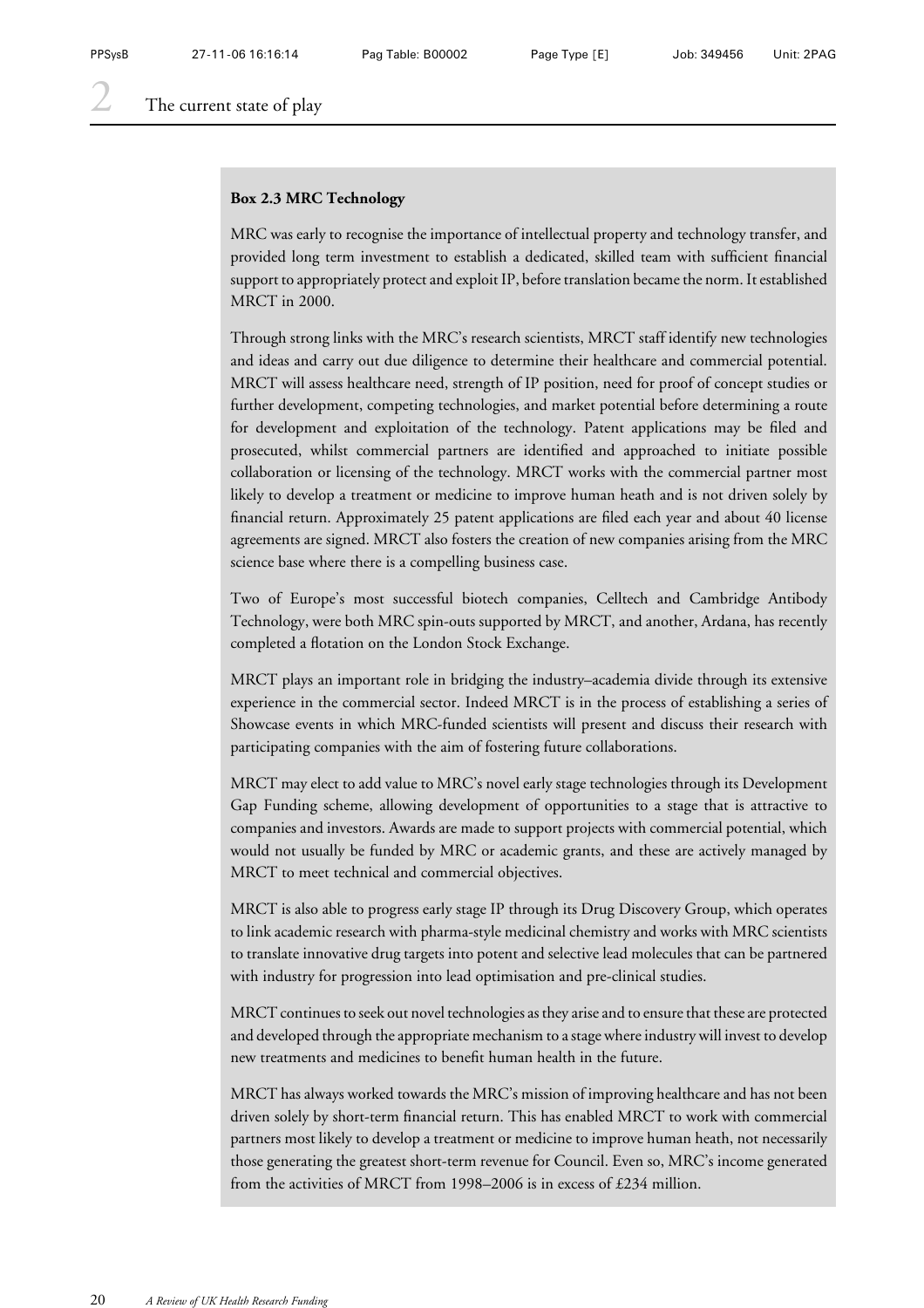**Box 2.3 MRC Technology**

MRC was early to recognise the importance of intellectual property and technology transfer, and provided long term investment to establish a dedicated, skilled team with sufficient financial support to appropriately protect and exploit IP, before translation became the norm. It established MRCT in 2000.

Through strong links with the MRC's research scientists, MRCT staff identify new technologies and ideas and carry out due diligence to determine their healthcare and commercial potential. MRCT will assess healthcare need, strength of IP position, need for proof of concept studies or further development, competing technologies, and market potential before determining a route for development and exploitation of the technology. Patent applications may be filed and prosecuted, whilst commercial partners are identified and approached to initiate possible collaboration or licensing of the technology. MRCT works with the commercial partner most likely to develop a treatment or medicine to improve human heath and is not driven solely by financial return. Approximately 25 patent applications are filed each year and about 40 license agreements are signed. MRCT also fosters the creation of new companies arising from the MRC science base where there is a compelling business case.

Two of Europe's most successful biotech companies, Celltech and Cambridge Antibody Technology, were both MRC spin-outs supported by MRCT, and another, Ardana, has recently completed a flotation on the London Stock Exchange.

MRCT plays an important role in bridging the industry–academia divide through its extensive experience in the commercial sector. Indeed MRCT is in the process of establishing a series of Showcase events in which MRC-funded scientists will present and discuss their research with participating companies with the aim of fostering future collaborations.

MRCT may elect to add value to MRC's novel early stage technologies through its Development Gap Funding scheme, allowing development of opportunities to a stage that is attractive to companies and investors. Awards are made to support projects with commercial potential, which would not usually be funded by MRC or academic grants, and these are actively managed by MRCT to meet technical and commercial objectives.

MRCT is also able to progress early stage IP through its Drug Discovery Group, which operates to link academic research with pharma-style medicinal chemistry and works with MRC scientists to translate innovative drug targets into potent and selective lead molecules that can be partnered with industry for progression into lead optimisation and pre-clinical studies.

MRCT continues to seek out novel technologies as they arise and to ensure that these are protected and developed through the appropriate mechanism to a stage where industry will invest to develop new treatments and medicines to benefit human health in the future.

MRCT has always worked towards the MRC's mission of improving healthcare and has not been driven solely by short-term financial return. This has enabled MRCT to work with commercial partners most likely to develop a treatment or medicine to improve human heath, not necessarily those generating the greatest short-term revenue for Council. Even so, MRC's income generated from the activities of MRCT from 1998–2006 is in excess of £234 million.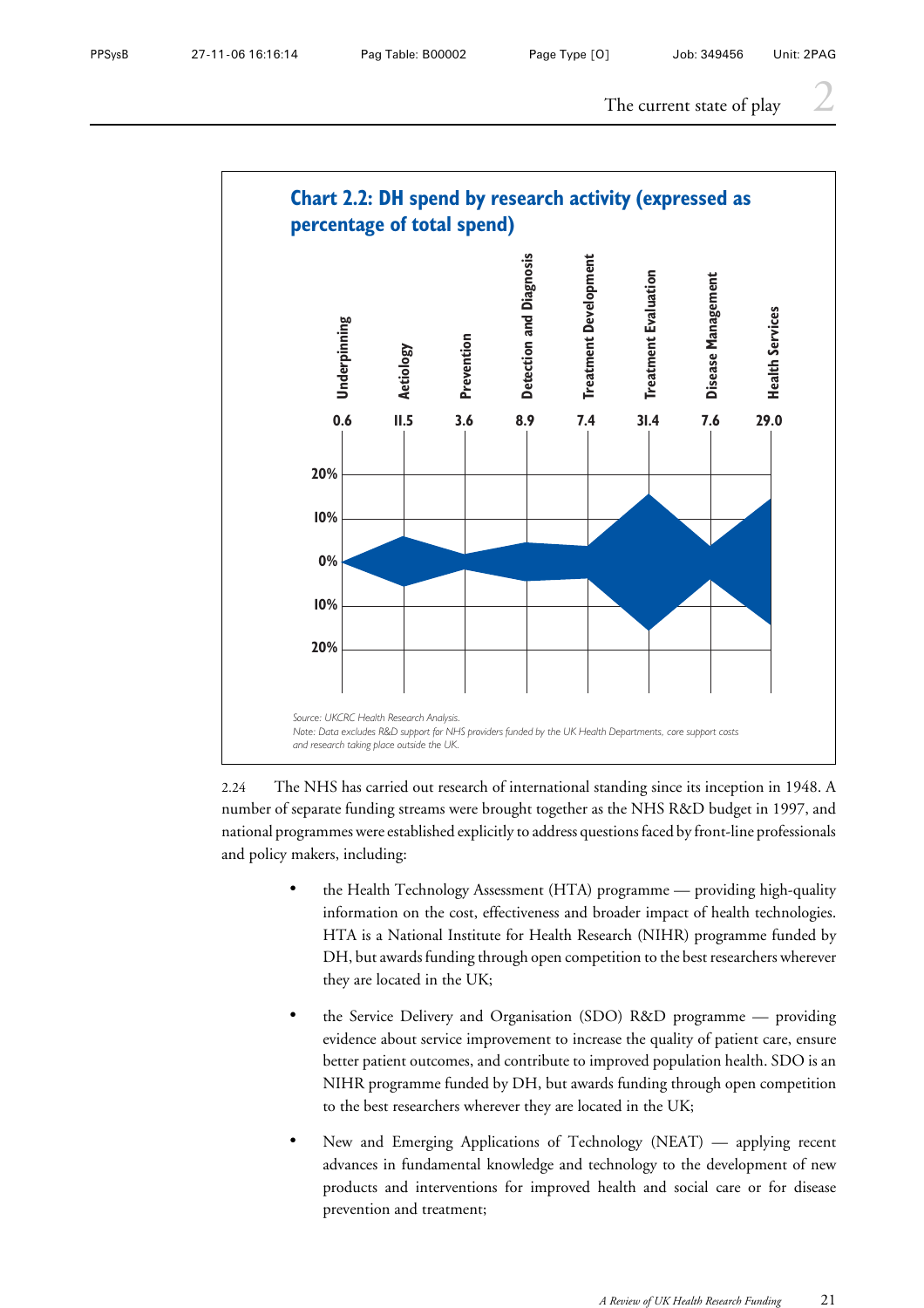## Chart 2.2: DH spend by research activity (expressed as percentage of total spend)

| Underpinning | Aetiology | Prevention | Detection and Diagnosis | Treatment Development | Treatment Evaluation | Disease Management | Health Services |
|---|---|---|---|---|---|---|---|
| 0.6 | 11.5 | 3.6 | 8.9 | 7.4 | 31.4 | 7.6 | 29.0 |

*Source: UKCRC Health Research Analysis.*
*Note: Data excludes R&D support for NHS providers funded by the UK Health Departments, core support costs and research taking place outside the UK.*

2.24 The NHS has carried out research of international standing since its inception in 1948. A number of separate funding streams were brought together as the NHS R&D budget in 1997, and national programmes were established explicitly to address questions faced by front-line professionals and policy makers, including:

- the Health Technology Assessment (HTA) programme — providing high-quality information on the cost, effectiveness and broader impact of health technologies. HTA is a National Institute for Health Research (NIHR) programme funded by DH, but awards funding through open competition to the best researchers wherever they are located in the UK;
- the Service Delivery and Organisation (SDO) R&D programme — providing evidence about service improvement to increase the quality of patient care, ensure better patient outcomes, and contribute to improved population health. SDO is an NIHR programme funded by DH, but awards funding through open competition to the best researchers wherever they are located in the UK;
- New and Emerging Applications of Technology (NEAT) — applying recent advances in fundamental knowledge and technology to the development of new products and interventions for improved health and social care or for disease prevention and treatment;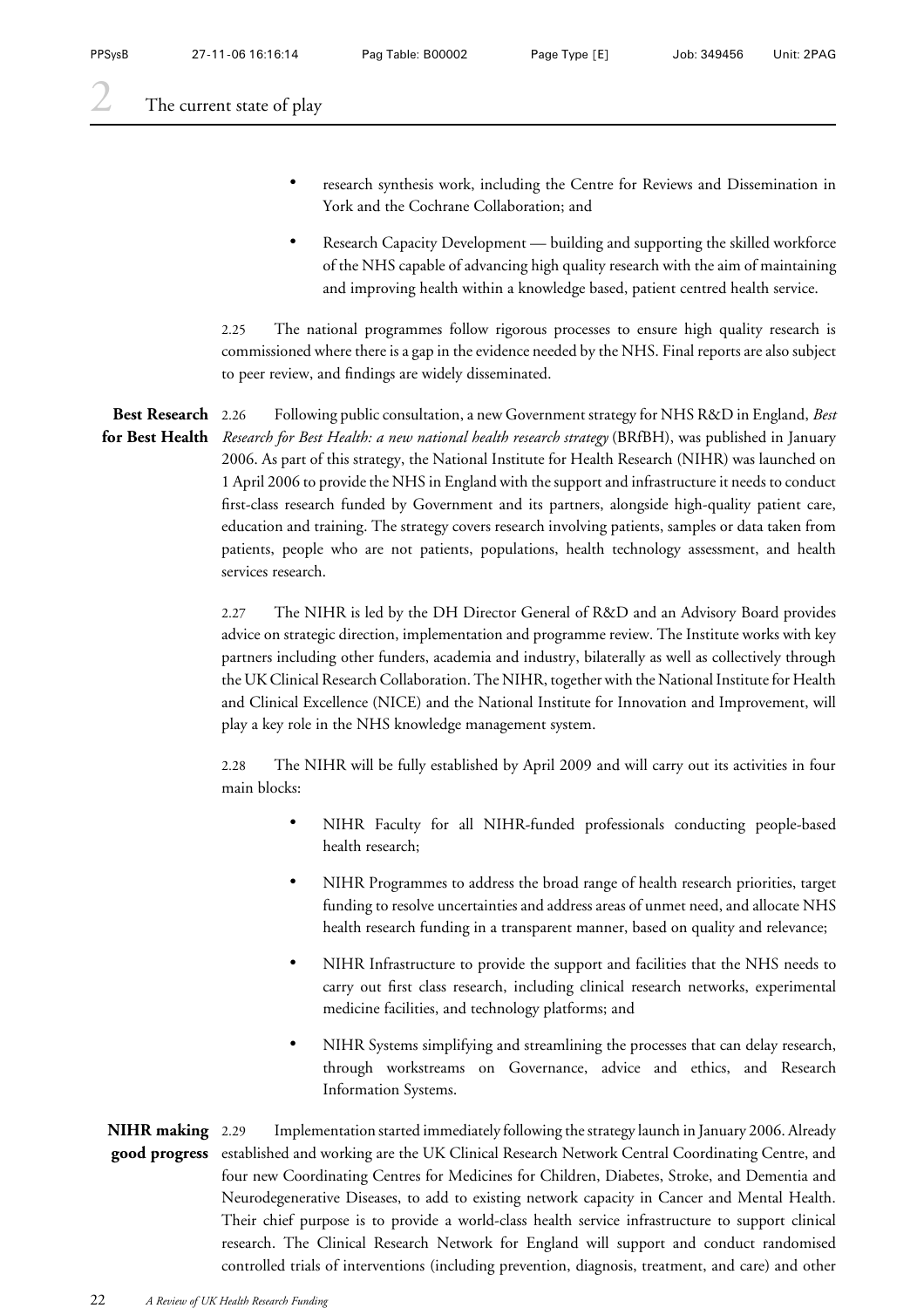- research synthesis work, including the Centre for Reviews and Dissemination in York and the Cochrane Collaboration; and
- Research Capacity Development — building and supporting the skilled workforce of the NHS capable of advancing high quality research with the aim of maintaining and improving health within a knowledge based, patient centred health service.

2.25 The national programmes follow rigorous processes to ensure high quality research is commissioned where there is a gap in the evidence needed by the NHS. Final reports are also subject to peer review, and findings are widely disseminated.

**Best Research for Best Health**

2.26 Following public consultation, a new Government strategy for NHS R&D in England, *Best Research for Best Health: a new national health research strategy* (BRfBH), was published in January 2006. As part of this strategy, the National Institute for Health Research (NIHR) was launched on 1 April 2006 to provide the NHS in England with the support and infrastructure it needs to conduct first-class research funded by Government and its partners, alongside high-quality patient care, education and training. The strategy covers research involving patients, samples or data taken from patients, people who are not patients, populations, health technology assessment, and health services research.

2.27 The NIHR is led by the DH Director General of R&D and an Advisory Board provides advice on strategic direction, implementation and programme review. The Institute works with key partners including other funders, academia and industry, bilaterally as well as collectively through the UK Clinical Research Collaboration. The NIHR, together with the National Institute for Health and Clinical Excellence (NICE) and the National Institute for Innovation and Improvement, will play a key role in the NHS knowledge management system.

2.28 The NIHR will be fully established by April 2009 and will carry out its activities in four main blocks:

- NIHR Faculty for all NIHR-funded professionals conducting people-based health research;
- NIHR Programmes to address the broad range of health research priorities, target funding to resolve uncertainties and address areas of unmet need, and allocate NHS health research funding in a transparent manner, based on quality and relevance;
- NIHR Infrastructure to provide the support and facilities that the NHS needs to carry out first class research, including clinical research networks, experimental medicine facilities, and technology platforms; and
- NIHR Systems simplifying and streamlining the processes that can delay research, through workstreams on Governance, advice and ethics, and Research Information Systems.

**NIHR making good progress**

2.29 Implementation started immediately following the strategy launch in January 2006. Already established and working are the UK Clinical Research Network Central Coordinating Centre, and four new Coordinating Centres for Medicines for Children, Diabetes, Stroke, and Dementia and Neurodegenerative Diseases, to add to existing network capacity in Cancer and Mental Health. Their chief purpose is to provide a world-class health service infrastructure to support clinical research. The Clinical Research Network for England will support and conduct randomised controlled trials of interventions (including prevention, diagnosis, treatment, and care) and other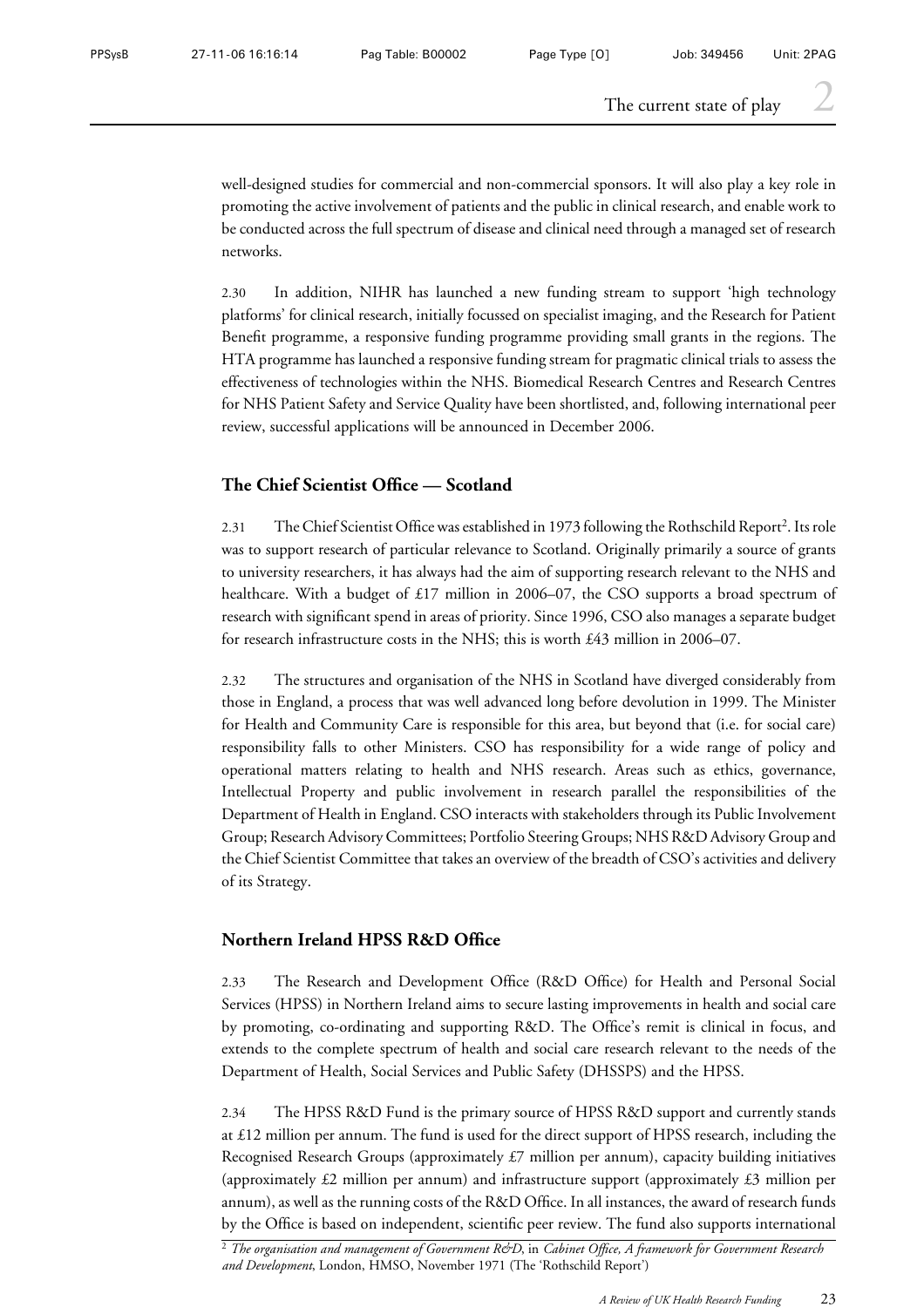well-designed studies for commercial and non-commercial sponsors. It will also play a key role in promoting the active involvement of patients and the public in clinical research, and enable work to be conducted across the full spectrum of disease and clinical need through a managed set of research networks.

2.30 In addition, NIHR has launched a new funding stream to support 'high technology platforms' for clinical research, initially focussed on specialist imaging, and the Research for Patient Benefit programme, a responsive funding programme providing small grants in the regions. The HTA programme has launched a responsive funding stream for pragmatic clinical trials to assess the effectiveness of technologies within the NHS. Biomedical Research Centres and Research Centres for NHS Patient Safety and Service Quality have been shortlisted, and, following international peer review, successful applications will be announced in December 2006.

### The Chief Scientist Office — Scotland

2.31 The Chief Scientist Office was established in 1973 following the Rothschild Report[2]. Its role was to support research of particular relevance to Scotland. Originally primarily a source of grants to university researchers, it has always had the aim of supporting research relevant to the NHS and healthcare. With a budget of £17 million in 2006–07, the CSO supports a broad spectrum of research with significant spend in areas of priority. Since 1996, CSO also manages a separate budget for research infrastructure costs in the NHS; this is worth £43 million in 2006–07.

2.32 The structures and organisation of the NHS in Scotland have diverged considerably from those in England, a process that was well advanced long before devolution in 1999. The Minister for Health and Community Care is responsible for this area, but beyond that (i.e. for social care) responsibility falls to other Ministers. CSO has responsibility for a wide range of policy and operational matters relating to health and NHS research. Areas such as ethics, governance, Intellectual Property and public involvement in research parallel the responsibilities of the Department of Health in England. CSO interacts with stakeholders through its Public Involvement Group; Research Advisory Committees; Portfolio Steering Groups; NHS R&D Advisory Group and the Chief Scientist Committee that takes an overview of the breadth of CSO's activities and delivery of its Strategy.

### Northern Ireland HPSS R&D Office

2.33 The Research and Development Office (R&D Office) for Health and Personal Social Services (HPSS) in Northern Ireland aims to secure lasting improvements in health and social care by promoting, co-ordinating and supporting R&D. The Office's remit is clinical in focus, and extends to the complete spectrum of health and social care research relevant to the needs of the Department of Health, Social Services and Public Safety (DHSSPS) and the HPSS.

2.34 The HPSS R&D Fund is the primary source of HPSS R&D support and currently stands at £12 million per annum. The fund is used for the direct support of HPSS research, including the Recognised Research Groups (approximately £7 million per annum), capacity building initiatives (approximately £2 million per annum) and infrastructure support (approximately £3 million per annum), as well as the running costs of the R&D Office. In all instances, the award of research funds by the Office is based on independent, scientific peer review. The fund also supports international

[2] *The organisation and management of Government R&D*, in *Cabinet Office, A framework for Government Research and Development*, London, HMSO, November 1971 (The 'Rothschild Report')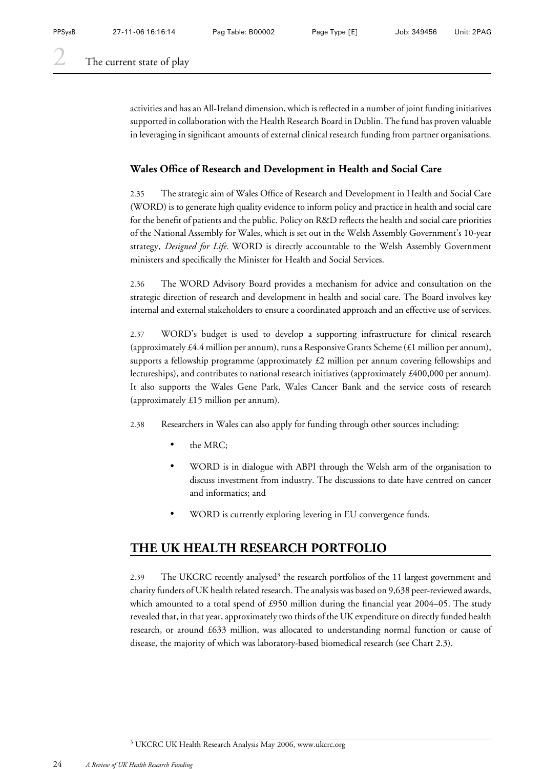activities and has an All-Ireland dimension, which is reflected in a number of joint funding initiatives supported in collaboration with the Health Research Board in Dublin. The fund has proven valuable in leveraging in significant amounts of external clinical research funding from partner organisations.

### Wales Office of Research and Development in Health and Social Care

2.35 The strategic aim of Wales Office of Research and Development in Health and Social Care (WORD) is to generate high quality evidence to inform policy and practice in health and social care for the benefit of patients and the public. Policy on R&D reflects the health and social care priorities of the National Assembly for Wales, which is set out in the Welsh Assembly Government's 10-year strategy, *Designed for Life*. WORD is directly accountable to the Welsh Assembly Government ministers and specifically the Minister for Health and Social Services.

2.36 The WORD Advisory Board provides a mechanism for advice and consultation on the strategic direction of research and development in health and social care. The Board involves key internal and external stakeholders to ensure a coordinated approach and an effective use of services.

2.37 WORD's budget is used to develop a supporting infrastructure for clinical research (approximately £4.4 million per annum), runs a Responsive Grants Scheme (£1 million per annum), supports a fellowship programme (approximately £2 million per annum covering fellowships and lectureships), and contributes to national research initiatives (approximately £400,000 per annum). It also supports the Wales Gene Park, Wales Cancer Bank and the service costs of research (approximately £15 million per annum).

2.38 Researchers in Wales can also apply for funding through other sources including:

- the MRC;
- WORD is in dialogue with ABPI through the Welsh arm of the organisation to discuss investment from industry. The discussions to date have centred on cancer and informatics; and
- WORD is currently exploring levering in EU convergence funds.

## THE UK HEALTH RESEARCH PORTFOLIO

2.39 The UKCRC recently analysed[3] the research portfolios of the 11 largest government and charity funders of UK health related research. The analysis was based on 9,638 peer-reviewed awards, which amounted to a total spend of £950 million during the financial year 2004–05. The study revealed that, in that year, approximately two thirds of the UK expenditure on directly funded health research, or around £633 million, was allocated to understanding normal function or cause of disease, the majority of which was laboratory-based biomedical research (see Chart 2.3).

[3] UKCRC UK Health Research Analysis May 2006, www.ukcrc.org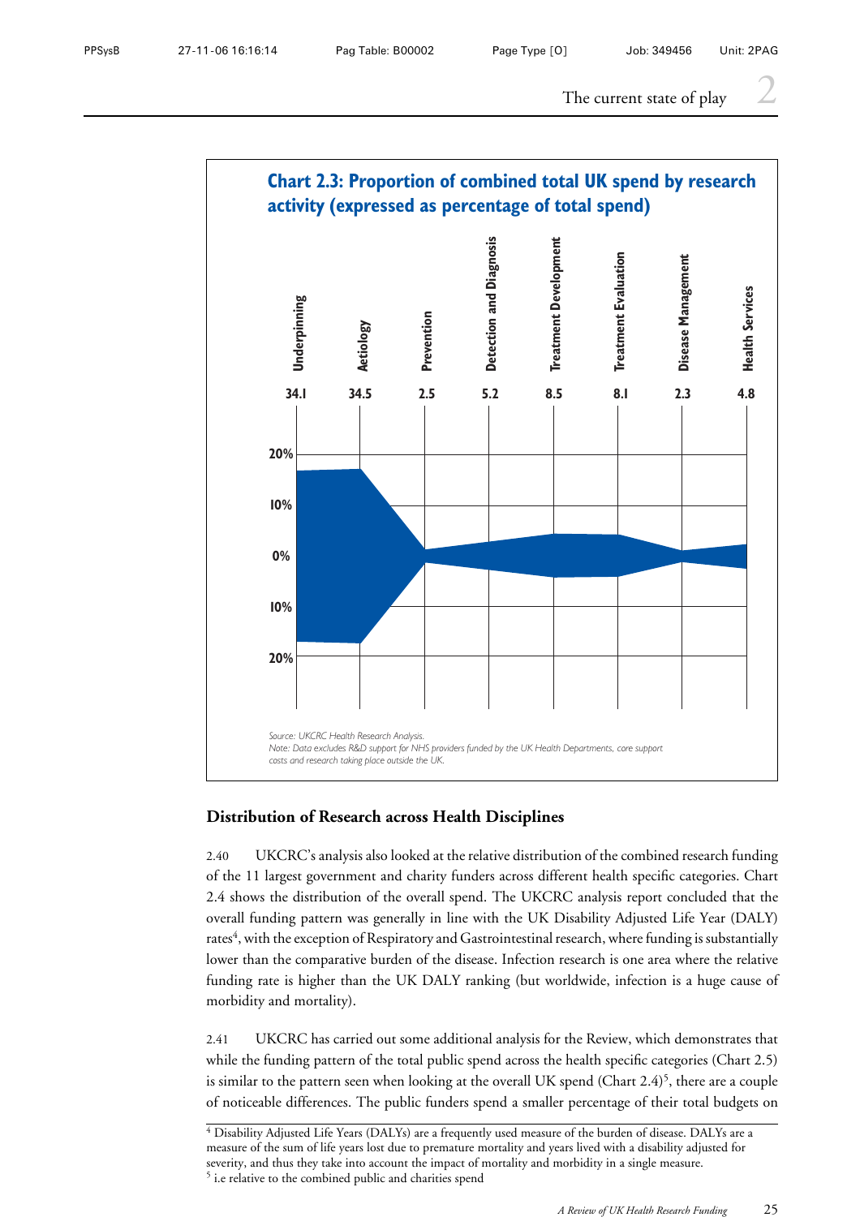**Chart 2.3: Proportion of combined total UK spend by research activity (expressed as percentage of total spend)**

| Underpinning | Aetiology | Prevention | Detection and Diagnosis | Treatment Development | Treatment Evaluation | Disease Management | Health Services |
|---|---|---|---|---|---|---|---|
| 34.1 | 34.5 | 2.5 | 5.2 | 8.5 | 8.1 | 2.3 | 4.8 |

*Source: UKCRC Health Research Analysis.*
*Note: Data excludes R&D support for NHS providers funded by the UK Health Departments, core support costs and research taking place outside the UK.*

## Distribution of Research across Health Disciplines

2.40 UKCRC's analysis also looked at the relative distribution of the combined research funding of the 11 largest government and charity funders across different health specific categories. Chart 2.4 shows the distribution of the overall spend. The UKCRC analysis report concluded that the overall funding pattern was generally in line with the UK Disability Adjusted Life Year (DALY) rates[4], with the exception of Respiratory and Gastrointestinal research, where funding is substantially lower than the comparative burden of the disease. Infection research is one area where the relative funding rate is higher than the UK DALY ranking (but worldwide, infection is a huge cause of morbidity and mortality).

2.41 UKCRC has carried out some additional analysis for the Review, which demonstrates that while the funding pattern of the total public spend across the health specific categories (Chart 2.5) is similar to the pattern seen when looking at the overall UK spend (Chart 2.4)[5], there are a couple of noticeable differences. The public funders spend a smaller percentage of their total budgets on

[4] Disability Adjusted Life Years (DALYs) are a frequently used measure of the burden of disease. DALYs are a measure of the sum of life years lost due to premature mortality and years lived with a disability adjusted for severity, and thus they take into account the impact of mortality and morbidity in a single measure.

[5] i.e relative to the combined public and charities spend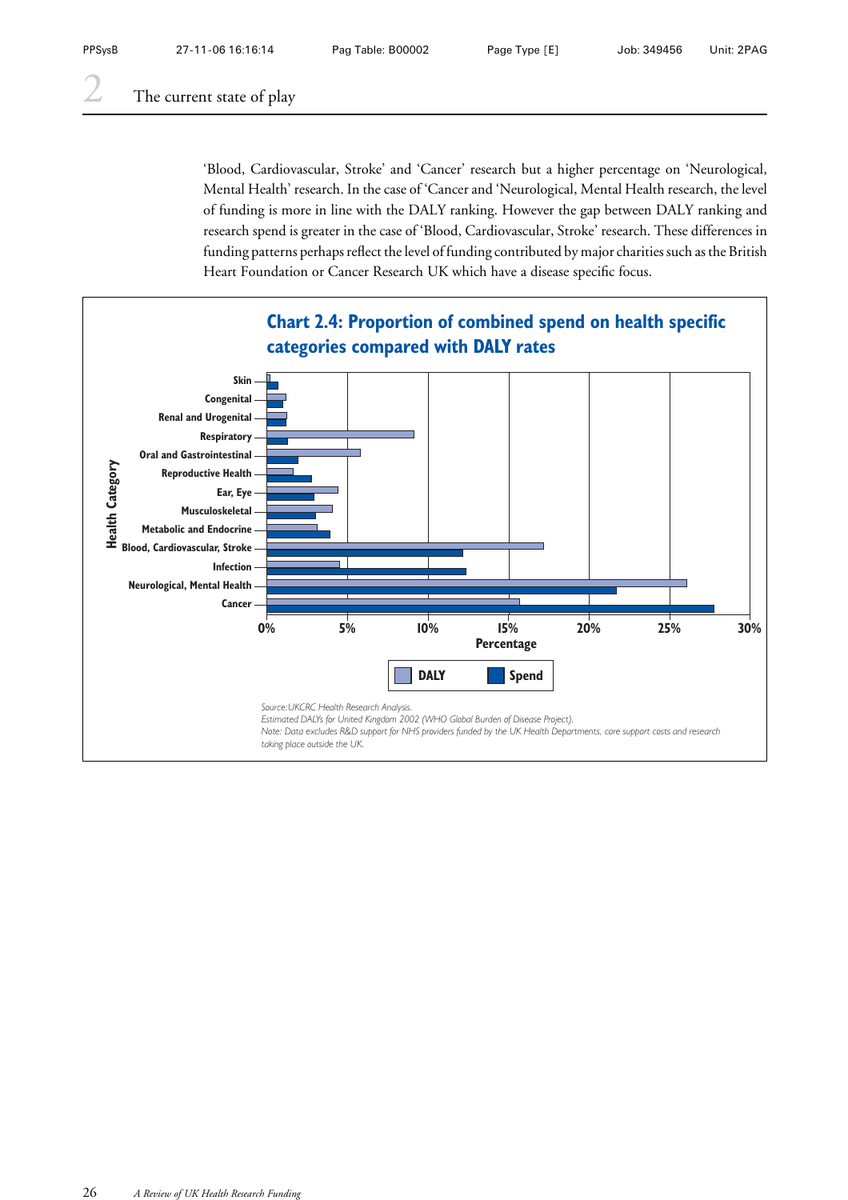'Blood, Cardiovascular, Stroke' and 'Cancer' research but a higher percentage on 'Neurological, Mental Health' research. In the case of 'Cancer and 'Neurological, Mental Health research, the level of funding is more in line with the DALY ranking. However the gap between DALY ranking and research spend is greater in the case of 'Blood, Cardiovascular, Stroke' research. These differences in funding patterns perhaps reflect the level of funding contributed by major charities such as the British Heart Foundation or Cancer Research UK which have a disease specific focus.

**Chart 2.4: Proportion of combined spend on health specific categories compared with DALY rates**

Health Category: Skin, Congenital, Renal and Urogenital, Respiratory, Oral and Gastrointestinal, Reproductive Health, Ear, Eye, Musculoskeletal, Metabolic and Endocrine, Blood, Cardiovascular, Stroke, Infection, Neurological, Mental Health, Cancer

Percentage: 0%, 5%, 10%, 15%, 20%, 25%, 30%

Legend: DALY, Spend

*Source:UKCRC Health Research Analysis.*
*Estimated DALYs for United Kingdom 2002 (WHO Global Burden of Disease Project).*
*Note: Data excludes R&D support for NHS providers funded by the UK Health Departments, core support costs and research taking place outside the UK.*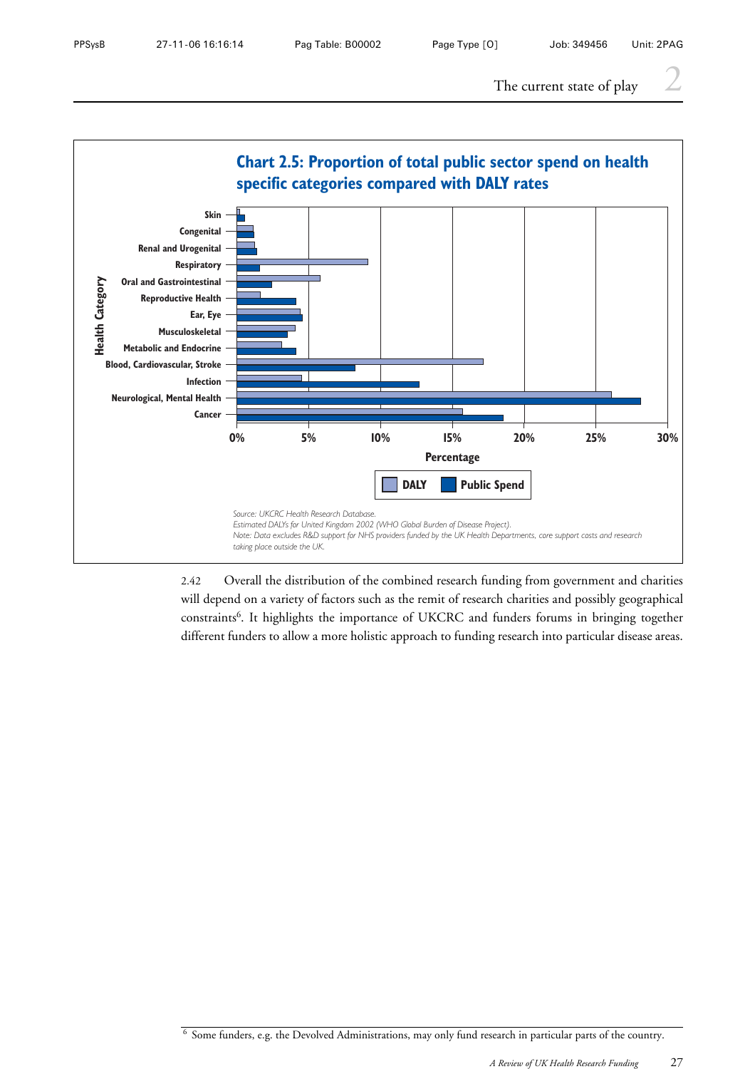**Chart 2.5: Proportion of total public sector spend on health specific categories compared with DALY rates**

| Health Category | DALY | Public Spend |
|---|---|---|
| Skin | | |
| Congenital | | |
| Renal and Urogenital | | |
| Respiratory | | |
| Oral and Gastrointestinal | | |
| Reproductive Health | | |
| Ear, Eye | | |
| Musculoskeletal | | |
| Metabolic and Endocrine | | |
| Blood, Cardiovascular, Stroke | | |
| Infection | | |
| Neurological, Mental Health | | |
| Cancer | | |

Percentage (0%–30%)

*Source: UKCRC Health Research Database.*
*Estimated DALYs for United Kingdom 2002 (WHO Global Burden of Disease Project).*
*Note: Data excludes R&D support for NHS providers funded by the UK Health Departments, core support costs and research taking place outside the UK.*

2.42 Overall the distribution of the combined research funding from government and charities will depend on a variety of factors such as the remit of research charities and possibly geographical constraints[6]. It highlights the importance of UKCRC and funders forums in bringing together different funders to allow a more holistic approach to funding research into particular disease areas.

[6] Some funders, e.g. the Devolved Administrations, may only fund research in particular parts of the country.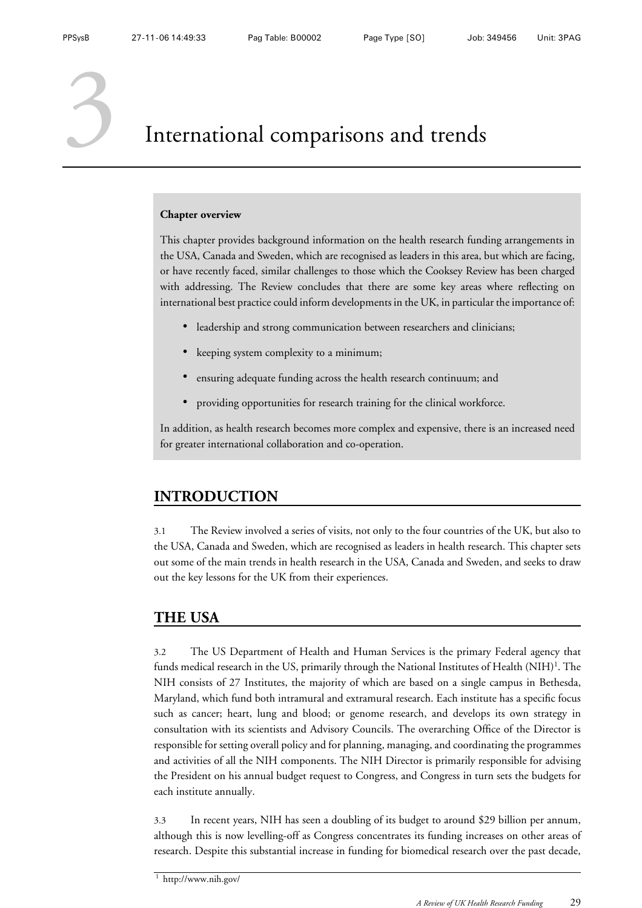# 3 International comparisons and trends

**Chapter overview**

This chapter provides background information on the health research funding arrangements in the USA, Canada and Sweden, which are recognised as leaders in this area, but which are facing, or have recently faced, similar challenges to those which the Cooksey Review has been charged with addressing. The Review concludes that there are some key areas where reflecting on international best practice could inform developments in the UK, in particular the importance of:

- leadership and strong communication between researchers and clinicians;
- keeping system complexity to a minimum;
- ensuring adequate funding across the health research continuum; and
- providing opportunities for research training for the clinical workforce.

In addition, as health research becomes more complex and expensive, there is an increased need for greater international collaboration and co-operation.

## INTRODUCTION

3.1 The Review involved a series of visits, not only to the four countries of the UK, but also to the USA, Canada and Sweden, which are recognised as leaders in health research. This chapter sets out some of the main trends in health research in the USA, Canada and Sweden, and seeks to draw out the key lessons for the UK from their experiences.

## THE USA

3.2 The US Department of Health and Human Services is the primary Federal agency that funds medical research in the US, primarily through the National Institutes of Health (NIH)[1]. The NIH consists of 27 Institutes, the majority of which are based on a single campus in Bethesda, Maryland, which fund both intramural and extramural research. Each institute has a specific focus such as cancer; heart, lung and blood; or genome research, and develops its own strategy in consultation with its scientists and Advisory Councils. The overarching Office of the Director is responsible for setting overall policy and for planning, managing, and coordinating the programmes and activities of all the NIH components. The NIH Director is primarily responsible for advising the President on his annual budget request to Congress, and Congress in turn sets the budgets for each institute annually.

3.3 In recent years, NIH has seen a doubling of its budget to around $29 billion per annum, although this is now levelling-off as Congress concentrates its funding increases on other areas of research. Despite this substantial increase in funding for biomedical research over the past decade,

[1] http://www.nih.gov/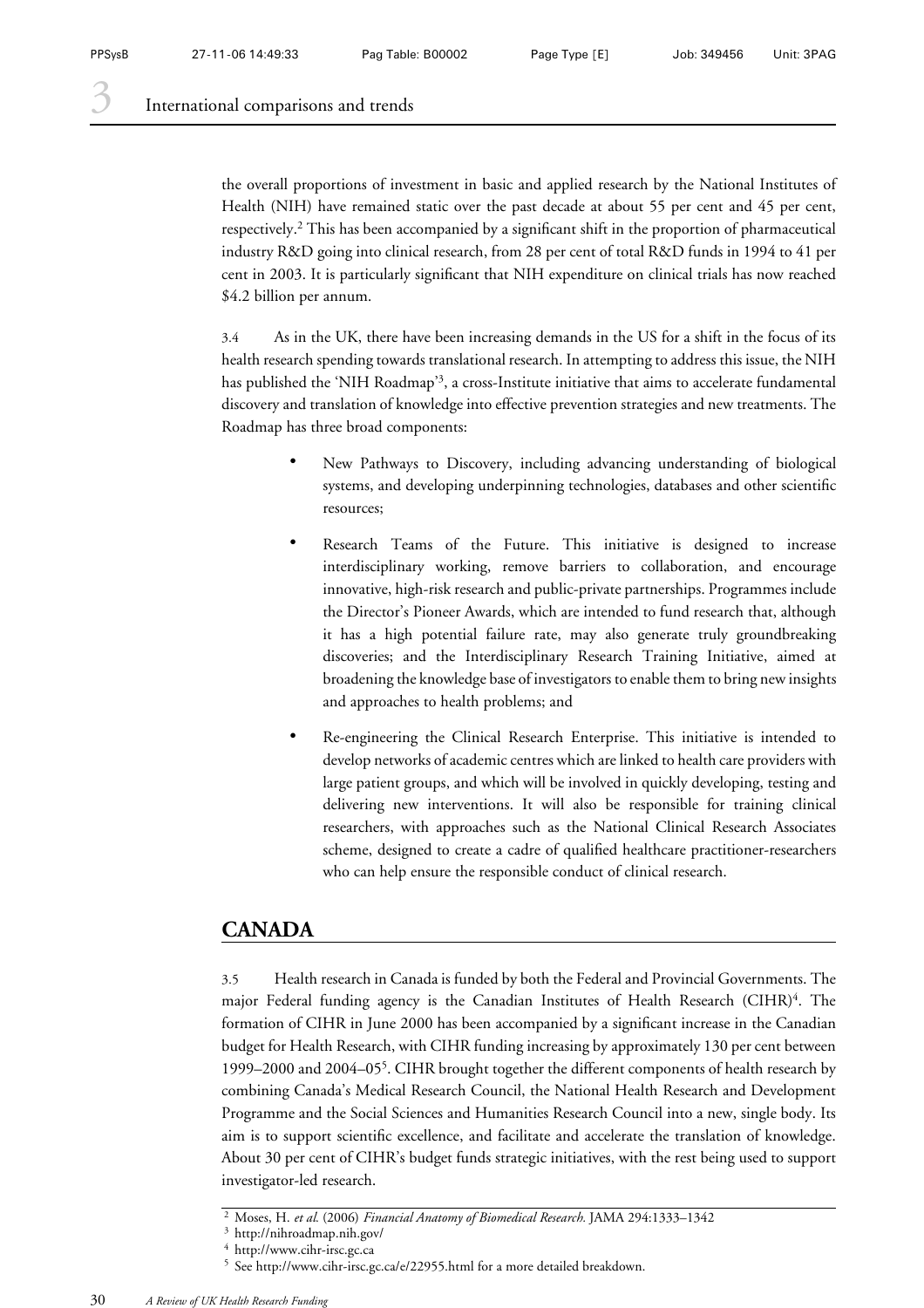the overall proportions of investment in basic and applied research by the National Institutes of Health (NIH) have remained static over the past decade at about 55 per cent and 45 per cent, respectively.[2] This has been accompanied by a significant shift in the proportion of pharmaceutical industry R&D going into clinical research, from 28 per cent of total R&D funds in 1994 to 41 per cent in 2003. It is particularly significant that NIH expenditure on clinical trials has now reached $4.2 billion per annum.

3.4 As in the UK, there have been increasing demands in the US for a shift in the focus of its health research spending towards translational research. In attempting to address this issue, the NIH has published the 'NIH Roadmap'[3], a cross-Institute initiative that aims to accelerate fundamental discovery and translation of knowledge into effective prevention strategies and new treatments. The Roadmap has three broad components:

- New Pathways to Discovery, including advancing understanding of biological systems, and developing underpinning technologies, databases and other scientific resources;
- Research Teams of the Future. This initiative is designed to increase interdisciplinary working, remove barriers to collaboration, and encourage innovative, high-risk research and public-private partnerships. Programmes include the Director's Pioneer Awards, which are intended to fund research that, although it has a high potential failure rate, may also generate truly groundbreaking discoveries; and the Interdisciplinary Research Training Initiative, aimed at broadening the knowledge base of investigators to enable them to bring new insights and approaches to health problems; and
- Re-engineering the Clinical Research Enterprise. This initiative is intended to develop networks of academic centres which are linked to health care providers with large patient groups, and which will be involved in quickly developing, testing and delivering new interventions. It will also be responsible for training clinical researchers, with approaches such as the National Clinical Research Associates scheme, designed to create a cadre of qualified healthcare practitioner-researchers who can help ensure the responsible conduct of clinical research.

## CANADA

3.5 Health research in Canada is funded by both the Federal and Provincial Governments. The major Federal funding agency is the Canadian Institutes of Health Research (CIHR)[4]. The formation of CIHR in June 2000 has been accompanied by a significant increase in the Canadian budget for Health Research, with CIHR funding increasing by approximately 130 per cent between 1999–2000 and 2004–05[5]. CIHR brought together the different components of health research by combining Canada's Medical Research Council, the National Health Research and Development Programme and the Social Sciences and Humanities Research Council into a new, single body. Its aim is to support scientific excellence, and facilitate and accelerate the translation of knowledge. About 30 per cent of CIHR's budget funds strategic initiatives, with the rest being used to support investigator-led research.

[2] Moses, H. *et al.* (2006) *Financial Anatomy of Biomedical Research.* JAMA 294:1333–1342

[3] http://nihroadmap.nih.gov/

[4] http://www.cihr-irsc.gc.ca

[5] See http://www.cihr-irsc.gc.ca/e/22955.html for a more detailed breakdown.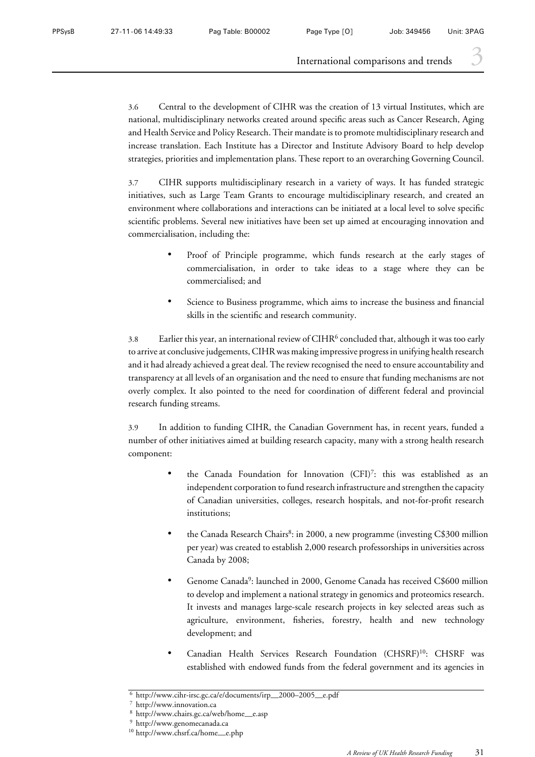3.6 Central to the development of CIHR was the creation of 13 virtual Institutes, which are national, multidisciplinary networks created around specific areas such as Cancer Research, Aging and Health Service and Policy Research. Their mandate is to promote multidisciplinary research and increase translation. Each Institute has a Director and Institute Advisory Board to help develop strategies, priorities and implementation plans. These report to an overarching Governing Council.

3.7 CIHR supports multidisciplinary research in a variety of ways. It has funded strategic initiatives, such as Large Team Grants to encourage multidisciplinary research, and created an environment where collaborations and interactions can be initiated at a local level to solve specific scientific problems. Several new initiatives have been set up aimed at encouraging innovation and commercialisation, including the:

- Proof of Principle programme, which funds research at the early stages of commercialisation, in order to take ideas to a stage where they can be commercialised; and
- Science to Business programme, which aims to increase the business and financial skills in the scientific and research community.

3.8 Earlier this year, an international review of CIHR[6] concluded that, although it was too early to arrive at conclusive judgements, CIHR was making impressive progress in unifying health research and it had already achieved a great deal. The review recognised the need to ensure accountability and transparency at all levels of an organisation and the need to ensure that funding mechanisms are not overly complex. It also pointed to the need for coordination of different federal and provincial research funding streams.

3.9 In addition to funding CIHR, the Canadian Government has, in recent years, funded a number of other initiatives aimed at building research capacity, many with a strong health research component:

- the Canada Foundation for Innovation (CFI)[7]: this was established as an independent corporation to fund research infrastructure and strengthen the capacity of Canadian universities, colleges, research hospitals, and not-for-profit research institutions;
- the Canada Research Chairs[8]: in 2000, a new programme (investing C$300 million per year) was created to establish 2,000 research professorships in universities across Canada by 2008;
- Genome Canada[9]: launched in 2000, Genome Canada has received C$600 million to develop and implement a national strategy in genomics and proteomics research. It invests and manages large-scale research projects in key selected areas such as agriculture, environment, fisheries, forestry, health and new technology development; and
- Canadian Health Services Research Foundation (CHSRF)[10]: CHSRF was established with endowed funds from the federal government and its agencies in

---

[6] http://www.cihr-irsc.gc.ca/e/documents/irp_2000–2005_e.pdf

[7] http://www.innovation.ca

[8] http://www.chairs.gc.ca/web/home_e.asp

[9] http://www.genomecanada.ca

[10] http://www.chsrf.ca/home_e.php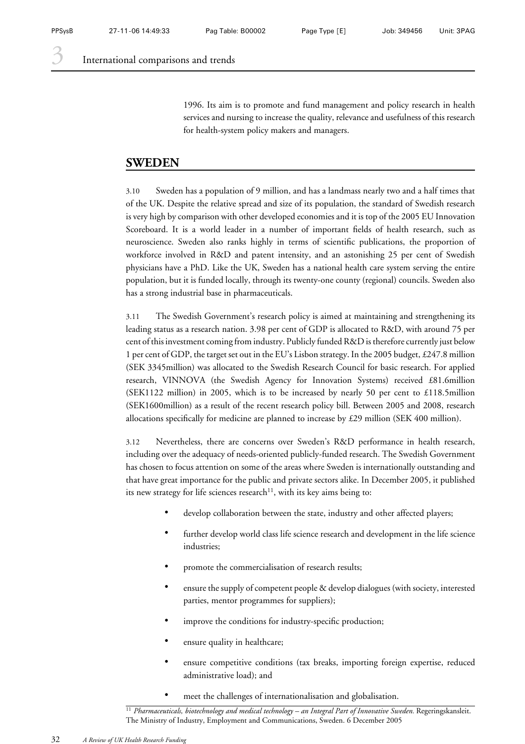1996. Its aim is to promote and fund management and policy research in health services and nursing to increase the quality, relevance and usefulness of this research for health-system policy makers and managers.

## SWEDEN

3.10 Sweden has a population of 9 million, and has a landmass nearly two and a half times that of the UK. Despite the relative spread and size of its population, the standard of Swedish research is very high by comparison with other developed economies and it is top of the 2005 EU Innovation Scoreboard. It is a world leader in a number of important fields of health research, such as neuroscience. Sweden also ranks highly in terms of scientific publications, the proportion of workforce involved in R&D and patent intensity, and an astonishing 25 per cent of Swedish physicians have a PhD. Like the UK, Sweden has a national health care system serving the entire population, but it is funded locally, through its twenty-one county (regional) councils. Sweden also has a strong industrial base in pharmaceuticals.

3.11 The Swedish Government's research policy is aimed at maintaining and strengthening its leading status as a research nation. 3.98 per cent of GDP is allocated to R&D, with around 75 per cent of this investment coming from industry. Publicly funded R&D is therefore currently just below 1 per cent of GDP, the target set out in the EU's Lisbon strategy. In the 2005 budget, £247.8 million (SEK 3345million) was allocated to the Swedish Research Council for basic research. For applied research, VINNOVA (the Swedish Agency for Innovation Systems) received £81.6million (SEK1122 million) in 2005, which is to be increased by nearly 50 per cent to £118.5million (SEK1600million) as a result of the recent research policy bill. Between 2005 and 2008, research allocations specifically for medicine are planned to increase by £29 million (SEK 400 million).

3.12 Nevertheless, there are concerns over Sweden's R&D performance in health research, including over the adequacy of needs-oriented publicly-funded research. The Swedish Government has chosen to focus attention on some of the areas where Sweden is internationally outstanding and that have great importance for the public and private sectors alike. In December 2005, it published its new strategy for life sciences research[11], with its key aims being to:

- develop collaboration between the state, industry and other affected players;
- further develop world class life science research and development in the life science industries;
- promote the commercialisation of research results;
- ensure the supply of competent people & develop dialogues (with society, interested parties, mentor programmes for suppliers);
- improve the conditions for industry-specific production;
- ensure quality in healthcare;
- ensure competitive conditions (tax breaks, importing foreign expertise, reduced administrative load); and
- meet the challenges of internationalisation and globalisation.

[11] *Pharmaceuticals, biotechnology and medical technology – an Integral Part of Innovative Sweden.* Regeringskansleit. The Ministry of Industry, Employment and Communications, Sweden. 6 December 2005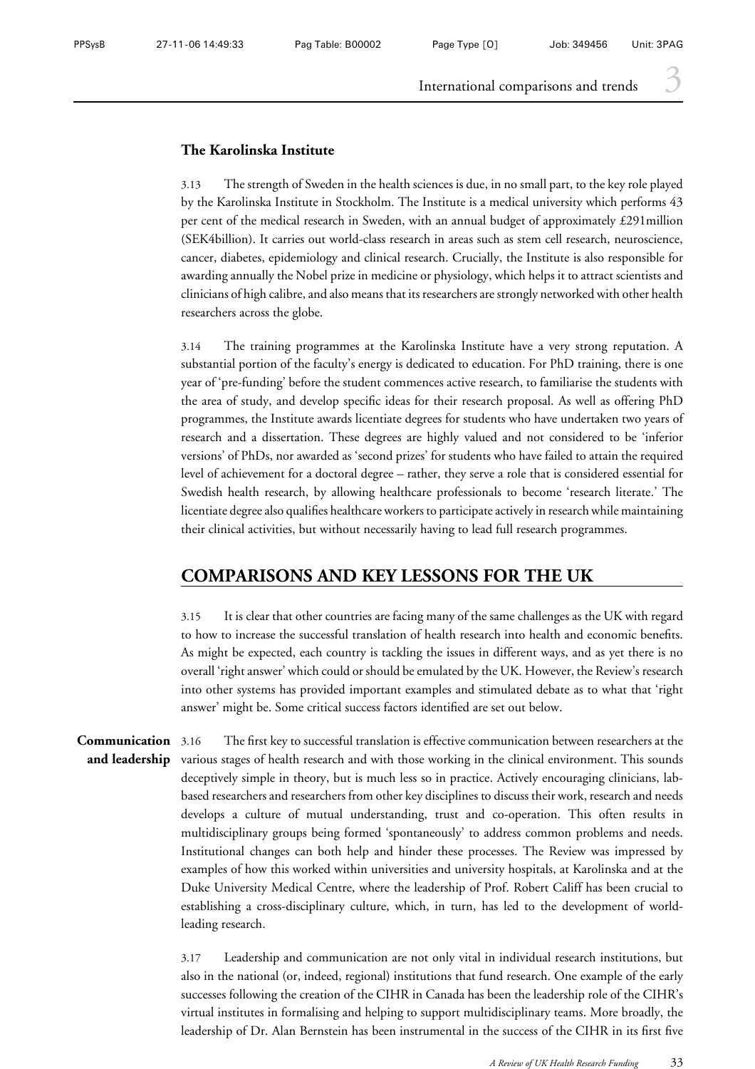### The Karolinska Institute

3.13 The strength of Sweden in the health sciences is due, in no small part, to the key role played by the Karolinska Institute in Stockholm. The Institute is a medical university which performs 43 per cent of the medical research in Sweden, with an annual budget of approximately £291million (SEK4billion). It carries out world-class research in areas such as stem cell research, neuroscience, cancer, diabetes, epidemiology and clinical research. Crucially, the Institute is also responsible for awarding annually the Nobel prize in medicine or physiology, which helps it to attract scientists and clinicians of high calibre, and also means that its researchers are strongly networked with other health researchers across the globe.

3.14 The training programmes at the Karolinska Institute have a very strong reputation. A substantial portion of the faculty's energy is dedicated to education. For PhD training, there is one year of 'pre-funding' before the student commences active research, to familiarise the students with the area of study, and develop specific ideas for their research proposal. As well as offering PhD programmes, the Institute awards licentiate degrees for students who have undertaken two years of research and a dissertation. These degrees are highly valued and not considered to be 'inferior versions' of PhDs, nor awarded as 'second prizes' for students who have failed to attain the required level of achievement for a doctoral degree – rather, they serve a role that is considered essential for Swedish health research, by allowing healthcare professionals to become 'research literate.' The licentiate degree also qualifies healthcare workers to participate actively in research while maintaining their clinical activities, but without necessarily having to lead full research programmes.

## COMPARISONS AND KEY LESSONS FOR THE UK

3.15 It is clear that other countries are facing many of the same challenges as the UK with regard to how to increase the successful translation of health research into health and economic benefits. As might be expected, each country is tackling the issues in different ways, and as yet there is no overall 'right answer' which could or should be emulated by the UK. However, the Review's research into other systems has provided important examples and stimulated debate as to what that 'right answer' might be. Some critical success factors identified are set out below.

**Communication and leadership**

3.16 The first key to successful translation is effective communication between researchers at the various stages of health research and with those working in the clinical environment. This sounds deceptively simple in theory, but is much less so in practice. Actively encouraging clinicians, lab-based researchers and researchers from other key disciplines to discuss their work, research and needs develops a culture of mutual understanding, trust and co-operation. This often results in multidisciplinary groups being formed 'spontaneously' to address common problems and needs. Institutional changes can both help and hinder these processes. The Review was impressed by examples of how this worked within universities and university hospitals, at Karolinska and at the Duke University Medical Centre, where the leadership of Prof. Robert Califf has been crucial to establishing a cross-disciplinary culture, which, in turn, has led to the development of world-leading research.

3.17 Leadership and communication are not only vital in individual research institutions, but also in the national (or, indeed, regional) institutions that fund research. One example of the early successes following the creation of the CIHR in Canada has been the leadership role of the CIHR's virtual institutes in formalising and helping to support multidisciplinary teams. More broadly, the leadership of Dr. Alan Bernstein has been instrumental in the success of the CIHR in its first five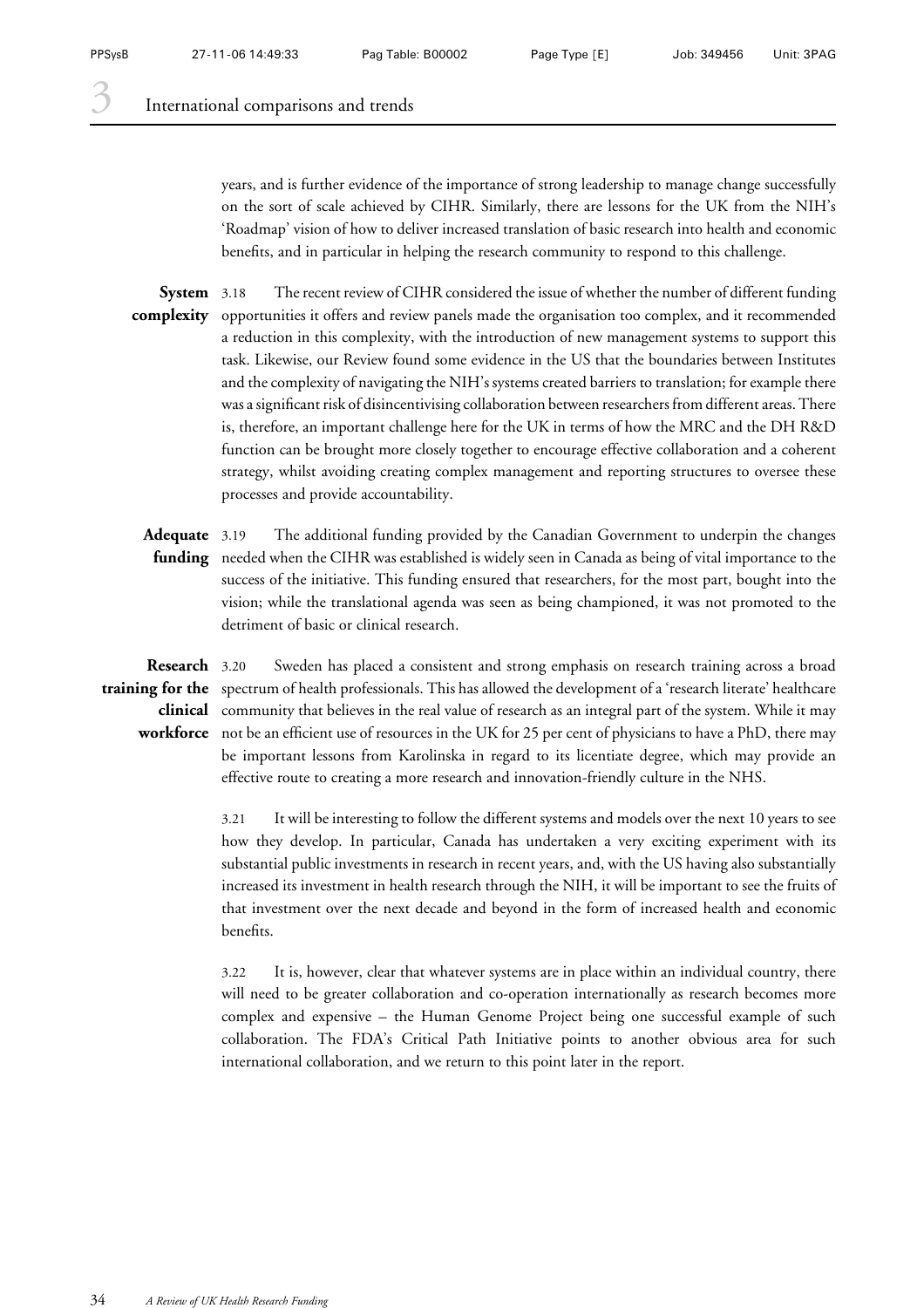years, and is further evidence of the importance of strong leadership to manage change successfully on the sort of scale achieved by CIHR. Similarly, there are lessons for the UK from the NIH's 'Roadmap' vision of how to deliver increased translation of basic research into health and economic benefits, and in particular in helping the research community to respond to this challenge.

**System complexity**

3.18 The recent review of CIHR considered the issue of whether the number of different funding opportunities it offers and review panels made the organisation too complex, and it recommended a reduction in this complexity, with the introduction of new management systems to support this task. Likewise, our Review found some evidence in the US that the boundaries between Institutes and the complexity of navigating the NIH's systems created barriers to translation; for example there was a significant risk of disincentivising collaboration between researchers from different areas. There is, therefore, an important challenge here for the UK in terms of how the MRC and the DH R&D function can be brought more closely together to encourage effective collaboration and a coherent strategy, whilst avoiding creating complex management and reporting structures to oversee these processes and provide accountability.

**Adequate funding**

3.19 The additional funding provided by the Canadian Government to underpin the changes needed when the CIHR was established is widely seen in Canada as being of vital importance to the success of the initiative. This funding ensured that researchers, for the most part, bought into the vision; while the translational agenda was seen as being championed, it was not promoted to the detriment of basic or clinical research.

**Research training for the clinical workforce**

3.20 Sweden has placed a consistent and strong emphasis on research training across a broad spectrum of health professionals. This has allowed the development of a 'research literate' healthcare community that believes in the real value of research as an integral part of the system. While it may not be an efficient use of resources in the UK for 25 per cent of physicians to have a PhD, there may be important lessons from Karolinska in regard to its licentiate degree, which may provide an effective route to creating a more research and innovation-friendly culture in the NHS.

3.21 It will be interesting to follow the different systems and models over the next 10 years to see how they develop. In particular, Canada has undertaken a very exciting experiment with its substantial public investments in research in recent years, and, with the US having also substantially increased its investment in health research through the NIH, it will be important to see the fruits of that investment over the next decade and beyond in the form of increased health and economic benefits.

3.22 It is, however, clear that whatever systems are in place within an individual country, there will need to be greater collaboration and co-operation internationally as research becomes more complex and expensive – the Human Genome Project being one successful example of such collaboration. The FDA's Critical Path Initiative points to another obvious area for such international collaboration, and we return to this point later in the report.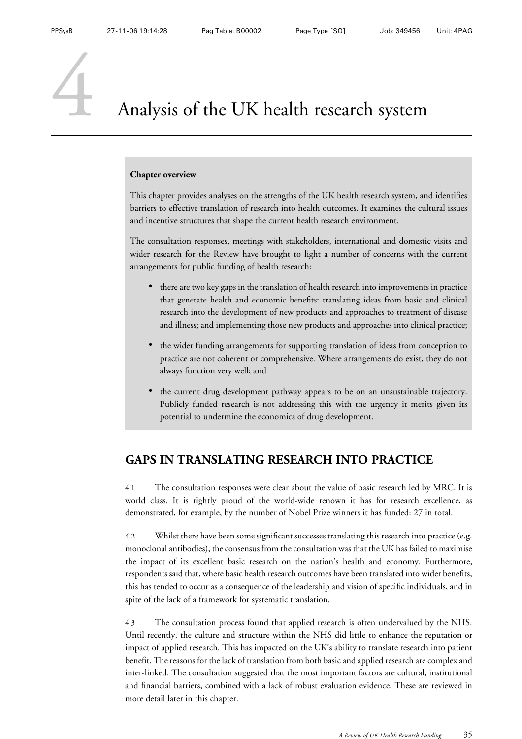# 4 Analysis of the UK health research system

**Chapter overview**

This chapter provides analyses on the strengths of the UK health research system, and identifies barriers to effective translation of research into health outcomes. It examines the cultural issues and incentive structures that shape the current health research environment.

The consultation responses, meetings with stakeholders, international and domestic visits and wider research for the Review have brought to light a number of concerns with the current arrangements for public funding of health research:

- there are two key gaps in the translation of health research into improvements in practice that generate health and economic benefits: translating ideas from basic and clinical research into the development of new products and approaches to treatment of disease and illness; and implementing those new products and approaches into clinical practice;
- the wider funding arrangements for supporting translation of ideas from conception to practice are not coherent or comprehensive. Where arrangements do exist, they do not always function very well; and
- the current drug development pathway appears to be on an unsustainable trajectory. Publicly funded research is not addressing this with the urgency it merits given its potential to undermine the economics of drug development.

## GAPS IN TRANSLATING RESEARCH INTO PRACTICE

4.1 The consultation responses were clear about the value of basic research led by MRC. It is world class. It is rightly proud of the world-wide renown it has for research excellence, as demonstrated, for example, by the number of Nobel Prize winners it has funded: 27 in total.

4.2 Whilst there have been some significant successes translating this research into practice (e.g. monoclonal antibodies), the consensus from the consultation was that the UK has failed to maximise the impact of its excellent basic research on the nation's health and economy. Furthermore, respondents said that, where basic health research outcomes have been translated into wider benefits, this has tended to occur as a consequence of the leadership and vision of specific individuals, and in spite of the lack of a framework for systematic translation.

4.3 The consultation process found that applied research is often undervalued by the NHS. Until recently, the culture and structure within the NHS did little to enhance the reputation or impact of applied research. This has impacted on the UK's ability to translate research into patient benefit. The reasons for the lack of translation from both basic and applied research are complex and inter-linked. The consultation suggested that the most important factors are cultural, institutional and financial barriers, combined with a lack of robust evaluation evidence. These are reviewed in more detail later in this chapter.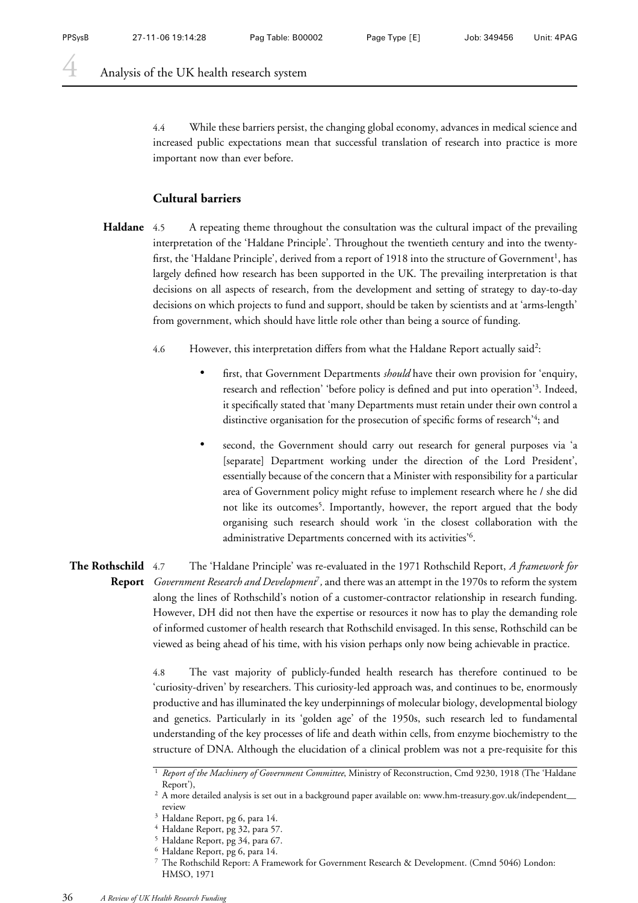4.4 While these barriers persist, the changing global economy, advances in medical science and increased public expectations mean that successful translation of research into practice is more important now than ever before.

### Cultural barriers

**Haldane**

4.5 A repeating theme throughout the consultation was the cultural impact of the prevailing interpretation of the 'Haldane Principle'. Throughout the twentieth century and into the twenty-first, the 'Haldane Principle', derived from a report of 1918 into the structure of Government[1], has largely defined how research has been supported in the UK. The prevailing interpretation is that decisions on all aspects of research, from the development and setting of strategy to day-to-day decisions on which projects to fund and support, should be taken by scientists and at 'arms-length' from government, which should have little role other than being a source of funding.

4.6 However, this interpretation differs from what the Haldane Report actually said[2]:

- first, that Government Departments *should* have their own provision for 'enquiry, research and reflection' 'before policy is defined and put into operation'[3]. Indeed, it specifically stated that 'many Departments must retain under their own control a distinctive organisation for the prosecution of specific forms of research'[4]; and
- second, the Government should carry out research for general purposes via 'a [separate] Department working under the direction of the Lord President', essentially because of the concern that a Minister with responsibility for a particular area of Government policy might refuse to implement research where he / she did not like its outcomes[5]. Importantly, however, the report argued that the body organising such research should work 'in the closest collaboration with the administrative Departments concerned with its activities'[6].

**The Rothschild Report**

4.7 The 'Haldane Principle' was re-evaluated in the 1971 Rothschild Report, *A framework for Government Research and Development*[7], and there was an attempt in the 1970s to reform the system along the lines of Rothschild's notion of a customer-contractor relationship in research funding. However, DH did not then have the expertise or resources it now has to play the demanding role of informed customer of health research that Rothschild envisaged. In this sense, Rothschild can be viewed as being ahead of his time, with his vision perhaps only now being achievable in practice.

4.8 The vast majority of publicly-funded health research has therefore continued to be 'curiosity-driven' by researchers. This curiosity-led approach was, and continues to be, enormously productive and has illuminated the key underpinnings of molecular biology, developmental biology and genetics. Particularly in its 'golden age' of the 1950s, such research led to fundamental understanding of the key processes of life and death within cells, from enzyme biochemistry to the structure of DNA. Although the elucidation of a clinical problem was not a pre-requisite for this

---

[1] *Report of the Machinery of Government Committee*, Ministry of Reconstruction, Cmd 9230, 1918 (The 'Haldane Report'),

[2] A more detailed analysis is set out in a background paper available on: www.hm-treasury.gov.uk/independent__review

[3] Haldane Report, pg 6, para 14.

[4] Haldane Report, pg 32, para 57.

[5] Haldane Report, pg 34, para 67.

[6] Haldane Report, pg 6, para 14.

[7] The Rothschild Report: A Framework for Government Research & Development. (Cmnd 5046) London: HMSO, 1971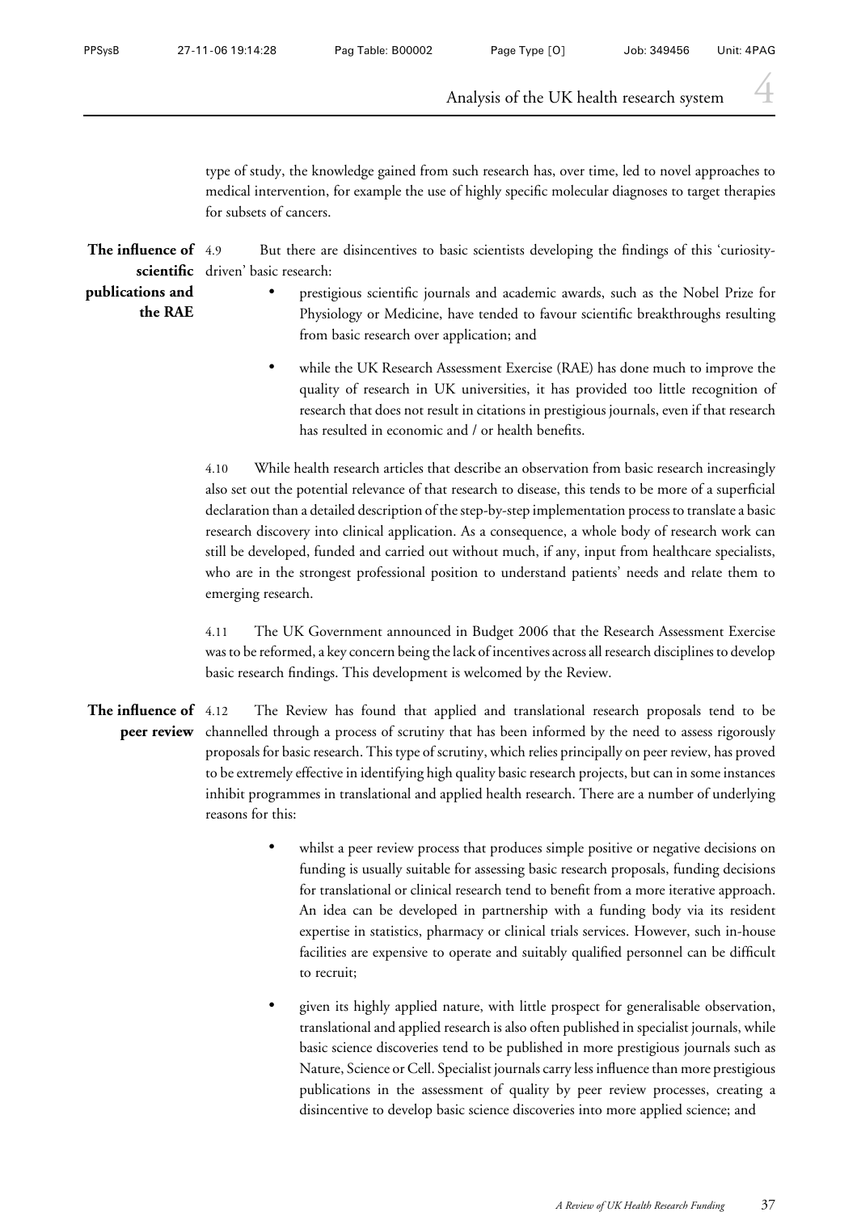type of study, the knowledge gained from such research has, over time, led to novel approaches to medical intervention, for example the use of highly specific molecular diagnoses to target therapies for subsets of cancers.

**The influence of scientific publications and the RAE**

4.9 But there are disincentives to basic scientists developing the findings of this 'curiosity-driven' basic research:

- prestigious scientific journals and academic awards, such as the Nobel Prize for Physiology or Medicine, have tended to favour scientific breakthroughs resulting from basic research over application; and
- while the UK Research Assessment Exercise (RAE) has done much to improve the quality of research in UK universities, it has provided too little recognition of research that does not result in citations in prestigious journals, even if that research has resulted in economic and / or health benefits.

4.10 While health research articles that describe an observation from basic research increasingly also set out the potential relevance of that research to disease, this tends to be more of a superficial declaration than a detailed description of the step-by-step implementation process to translate a basic research discovery into clinical application. As a consequence, a whole body of research work can still be developed, funded and carried out without much, if any, input from healthcare specialists, who are in the strongest professional position to understand patients' needs and relate them to emerging research.

4.11 The UK Government announced in Budget 2006 that the Research Assessment Exercise was to be reformed, a key concern being the lack of incentives across all research disciplines to develop basic research findings. This development is welcomed by the Review.

**The influence of peer review**

4.12 The Review has found that applied and translational research proposals tend to be channelled through a process of scrutiny that has been informed by the need to assess rigorously proposals for basic research. This type of scrutiny, which relies principally on peer review, has proved to be extremely effective in identifying high quality basic research projects, but can in some instances inhibit programmes in translational and applied health research. There are a number of underlying reasons for this:

- whilst a peer review process that produces simple positive or negative decisions on funding is usually suitable for assessing basic research proposals, funding decisions for translational or clinical research tend to benefit from a more iterative approach. An idea can be developed in partnership with a funding body via its resident expertise in statistics, pharmacy or clinical trials services. However, such in-house facilities are expensive to operate and suitably qualified personnel can be difficult to recruit;
- given its highly applied nature, with little prospect for generalisable observation, translational and applied research is also often published in specialist journals, while basic science discoveries tend to be published in more prestigious journals such as Nature, Science or Cell. Specialist journals carry less influence than more prestigious publications in the assessment of quality by peer review processes, creating a disincentive to develop basic science discoveries into more applied science; and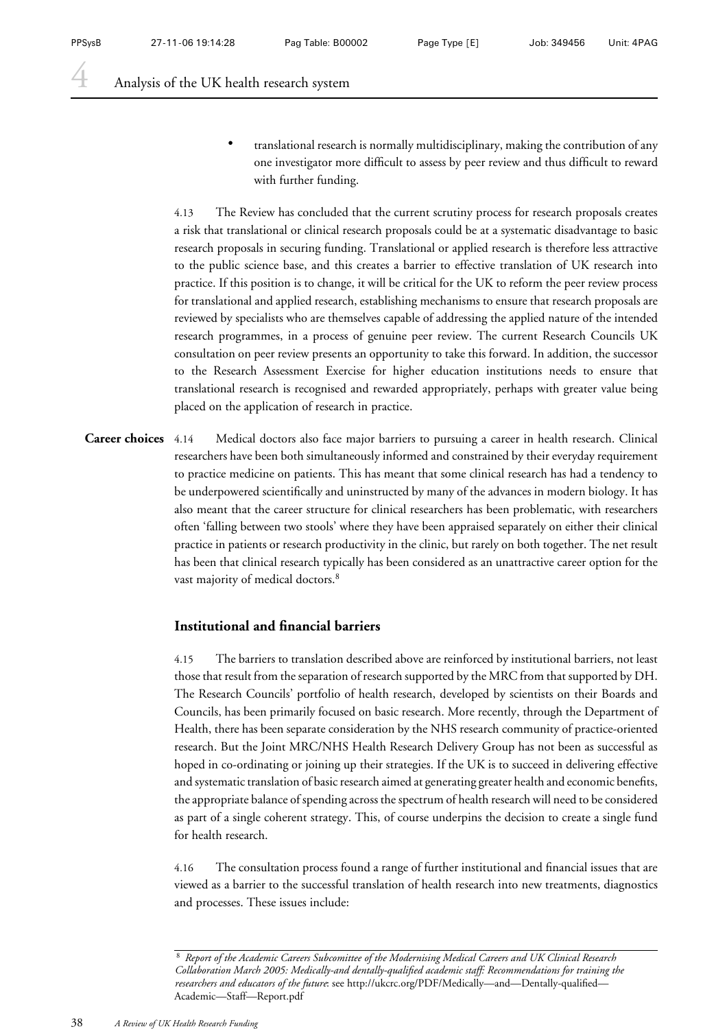- translational research is normally multidisciplinary, making the contribution of any one investigator more difficult to assess by peer review and thus difficult to reward with further funding.

4.13 The Review has concluded that the current scrutiny process for research proposals creates a risk that translational or clinical research proposals could be at a systematic disadvantage to basic research proposals in securing funding. Translational or applied research is therefore less attractive to the public science base, and this creates a barrier to effective translation of UK research into practice. If this position is to change, it will be critical for the UK to reform the peer review process for translational and applied research, establishing mechanisms to ensure that research proposals are reviewed by specialists who are themselves capable of addressing the applied nature of the intended research programmes, in a process of genuine peer review. The current Research Councils UK consultation on peer review presents an opportunity to take this forward. In addition, the successor to the Research Assessment Exercise for higher education institutions needs to ensure that translational research is recognised and rewarded appropriately, perhaps with greater value being placed on the application of research in practice.

**Career choices**

4.14 Medical doctors also face major barriers to pursuing a career in health research. Clinical researchers have been both simultaneously informed and constrained by their everyday requirement to practice medicine on patients. This has meant that some clinical research has had a tendency to be underpowered scientifically and uninstructed by many of the advances in modern biology. It has also meant that the career structure for clinical researchers has been problematic, with researchers often 'falling between two stools' where they have been appraised separately on either their clinical practice in patients or research productivity in the clinic, but rarely on both together. The net result has been that clinical research typically has been considered as an unattractive career option for the vast majority of medical doctors.[8]

### Institutional and financial barriers

4.15 The barriers to translation described above are reinforced by institutional barriers, not least those that result from the separation of research supported by the MRC from that supported by DH. The Research Councils' portfolio of health research, developed by scientists on their Boards and Councils, has been primarily focused on basic research. More recently, through the Department of Health, there has been separate consideration by the NHS research community of practice-oriented research. But the Joint MRC/NHS Health Research Delivery Group has not been as successful as hoped in co-ordinating or joining up their strategies. If the UK is to succeed in delivering effective and systematic translation of basic research aimed at generating greater health and economic benefits, the appropriate balance of spending across the spectrum of health research will need to be considered as part of a single coherent strategy. This, of course underpins the decision to create a single fund for health research.

4.16 The consultation process found a range of further institutional and financial issues that are viewed as a barrier to the successful translation of health research into new treatments, diagnostics and processes. These issues include:

---

[8] *Report of the Academic Careers Subcomittee of the Modernising Medical Careers and UK Clinical Research Collaboration March 2005: Medically-and dentally-qualified academic staff: Recommendations for training the researchers and educators of the future*: see http://ukcrc.org/PDF/Medically—and—Dentally-qualified—Academic—Staff—Report.pdf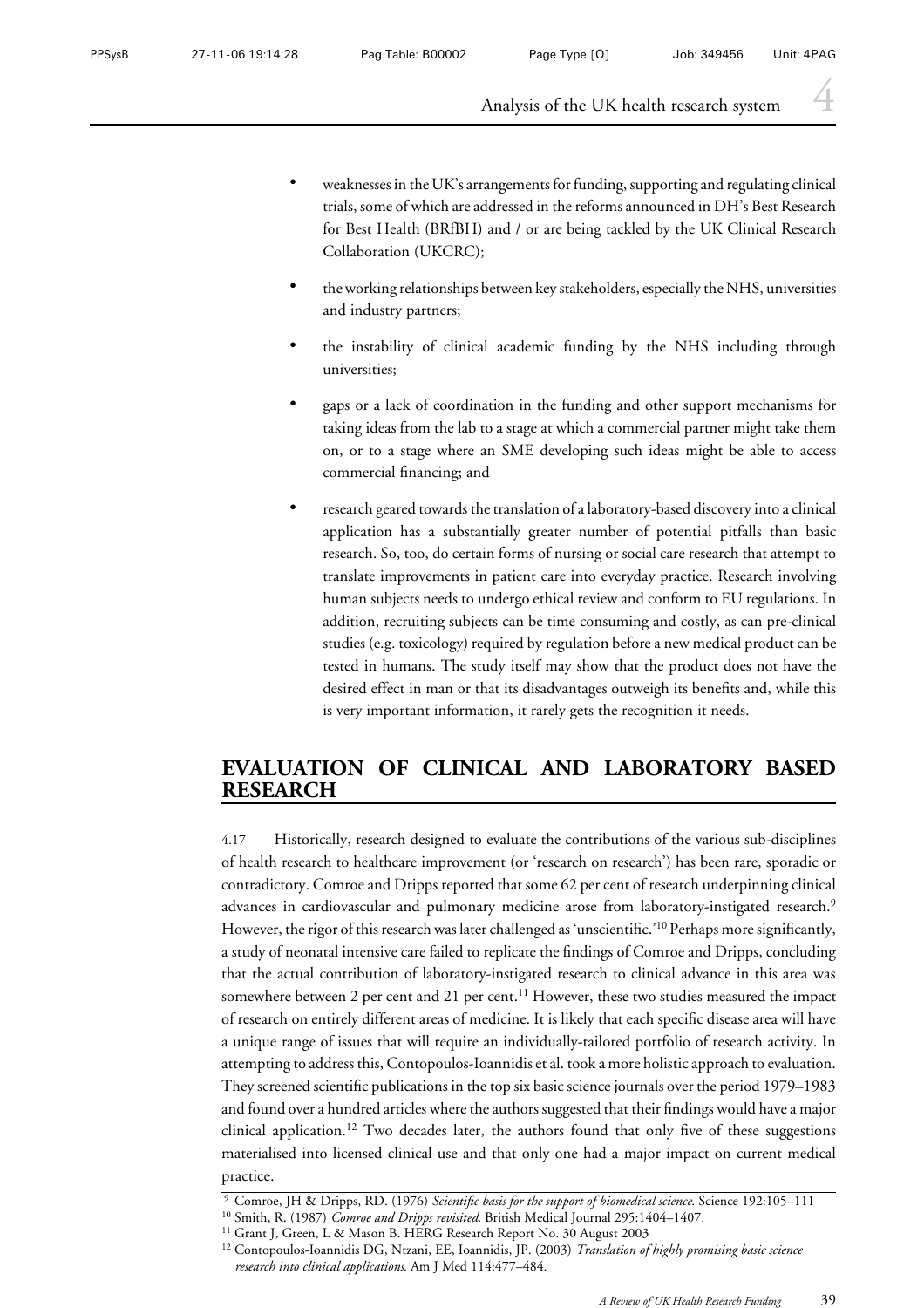- weaknesses in the UK's arrangements for funding, supporting and regulating clinical trials, some of which are addressed in the reforms announced in DH's Best Research for Best Health (BRfBH) and / or are being tackled by the UK Clinical Research Collaboration (UKCRC);

- the working relationships between key stakeholders, especially the NHS, universities and industry partners;

- the instability of clinical academic funding by the NHS including through universities;

- gaps or a lack of coordination in the funding and other support mechanisms for taking ideas from the lab to a stage at which a commercial partner might take them on, or to a stage where an SME developing such ideas might be able to access commercial financing; and

- research geared towards the translation of a laboratory-based discovery into a clinical application has a substantially greater number of potential pitfalls than basic research. So, too, do certain forms of nursing or social care research that attempt to translate improvements in patient care into everyday practice. Research involving human subjects needs to undergo ethical review and conform to EU regulations. In addition, recruiting subjects can be time consuming and costly, as can pre-clinical studies (e.g. toxicology) required by regulation before a new medical product can be tested in humans. The study itself may show that the product does not have the desired effect in man or that its disadvantages outweigh its benefits and, while this is very important information, it rarely gets the recognition it needs.

## EVALUATION OF CLINICAL AND LABORATORY BASED RESEARCH

4.17 Historically, research designed to evaluate the contributions of the various sub-disciplines of health research to healthcare improvement (or 'research on research') has been rare, sporadic or contradictory. Comroe and Dripps reported that some 62 per cent of research underpinning clinical advances in cardiovascular and pulmonary medicine arose from laboratory-instigated research.[9] However, the rigor of this research was later challenged as 'unscientific.'[10] Perhaps more significantly, a study of neonatal intensive care failed to replicate the findings of Comroe and Dripps, concluding that the actual contribution of laboratory-instigated research to clinical advance in this area was somewhere between 2 per cent and 21 per cent.[11] However, these two studies measured the impact of research on entirely different areas of medicine. It is likely that each specific disease area will have a unique range of issues that will require an individually-tailored portfolio of research activity. In attempting to address this, Contopoulos-Ioannidis et al. took a more holistic approach to evaluation. They screened scientific publications in the top six basic science journals over the period 1979–1983 and found over a hundred articles where the authors suggested that their findings would have a major clinical application.[12] Two decades later, the authors found that only five of these suggestions materialised into licensed clinical use and that only one had a major impact on current medical practice.

[9] Comroe, JH & Dripps, RD. (1976) *Scientific basis for the support of biomedical science.* Science 192:105–111

[10] Smith, R. (1987) *Comroe and Dripps revisited.* British Medical Journal 295:1404–1407.

[11] Grant J, Green, L & Mason B. HERG Research Report No. 30 August 2003

[12] Contopoulos-Ioannidis DG, Ntzani, EE, Ioannidis, JP. (2003) *Translation of highly promising basic science research into clinical applications.* Am J Med 114:477–484.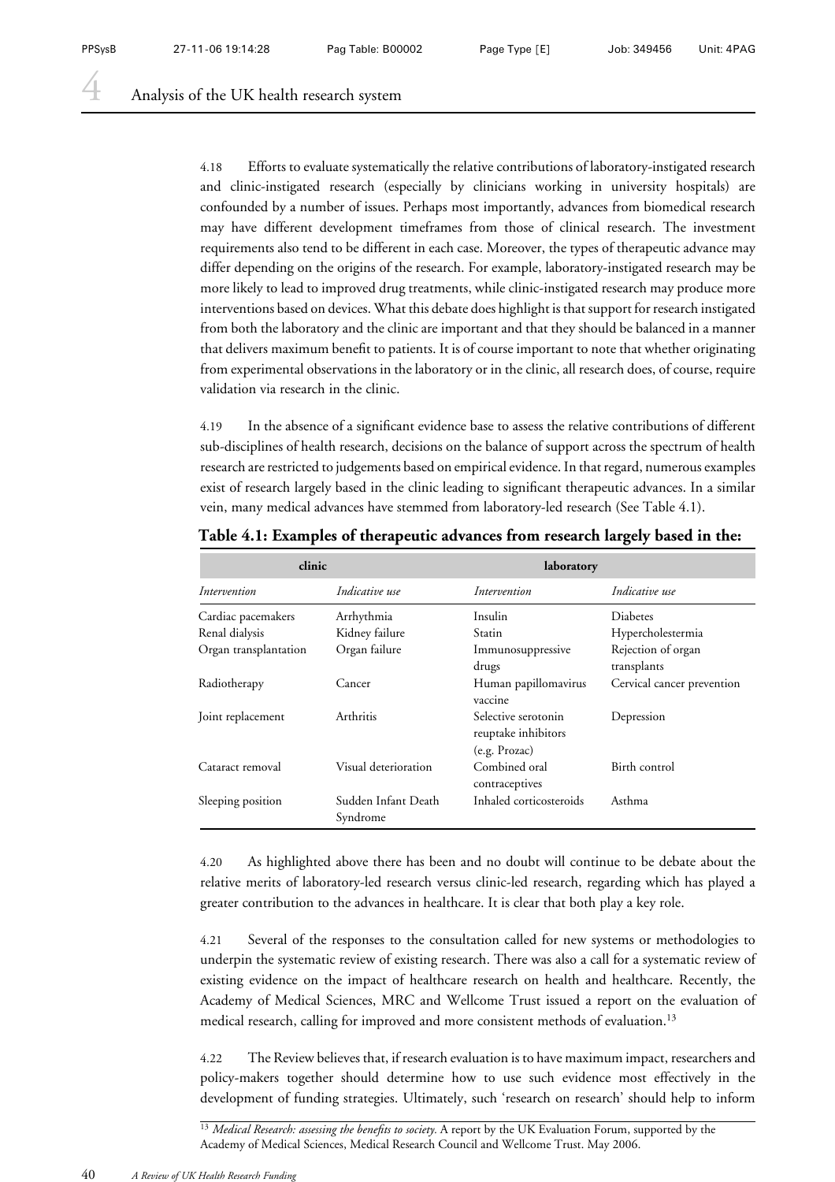4.18 Efforts to evaluate systematically the relative contributions of laboratory-instigated research and clinic-instigated research (especially by clinicians working in university hospitals) are confounded by a number of issues. Perhaps most importantly, advances from biomedical research may have different development timeframes from those of clinical research. The investment requirements also tend to be different in each case. Moreover, the types of therapeutic advance may differ depending on the origins of the research. For example, laboratory-instigated research may be more likely to lead to improved drug treatments, while clinic-instigated research may produce more interventions based on devices. What this debate does highlight is that support for research instigated from both the laboratory and the clinic are important and that they should be balanced in a manner that delivers maximum benefit to patients. It is of course important to note that whether originating from experimental observations in the laboratory or in the clinic, all research does, of course, require validation via research in the clinic.

4.19 In the absence of a significant evidence base to assess the relative contributions of different sub-disciplines of health research, decisions on the balance of support across the spectrum of health research are restricted to judgements based on empirical evidence. In that regard, numerous examples exist of research largely based in the clinic leading to significant therapeutic advances. In a similar vein, many medical advances have stemmed from laboratory-led research (See Table 4.1).

**Table 4.1: Examples of therapeutic advances from research largely based in the:**

| clinic | | laboratory | |
|---|---|---|---|
| *Intervention* | *Indicative use* | *Intervention* | *Indicative use* |
| Cardiac pacemakers | Arrhythmia | Insulin | Diabetes |
| Renal dialysis | Kidney failure | Statin | Hypercholestermia |
| Organ transplantation | Organ failure | Immunosuppressive drugs | Rejection of organ transplants |
| Radiotherapy | Cancer | Human papillomavirus vaccine | Cervical cancer prevention |
| Joint replacement | Arthritis | Selective serotonin reuptake inhibitors (e.g. Prozac) | Depression |
| Cataract removal | Visual deterioration | Combined oral contraceptives | Birth control |
| Sleeping position | Sudden Infant Death Syndrome | Inhaled corticosteroids | Asthma |

4.20 As highlighted above there has been and no doubt will continue to be debate about the relative merits of laboratory-led research versus clinic-led research, regarding which has played a greater contribution to the advances in healthcare. It is clear that both play a key role.

4.21 Several of the responses to the consultation called for new systems or methodologies to underpin the systematic review of existing research. There was also a call for a systematic review of existing evidence on the impact of healthcare research on health and healthcare. Recently, the Academy of Medical Sciences, MRC and Wellcome Trust issued a report on the evaluation of medical research, calling for improved and more consistent methods of evaluation.[13]

4.22 The Review believes that, if research evaluation is to have maximum impact, researchers and policy-makers together should determine how to use such evidence most effectively in the development of funding strategies. Ultimately, such 'research on research' should help to inform

[13] *Medical Research: assessing the benefits to society.* A report by the UK Evaluation Forum, supported by the Academy of Medical Sciences, Medical Research Council and Wellcome Trust. May 2006.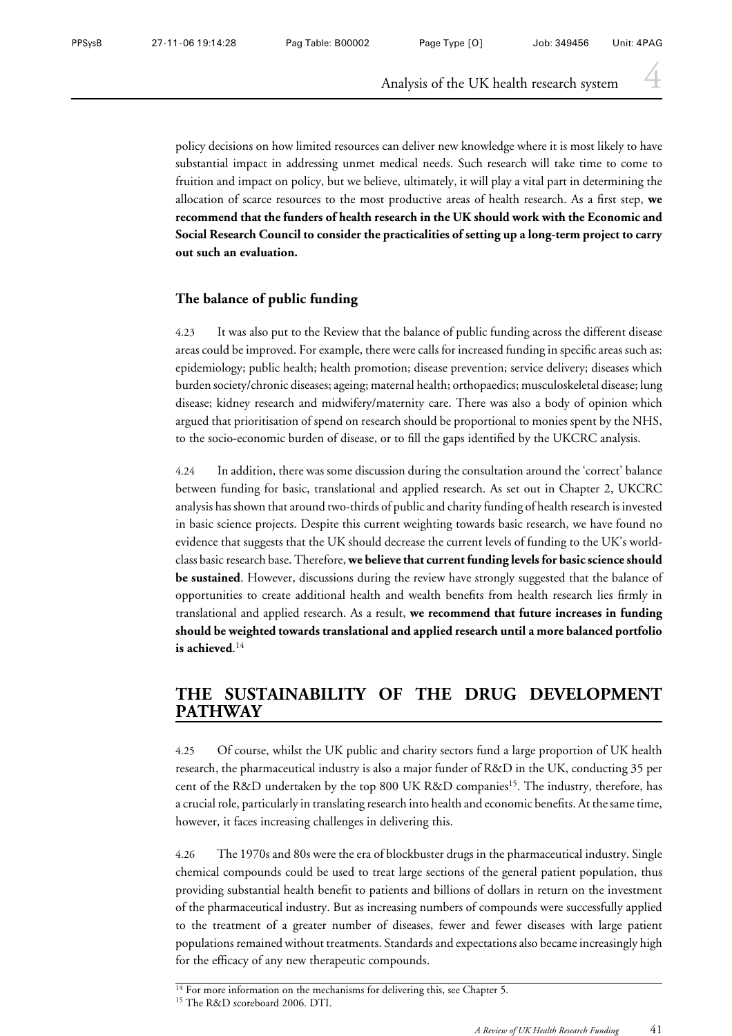policy decisions on how limited resources can deliver new knowledge where it is most likely to have substantial impact in addressing unmet medical needs. Such research will take time to come to fruition and impact on policy, but we believe, ultimately, it will play a vital part in determining the allocation of scarce resources to the most productive areas of health research. As a first step, **we recommend that the funders of health research in the UK should work with the Economic and Social Research Council to consider the practicalities of setting up a long-term project to carry out such an evaluation.**

### The balance of public funding

4.23 It was also put to the Review that the balance of public funding across the different disease areas could be improved. For example, there were calls for increased funding in specific areas such as: epidemiology; public health; health promotion; disease prevention; service delivery; diseases which burden society/chronic diseases; ageing; maternal health; orthopaedics; musculoskeletal disease; lung disease; kidney research and midwifery/maternity care. There was also a body of opinion which argued that prioritisation of spend on research should be proportional to monies spent by the NHS, to the socio-economic burden of disease, or to fill the gaps identified by the UKCRC analysis.

4.24 In addition, there was some discussion during the consultation around the 'correct' balance between funding for basic, translational and applied research. As set out in Chapter 2, UKCRC analysis has shown that around two-thirds of public and charity funding of health research is invested in basic science projects. Despite this current weighting towards basic research, we have found no evidence that suggests that the UK should decrease the current levels of funding to the UK's world-class basic research base. Therefore, **we believe that current funding levels for basic science should be sustained**. However, discussions during the review have strongly suggested that the balance of opportunities to create additional health and wealth benefits from health research lies firmly in translational and applied research. As a result, **we recommend that future increases in funding should be weighted towards translational and applied research until a more balanced portfolio is achieved**.[14]

## THE SUSTAINABILITY OF THE DRUG DEVELOPMENT PATHWAY

4.25 Of course, whilst the UK public and charity sectors fund a large proportion of UK health research, the pharmaceutical industry is also a major funder of R&D in the UK, conducting 35 per cent of the R&D undertaken by the top 800 UK R&D companies[15]. The industry, therefore, has a crucial role, particularly in translating research into health and economic benefits. At the same time, however, it faces increasing challenges in delivering this.

4.26 The 1970s and 80s were the era of blockbuster drugs in the pharmaceutical industry. Single chemical compounds could be used to treat large sections of the general patient population, thus providing substantial health benefit to patients and billions of dollars in return on the investment of the pharmaceutical industry. But as increasing numbers of compounds were successfully applied to the treatment of a greater number of diseases, fewer and fewer diseases with large patient populations remained without treatments. Standards and expectations also became increasingly high for the efficacy of any new therapeutic compounds.

[14] For more information on the mechanisms for delivering this, see Chapter 5.

[15] The R&D scoreboard 2006. DTI.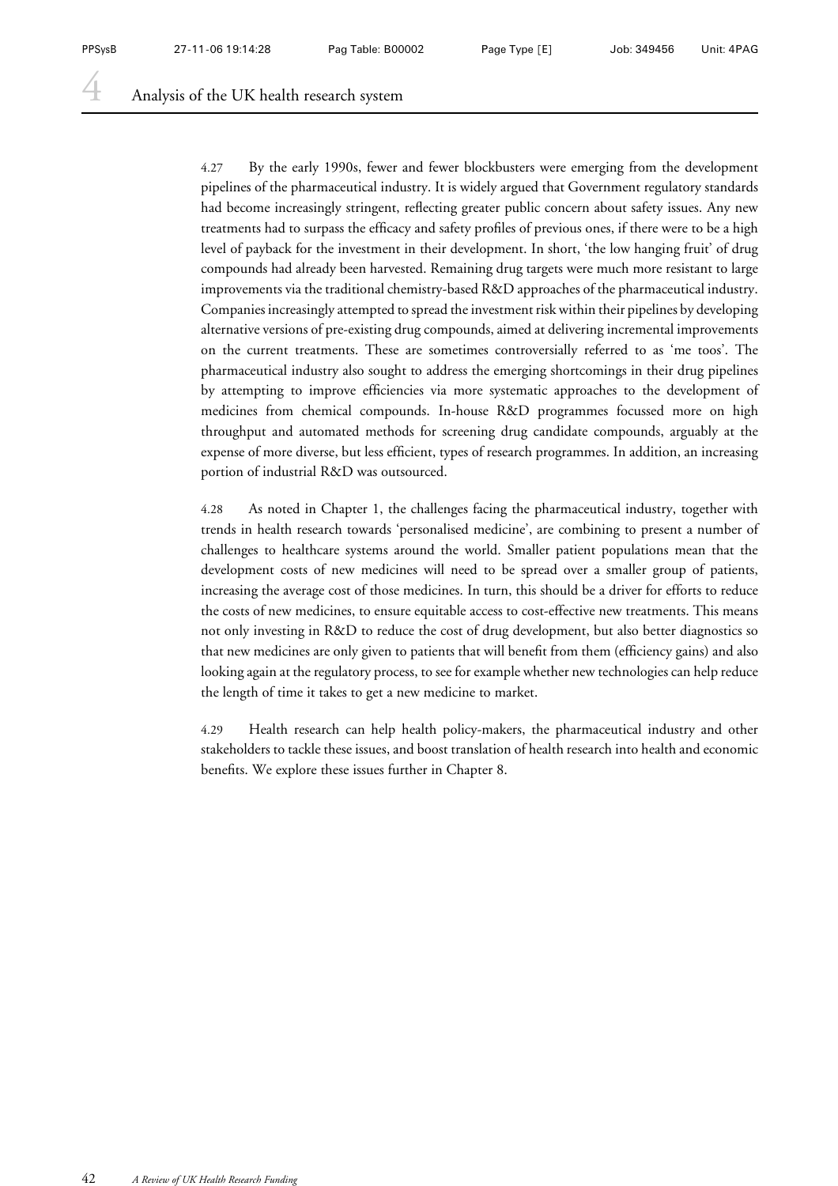4.27 By the early 1990s, fewer and fewer blockbusters were emerging from the development pipelines of the pharmaceutical industry. It is widely argued that Government regulatory standards had become increasingly stringent, reflecting greater public concern about safety issues. Any new treatments had to surpass the efficacy and safety profiles of previous ones, if there were to be a high level of payback for the investment in their development. In short, 'the low hanging fruit' of drug compounds had already been harvested. Remaining drug targets were much more resistant to large improvements via the traditional chemistry-based R&D approaches of the pharmaceutical industry. Companies increasingly attempted to spread the investment risk within their pipelines by developing alternative versions of pre-existing drug compounds, aimed at delivering incremental improvements on the current treatments. These are sometimes controversially referred to as 'me toos'. The pharmaceutical industry also sought to address the emerging shortcomings in their drug pipelines by attempting to improve efficiencies via more systematic approaches to the development of medicines from chemical compounds. In-house R&D programmes focussed more on high throughput and automated methods for screening drug candidate compounds, arguably at the expense of more diverse, but less efficient, types of research programmes. In addition, an increasing portion of industrial R&D was outsourced.

4.28 As noted in Chapter 1, the challenges facing the pharmaceutical industry, together with trends in health research towards 'personalised medicine', are combining to present a number of challenges to healthcare systems around the world. Smaller patient populations mean that the development costs of new medicines will need to be spread over a smaller group of patients, increasing the average cost of those medicines. In turn, this should be a driver for efforts to reduce the costs of new medicines, to ensure equitable access to cost-effective new treatments. This means not only investing in R&D to reduce the cost of drug development, but also better diagnostics so that new medicines are only given to patients that will benefit from them (efficiency gains) and also looking again at the regulatory process, to see for example whether new technologies can help reduce the length of time it takes to get a new medicine to market.

4.29 Health research can help health policy-makers, the pharmaceutical industry and other stakeholders to tackle these issues, and boost translation of health research into health and economic benefits. We explore these issues further in Chapter 8.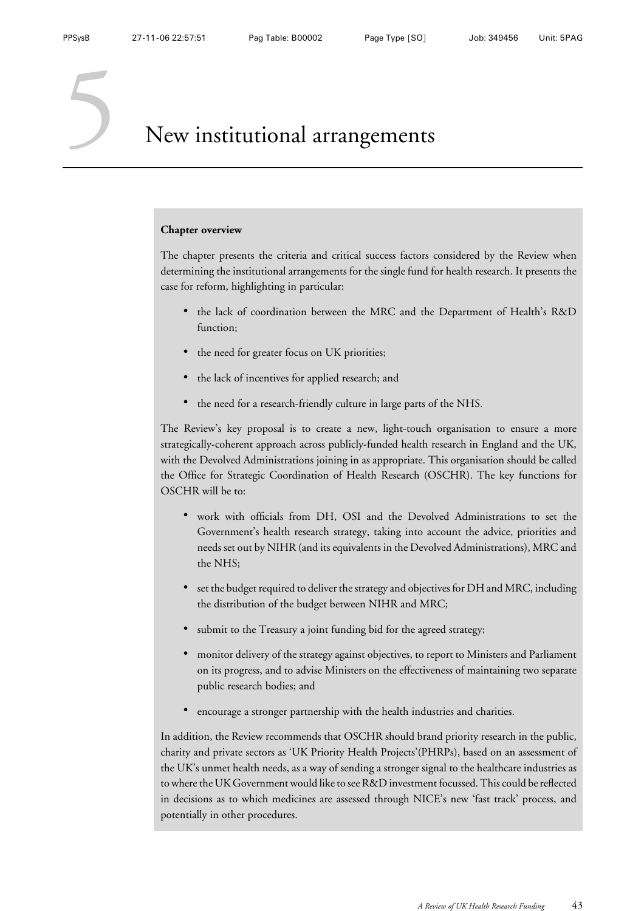# 5 New institutional arrangements

**Chapter overview**

The chapter presents the criteria and critical success factors considered by the Review when determining the institutional arrangements for the single fund for health research. It presents the case for reform, highlighting in particular:

- the lack of coordination between the MRC and the Department of Health's R&D function;
- the need for greater focus on UK priorities;
- the lack of incentives for applied research; and
- the need for a research-friendly culture in large parts of the NHS.

The Review's key proposal is to create a new, light-touch organisation to ensure a more strategically-coherent approach across publicly-funded health research in England and the UK, with the Devolved Administrations joining in as appropriate. This organisation should be called the Office for Strategic Coordination of Health Research (OSCHR). The key functions for OSCHR will be to:

- work with officials from DH, OSI and the Devolved Administrations to set the Government's health research strategy, taking into account the advice, priorities and needs set out by NIHR (and its equivalents in the Devolved Administrations), MRC and the NHS;
- set the budget required to deliver the strategy and objectives for DH and MRC, including the distribution of the budget between NIHR and MRC;
- submit to the Treasury a joint funding bid for the agreed strategy;
- monitor delivery of the strategy against objectives, to report to Ministers and Parliament on its progress, and to advise Ministers on the effectiveness of maintaining two separate public research bodies; and
- encourage a stronger partnership with the health industries and charities.

In addition, the Review recommends that OSCHR should brand priority research in the public, charity and private sectors as 'UK Priority Health Projects'(PHRPs), based on an assessment of the UK's unmet health needs, as a way of sending a stronger signal to the healthcare industries as to where the UK Government would like to see R&D investment focussed. This could be reflected in decisions as to which medicines are assessed through NICE's new 'fast track' process, and potentially in other procedures.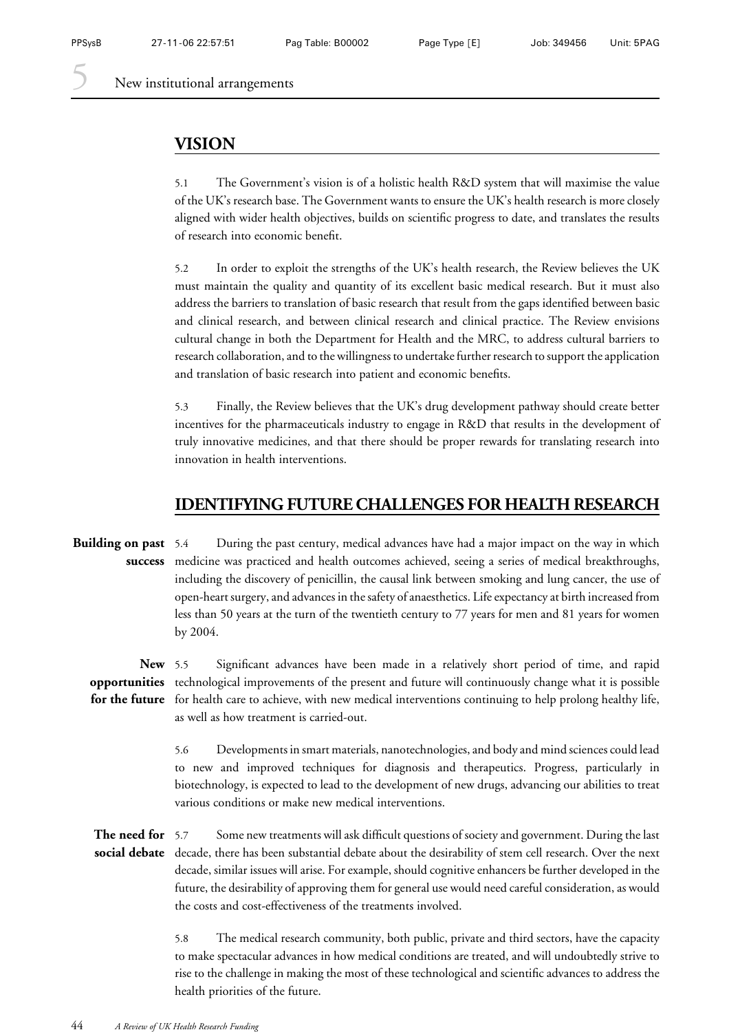## VISION

5.1 The Government's vision is of a holistic health R&D system that will maximise the value of the UK's research base. The Government wants to ensure the UK's health research is more closely aligned with wider health objectives, builds on scientific progress to date, and translates the results of research into economic benefit.

5.2 In order to exploit the strengths of the UK's health research, the Review believes the UK must maintain the quality and quantity of its excellent basic medical research. But it must also address the barriers to translation of basic research that result from the gaps identified between basic and clinical research, and between clinical research and clinical practice. The Review envisions cultural change in both the Department for Health and the MRC, to address cultural barriers to research collaboration, and to the willingness to undertake further research to support the application and translation of basic research into patient and economic benefits.

5.3 Finally, the Review believes that the UK's drug development pathway should create better incentives for the pharmaceuticals industry to engage in R&D that results in the development of truly innovative medicines, and that there should be proper rewards for translating research into innovation in health interventions.

## IDENTIFYING FUTURE CHALLENGES FOR HEALTH RESEARCH

**Building on past success**

5.4 During the past century, medical advances have had a major impact on the way in which medicine was practiced and health outcomes achieved, seeing a series of medical breakthroughs, including the discovery of penicillin, the causal link between smoking and lung cancer, the use of open-heart surgery, and advances in the safety of anaesthetics. Life expectancy at birth increased from less than 50 years at the turn of the twentieth century to 77 years for men and 81 years for women by 2004.

**New opportunities for the future**

5.5 Significant advances have been made in a relatively short period of time, and rapid technological improvements of the present and future will continuously change what it is possible for health care to achieve, with new medical interventions continuing to help prolong healthy life, as well as how treatment is carried-out.

5.6 Developments in smart materials, nanotechnologies, and body and mind sciences could lead to new and improved techniques for diagnosis and therapeutics. Progress, particularly in biotechnology, is expected to lead to the development of new drugs, advancing our abilities to treat various conditions or make new medical interventions.

**The need for social debate**

5.7 Some new treatments will ask difficult questions of society and government. During the last decade, there has been substantial debate about the desirability of stem cell research. Over the next decade, similar issues will arise. For example, should cognitive enhancers be further developed in the future, the desirability of approving them for general use would need careful consideration, as would the costs and cost-effectiveness of the treatments involved.

5.8 The medical research community, both public, private and third sectors, have the capacity to make spectacular advances in how medical conditions are treated, and will undoubtedly strive to rise to the challenge in making the most of these technological and scientific advances to address the health priorities of the future.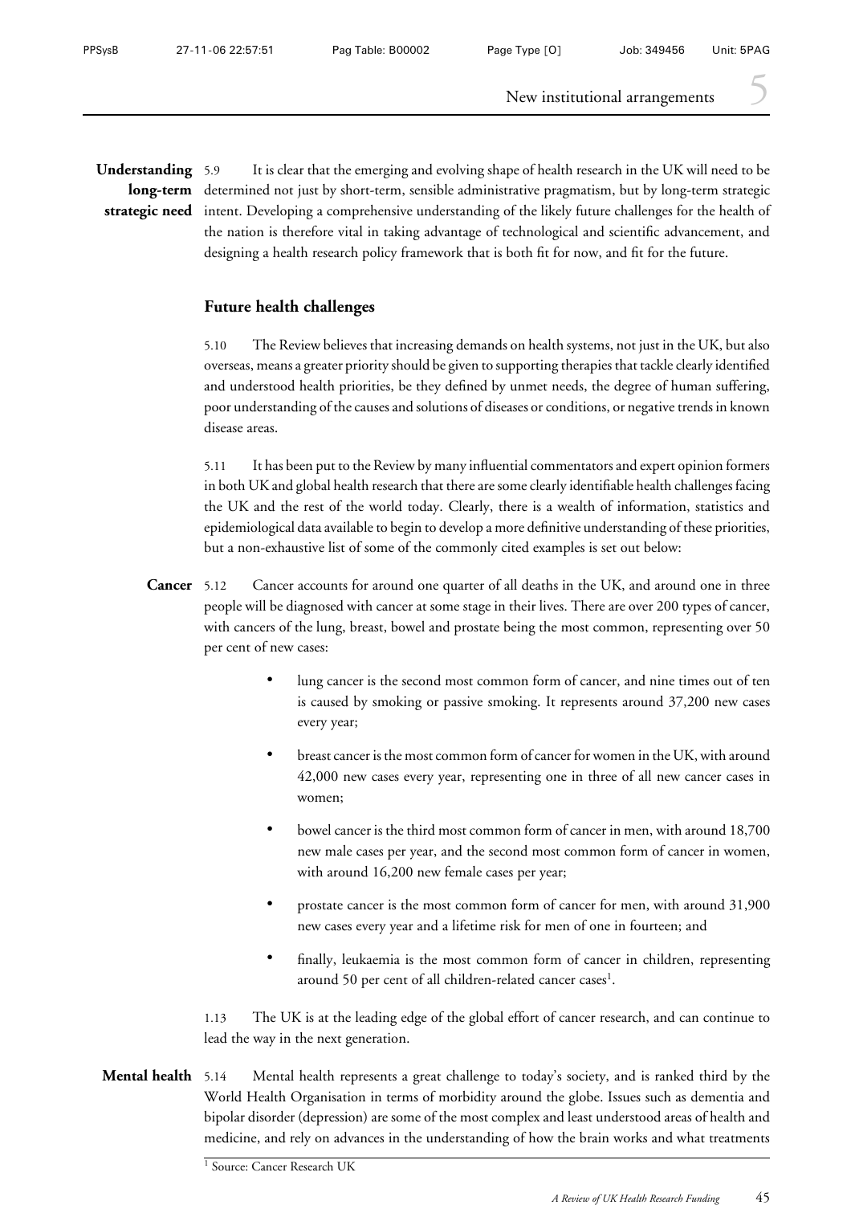**Understanding long-term strategic need**

5.9 It is clear that the emerging and evolving shape of health research in the UK will need to be determined not just by short-term, sensible administrative pragmatism, but by long-term strategic intent. Developing a comprehensive understanding of the likely future challenges for the health of the nation is therefore vital in taking advantage of technological and scientific advancement, and designing a health research policy framework that is both fit for now, and fit for the future.

## Future health challenges

5.10 The Review believes that increasing demands on health systems, not just in the UK, but also overseas, means a greater priority should be given to supporting therapies that tackle clearly identified and understood health priorities, be they defined by unmet needs, the degree of human suffering, poor understanding of the causes and solutions of diseases or conditions, or negative trends in known disease areas.

5.11 It has been put to the Review by many influential commentators and expert opinion formers in both UK and global health research that there are some clearly identifiable health challenges facing the UK and the rest of the world today. Clearly, there is a wealth of information, statistics and epidemiological data available to begin to develop a more definitive understanding of these priorities, but a non-exhaustive list of some of the commonly cited examples is set out below:

**Cancer**

5.12 Cancer accounts for around one quarter of all deaths in the UK, and around one in three people will be diagnosed with cancer at some stage in their lives. There are over 200 types of cancer, with cancers of the lung, breast, bowel and prostate being the most common, representing over 50 per cent of new cases:

- lung cancer is the second most common form of cancer, and nine times out of ten is caused by smoking or passive smoking. It represents around 37,200 new cases every year;
- breast cancer is the most common form of cancer for women in the UK, with around 42,000 new cases every year, representing one in three of all new cancer cases in women;
- bowel cancer is the third most common form of cancer in men, with around 18,700 new male cases per year, and the second most common form of cancer in women, with around 16,200 new female cases per year;
- prostate cancer is the most common form of cancer for men, with around 31,900 new cases every year and a lifetime risk for men of one in fourteen; and
- finally, leukaemia is the most common form of cancer in children, representing around 50 per cent of all children-related cancer cases[1].

1.13 The UK is at the leading edge of the global effort of cancer research, and can continue to lead the way in the next generation.

**Mental health**

5.14 Mental health represents a great challenge to today's society, and is ranked third by the World Health Organisation in terms of morbidity around the globe. Issues such as dementia and bipolar disorder (depression) are some of the most complex and least understood areas of health and medicine, and rely on advances in the understanding of how the brain works and what treatments

[1] Source: Cancer Research UK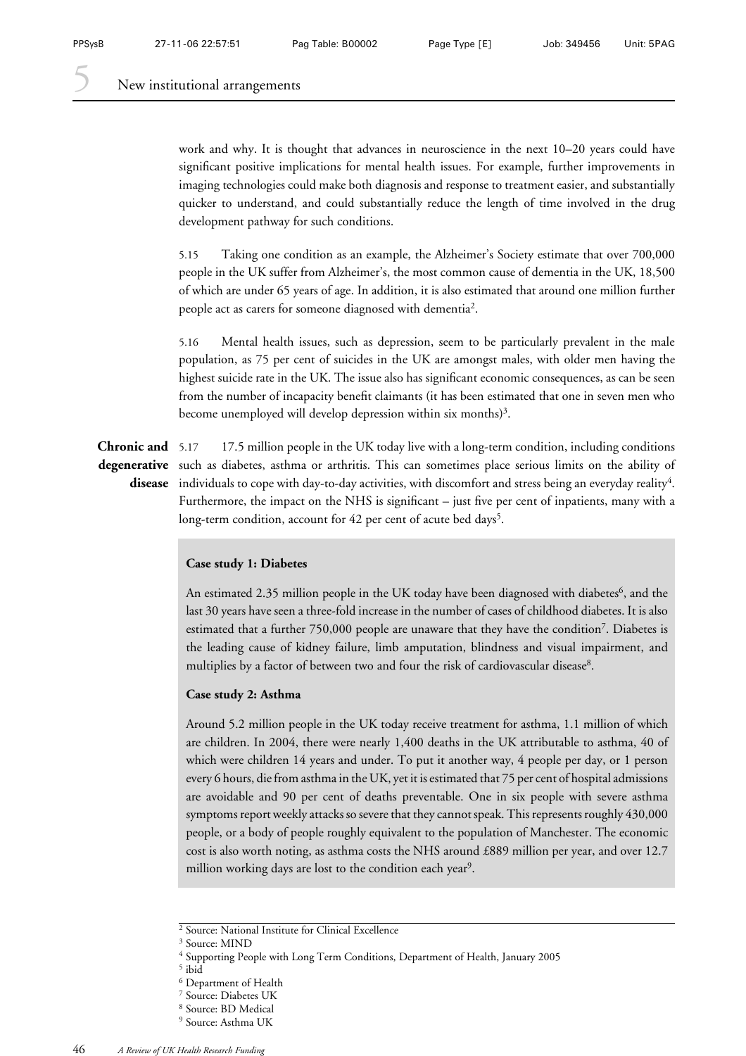work and why. It is thought that advances in neuroscience in the next 10–20 years could have significant positive implications for mental health issues. For example, further improvements in imaging technologies could make both diagnosis and response to treatment easier, and substantially quicker to understand, and could substantially reduce the length of time involved in the drug development pathway for such conditions.

5.15 Taking one condition as an example, the Alzheimer's Society estimate that over 700,000 people in the UK suffer from Alzheimer's, the most common cause of dementia in the UK, 18,500 of which are under 65 years of age. In addition, it is also estimated that around one million further people act as carers for someone diagnosed with dementia[2].

5.16 Mental health issues, such as depression, seem to be particularly prevalent in the male population, as 75 per cent of suicides in the UK are amongst males, with older men having the highest suicide rate in the UK. The issue also has significant economic consequences, as can be seen from the number of incapacity benefit claimants (it has been estimated that one in seven men who become unemployed will develop depression within six months)[3].

**Chronic and degenerative disease**

5.17 17.5 million people in the UK today live with a long-term condition, including conditions such as diabetes, asthma or arthritis. This can sometimes place serious limits on the ability of individuals to cope with day-to-day activities, with discomfort and stress being an everyday reality[4]. Furthermore, the impact on the NHS is significant – just five per cent of inpatients, many with a long-term condition, account for 42 per cent of acute bed days[5].

**Case study 1: Diabetes**

An estimated 2.35 million people in the UK today have been diagnosed with diabetes[6], and the last 30 years have seen a three-fold increase in the number of cases of childhood diabetes. It is also estimated that a further 750,000 people are unaware that they have the condition[7]. Diabetes is the leading cause of kidney failure, limb amputation, blindness and visual impairment, and multiplies by a factor of between two and four the risk of cardiovascular disease[8].

**Case study 2: Asthma**

Around 5.2 million people in the UK today receive treatment for asthma, 1.1 million of which are children. In 2004, there were nearly 1,400 deaths in the UK attributable to asthma, 40 of which were children 14 years and under. To put it another way, 4 people per day, or 1 person every 6 hours, die from asthma in the UK, yet it is estimated that 75 per cent of hospital admissions are avoidable and 90 per cent of deaths preventable. One in six people with severe asthma symptoms report weekly attacks so severe that they cannot speak. This represents roughly 430,000 people, or a body of people roughly equivalent to the population of Manchester. The economic cost is also worth noting, as asthma costs the NHS around £889 million per year, and over 12.7 million working days are lost to the condition each year[9].

---

[2] Source: National Institute for Clinical Excellence
[3] Source: MIND
[4] Supporting People with Long Term Conditions, Department of Health, January 2005
[5] ibid
[6] Department of Health
[7] Source: Diabetes UK
[8] Source: BD Medical
[9] Source: Asthma UK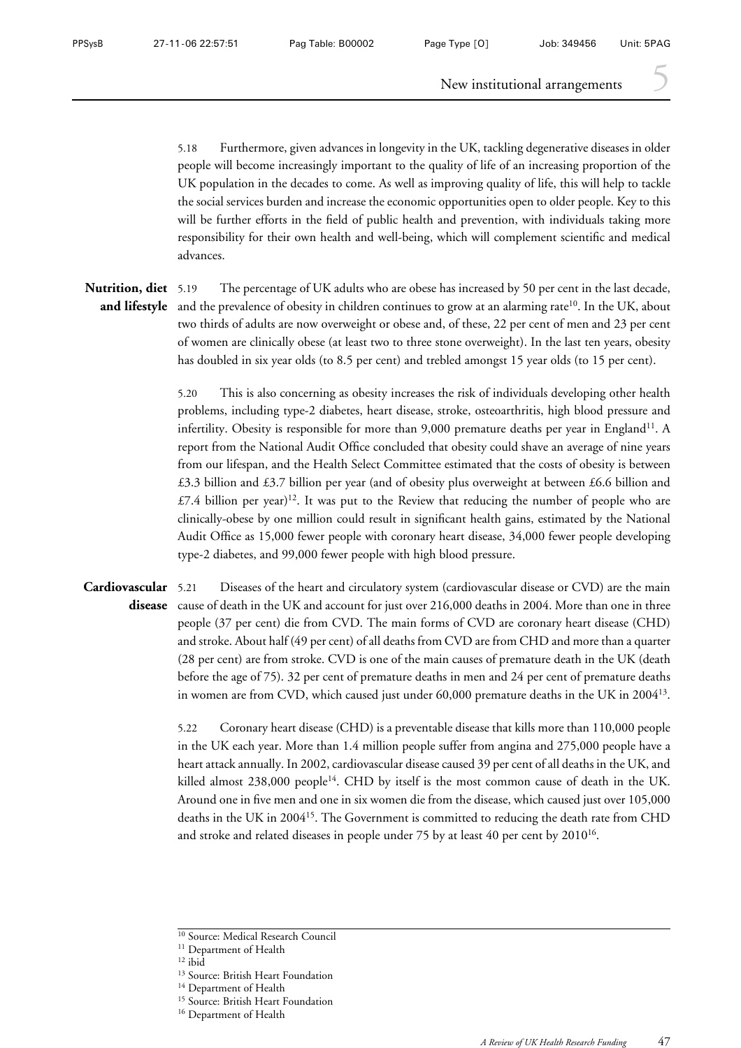5.18 Furthermore, given advances in longevity in the UK, tackling degenerative diseases in older people will become increasingly important to the quality of life of an increasing proportion of the UK population in the decades to come. As well as improving quality of life, this will help to tackle the social services burden and increase the economic opportunities open to older people. Key to this will be further efforts in the field of public health and prevention, with individuals taking more responsibility for their own health and well-being, which will complement scientific and medical advances.

**Nutrition, diet and lifestyle**

5.19 The percentage of UK adults who are obese has increased by 50 per cent in the last decade, and the prevalence of obesity in children continues to grow at an alarming rate[10]. In the UK, about two thirds of adults are now overweight or obese and, of these, 22 per cent of men and 23 per cent of women are clinically obese (at least two to three stone overweight). In the last ten years, obesity has doubled in six year olds (to 8.5 per cent) and trebled amongst 15 year olds (to 15 per cent).

5.20 This is also concerning as obesity increases the risk of individuals developing other health problems, including type-2 diabetes, heart disease, stroke, osteoarthritis, high blood pressure and infertility. Obesity is responsible for more than 9,000 premature deaths per year in England[11]. A report from the National Audit Office concluded that obesity could shave an average of nine years from our lifespan, and the Health Select Committee estimated that the costs of obesity is between £3.3 billion and £3.7 billion per year (and of obesity plus overweight at between £6.6 billion and £7.4 billion per year)[12]. It was put to the Review that reducing the number of people who are clinically-obese by one million could result in significant health gains, estimated by the National Audit Office as 15,000 fewer people with coronary heart disease, 34,000 fewer people developing type-2 diabetes, and 99,000 fewer people with high blood pressure.

**Cardiovascular disease**

5.21 Diseases of the heart and circulatory system (cardiovascular disease or CVD) are the main cause of death in the UK and account for just over 216,000 deaths in 2004. More than one in three people (37 per cent) die from CVD. The main forms of CVD are coronary heart disease (CHD) and stroke. About half (49 per cent) of all deaths from CVD are from CHD and more than a quarter (28 per cent) are from stroke. CVD is one of the main causes of premature death in the UK (death before the age of 75). 32 per cent of premature deaths in men and 24 per cent of premature deaths in women are from CVD, which caused just under 60,000 premature deaths in the UK in 2004[13].

5.22 Coronary heart disease (CHD) is a preventable disease that kills more than 110,000 people in the UK each year. More than 1.4 million people suffer from angina and 275,000 people have a heart attack annually. In 2002, cardiovascular disease caused 39 per cent of all deaths in the UK, and killed almost 238,000 people[14]. CHD by itself is the most common cause of death in the UK. Around one in five men and one in six women die from the disease, which caused just over 105,000 deaths in the UK in 2004[15]. The Government is committed to reducing the death rate from CHD and stroke and related diseases in people under 75 by at least 40 per cent by 2010[16].

---

[10] Source: Medical Research Council
[11] Department of Health
[12] ibid
[13] Source: British Heart Foundation
[14] Department of Health
[15] Source: British Heart Foundation
[16] Department of Health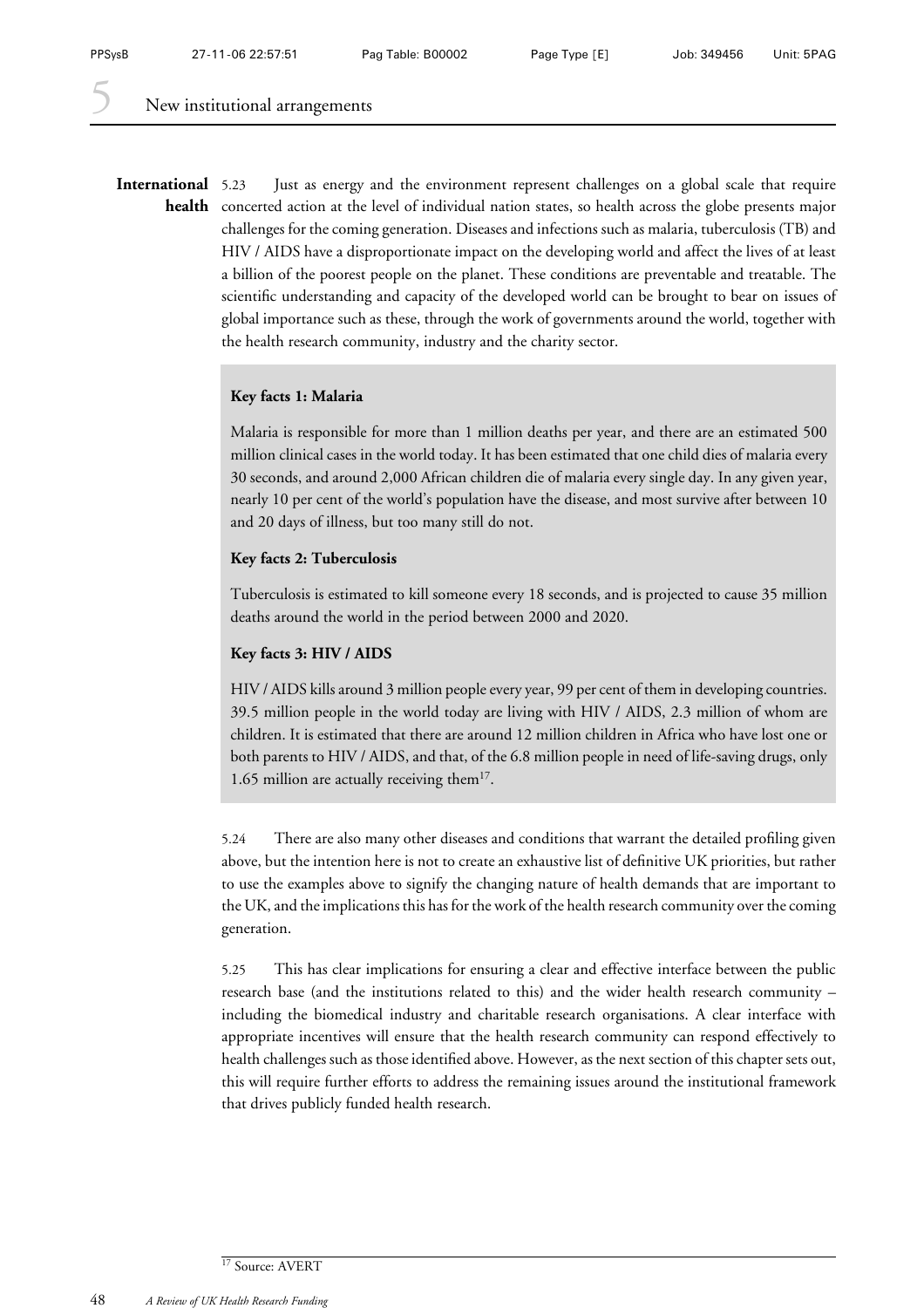**International health**

5.23 Just as energy and the environment represent challenges on a global scale that require concerted action at the level of individual nation states, so health across the globe presents major challenges for the coming generation. Diseases and infections such as malaria, tuberculosis (TB) and HIV / AIDS have a disproportionate impact on the developing world and affect the lives of at least a billion of the poorest people on the planet. These conditions are preventable and treatable. The scientific understanding and capacity of the developed world can be brought to bear on issues of global importance such as these, through the work of governments around the world, together with the health research community, industry and the charity sector.

> **Key facts 1: Malaria**
>
> Malaria is responsible for more than 1 million deaths per year, and there are an estimated 500 million clinical cases in the world today. It has been estimated that one child dies of malaria every 30 seconds, and around 2,000 African children die of malaria every single day. In any given year, nearly 10 per cent of the world's population have the disease, and most survive after between 10 and 20 days of illness, but too many still do not.
>
> **Key facts 2: Tuberculosis**
>
> Tuberculosis is estimated to kill someone every 18 seconds, and is projected to cause 35 million deaths around the world in the period between 2000 and 2020.
>
> **Key facts 3: HIV / AIDS**
>
> HIV / AIDS kills around 3 million people every year, 99 per cent of them in developing countries. 39.5 million people in the world today are living with HIV / AIDS, 2.3 million of whom are children. It is estimated that there are around 12 million children in Africa who have lost one or both parents to HIV / AIDS, and that, of the 6.8 million people in need of life-saving drugs, only 1.65 million are actually receiving them[17].

5.24 There are also many other diseases and conditions that warrant the detailed profiling given above, but the intention here is not to create an exhaustive list of definitive UK priorities, but rather to use the examples above to signify the changing nature of health demands that are important to the UK, and the implications this has for the work of the health research community over the coming generation.

5.25 This has clear implications for ensuring a clear and effective interface between the public research base (and the institutions related to this) and the wider health research community – including the biomedical industry and charitable research organisations. A clear interface with appropriate incentives will ensure that the health research community can respond effectively to health challenges such as those identified above. However, as the next section of this chapter sets out, this will require further efforts to address the remaining issues around the institutional framework that drives publicly funded health research.

[17] Source: AVERT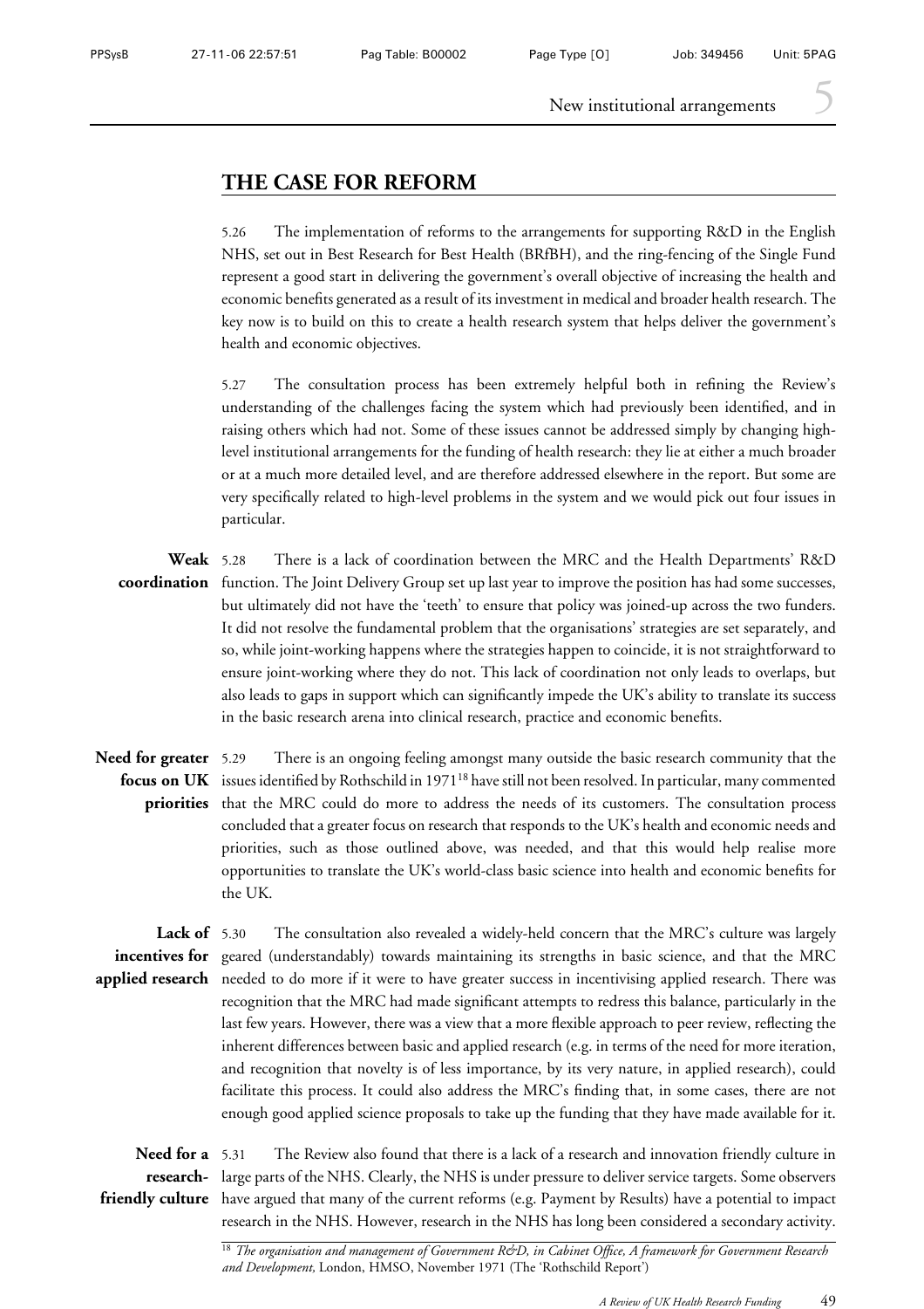## THE CASE FOR REFORM

5.26 The implementation of reforms to the arrangements for supporting R&D in the English NHS, set out in Best Research for Best Health (BRfBH), and the ring-fencing of the Single Fund represent a good start in delivering the government's overall objective of increasing the health and economic benefits generated as a result of its investment in medical and broader health research. The key now is to build on this to create a health research system that helps deliver the government's health and economic objectives.

5.27 The consultation process has been extremely helpful both in refining the Review's understanding of the challenges facing the system which had previously been identified, and in raising others which had not. Some of these issues cannot be addressed simply by changing high-level institutional arrangements for the funding of health research: they lie at either a much broader or at a much more detailed level, and are therefore addressed elsewhere in the report. But some are very specifically related to high-level problems in the system and we would pick out four issues in particular.

**Weak coordination**

5.28 There is a lack of coordination between the MRC and the Health Departments' R&D function. The Joint Delivery Group set up last year to improve the position has had some successes, but ultimately did not have the 'teeth' to ensure that policy was joined-up across the two funders. It did not resolve the fundamental problem that the organisations' strategies are set separately, and so, while joint-working happens where the strategies happen to coincide, it is not straightforward to ensure joint-working where they do not. This lack of coordination not only leads to overlaps, but also leads to gaps in support which can significantly impede the UK's ability to translate its success in the basic research arena into clinical research, practice and economic benefits.

**Need for greater focus on UK priorities**

5.29 There is an ongoing feeling amongst many outside the basic research community that the issues identified by Rothschild in 1971[18] have still not been resolved. In particular, many commented that the MRC could do more to address the needs of its customers. The consultation process concluded that a greater focus on research that responds to the UK's health and economic needs and priorities, such as those outlined above, was needed, and that this would help realise more opportunities to translate the UK's world-class basic science into health and economic benefits for the UK.

**Lack of incentives for applied research**

5.30 The consultation also revealed a widely-held concern that the MRC's culture was largely geared (understandably) towards maintaining its strengths in basic science, and that the MRC needed to do more if it were to have greater success in incentivising applied research. There was recognition that the MRC had made significant attempts to redress this balance, particularly in the last few years. However, there was a view that a more flexible approach to peer review, reflecting the inherent differences between basic and applied research (e.g. in terms of the need for more iteration, and recognition that novelty is of less importance, by its very nature, in applied research), could facilitate this process. It could also address the MRC's finding that, in some cases, there are not enough good applied science proposals to take up the funding that they have made available for it.

**Need for a research-friendly culture**

5.31 The Review also found that there is a lack of a research and innovation friendly culture in large parts of the NHS. Clearly, the NHS is under pressure to deliver service targets. Some observers have argued that many of the current reforms (e.g. Payment by Results) have a potential to impact research in the NHS. However, research in the NHS has long been considered a secondary activity.

[18] *The organisation and management of Government R&D, in Cabinet Office, A framework for Government Research and Development,* London, HMSO, November 1971 (The 'Rothschild Report')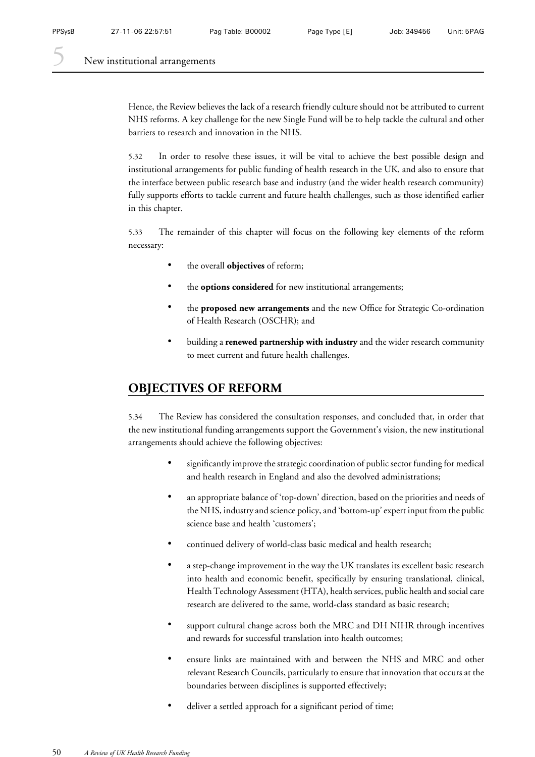Hence, the Review believes the lack of a research friendly culture should not be attributed to current NHS reforms. A key challenge for the new Single Fund will be to help tackle the cultural and other barriers to research and innovation in the NHS.

5.32 In order to resolve these issues, it will be vital to achieve the best possible design and institutional arrangements for public funding of health research in the UK, and also to ensure that the interface between public research base and industry (and the wider health research community) fully supports efforts to tackle current and future health challenges, such as those identified earlier in this chapter.

5.33 The remainder of this chapter will focus on the following key elements of the reform necessary:

- the overall **objectives** of reform;
- the **options considered** for new institutional arrangements;
- the **proposed new arrangements** and the new Office for Strategic Co-ordination of Health Research (OSCHR); and
- building a **renewed partnership with industry** and the wider research community to meet current and future health challenges.

## OBJECTIVES OF REFORM

5.34 The Review has considered the consultation responses, and concluded that, in order that the new institutional funding arrangements support the Government's vision, the new institutional arrangements should achieve the following objectives:

- significantly improve the strategic coordination of public sector funding for medical and health research in England and also the devolved administrations;
- an appropriate balance of 'top-down' direction, based on the priorities and needs of the NHS, industry and science policy, and 'bottom-up' expert input from the public science base and health 'customers';
- continued delivery of world-class basic medical and health research;
- a step-change improvement in the way the UK translates its excellent basic research into health and economic benefit, specifically by ensuring translational, clinical, Health Technology Assessment (HTA), health services, public health and social care research are delivered to the same, world-class standard as basic research;
- support cultural change across both the MRC and DH NIHR through incentives and rewards for successful translation into health outcomes;
- ensure links are maintained with and between the NHS and MRC and other relevant Research Councils, particularly to ensure that innovation that occurs at the boundaries between disciplines is supported effectively;
- deliver a settled approach for a significant period of time;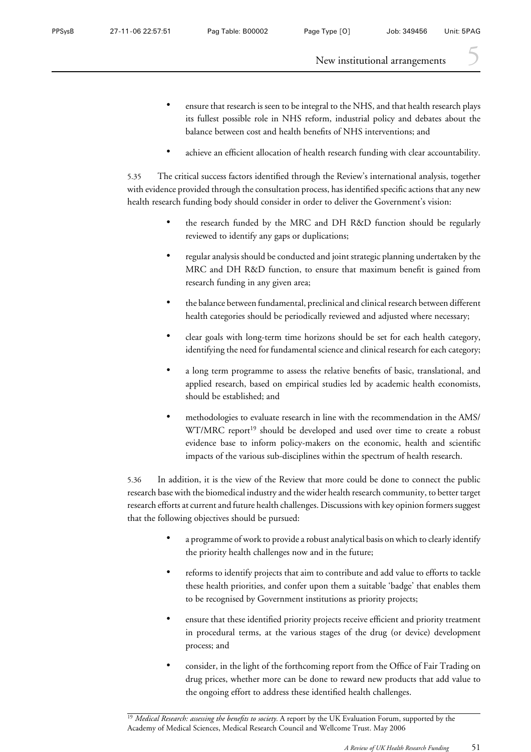- ensure that research is seen to be integral to the NHS, and that health research plays its fullest possible role in NHS reform, industrial policy and debates about the balance between cost and health benefits of NHS interventions; and
- achieve an efficient allocation of health research funding with clear accountability.

5.35 The critical success factors identified through the Review's international analysis, together with evidence provided through the consultation process, has identified specific actions that any new health research funding body should consider in order to deliver the Government's vision:

- the research funded by the MRC and DH R&D function should be regularly reviewed to identify any gaps or duplications;
- regular analysis should be conducted and joint strategic planning undertaken by the MRC and DH R&D function, to ensure that maximum benefit is gained from research funding in any given area;
- the balance between fundamental, preclinical and clinical research between different health categories should be periodically reviewed and adjusted where necessary;
- clear goals with long-term time horizons should be set for each health category, identifying the need for fundamental science and clinical research for each category;
- a long term programme to assess the relative benefits of basic, translational, and applied research, based on empirical studies led by academic health economists, should be established; and
- methodologies to evaluate research in line with the recommendation in the AMS/WT/MRC report[19] should be developed and used over time to create a robust evidence base to inform policy-makers on the economic, health and scientific impacts of the various sub-disciplines within the spectrum of health research.

5.36 In addition, it is the view of the Review that more could be done to connect the public research base with the biomedical industry and the wider health research community, to better target research efforts at current and future health challenges. Discussions with key opinion formers suggest that the following objectives should be pursued:

- a programme of work to provide a robust analytical basis on which to clearly identify the priority health challenges now and in the future;
- reforms to identify projects that aim to contribute and add value to efforts to tackle these health priorities, and confer upon them a suitable 'badge' that enables them to be recognised by Government institutions as priority projects;
- ensure that these identified priority projects receive efficient and priority treatment in procedural terms, at the various stages of the drug (or device) development process; and
- consider, in the light of the forthcoming report from the Office of Fair Trading on drug prices, whether more can be done to reward new products that add value to the ongoing effort to address these identified health challenges.

[19] *Medical Research: assessing the benefits to society.* A report by the UK Evaluation Forum, supported by the Academy of Medical Sciences, Medical Research Council and Wellcome Trust. May 2006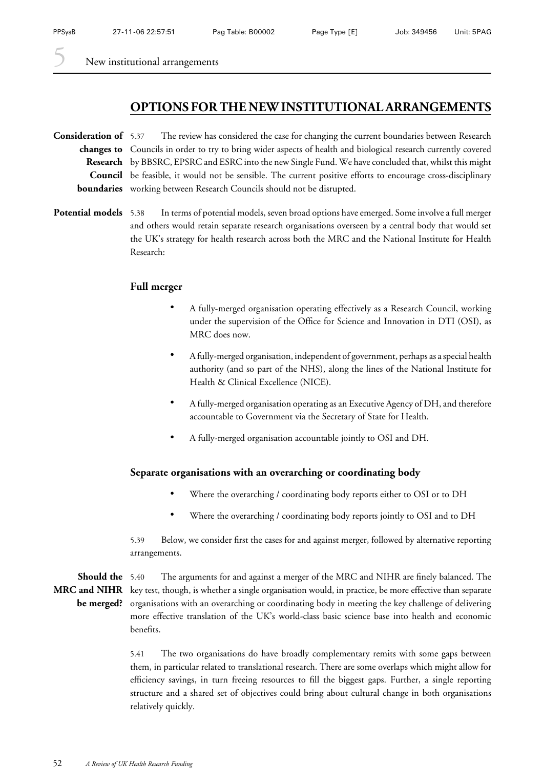## OPTIONS FOR THE NEW INSTITUTIONAL ARRANGEMENTS

**Consideration of changes to Research Council boundaries**

5.37 The review has considered the case for changing the current boundaries between Research Councils in order to try to bring wider aspects of health and biological research currently covered by BBSRC, EPSRC and ESRC into the new Single Fund. We have concluded that, whilst this might be feasible, it would not be sensible. The current positive efforts to encourage cross-disciplinary working between Research Councils should not be disrupted.

**Potential models**

5.38 In terms of potential models, seven broad options have emerged. Some involve a full merger and others would retain separate research organisations overseen by a central body that would set the UK's strategy for health research across both the MRC and the National Institute for Health Research:

### Full merger

- A fully-merged organisation operating effectively as a Research Council, working under the supervision of the Office for Science and Innovation in DTI (OSI), as MRC does now.
- A fully-merged organisation, independent of government, perhaps as a special health authority (and so part of the NHS), along the lines of the National Institute for Health & Clinical Excellence (NICE).
- A fully-merged organisation operating as an Executive Agency of DH, and therefore accountable to Government via the Secretary of State for Health.
- A fully-merged organisation accountable jointly to OSI and DH.

### Separate organisations with an overarching or coordinating body

- Where the overarching / coordinating body reports either to OSI or to DH
- Where the overarching / coordinating body reports jointly to OSI and to DH

5.39 Below, we consider first the cases for and against merger, followed by alternative reporting arrangements.

**Should the MRC and NIHR be merged?**

5.40 The arguments for and against a merger of the MRC and NIHR are finely balanced. The key test, though, is whether a single organisation would, in practice, be more effective than separate organisations with an overarching or coordinating body in meeting the key challenge of delivering more effective translation of the UK's world-class basic science base into health and economic benefits.

5.41 The two organisations do have broadly complementary remits with some gaps between them, in particular related to translational research. There are some overlaps which might allow for efficiency savings, in turn freeing resources to fill the biggest gaps. Further, a single reporting structure and a shared set of objectives could bring about cultural change in both organisations relatively quickly.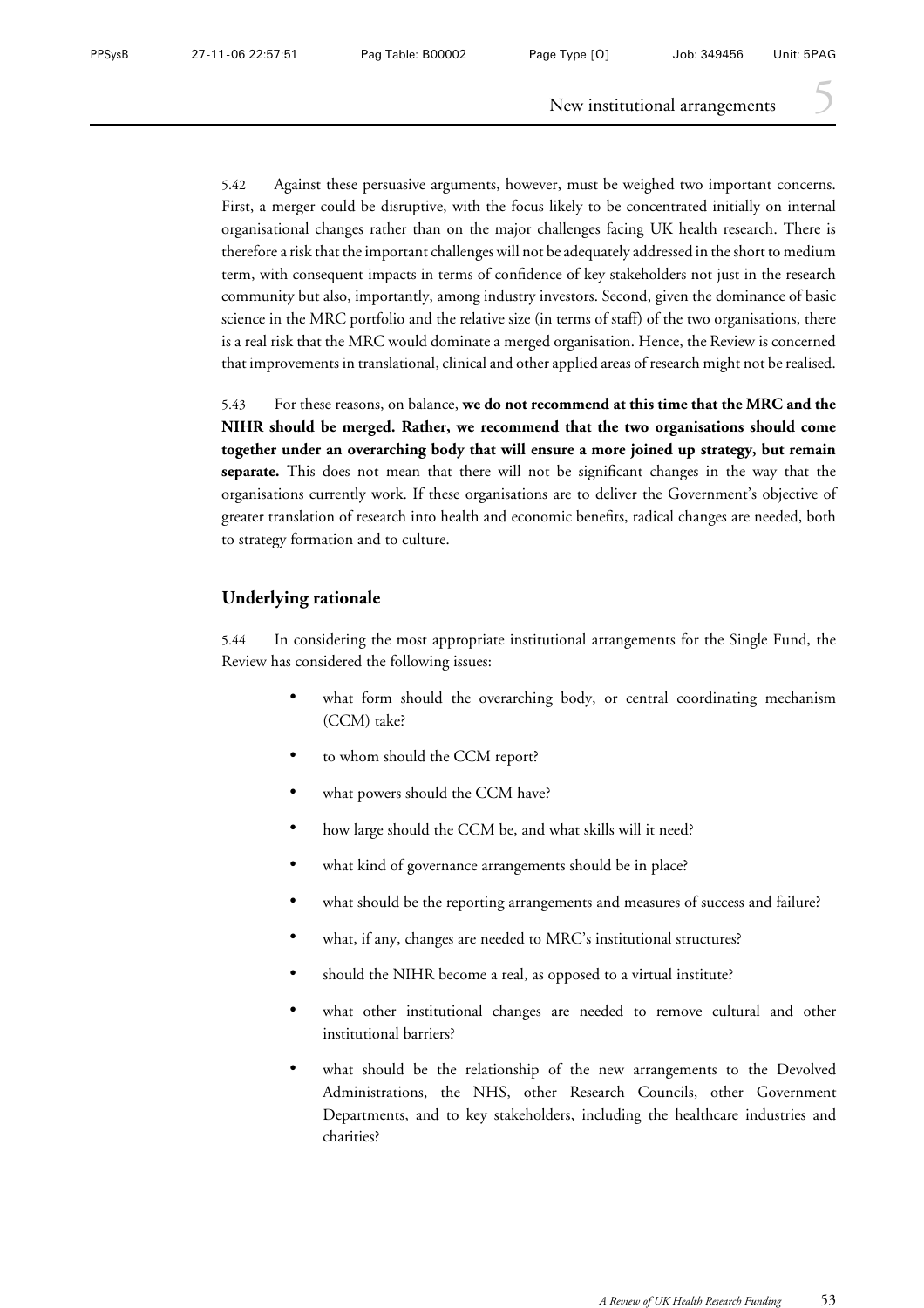5.42 Against these persuasive arguments, however, must be weighed two important concerns. First, a merger could be disruptive, with the focus likely to be concentrated initially on internal organisational changes rather than on the major challenges facing UK health research. There is therefore a risk that the important challenges will not be adequately addressed in the short to medium term, with consequent impacts in terms of confidence of key stakeholders not just in the research community but also, importantly, among industry investors. Second, given the dominance of basic science in the MRC portfolio and the relative size (in terms of staff) of the two organisations, there is a real risk that the MRC would dominate a merged organisation. Hence, the Review is concerned that improvements in translational, clinical and other applied areas of research might not be realised.

5.43 For these reasons, on balance, **we do not recommend at this time that the MRC and the NIHR should be merged. Rather, we recommend that the two organisations should come together under an overarching body that will ensure a more joined up strategy, but remain separate.** This does not mean that there will not be significant changes in the way that the organisations currently work. If these organisations are to deliver the Government's objective of greater translation of research into health and economic benefits, radical changes are needed, both to strategy formation and to culture.

## Underlying rationale

5.44 In considering the most appropriate institutional arrangements for the Single Fund, the Review has considered the following issues:

- what form should the overarching body, or central coordinating mechanism (CCM) take?
- to whom should the CCM report?
- what powers should the CCM have?
- how large should the CCM be, and what skills will it need?
- what kind of governance arrangements should be in place?
- what should be the reporting arrangements and measures of success and failure?
- what, if any, changes are needed to MRC's institutional structures?
- should the NIHR become a real, as opposed to a virtual institute?
- what other institutional changes are needed to remove cultural and other institutional barriers?
- what should be the relationship of the new arrangements to the Devolved Administrations, the NHS, other Research Councils, other Government Departments, and to key stakeholders, including the healthcare industries and charities?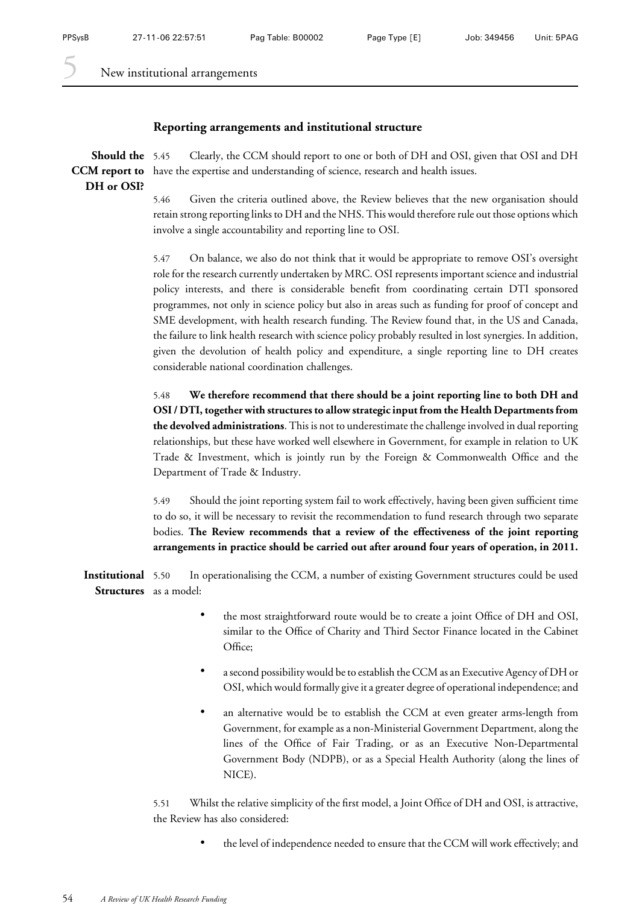## Reporting arrangements and institutional structure

**Should the CCM report to DH or OSI?**

5.45 Clearly, the CCM should report to one or both of DH and OSI, given that OSI and DH have the expertise and understanding of science, research and health issues.

5.46 Given the criteria outlined above, the Review believes that the new organisation should retain strong reporting links to DH and the NHS. This would therefore rule out those options which involve a single accountability and reporting line to OSI.

5.47 On balance, we also do not think that it would be appropriate to remove OSI's oversight role for the research currently undertaken by MRC. OSI represents important science and industrial policy interests, and there is considerable benefit from coordinating certain DTI sponsored programmes, not only in science policy but also in areas such as funding for proof of concept and SME development, with health research funding. The Review found that, in the US and Canada, the failure to link health research with science policy probably resulted in lost synergies. In addition, given the devolution of health policy and expenditure, a single reporting line to DH creates considerable national coordination challenges.

5.48 **We therefore recommend that there should be a joint reporting line to both DH and OSI / DTI, together with structures to allow strategic input from the Health Departments from the devolved administrations**. This is not to underestimate the challenge involved in dual reporting relationships, but these have worked well elsewhere in Government, for example in relation to UK Trade & Investment, which is jointly run by the Foreign & Commonwealth Office and the Department of Trade & Industry.

5.49 Should the joint reporting system fail to work effectively, having been given sufficient time to do so, it will be necessary to revisit the recommendation to fund research through two separate bodies. **The Review recommends that a review of the effectiveness of the joint reporting arrangements in practice should be carried out after around four years of operation, in 2011.**

**Institutional Structures**

5.50 In operationalising the CCM, a number of existing Government structures could be used as a model:

- the most straightforward route would be to create a joint Office of DH and OSI, similar to the Office of Charity and Third Sector Finance located in the Cabinet Office;
- a second possibility would be to establish the CCM as an Executive Agency of DH or OSI, which would formally give it a greater degree of operational independence; and
- an alternative would be to establish the CCM at even greater arms-length from Government, for example as a non-Ministerial Government Department, along the lines of the Office of Fair Trading, or as an Executive Non-Departmental Government Body (NDPB), or as a Special Health Authority (along the lines of NICE).

5.51 Whilst the relative simplicity of the first model, a Joint Office of DH and OSI, is attractive, the Review has also considered:

- the level of independence needed to ensure that the CCM will work effectively; and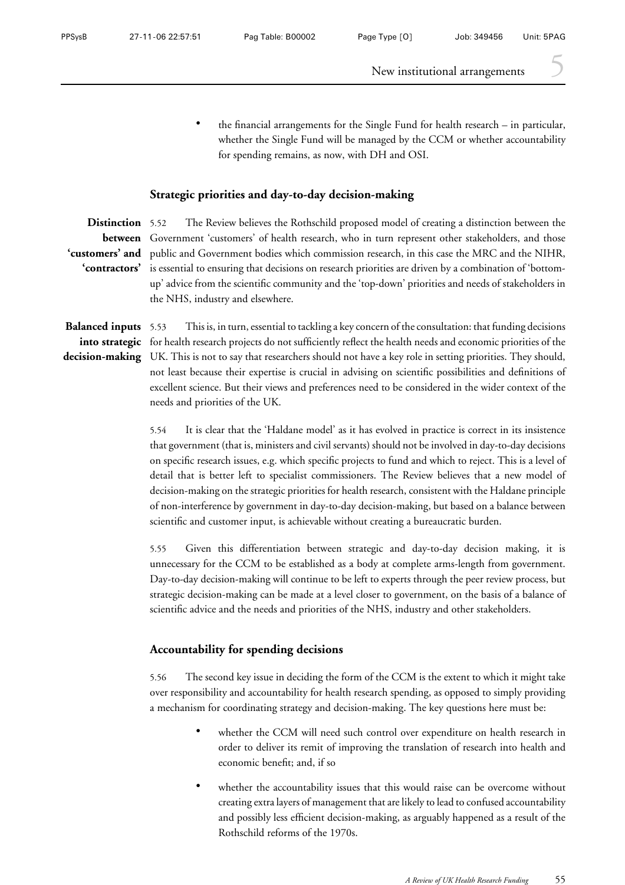- the financial arrangements for the Single Fund for health research – in particular, whether the Single Fund will be managed by the CCM or whether accountability for spending remains, as now, with DH and OSI.

## Strategic priorities and day-to-day decision-making

**Distinction between 'customers' and 'contractors'**

5.52 The Review believes the Rothschild proposed model of creating a distinction between the Government 'customers' of health research, who in turn represent other stakeholders, and those public and Government bodies which commission research, in this case the MRC and the NIHR, is essential to ensuring that decisions on research priorities are driven by a combination of 'bottom-up' advice from the scientific community and the 'top-down' priorities and needs of stakeholders in the NHS, industry and elsewhere.

**Balanced inputs into strategic decision-making**

5.53 This is, in turn, essential to tackling a key concern of the consultation: that funding decisions for health research projects do not sufficiently reflect the health needs and economic priorities of the UK. This is not to say that researchers should not have a key role in setting priorities. They should, not least because their expertise is crucial in advising on scientific possibilities and definitions of excellent science. But their views and preferences need to be considered in the wider context of the needs and priorities of the UK.

5.54 It is clear that the 'Haldane model' as it has evolved in practice is correct in its insistence that government (that is, ministers and civil servants) should not be involved in day-to-day decisions on specific research issues, e.g. which specific projects to fund and which to reject. This is a level of detail that is better left to specialist commissioners. The Review believes that a new model of decision-making on the strategic priorities for health research, consistent with the Haldane principle of non-interference by government in day-to-day decision-making, but based on a balance between scientific and customer input, is achievable without creating a bureaucratic burden.

5.55 Given this differentiation between strategic and day-to-day decision making, it is unnecessary for the CCM to be established as a body at complete arms-length from government. Day-to-day decision-making will continue to be left to experts through the peer review process, but strategic decision-making can be made at a level closer to government, on the basis of a balance of scientific advice and the needs and priorities of the NHS, industry and other stakeholders.

## Accountability for spending decisions

5.56 The second key issue in deciding the form of the CCM is the extent to which it might take over responsibility and accountability for health research spending, as opposed to simply providing a mechanism for coordinating strategy and decision-making. The key questions here must be:

- whether the CCM will need such control over expenditure on health research in order to deliver its remit of improving the translation of research into health and economic benefit; and, if so
- whether the accountability issues that this would raise can be overcome without creating extra layers of management that are likely to lead to confused accountability and possibly less efficient decision-making, as arguably happened as a result of the Rothschild reforms of the 1970s.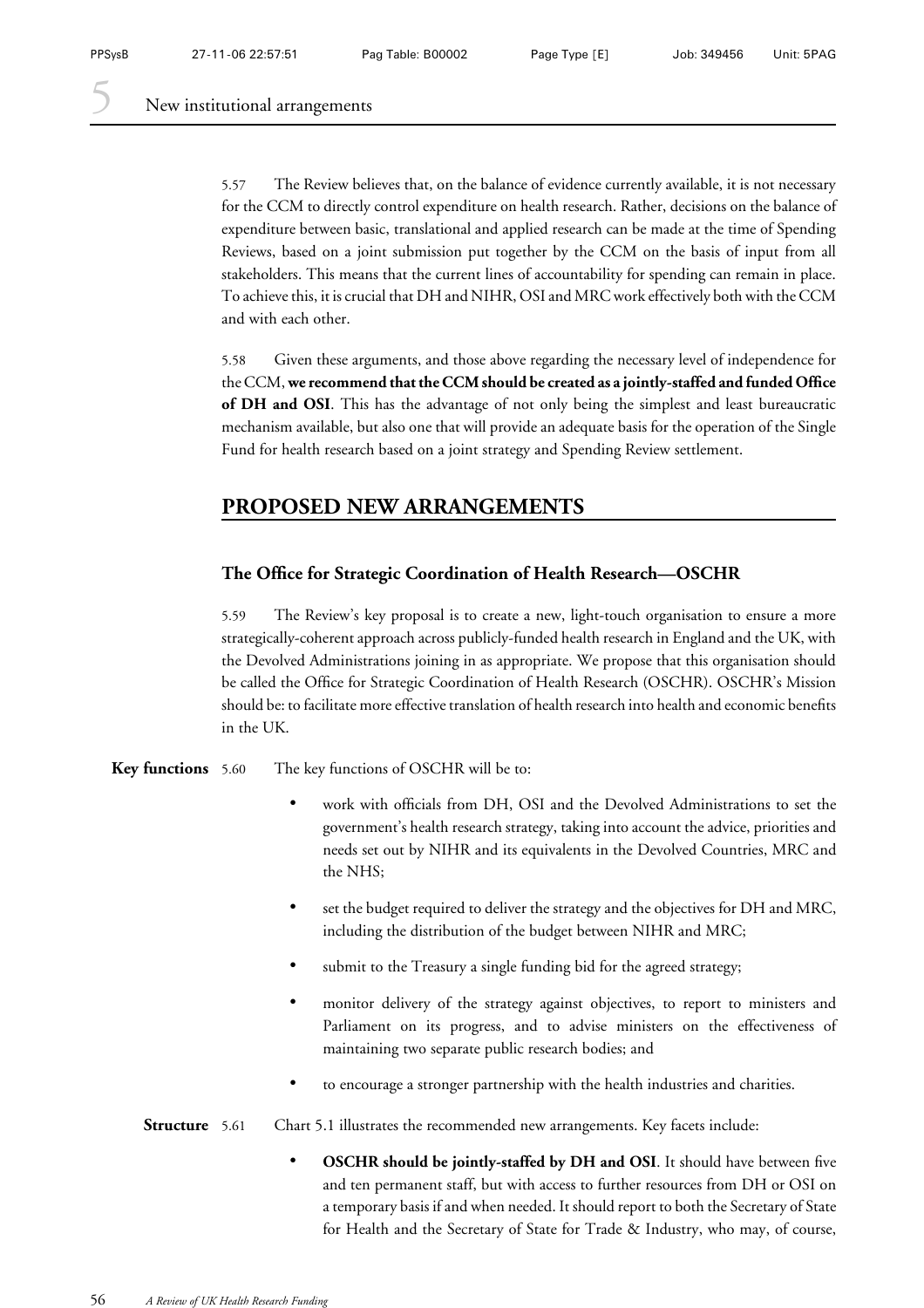5.57 The Review believes that, on the balance of evidence currently available, it is not necessary for the CCM to directly control expenditure on health research. Rather, decisions on the balance of expenditure between basic, translational and applied research can be made at the time of Spending Reviews, based on a joint submission put together by the CCM on the basis of input from all stakeholders. This means that the current lines of accountability for spending can remain in place. To achieve this, it is crucial that DH and NIHR, OSI and MRC work effectively both with the CCM and with each other.

5.58 Given these arguments, and those above regarding the necessary level of independence for the CCM, **we recommend that the CCM should be created as a jointly-staffed and funded Office of DH and OSI**. This has the advantage of not only being the simplest and least bureaucratic mechanism available, but also one that will provide an adequate basis for the operation of the Single Fund for health research based on a joint strategy and Spending Review settlement.

## PROPOSED NEW ARRANGEMENTS

### The Office for Strategic Coordination of Health Research—OSCHR

5.59 The Review's key proposal is to create a new, light-touch organisation to ensure a more strategically-coherent approach across publicly-funded health research in England and the UK, with the Devolved Administrations joining in as appropriate. We propose that this organisation should be called the Office for Strategic Coordination of Health Research (OSCHR). OSCHR's Mission should be: to facilitate more effective translation of health research into health and economic benefits in the UK.

**Key functions** 5.60 The key functions of OSCHR will be to:

- work with officials from DH, OSI and the Devolved Administrations to set the government's health research strategy, taking into account the advice, priorities and needs set out by NIHR and its equivalents in the Devolved Countries, MRC and the NHS;
- set the budget required to deliver the strategy and the objectives for DH and MRC, including the distribution of the budget between NIHR and MRC;
- submit to the Treasury a single funding bid for the agreed strategy;
- monitor delivery of the strategy against objectives, to report to ministers and Parliament on its progress, and to advise ministers on the effectiveness of maintaining two separate public research bodies; and
- to encourage a stronger partnership with the health industries and charities.

**Structure** 5.61 Chart 5.1 illustrates the recommended new arrangements. Key facets include:

- **OSCHR should be jointly-staffed by DH and OSI**. It should have between five and ten permanent staff, but with access to further resources from DH or OSI on a temporary basis if and when needed. It should report to both the Secretary of State for Health and the Secretary of State for Trade & Industry, who may, of course,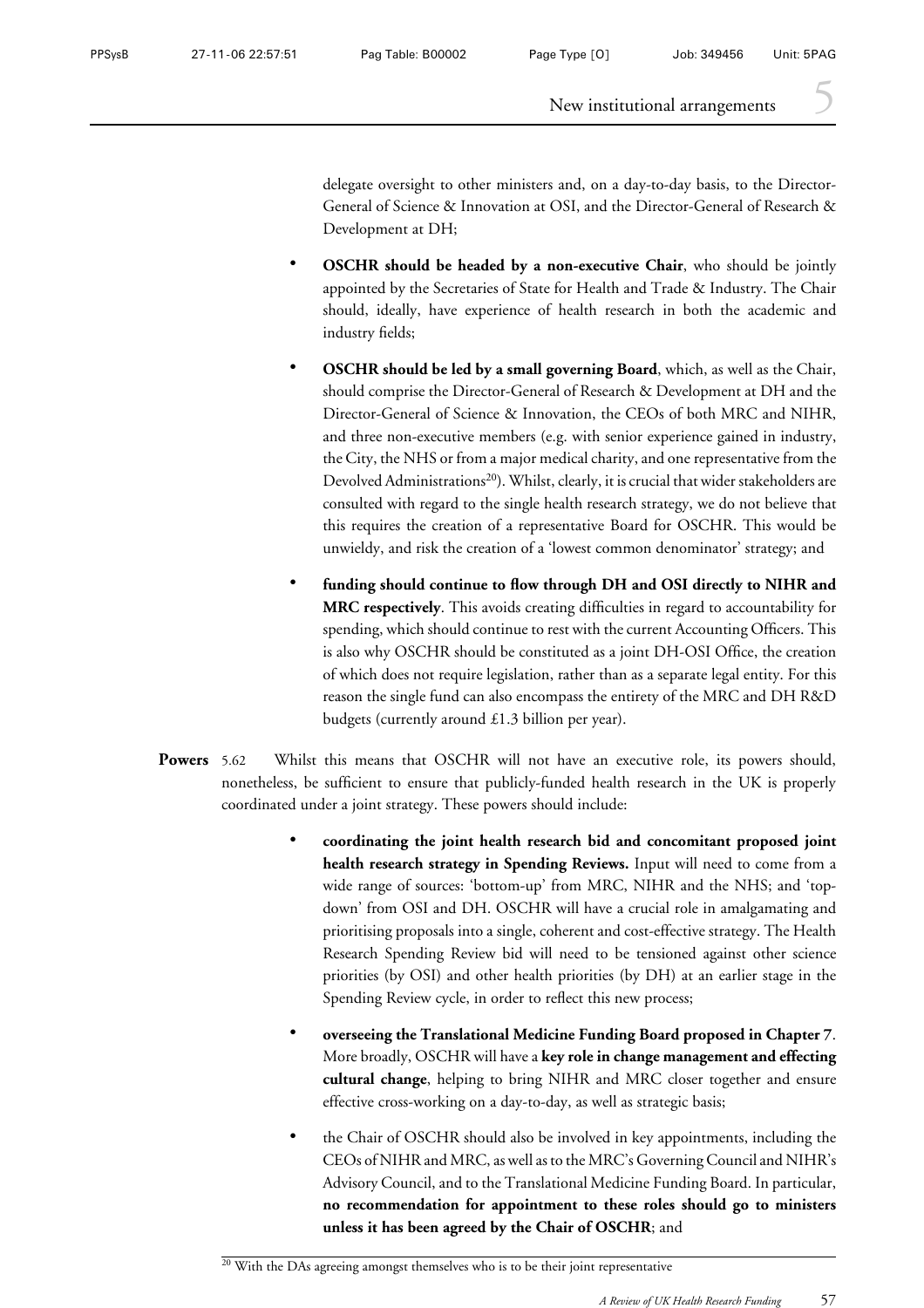delegate oversight to other ministers and, on a day-to-day basis, to the Director-General of Science & Innovation at OSI, and the Director-General of Research & Development at DH;

- **OSCHR should be headed by a non-executive Chair**, who should be jointly appointed by the Secretaries of State for Health and Trade & Industry. The Chair should, ideally, have experience of health research in both the academic and industry fields;
- **OSCHR should be led by a small governing Board**, which, as well as the Chair, should comprise the Director-General of Research & Development at DH and the Director-General of Science & Innovation, the CEOs of both MRC and NIHR, and three non-executive members (e.g. with senior experience gained in industry, the City, the NHS or from a major medical charity, and one representative from the Devolved Administrations[20]). Whilst, clearly, it is crucial that wider stakeholders are consulted with regard to the single health research strategy, we do not believe that this requires the creation of a representative Board for OSCHR. This would be unwieldy, and risk the creation of a 'lowest common denominator' strategy; and
- **funding should continue to flow through DH and OSI directly to NIHR and MRC respectively**. This avoids creating difficulties in regard to accountability for spending, which should continue to rest with the current Accounting Officers. This is also why OSCHR should be constituted as a joint DH-OSI Office, the creation of which does not require legislation, rather than as a separate legal entity. For this reason the single fund can also encompass the entirety of the MRC and DH R&D budgets (currently around £1.3 billion per year).

**Powers** 5.62 Whilst this means that OSCHR will not have an executive role, its powers should, nonetheless, be sufficient to ensure that publicly-funded health research in the UK is properly coordinated under a joint strategy. These powers should include:

- **coordinating the joint health research bid and concomitant proposed joint health research strategy in Spending Reviews.** Input will need to come from a wide range of sources: 'bottom-up' from MRC, NIHR and the NHS; and 'top-down' from OSI and DH. OSCHR will have a crucial role in amalgamating and prioritising proposals into a single, coherent and cost-effective strategy. The Health Research Spending Review bid will need to be tensioned against other science priorities (by OSI) and other health priorities (by DH) at an earlier stage in the Spending Review cycle, in order to reflect this new process;
- **overseeing the Translational Medicine Funding Board proposed in Chapter 7**. More broadly, OSCHR will have a **key role in change management and effecting cultural change**, helping to bring NIHR and MRC closer together and ensure effective cross-working on a day-to-day, as well as strategic basis;
- the Chair of OSCHR should also be involved in key appointments, including the CEOs of NIHR and MRC, as well as to the MRC's Governing Council and NIHR's Advisory Council, and to the Translational Medicine Funding Board. In particular, **no recommendation for appointment to these roles should go to ministers unless it has been agreed by the Chair of OSCHR**; and

[20] With the DAs agreeing amongst themselves who is to be their joint representative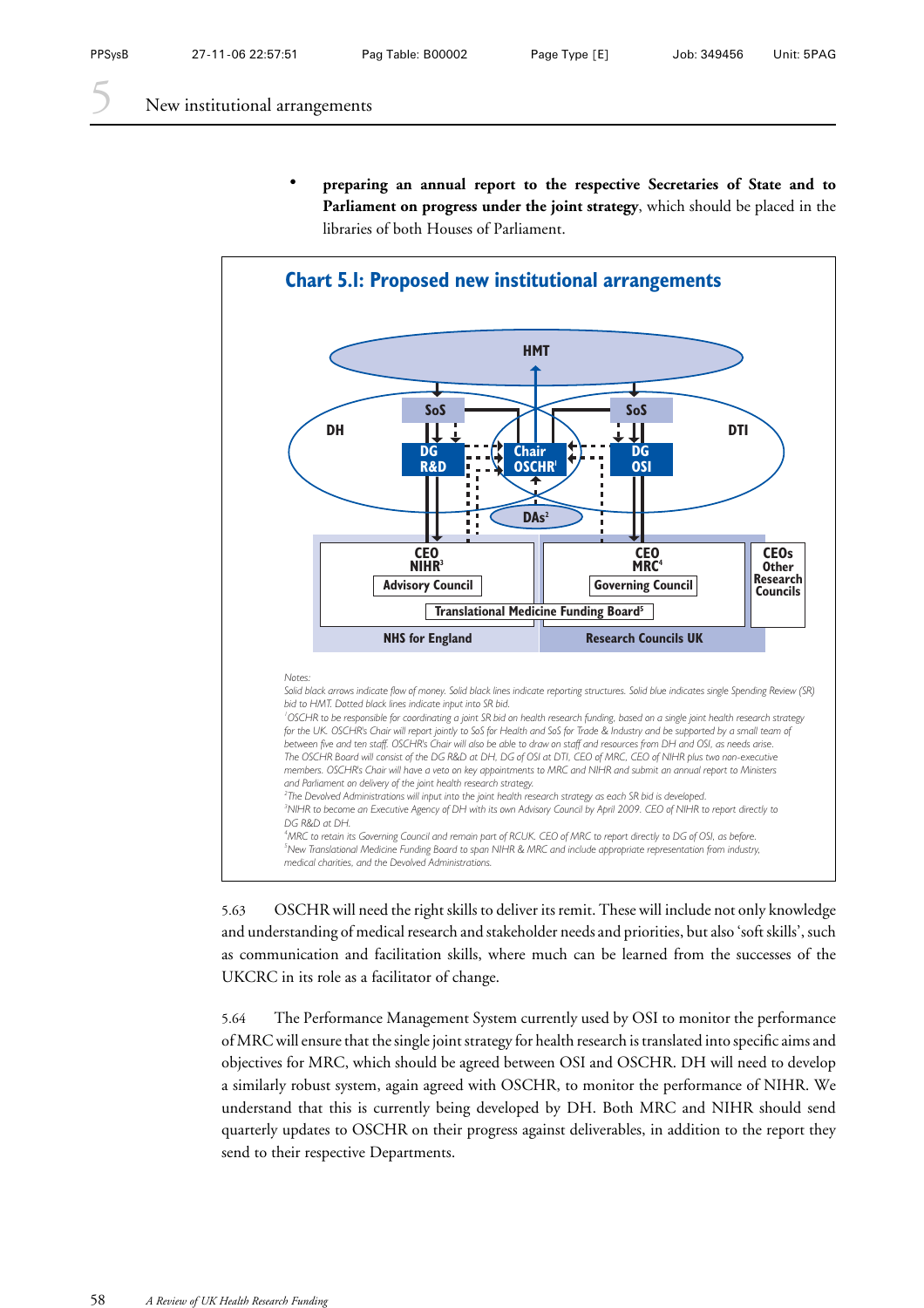- **preparing an annual report to the respective Secretaries of State and to Parliament on progress under the joint strategy**, which should be placed in the libraries of both Houses of Parliament.

## Chart 5.1: Proposed new institutional arrangements

HMT

DH — SoS — DG R&D

DTI — SoS — DG OSI

Chair OSCHR[1]

DAs[2]

CEO NIHR[3] — Advisory Council

CEO MRC[4] — Governing Council

CEOs Other Research Councils

Translational Medicine Funding Board[5]

NHS for England

Research Councils UK

*Notes:*

*Solid black arrows indicate flow of money. Solid black lines indicate reporting structures. Solid blue indicates single Spending Review (SR) bid to HMT. Dotted black lines indicate input into SR bid.*

*[1] OSCHR to be responsible for coordinating a joint SR bid on health research funding, based on a single joint health research strategy for the UK. OSCHR's Chair will report jointly to SoS for Health and SoS for Trade & Industry and be supported by a small team of between five and ten staff. OSCHR's Chair will also be able to draw on staff and resources from DH and OSI, as needs arise. The OSCHR Board will consist of the DG R&D at DH, DG of OSI at DTI, CEO of MRC, CEO of NIHR plus two non-executive members. OSCHR's Chair will have a veto on key appointments to MRC and NIHR and submit an annual report to Ministers and Parliament on delivery of the joint health research strategy.*

*[2] The Devolved Administrations will input into the joint health research strategy as each SR bid is developed.*

*[3] NIHR to become an Executive Agency of DH with its own Advisory Council by April 2009. CEO of NIHR to report directly to DG R&D at DH.*

*[4] MRC to retain its Governing Council and remain part of RCUK. CEO of MRC to report directly to DG of OSI, as before.*

*[5] New Translational Medicine Funding Board to span NIHR & MRC and include appropriate representation from industry, medical charities, and the Devolved Administrations.*

5.63 OSCHR will need the right skills to deliver its remit. These will include not only knowledge and understanding of medical research and stakeholder needs and priorities, but also 'soft skills', such as communication and facilitation skills, where much can be learned from the successes of the UKCRC in its role as a facilitator of change.

5.64 The Performance Management System currently used by OSI to monitor the performance of MRC will ensure that the single joint strategy for health research is translated into specific aims and objectives for MRC, which should be agreed between OSI and OSCHR. DH will need to develop a similarly robust system, again agreed with OSCHR, to monitor the performance of NIHR. We understand that this is currently being developed by DH. Both MRC and NIHR should send quarterly updates to OSCHR on their progress against deliverables, in addition to the report they send to their respective Departments.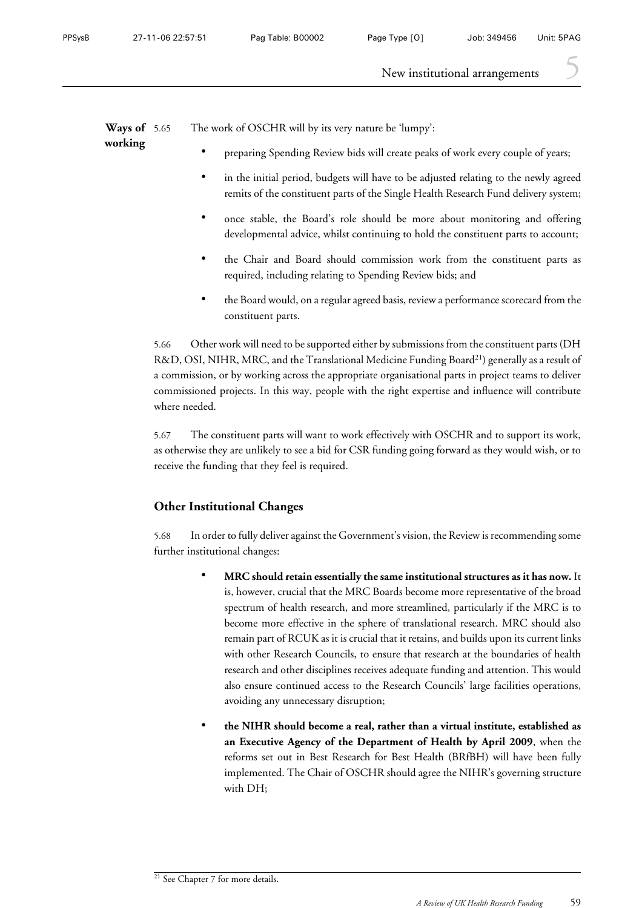**Ways of working**

5.65 The work of OSCHR will by its very nature be 'lumpy':

- preparing Spending Review bids will create peaks of work every couple of years;
- in the initial period, budgets will have to be adjusted relating to the newly agreed remits of the constituent parts of the Single Health Research Fund delivery system;
- once stable, the Board's role should be more about monitoring and offering developmental advice, whilst continuing to hold the constituent parts to account;
- the Chair and Board should commission work from the constituent parts as required, including relating to Spending Review bids; and
- the Board would, on a regular agreed basis, review a performance scorecard from the constituent parts.

5.66 Other work will need to be supported either by submissions from the constituent parts (DH R&D, OSI, NIHR, MRC, and the Translational Medicine Funding Board[21]) generally as a result of a commission, or by working across the appropriate organisational parts in project teams to deliver commissioned projects. In this way, people with the right expertise and influence will contribute where needed.

5.67 The constituent parts will want to work effectively with OSCHR and to support its work, as otherwise they are unlikely to see a bid for CSR funding going forward as they would wish, or to receive the funding that they feel is required.

### Other Institutional Changes

5.68 In order to fully deliver against the Government's vision, the Review is recommending some further institutional changes:

- **MRC should retain essentially the same institutional structures as it has now.** It is, however, crucial that the MRC Boards become more representative of the broad spectrum of health research, and more streamlined, particularly if the MRC is to become more effective in the sphere of translational research. MRC should also remain part of RCUK as it is crucial that it retains, and builds upon its current links with other Research Councils, to ensure that research at the boundaries of health research and other disciplines receives adequate funding and attention. This would also ensure continued access to the Research Councils' large facilities operations, avoiding any unnecessary disruption;
- **the NIHR should become a real, rather than a virtual institute, established as an Executive Agency of the Department of Health by April 2009**, when the reforms set out in Best Research for Best Health (BRfBH) will have been fully implemented. The Chair of OSCHR should agree the NIHR's governing structure with DH;

[21] See Chapter 7 for more details.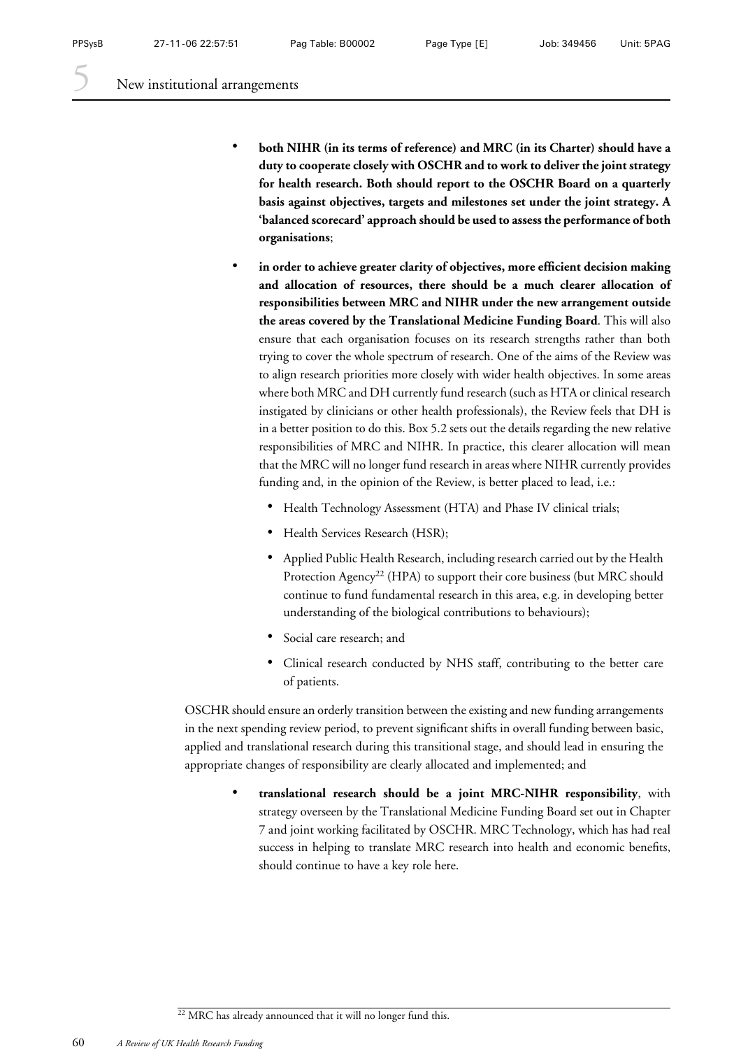- **both NIHR (in its terms of reference) and MRC (in its Charter) should have a duty to cooperate closely with OSCHR and to work to deliver the joint strategy for health research. Both should report to the OSCHR Board on a quarterly basis against objectives, targets and milestones set under the joint strategy. A 'balanced scorecard' approach should be used to assess the performance of both organisations**;
- **in order to achieve greater clarity of objectives, more efficient decision making and allocation of resources, there should be a much clearer allocation of responsibilities between MRC and NIHR under the new arrangement outside the areas covered by the Translational Medicine Funding Board**. This will also ensure that each organisation focuses on its research strengths rather than both trying to cover the whole spectrum of research. One of the aims of the Review was to align research priorities more closely with wider health objectives. In some areas where both MRC and DH currently fund research (such as HTA or clinical research instigated by clinicians or other health professionals), the Review feels that DH is in a better position to do this. Box 5.2 sets out the details regarding the new relative responsibilities of MRC and NIHR. In practice, this clearer allocation will mean that the MRC will no longer fund research in areas where NIHR currently provides funding and, in the opinion of the Review, is better placed to lead, i.e.:
  - Health Technology Assessment (HTA) and Phase IV clinical trials;
  - Health Services Research (HSR);
  - Applied Public Health Research, including research carried out by the Health Protection Agency[22] (HPA) to support their core business (but MRC should continue to fund fundamental research in this area, e.g. in developing better understanding of the biological contributions to behaviours);
  - Social care research; and
  - Clinical research conducted by NHS staff, contributing to the better care of patients.

OSCHR should ensure an orderly transition between the existing and new funding arrangements in the next spending review period, to prevent significant shifts in overall funding between basic, applied and translational research during this transitional stage, and should lead in ensuring the appropriate changes of responsibility are clearly allocated and implemented; and

- **translational research should be a joint MRC-NIHR responsibility**, with strategy overseen by the Translational Medicine Funding Board set out in Chapter 7 and joint working facilitated by OSCHR. MRC Technology, which has had real success in helping to translate MRC research into health and economic benefits, should continue to have a key role here.

[22] MRC has already announced that it will no longer fund this.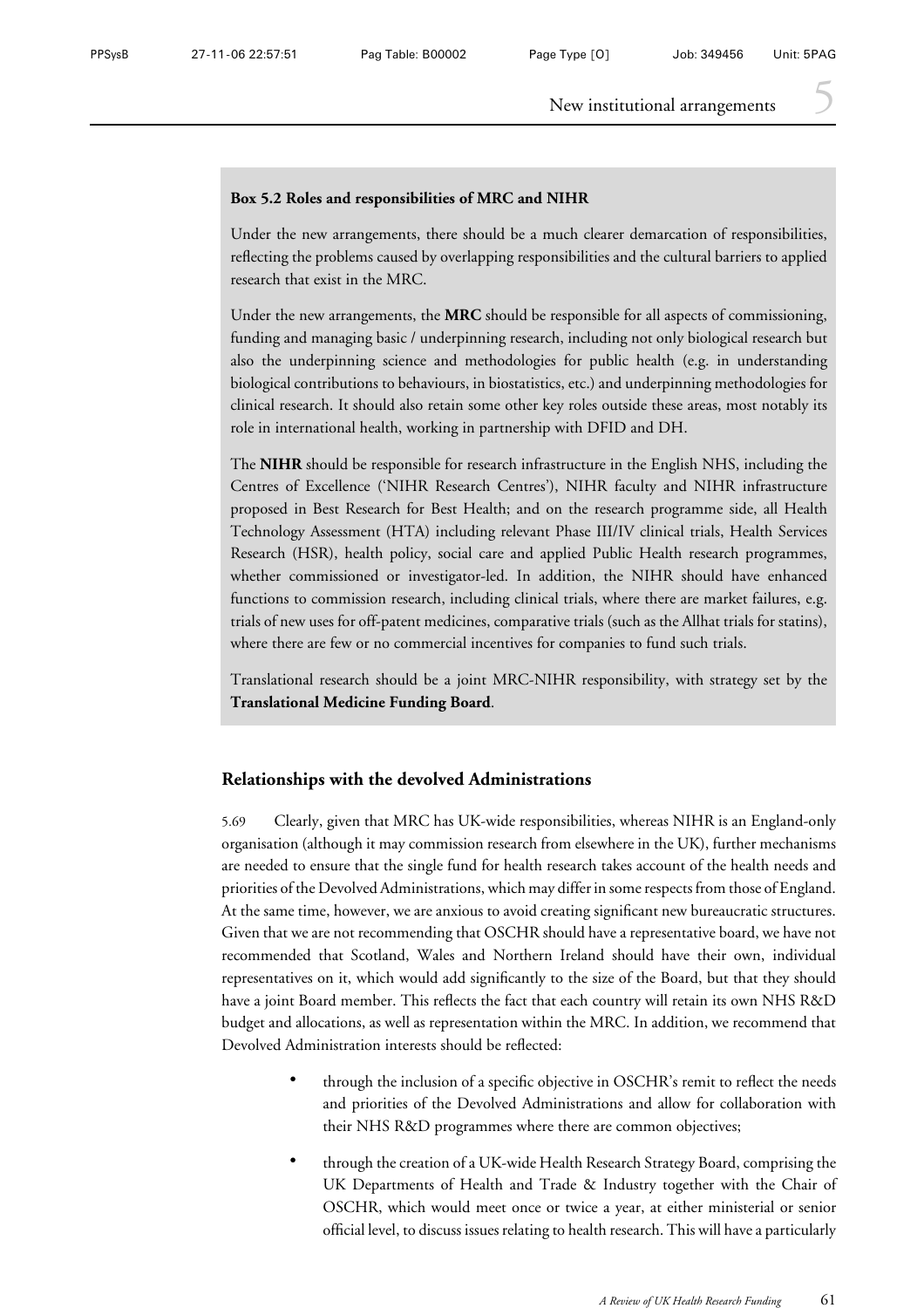**Box 5.2 Roles and responsibilities of MRC and NIHR**

Under the new arrangements, there should be a much clearer demarcation of responsibilities, reflecting the problems caused by overlapping responsibilities and the cultural barriers to applied research that exist in the MRC.

Under the new arrangements, the **MRC** should be responsible for all aspects of commissioning, funding and managing basic / underpinning research, including not only biological research but also the underpinning science and methodologies for public health (e.g. in understanding biological contributions to behaviours, in biostatistics, etc.) and underpinning methodologies for clinical research. It should also retain some other key roles outside these areas, most notably its role in international health, working in partnership with DFID and DH.

The **NIHR** should be responsible for research infrastructure in the English NHS, including the Centres of Excellence ('NIHR Research Centres'), NIHR faculty and NIHR infrastructure proposed in Best Research for Best Health; and on the research programme side, all Health Technology Assessment (HTA) including relevant Phase III/IV clinical trials, Health Services Research (HSR), health policy, social care and applied Public Health research programmes, whether commissioned or investigator-led. In addition, the NIHR should have enhanced functions to commission research, including clinical trials, where there are market failures, e.g. trials of new uses for off-patent medicines, comparative trials (such as the Allhat trials for statins), where there are few or no commercial incentives for companies to fund such trials.

Translational research should be a joint MRC-NIHR responsibility, with strategy set by the **Translational Medicine Funding Board**.

## Relationships with the devolved Administrations

5.69 Clearly, given that MRC has UK-wide responsibilities, whereas NIHR is an England-only organisation (although it may commission research from elsewhere in the UK), further mechanisms are needed to ensure that the single fund for health research takes account of the health needs and priorities of the Devolved Administrations, which may differ in some respects from those of England. At the same time, however, we are anxious to avoid creating significant new bureaucratic structures. Given that we are not recommending that OSCHR should have a representative board, we have not recommended that Scotland, Wales and Northern Ireland should have their own, individual representatives on it, which would add significantly to the size of the Board, but that they should have a joint Board member. This reflects the fact that each country will retain its own NHS R&D budget and allocations, as well as representation within the MRC. In addition, we recommend that Devolved Administration interests should be reflected:

- through the inclusion of a specific objective in OSCHR's remit to reflect the needs and priorities of the Devolved Administrations and allow for collaboration with their NHS R&D programmes where there are common objectives;
- through the creation of a UK-wide Health Research Strategy Board, comprising the UK Departments of Health and Trade & Industry together with the Chair of OSCHR, which would meet once or twice a year, at either ministerial or senior official level, to discuss issues relating to health research. This will have a particularly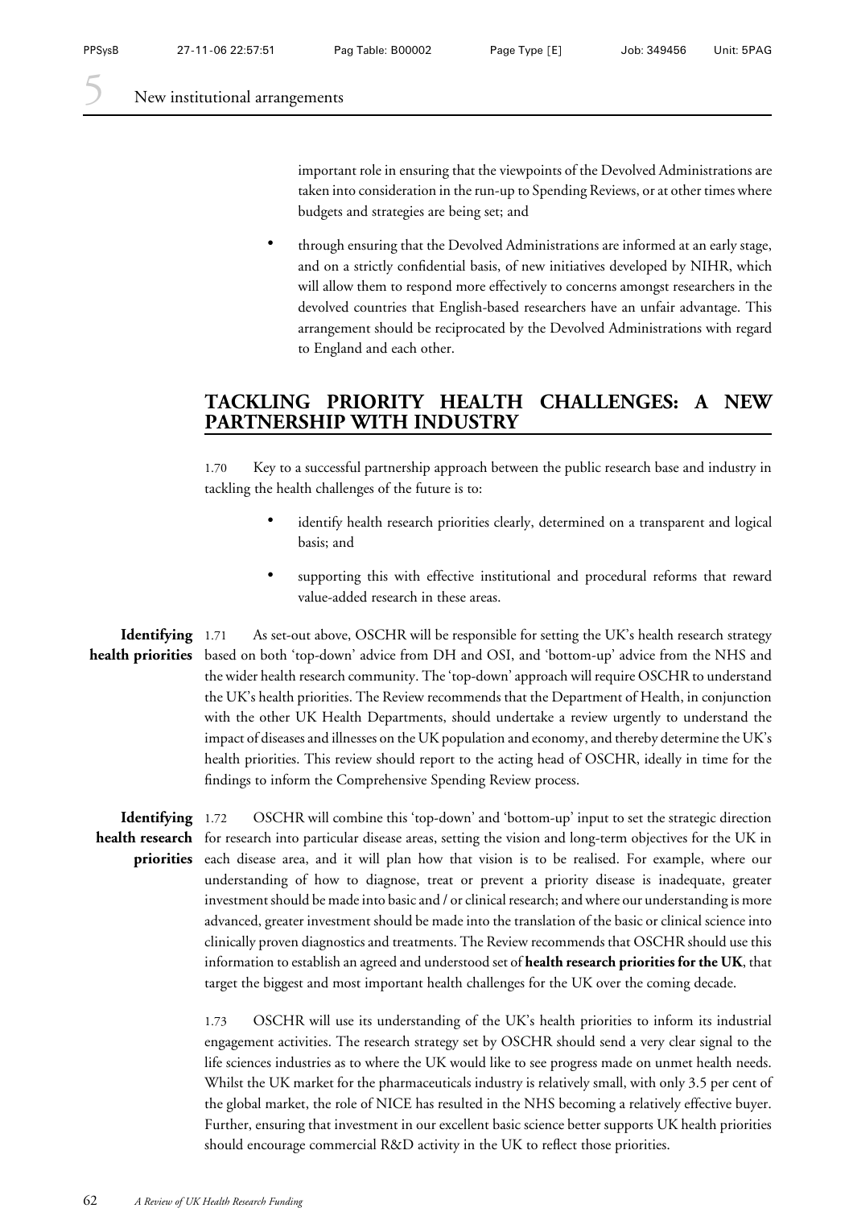important role in ensuring that the viewpoints of the Devolved Administrations are taken into consideration in the run-up to Spending Reviews, or at other times where budgets and strategies are being set; and

- through ensuring that the Devolved Administrations are informed at an early stage, and on a strictly confidential basis, of new initiatives developed by NIHR, which will allow them to respond more effectively to concerns amongst researchers in the devolved countries that English-based researchers have an unfair advantage. This arrangement should be reciprocated by the Devolved Administrations with regard to England and each other.

## TACKLING PRIORITY HEALTH CHALLENGES: A NEW PARTNERSHIP WITH INDUSTRY

1.70 Key to a successful partnership approach between the public research base and industry in tackling the health challenges of the future is to:

- identify health research priorities clearly, determined on a transparent and logical basis; and
- supporting this with effective institutional and procedural reforms that reward value-added research in these areas.

**Identifying health priorities**

1.71 As set-out above, OSCHR will be responsible for setting the UK's health research strategy based on both 'top-down' advice from DH and OSI, and 'bottom-up' advice from the NHS and the wider health research community. The 'top-down' approach will require OSCHR to understand the UK's health priorities. The Review recommends that the Department of Health, in conjunction with the other UK Health Departments, should undertake a review urgently to understand the impact of diseases and illnesses on the UK population and economy, and thereby determine the UK's health priorities. This review should report to the acting head of OSCHR, ideally in time for the findings to inform the Comprehensive Spending Review process.

**Identifying health research priorities**

1.72 OSCHR will combine this 'top-down' and 'bottom-up' input to set the strategic direction for research into particular disease areas, setting the vision and long-term objectives for the UK in each disease area, and it will plan how that vision is to be realised. For example, where our understanding of how to diagnose, treat or prevent a priority disease is inadequate, greater investment should be made into basic and / or clinical research; and where our understanding is more advanced, greater investment should be made into the translation of the basic or clinical science into clinically proven diagnostics and treatments. The Review recommends that OSCHR should use this information to establish an agreed and understood set of **health research priorities for the UK**, that target the biggest and most important health challenges for the UK over the coming decade.

1.73 OSCHR will use its understanding of the UK's health priorities to inform its industrial engagement activities. The research strategy set by OSCHR should send a very clear signal to the life sciences industries as to where the UK would like to see progress made on unmet health needs. Whilst the UK market for the pharmaceuticals industry is relatively small, with only 3.5 per cent of the global market, the role of NICE has resulted in the NHS becoming a relatively effective buyer. Further, ensuring that investment in our excellent basic science better supports UK health priorities should encourage commercial R&D activity in the UK to reflect those priorities.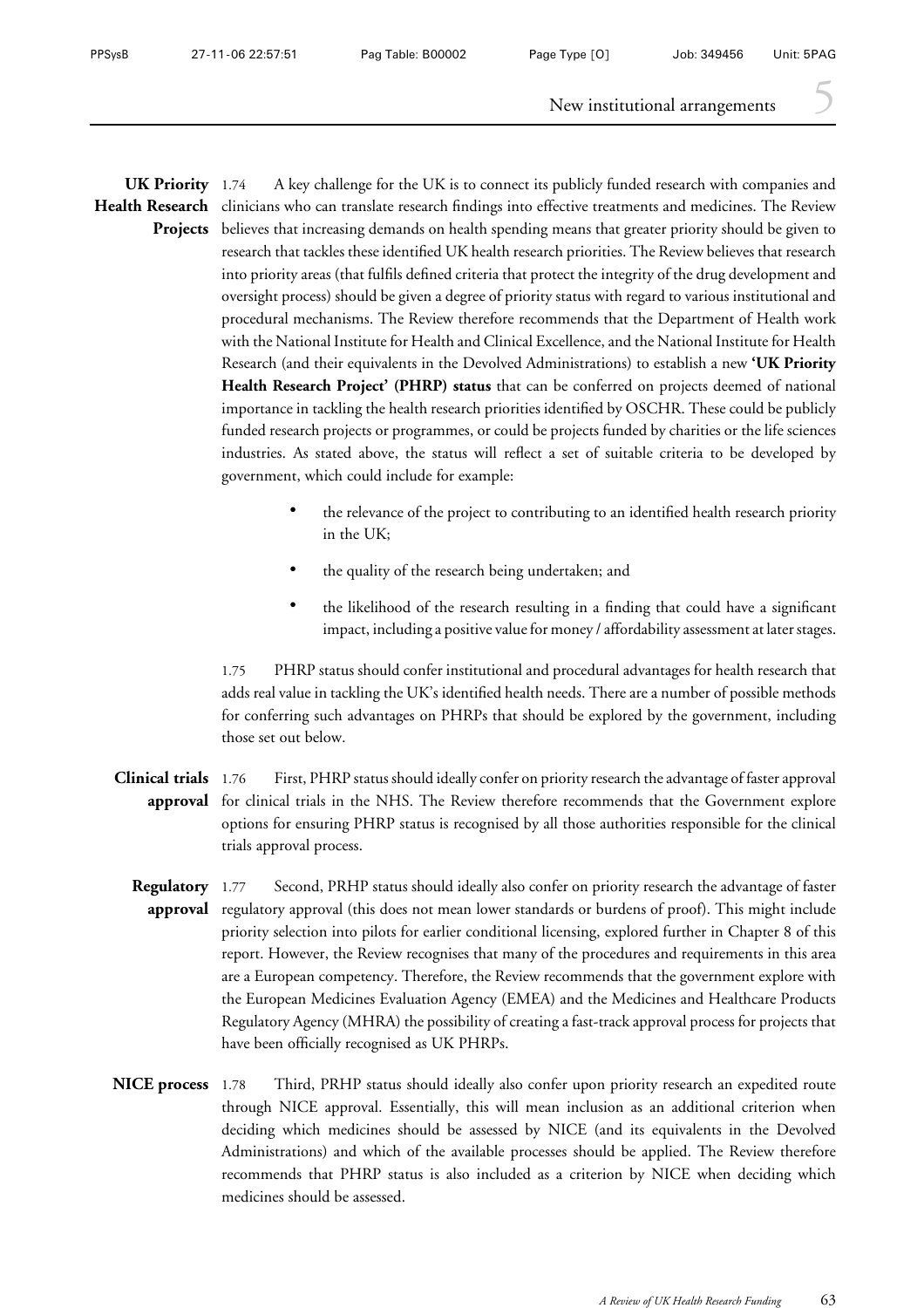**UK Priority Health Research Projects**

1.74 A key challenge for the UK is to connect its publicly funded research with companies and clinicians who can translate research findings into effective treatments and medicines. The Review believes that increasing demands on health spending means that greater priority should be given to research that tackles these identified UK health research priorities. The Review believes that research into priority areas (that fulfils defined criteria that protect the integrity of the drug development and oversight process) should be given a degree of priority status with regard to various institutional and procedural mechanisms. The Review therefore recommends that the Department of Health work with the National Institute for Health and Clinical Excellence, and the National Institute for Health Research (and their equivalents in the Devolved Administrations) to establish a new **'UK Priority Health Research Project' (PHRP) status** that can be conferred on projects deemed of national importance in tackling the health research priorities identified by OSCHR. These could be publicly funded research projects or programmes, or could be projects funded by charities or the life sciences industries. As stated above, the status will reflect a set of suitable criteria to be developed by government, which could include for example:

- the relevance of the project to contributing to an identified health research priority in the UK;
- the quality of the research being undertaken; and
- the likelihood of the research resulting in a finding that could have a significant impact, including a positive value for money / affordability assessment at later stages.

1.75 PHRP status should confer institutional and procedural advantages for health research that adds real value in tackling the UK's identified health needs. There are a number of possible methods for conferring such advantages on PHRPs that should be explored by the government, including those set out below.

**Clinical trials approval**

1.76 First, PHRP status should ideally confer on priority research the advantage of faster approval for clinical trials in the NHS. The Review therefore recommends that the Government explore options for ensuring PHRP status is recognised by all those authorities responsible for the clinical trials approval process.

**Regulatory approval**

1.77 Second, PRHP status should ideally also confer on priority research the advantage of faster regulatory approval (this does not mean lower standards or burdens of proof). This might include priority selection into pilots for earlier conditional licensing, explored further in Chapter 8 of this report. However, the Review recognises that many of the procedures and requirements in this area are a European competency. Therefore, the Review recommends that the government explore with the European Medicines Evaluation Agency (EMEA) and the Medicines and Healthcare Products Regulatory Agency (MHRA) the possibility of creating a fast-track approval process for projects that have been officially recognised as UK PHRPs.

**NICE process**

1.78 Third, PRHP status should ideally also confer upon priority research an expedited route through NICE approval. Essentially, this will mean inclusion as an additional criterion when deciding which medicines should be assessed by NICE (and its equivalents in the Devolved Administrations) and which of the available processes should be applied. The Review therefore recommends that PHRP status is also included as a criterion by NICE when deciding which medicines should be assessed.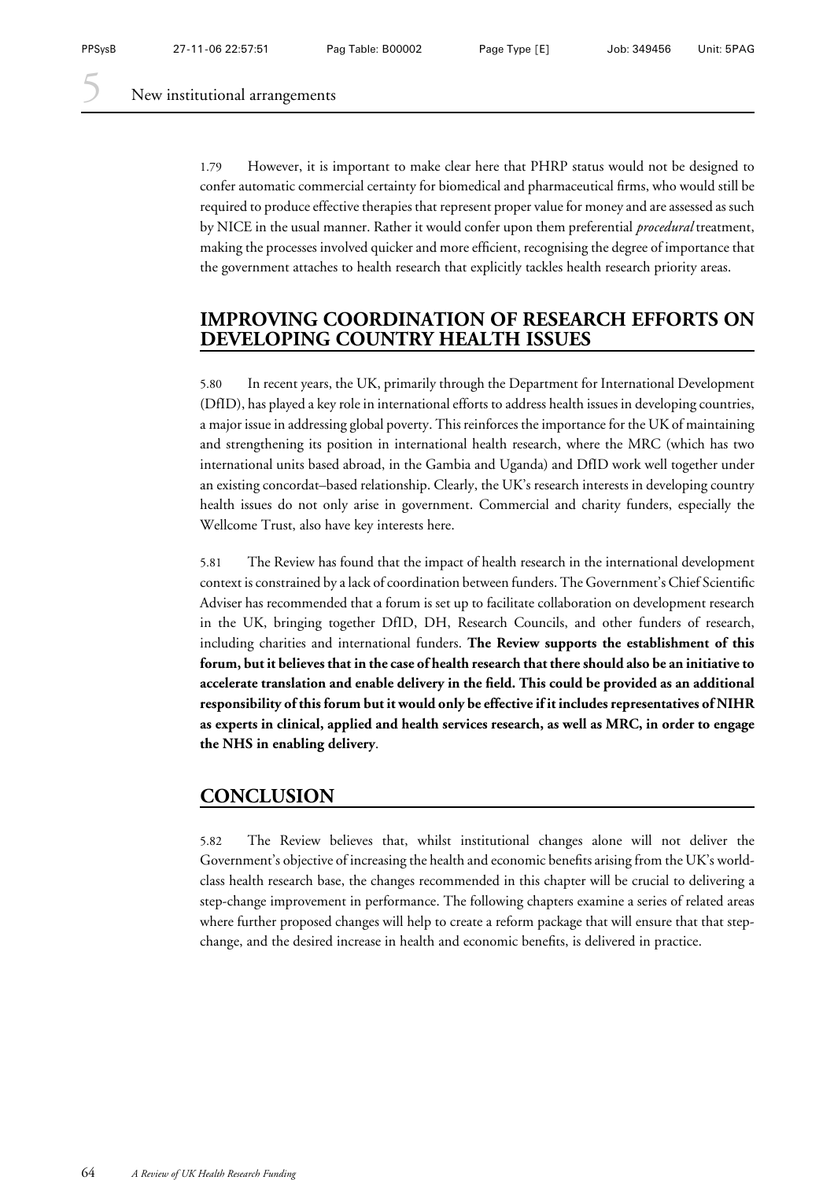1.79 However, it is important to make clear here that PHRP status would not be designed to confer automatic commercial certainty for biomedical and pharmaceutical firms, who would still be required to produce effective therapies that represent proper value for money and are assessed as such by NICE in the usual manner. Rather it would confer upon them preferential *procedural* treatment, making the processes involved quicker and more efficient, recognising the degree of importance that the government attaches to health research that explicitly tackles health research priority areas.

## IMPROVING COORDINATION OF RESEARCH EFFORTS ON DEVELOPING COUNTRY HEALTH ISSUES

5.80 In recent years, the UK, primarily through the Department for International Development (DfID), has played a key role in international efforts to address health issues in developing countries, a major issue in addressing global poverty. This reinforces the importance for the UK of maintaining and strengthening its position in international health research, where the MRC (which has two international units based abroad, in the Gambia and Uganda) and DfID work well together under an existing concordat–based relationship. Clearly, the UK's research interests in developing country health issues do not only arise in government. Commercial and charity funders, especially the Wellcome Trust, also have key interests here.

5.81 The Review has found that the impact of health research in the international development context is constrained by a lack of coordination between funders. The Government's Chief Scientific Adviser has recommended that a forum is set up to facilitate collaboration on development research in the UK, bringing together DfID, DH, Research Councils, and other funders of research, including charities and international funders. **The Review supports the establishment of this forum, but it believes that in the case of health research that there should also be an initiative to accelerate translation and enable delivery in the field. This could be provided as an additional responsibility of this forum but it would only be effective if it includes representatives of NIHR as experts in clinical, applied and health services research, as well as MRC, in order to engage the NHS in enabling delivery**.

## CONCLUSION

5.82 The Review believes that, whilst institutional changes alone will not deliver the Government's objective of increasing the health and economic benefits arising from the UK's world-class health research base, the changes recommended in this chapter will be crucial to delivering a step-change improvement in performance. The following chapters examine a series of related areas where further proposed changes will help to create a reform package that will ensure that that step-change, and the desired increase in health and economic benefits, is delivered in practice.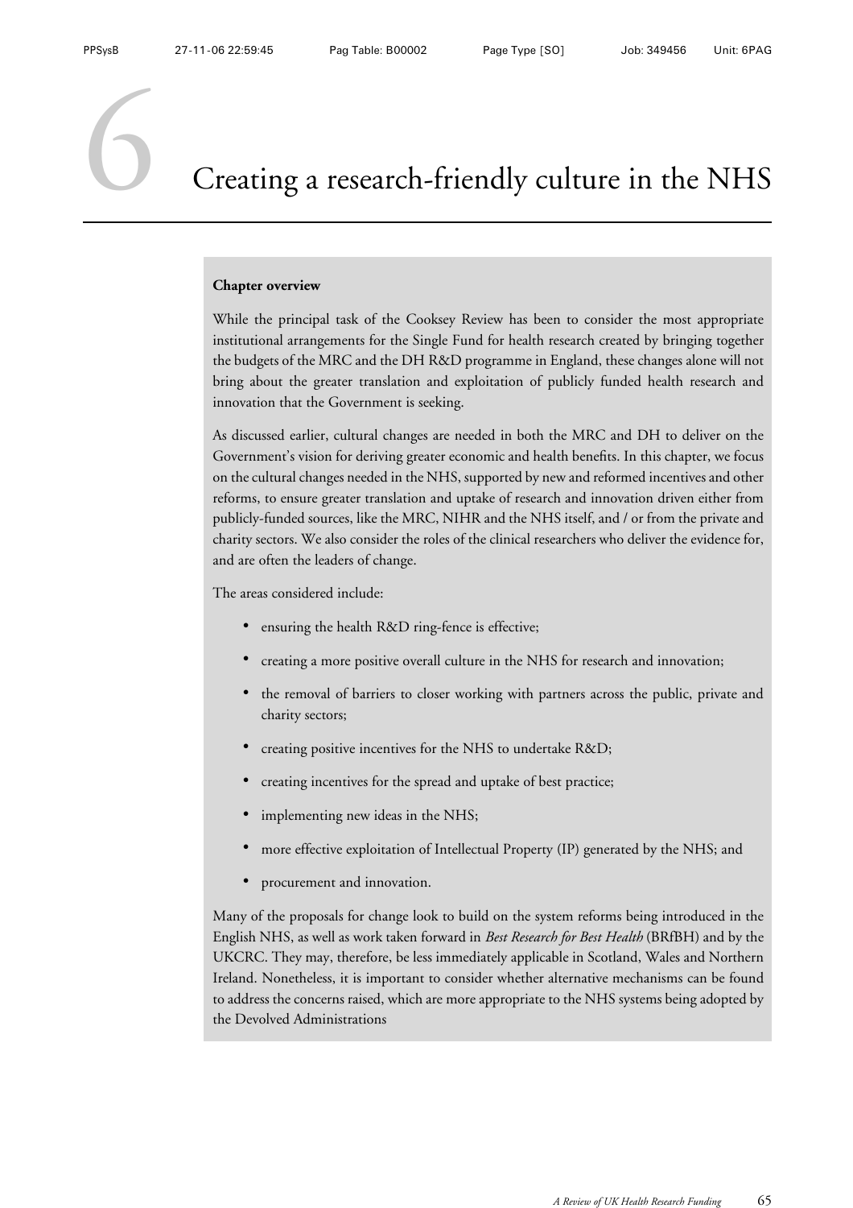# 6 Creating a research-friendly culture in the NHS

**Chapter overview**

While the principal task of the Cooksey Review has been to consider the most appropriate institutional arrangements for the Single Fund for health research created by bringing together the budgets of the MRC and the DH R&D programme in England, these changes alone will not bring about the greater translation and exploitation of publicly funded health research and innovation that the Government is seeking.

As discussed earlier, cultural changes are needed in both the MRC and DH to deliver on the Government's vision for deriving greater economic and health benefits. In this chapter, we focus on the cultural changes needed in the NHS, supported by new and reformed incentives and other reforms, to ensure greater translation and uptake of research and innovation driven either from publicly-funded sources, like the MRC, NIHR and the NHS itself, and / or from the private and charity sectors. We also consider the roles of the clinical researchers who deliver the evidence for, and are often the leaders of change.

The areas considered include:

- ensuring the health R&D ring-fence is effective;
- creating a more positive overall culture in the NHS for research and innovation;
- the removal of barriers to closer working with partners across the public, private and charity sectors;
- creating positive incentives for the NHS to undertake R&D;
- creating incentives for the spread and uptake of best practice;
- implementing new ideas in the NHS;
- more effective exploitation of Intellectual Property (IP) generated by the NHS; and
- procurement and innovation.

Many of the proposals for change look to build on the system reforms being introduced in the English NHS, as well as work taken forward in *Best Research for Best Health* (BRfBH) and by the UKCRC. They may, therefore, be less immediately applicable in Scotland, Wales and Northern Ireland. Nonetheless, it is important to consider whether alternative mechanisms can be found to address the concerns raised, which are more appropriate to the NHS systems being adopted by the Devolved Administrations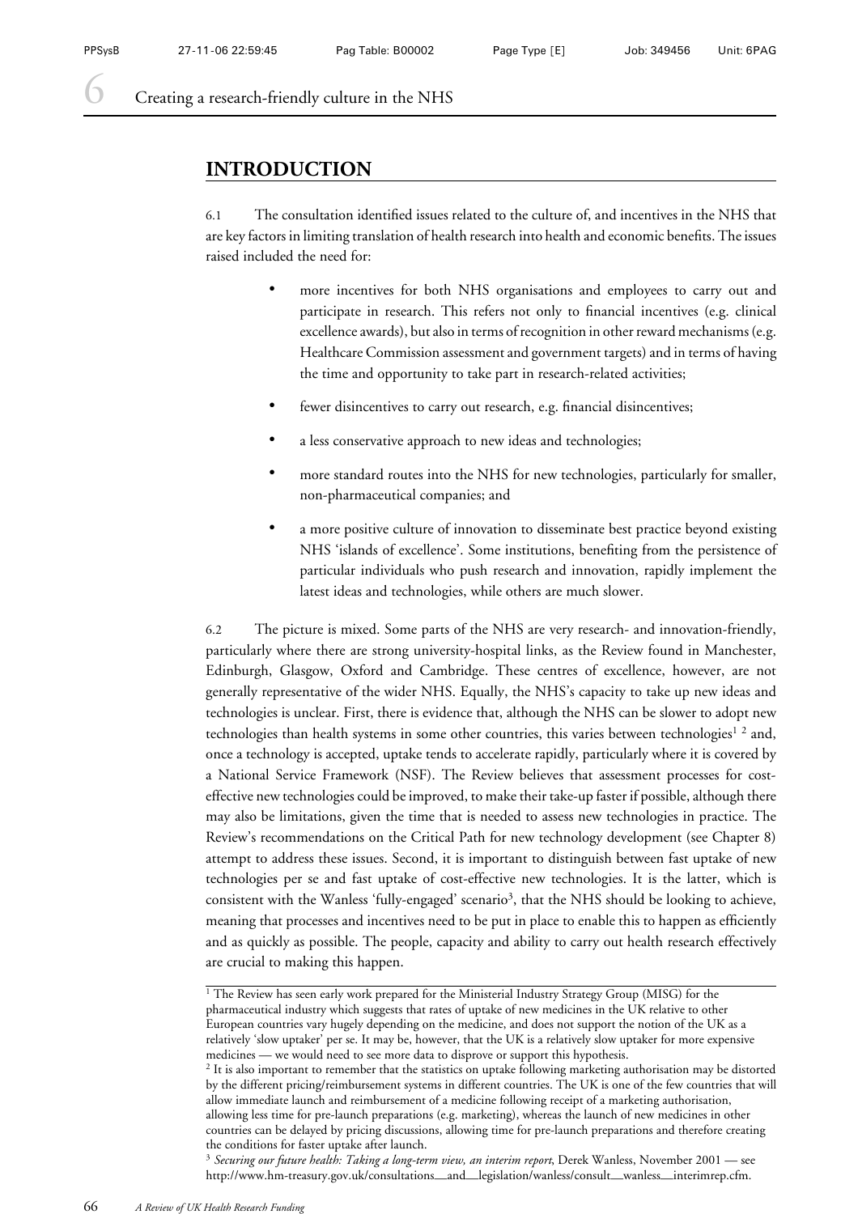# 6 Creating a research-friendly culture in the NHS

## INTRODUCTION

6.1 The consultation identified issues related to the culture of, and incentives in the NHS that are key factors in limiting translation of health research into health and economic benefits. The issues raised included the need for:

- more incentives for both NHS organisations and employees to carry out and participate in research. This refers not only to financial incentives (e.g. clinical excellence awards), but also in terms of recognition in other reward mechanisms (e.g. Healthcare Commission assessment and government targets) and in terms of having the time and opportunity to take part in research-related activities;
- fewer disincentives to carry out research, e.g. financial disincentives;
- a less conservative approach to new ideas and technologies;
- more standard routes into the NHS for new technologies, particularly for smaller, non-pharmaceutical companies; and
- a more positive culture of innovation to disseminate best practice beyond existing NHS 'islands of excellence'. Some institutions, benefiting from the persistence of particular individuals who push research and innovation, rapidly implement the latest ideas and technologies, while others are much slower.

6.2 The picture is mixed. Some parts of the NHS are very research- and innovation-friendly, particularly where there are strong university-hospital links, as the Review found in Manchester, Edinburgh, Glasgow, Oxford and Cambridge. These centres of excellence, however, are not generally representative of the wider NHS. Equally, the NHS's capacity to take up new ideas and technologies is unclear. First, there is evidence that, although the NHS can be slower to adopt new technologies than health systems in some other countries, this varies between technologies[1] [2] and, once a technology is accepted, uptake tends to accelerate rapidly, particularly where it is covered by a National Service Framework (NSF). The Review believes that assessment processes for cost-effective new technologies could be improved, to make their take-up faster if possible, although there may also be limitations, given the time that is needed to assess new technologies in practice. The Review's recommendations on the Critical Path for new technology development (see Chapter 8) attempt to address these issues. Second, it is important to distinguish between fast uptake of new technologies per se and fast uptake of cost-effective new technologies. It is the latter, which is consistent with the Wanless 'fully-engaged' scenario[3], that the NHS should be looking to achieve, meaning that processes and incentives need to be put in place to enable this to happen as efficiently and as quickly as possible. The people, capacity and ability to carry out health research effectively are crucial to making this happen.

---

[1] The Review has seen early work prepared for the Ministerial Industry Strategy Group (MISG) for the pharmaceutical industry which suggests that rates of uptake of new medicines in the UK relative to other European countries vary hugely depending on the medicine, and does not support the notion of the UK as a relatively 'slow uptaker' per se. It may be, however, that the UK is a relatively slow uptaker for more expensive medicines — we would need to see more data to disprove or support this hypothesis.

[2] It is also important to remember that the statistics on uptake following marketing authorisation may be distorted by the different pricing/reimbursement systems in different countries. The UK is one of the few countries that will allow immediate launch and reimbursement of a medicine following receipt of a marketing authorisation, allowing less time for pre-launch preparations (e.g. marketing), whereas the launch of new medicines in other countries can be delayed by pricing discussions, allowing time for pre-launch preparations and therefore creating the conditions for faster uptake after launch.

[3] *Securing our future health: Taking a long-term view, an interim report*, Derek Wanless, November 2001 — see http://www.hm-treasury.gov.uk/consultations_and_legislation/wanless/consult_wanless_interimrep.cfm.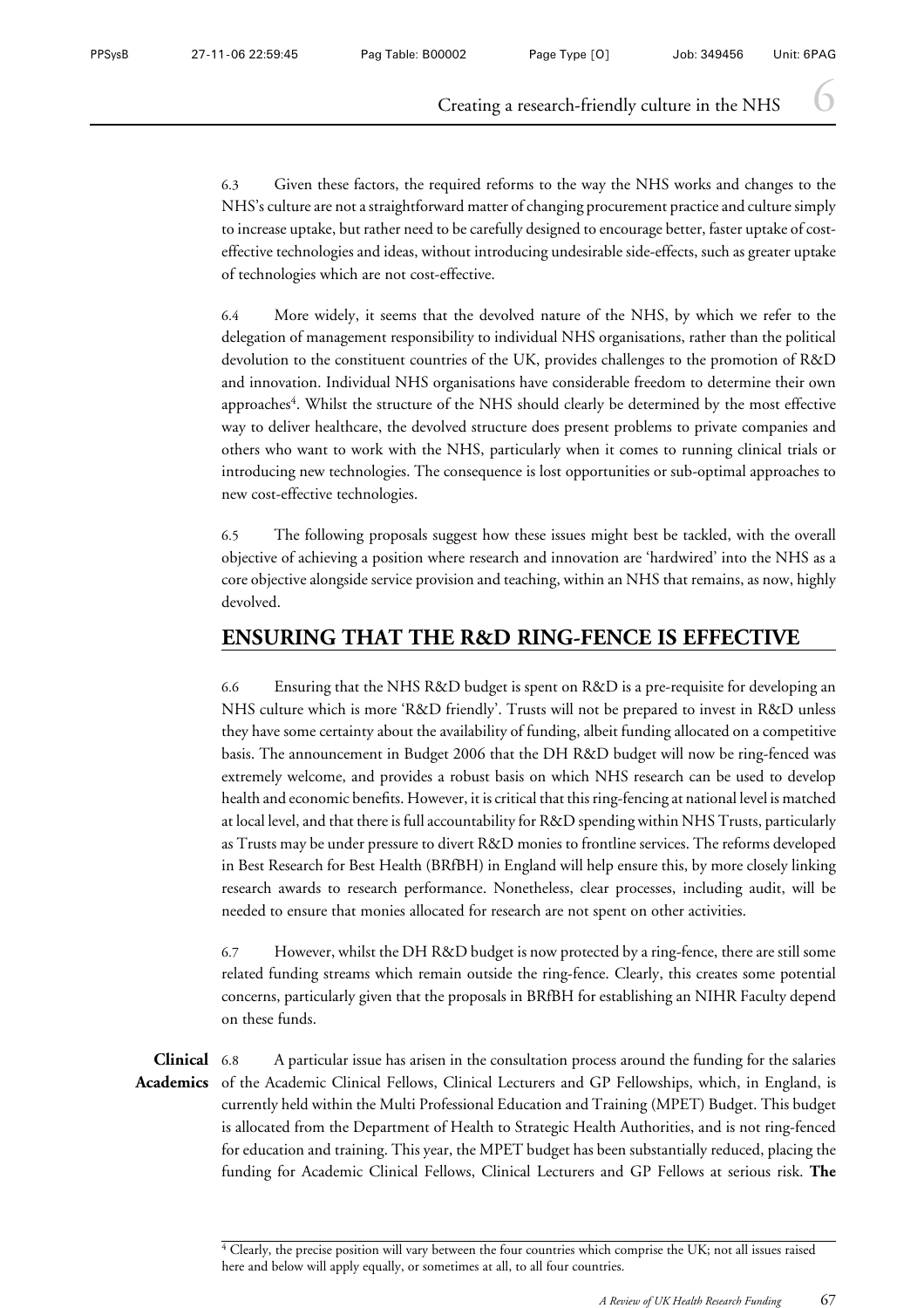6.3 Given these factors, the required reforms to the way the NHS works and changes to the NHS's culture are not a straightforward matter of changing procurement practice and culture simply to increase uptake, but rather need to be carefully designed to encourage better, faster uptake of cost-effective technologies and ideas, without introducing undesirable side-effects, such as greater uptake of technologies which are not cost-effective.

6.4 More widely, it seems that the devolved nature of the NHS, by which we refer to the delegation of management responsibility to individual NHS organisations, rather than the political devolution to the constituent countries of the UK, provides challenges to the promotion of R&D and innovation. Individual NHS organisations have considerable freedom to determine their own approaches[4]. Whilst the structure of the NHS should clearly be determined by the most effective way to deliver healthcare, the devolved structure does present problems to private companies and others who want to work with the NHS, particularly when it comes to running clinical trials or introducing new technologies. The consequence is lost opportunities or sub-optimal approaches to new cost-effective technologies.

6.5 The following proposals suggest how these issues might best be tackled, with the overall objective of achieving a position where research and innovation are 'hardwired' into the NHS as a core objective alongside service provision and teaching, within an NHS that remains, as now, highly devolved.

## ENSURING THAT THE R&D RING-FENCE IS EFFECTIVE

6.6 Ensuring that the NHS R&D budget is spent on R&D is a pre-requisite for developing an NHS culture which is more 'R&D friendly'. Trusts will not be prepared to invest in R&D unless they have some certainty about the availability of funding, albeit funding allocated on a competitive basis. The announcement in Budget 2006 that the DH R&D budget will now be ring-fenced was extremely welcome, and provides a robust basis on which NHS research can be used to develop health and economic benefits. However, it is critical that this ring-fencing at national level is matched at local level, and that there is full accountability for R&D spending within NHS Trusts, particularly as Trusts may be under pressure to divert R&D monies to frontline services. The reforms developed in Best Research for Best Health (BRfBH) in England will help ensure this, by more closely linking research awards to research performance. Nonetheless, clear processes, including audit, will be needed to ensure that monies allocated for research are not spent on other activities.

6.7 However, whilst the DH R&D budget is now protected by a ring-fence, there are still some related funding streams which remain outside the ring-fence. Clearly, this creates some potential concerns, particularly given that the proposals in BRfBH for establishing an NIHR Faculty depend on these funds.

**Clinical Academics**

6.8 A particular issue has arisen in the consultation process around the funding for the salaries of the Academic Clinical Fellows, Clinical Lecturers and GP Fellowships, which, in England, is currently held within the Multi Professional Education and Training (MPET) Budget. This budget is allocated from the Department of Health to Strategic Health Authorities, and is not ring-fenced for education and training. This year, the MPET budget has been substantially reduced, placing the funding for Academic Clinical Fellows, Clinical Lecturers and GP Fellows at serious risk. **The**

[4] Clearly, the precise position will vary between the four countries which comprise the UK; not all issues raised here and below will apply equally, or sometimes at all, to all four countries.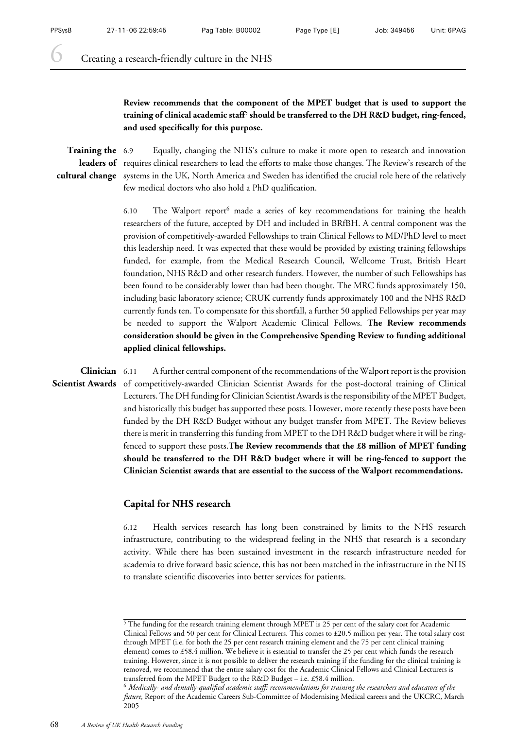**Review recommends that the component of the MPET budget that is used to support the training of clinical academic staff[5] should be transferred to the DH R&D budget, ring-fenced, and used specifically for this purpose.**

**Training the leaders of cultural change**

6.9 Equally, changing the NHS's culture to make it more open to research and innovation requires clinical researchers to lead the efforts to make those changes. The Review's research of the systems in the UK, North America and Sweden has identified the crucial role here of the relatively few medical doctors who also hold a PhD qualification.

6.10 The Walport report[6] made a series of key recommendations for training the health researchers of the future, accepted by DH and included in BRfBH. A central component was the provision of competitively-awarded Fellowships to train Clinical Fellows to MD/PhD level to meet this leadership need. It was expected that these would be provided by existing training fellowships funded, for example, from the Medical Research Council, Wellcome Trust, British Heart foundation, NHS R&D and other research funders. However, the number of such Fellowships has been found to be considerably lower than had been thought. The MRC funds approximately 150, including basic laboratory science; CRUK currently funds approximately 100 and the NHS R&D currently funds ten. To compensate for this shortfall, a further 50 applied Fellowships per year may be needed to support the Walport Academic Clinical Fellows. **The Review recommends consideration should be given in the Comprehensive Spending Review to funding additional applied clinical fellowships.**

**Clinician Scientist Awards**

6.11 A further central component of the recommendations of the Walport report is the provision of competitively-awarded Clinician Scientist Awards for the post-doctoral training of Clinical Lecturers. The DH funding for Clinician Scientist Awards is the responsibility of the MPET Budget, and historically this budget has supported these posts. However, more recently these posts have been funded by the DH R&D Budget without any budget transfer from MPET. The Review believes there is merit in transferring this funding from MPET to the DH R&D budget where it will be ring-fenced to support these posts. **The Review recommends that the £8 million of MPET funding should be transferred to the DH R&D budget where it will be ring-fenced to support the Clinician Scientist awards that are essential to the success of the Walport recommendations.**

## Capital for NHS research

6.12 Health services research has long been constrained by limits to the NHS research infrastructure, contributing to the widespread feeling in the NHS that research is a secondary activity. While there has been sustained investment in the research infrastructure needed for academia to drive forward basic science, this has not been matched in the infrastructure in the NHS to translate scientific discoveries into better services for patients.

---

[5] The funding for the research training element through MPET is 25 per cent of the salary cost for Academic Clinical Fellows and 50 per cent for Clinical Lecturers. This comes to £20.5 million per year. The total salary cost through MPET (i.e. for both the 25 per cent research training element and the 75 per cent clinical training element) comes to £58.4 million. We believe it is essential to transfer the 25 per cent which funds the research training. However, since it is not possible to deliver the research training if the funding for the clinical training is removed, we recommend that the entire salary cost for the Academic Clinical Fellows and Clinical Lecturers is transferred from the MPET Budget to the R&D Budget – i.e. £58.4 million.

[6] *Medically- and dentally-qualified academic staff: recommendations for training the researchers and educators of the future*, Report of the Academic Careers Sub-Committee of Modernising Medical careers and the UKCRC, March 2005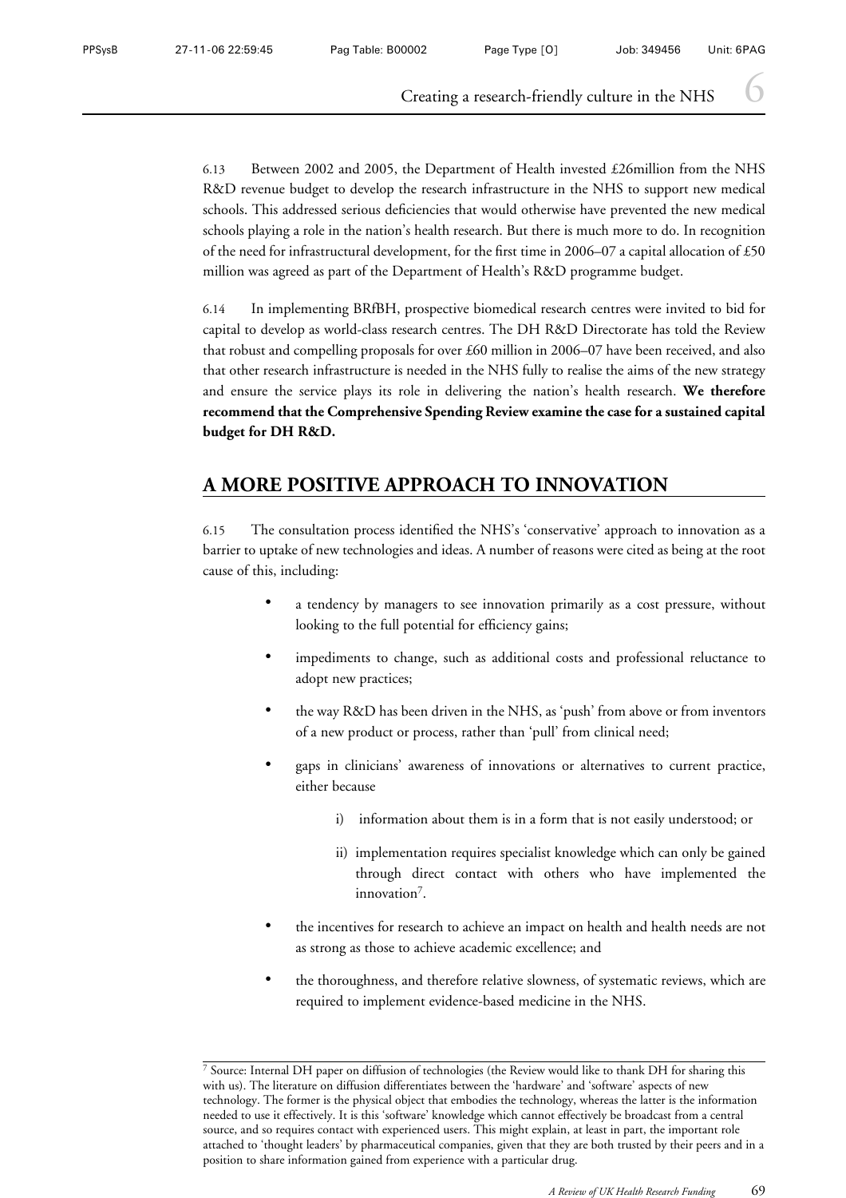6.13 Between 2002 and 2005, the Department of Health invested £26million from the NHS R&D revenue budget to develop the research infrastructure in the NHS to support new medical schools. This addressed serious deficiencies that would otherwise have prevented the new medical schools playing a role in the nation's health research. But there is much more to do. In recognition of the need for infrastructural development, for the first time in 2006–07 a capital allocation of £50 million was agreed as part of the Department of Health's R&D programme budget.

6.14 In implementing BRfBH, prospective biomedical research centres were invited to bid for capital to develop as world-class research centres. The DH R&D Directorate has told the Review that robust and compelling proposals for over £60 million in 2006–07 have been received, and also that other research infrastructure is needed in the NHS fully to realise the aims of the new strategy and ensure the service plays its role in delivering the nation's health research. **We therefore recommend that the Comprehensive Spending Review examine the case for a sustained capital budget for DH R&D.**

## A MORE POSITIVE APPROACH TO INNOVATION

6.15 The consultation process identified the NHS's 'conservative' approach to innovation as a barrier to uptake of new technologies and ideas. A number of reasons were cited as being at the root cause of this, including:

- a tendency by managers to see innovation primarily as a cost pressure, without looking to the full potential for efficiency gains;
- impediments to change, such as additional costs and professional reluctance to adopt new practices;
- the way R&D has been driven in the NHS, as 'push' from above or from inventors of a new product or process, rather than 'pull' from clinical need;
- gaps in clinicians' awareness of innovations or alternatives to current practice, either because
  - i) information about them is in a form that is not easily understood; or
  - ii) implementation requires specialist knowledge which can only be gained through direct contact with others who have implemented the innovation[7].
- the incentives for research to achieve an impact on health and health needs are not as strong as those to achieve academic excellence; and
- the thoroughness, and therefore relative slowness, of systematic reviews, which are required to implement evidence-based medicine in the NHS.

[7] Source: Internal DH paper on diffusion of technologies (the Review would like to thank DH for sharing this with us). The literature on diffusion differentiates between the 'hardware' and 'software' aspects of new technology. The former is the physical object that embodies the technology, whereas the latter is the information needed to use it effectively. It is this 'software' knowledge which cannot effectively be broadcast from a central source, and so requires contact with experienced users. This might explain, at least in part, the important role attached to 'thought leaders' by pharmaceutical companies, given that they are both trusted by their peers and in a position to share information gained from experience with a particular drug.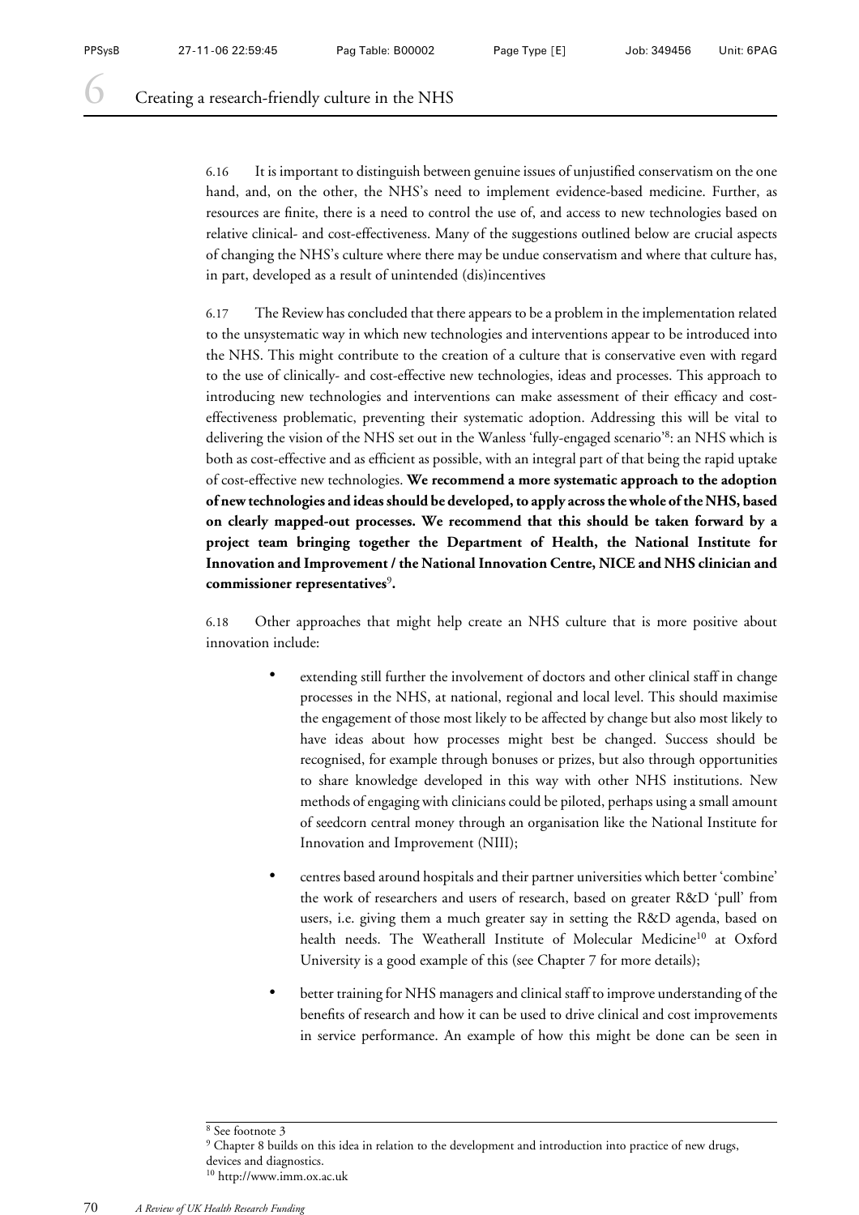6.16 It is important to distinguish between genuine issues of unjustified conservatism on the one hand, and, on the other, the NHS's need to implement evidence-based medicine. Further, as resources are finite, there is a need to control the use of, and access to new technologies based on relative clinical- and cost-effectiveness. Many of the suggestions outlined below are crucial aspects of changing the NHS's culture where there may be undue conservatism and where that culture has, in part, developed as a result of unintended (dis)incentives

6.17 The Review has concluded that there appears to be a problem in the implementation related to the unsystematic way in which new technologies and interventions appear to be introduced into the NHS. This might contribute to the creation of a culture that is conservative even with regard to the use of clinically- and cost-effective new technologies, ideas and processes. This approach to introducing new technologies and interventions can make assessment of their efficacy and cost-effectiveness problematic, preventing their systematic adoption. Addressing this will be vital to delivering the vision of the NHS set out in the Wanless 'fully-engaged scenario'[8]: an NHS which is both as cost-effective and as efficient as possible, with an integral part of that being the rapid uptake of cost-effective new technologies. **We recommend a more systematic approach to the adoption of new technologies and ideas should be developed, to apply across the whole of the NHS, based on clearly mapped-out processes. We recommend that this should be taken forward by a project team bringing together the Department of Health, the National Institute for Innovation and Improvement / the National Innovation Centre, NICE and NHS clinician and commissioner representatives**[9]**.**

6.18 Other approaches that might help create an NHS culture that is more positive about innovation include:

- extending still further the involvement of doctors and other clinical staff in change processes in the NHS, at national, regional and local level. This should maximise the engagement of those most likely to be affected by change but also most likely to have ideas about how processes might best be changed. Success should be recognised, for example through bonuses or prizes, but also through opportunities to share knowledge developed in this way with other NHS institutions. New methods of engaging with clinicians could be piloted, perhaps using a small amount of seedcorn central money through an organisation like the National Institute for Innovation and Improvement (NIII);
- centres based around hospitals and their partner universities which better 'combine' the work of researchers and users of research, based on greater R&D 'pull' from users, i.e. giving them a much greater say in setting the R&D agenda, based on health needs. The Weatherall Institute of Molecular Medicine[10] at Oxford University is a good example of this (see Chapter 7 for more details);
- better training for NHS managers and clinical staff to improve understanding of the benefits of research and how it can be used to drive clinical and cost improvements in service performance. An example of how this might be done can be seen in

---

[8] See footnote 3

[9] Chapter 8 builds on this idea in relation to the development and introduction into practice of new drugs, devices and diagnostics.

[10] http://www.imm.ox.ac.uk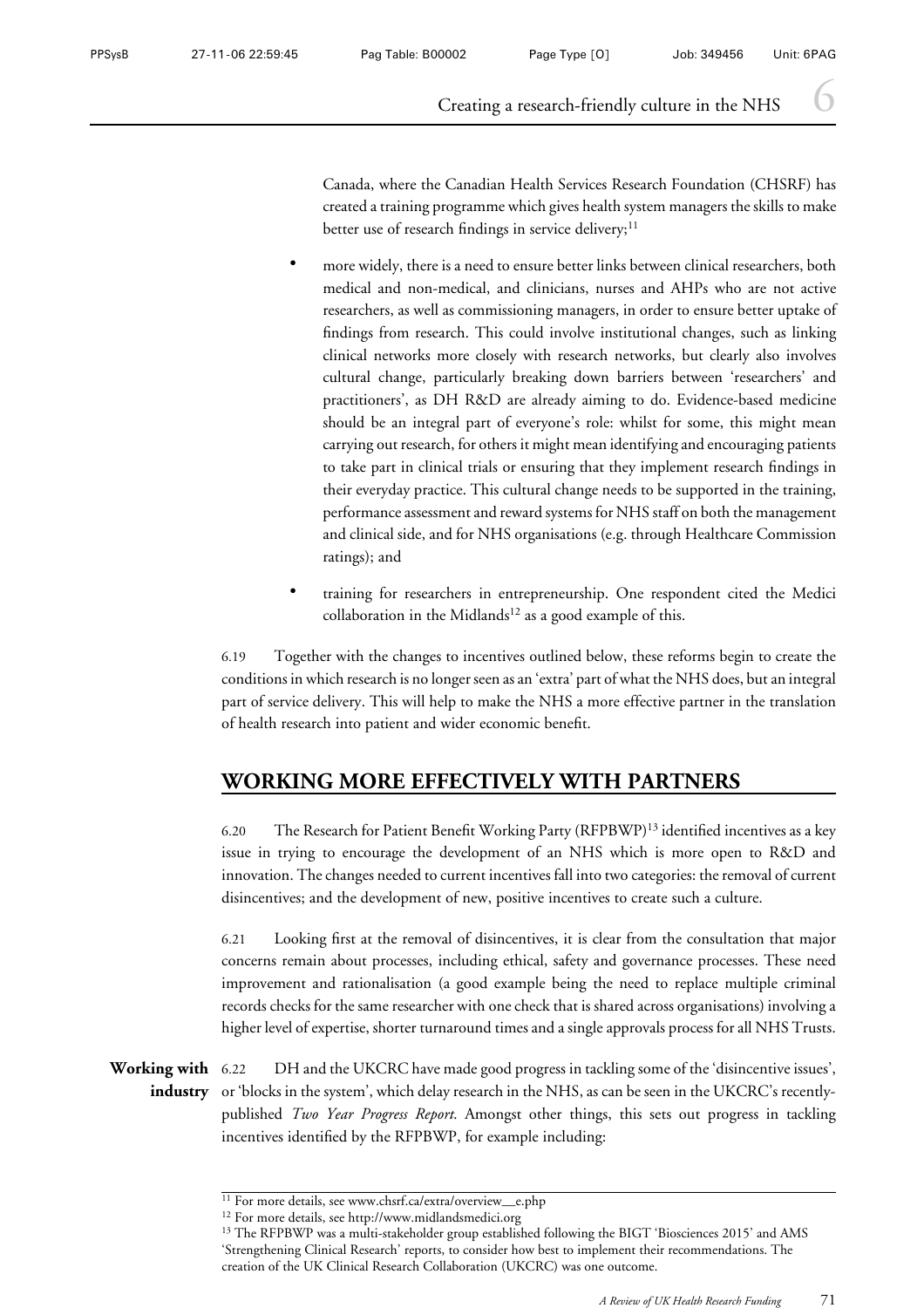Canada, where the Canadian Health Services Research Foundation (CHSRF) has created a training programme which gives health system managers the skills to make better use of research findings in service delivery;[11]

- more widely, there is a need to ensure better links between clinical researchers, both medical and non-medical, and clinicians, nurses and AHPs who are not active researchers, as well as commissioning managers, in order to ensure better uptake of findings from research. This could involve institutional changes, such as linking clinical networks more closely with research networks, but clearly also involves cultural change, particularly breaking down barriers between 'researchers' and practitioners', as DH R&D are already aiming to do. Evidence-based medicine should be an integral part of everyone's role: whilst for some, this might mean carrying out research, for others it might mean identifying and encouraging patients to take part in clinical trials or ensuring that they implement research findings in their everyday practice. This cultural change needs to be supported in the training, performance assessment and reward systems for NHS staff on both the management and clinical side, and for NHS organisations (e.g. through Healthcare Commission ratings); and
- training for researchers in entrepreneurship. One respondent cited the Medici collaboration in the Midlands[12] as a good example of this.

6.19 Together with the changes to incentives outlined below, these reforms begin to create the conditions in which research is no longer seen as an 'extra' part of what the NHS does, but an integral part of service delivery. This will help to make the NHS a more effective partner in the translation of health research into patient and wider economic benefit.

## WORKING MORE EFFECTIVELY WITH PARTNERS

6.20 The Research for Patient Benefit Working Party (RFPBWP)[13] identified incentives as a key issue in trying to encourage the development of an NHS which is more open to R&D and innovation. The changes needed to current incentives fall into two categories: the removal of current disincentives; and the development of new, positive incentives to create such a culture.

6.21 Looking first at the removal of disincentives, it is clear from the consultation that major concerns remain about processes, including ethical, safety and governance processes. These need improvement and rationalisation (a good example being the need to replace multiple criminal records checks for the same researcher with one check that is shared across organisations) involving a higher level of expertise, shorter turnaround times and a single approvals process for all NHS Trusts.

**Working with industry**

6.22 DH and the UKCRC have made good progress in tackling some of the 'disincentive issues', or 'blocks in the system', which delay research in the NHS, as can be seen in the UKCRC's recently-published *Two Year Progress Report*. Amongst other things, this sets out progress in tackling incentives identified by the RFPBWP, for example including:

---

[11] For more details, see www.chsrf.ca/extra/overview__e.php

[12] For more details, see http://www.midlandsmedici.org

[13] The RFPBWP was a multi-stakeholder group established following the BIGT 'Biosciences 2015' and AMS 'Strengthening Clinical Research' reports, to consider how best to implement their recommendations. The creation of the UK Clinical Research Collaboration (UKCRC) was one outcome.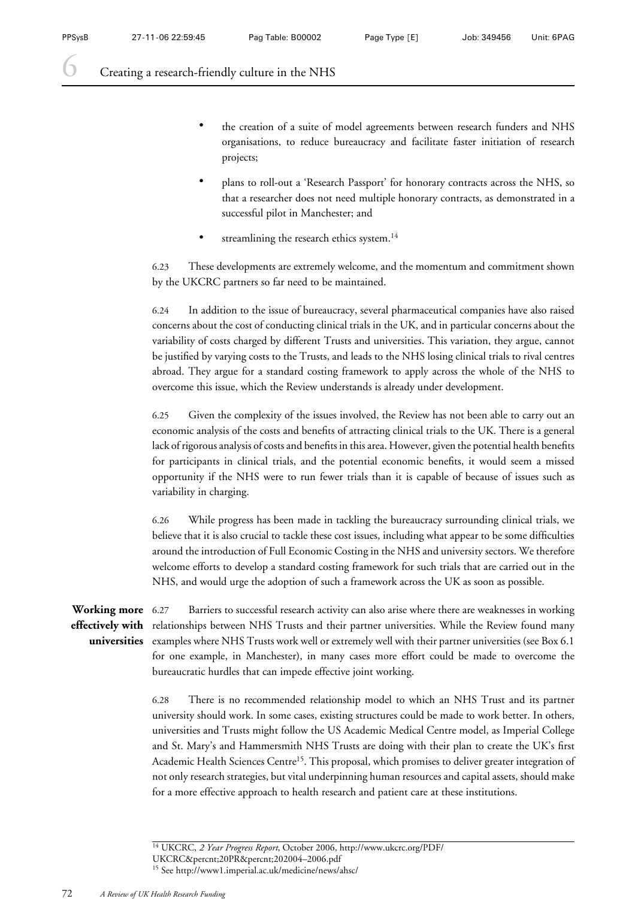- the creation of a suite of model agreements between research funders and NHS organisations, to reduce bureaucracy and facilitate faster initiation of research projects;
- plans to roll-out a 'Research Passport' for honorary contracts across the NHS, so that a researcher does not need multiple honorary contracts, as demonstrated in a successful pilot in Manchester; and
- streamlining the research ethics system.[14]

6.23 These developments are extremely welcome, and the momentum and commitment shown by the UKCRC partners so far need to be maintained.

6.24 In addition to the issue of bureaucracy, several pharmaceutical companies have also raised concerns about the cost of conducting clinical trials in the UK, and in particular concerns about the variability of costs charged by different Trusts and universities. This variation, they argue, cannot be justified by varying costs to the Trusts, and leads to the NHS losing clinical trials to rival centres abroad. They argue for a standard costing framework to apply across the whole of the NHS to overcome this issue, which the Review understands is already under development.

6.25 Given the complexity of the issues involved, the Review has not been able to carry out an economic analysis of the costs and benefits of attracting clinical trials to the UK. There is a general lack of rigorous analysis of costs and benefits in this area. However, given the potential health benefits for participants in clinical trials, and the potential economic benefits, it would seem a missed opportunity if the NHS were to run fewer trials than it is capable of because of issues such as variability in charging.

6.26 While progress has been made in tackling the bureaucracy surrounding clinical trials, we believe that it is also crucial to tackle these cost issues, including what appear to be some difficulties around the introduction of Full Economic Costing in the NHS and university sectors. We therefore welcome efforts to develop a standard costing framework for such trials that are carried out in the NHS, and would urge the adoption of such a framework across the UK as soon as possible.

**Working more effectively with universities**

6.27 Barriers to successful research activity can also arise where there are weaknesses in working relationships between NHS Trusts and their partner universities. While the Review found many examples where NHS Trusts work well or extremely well with their partner universities (see Box 6.1 for one example, in Manchester), in many cases more effort could be made to overcome the bureaucratic hurdles that can impede effective joint working.

6.28 There is no recommended relationship model to which an NHS Trust and its partner university should work. In some cases, existing structures could be made to work better. In others, universities and Trusts might follow the US Academic Medical Centre model, as Imperial College and St. Mary's and Hammersmith NHS Trusts are doing with their plan to create the UK's first Academic Health Sciences Centre[15]. This proposal, which promises to deliver greater integration of not only research strategies, but vital underpinning human resources and capital assets, should make for a more effective approach to health research and patient care at these institutions.

[14] UKCRC, *2 Year Progress Report*, October 2006, http://www.ukcrc.org/PDF/UKCRC&percnt;20PR&percnt;202004–2006.pdf

[15] See http://www1.imperial.ac.uk/medicine/news/ahsc/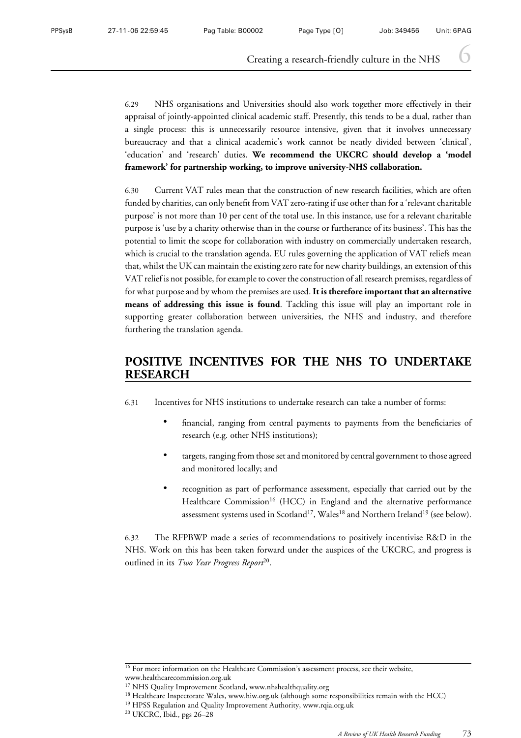6.29 NHS organisations and Universities should also work together more effectively in their appraisal of jointly-appointed clinical academic staff. Presently, this tends to be a dual, rather than a single process: this is unnecessarily resource intensive, given that it involves unnecessary bureaucracy and that a clinical academic's work cannot be neatly divided between 'clinical', 'education' and 'research' duties. **We recommend the UKCRC should develop a 'model framework' for partnership working, to improve university-NHS collaboration.**

6.30 Current VAT rules mean that the construction of new research facilities, which are often funded by charities, can only benefit from VAT zero-rating if use other than for a 'relevant charitable purpose' is not more than 10 per cent of the total use. In this instance, use for a relevant charitable purpose is 'use by a charity otherwise than in the course or furtherance of its business'. This has the potential to limit the scope for collaboration with industry on commercially undertaken research, which is crucial to the translation agenda. EU rules governing the application of VAT reliefs mean that, whilst the UK can maintain the existing zero rate for new charity buildings, an extension of this VAT relief is not possible, for example to cover the construction of all research premises, regardless of for what purpose and by whom the premises are used. **It is therefore important that an alternative means of addressing this issue is found**. Tackling this issue will play an important role in supporting greater collaboration between universities, the NHS and industry, and therefore furthering the translation agenda.

## POSITIVE INCENTIVES FOR THE NHS TO UNDERTAKE RESEARCH

6.31 Incentives for NHS institutions to undertake research can take a number of forms:

- financial, ranging from central payments to payments from the beneficiaries of research (e.g. other NHS institutions);
- targets, ranging from those set and monitored by central government to those agreed and monitored locally; and
- recognition as part of performance assessment, especially that carried out by the Healthcare Commission[16] (HCC) in England and the alternative performance assessment systems used in Scotland[17], Wales[18] and Northern Ireland[19] (see below).

6.32 The RFPBWP made a series of recommendations to positively incentivise R&D in the NHS. Work on this has been taken forward under the auspices of the UKCRC, and progress is outlined in its *Two Year Progress Report*[20].

---

[16] For more information on the Healthcare Commission's assessment process, see their website, www.healthcarecommission.org.uk

[17] NHS Quality Improvement Scotland, www.nhshealthquality.org

[18] Healthcare Inspectorate Wales, www.hiw.org.uk (although some responsibilities remain with the HCC)

[19] HPSS Regulation and Quality Improvement Authority, www.rqia.org.uk

[20] UKCRC, Ibid., pgs 26–28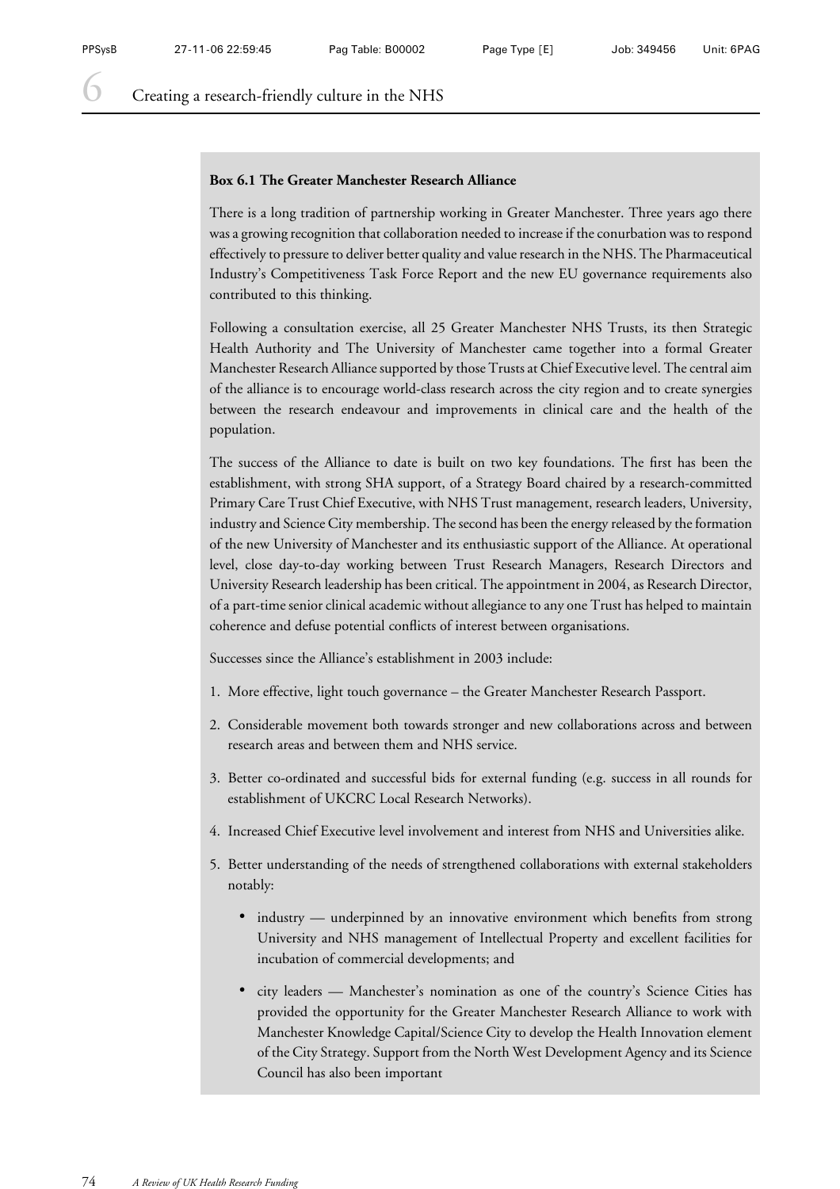**Box 6.1 The Greater Manchester Research Alliance**

There is a long tradition of partnership working in Greater Manchester. Three years ago there was a growing recognition that collaboration needed to increase if the conurbation was to respond effectively to pressure to deliver better quality and value research in the NHS. The Pharmaceutical Industry's Competitiveness Task Force Report and the new EU governance requirements also contributed to this thinking.

Following a consultation exercise, all 25 Greater Manchester NHS Trusts, its then Strategic Health Authority and The University of Manchester came together into a formal Greater Manchester Research Alliance supported by those Trusts at Chief Executive level. The central aim of the alliance is to encourage world-class research across the city region and to create synergies between the research endeavour and improvements in clinical care and the health of the population.

The success of the Alliance to date is built on two key foundations. The first has been the establishment, with strong SHA support, of a Strategy Board chaired by a research-committed Primary Care Trust Chief Executive, with NHS Trust management, research leaders, University, industry and Science City membership. The second has been the energy released by the formation of the new University of Manchester and its enthusiastic support of the Alliance. At operational level, close day-to-day working between Trust Research Managers, Research Directors and University Research leadership has been critical. The appointment in 2004, as Research Director, of a part-time senior clinical academic without allegiance to any one Trust has helped to maintain coherence and defuse potential conflicts of interest between organisations.

Successes since the Alliance's establishment in 2003 include:

1. More effective, light touch governance – the Greater Manchester Research Passport.
2. Considerable movement both towards stronger and new collaborations across and between research areas and between them and NHS service.
3. Better co-ordinated and successful bids for external funding (e.g. success in all rounds for establishment of UKCRC Local Research Networks).
4. Increased Chief Executive level involvement and interest from NHS and Universities alike.
5. Better understanding of the needs of strengthened collaborations with external stakeholders notably:
   - industry — underpinned by an innovative environment which benefits from strong University and NHS management of Intellectual Property and excellent facilities for incubation of commercial developments; and
   - city leaders — Manchester's nomination as one of the country's Science Cities has provided the opportunity for the Greater Manchester Research Alliance to work with Manchester Knowledge Capital/Science City to develop the Health Innovation element of the City Strategy. Support from the North West Development Agency and its Science Council has also been important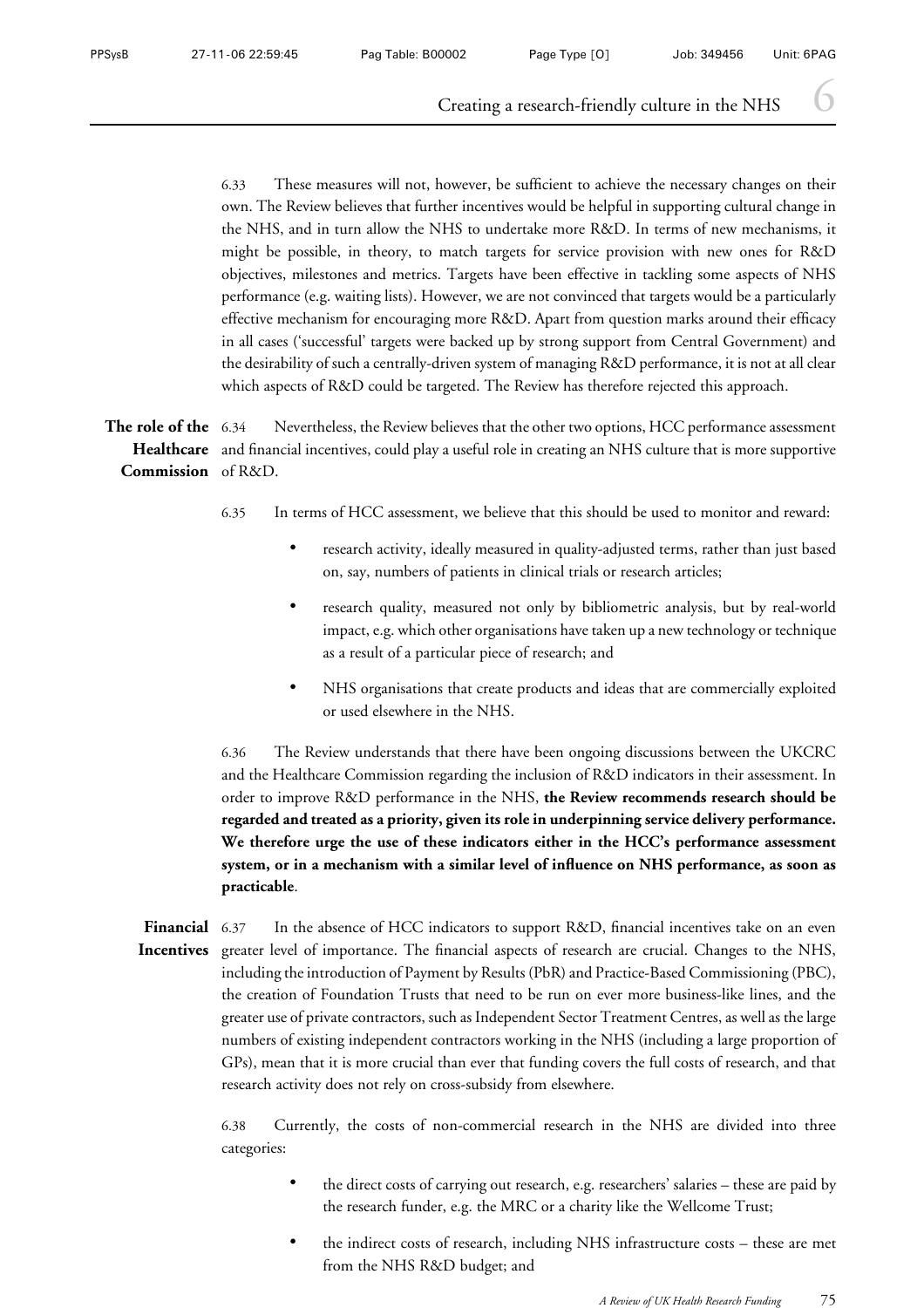6.33 These measures will not, however, be sufficient to achieve the necessary changes on their own. The Review believes that further incentives would be helpful in supporting cultural change in the NHS, and in turn allow the NHS to undertake more R&D. In terms of new mechanisms, it might be possible, in theory, to match targets for service provision with new ones for R&D objectives, milestones and metrics. Targets have been effective in tackling some aspects of NHS performance (e.g. waiting lists). However, we are not convinced that targets would be a particularly effective mechanism for encouraging more R&D. Apart from question marks around their efficacy in all cases ('successful' targets were backed up by strong support from Central Government) and the desirability of such a centrally-driven system of managing R&D performance, it is not at all clear which aspects of R&D could be targeted. The Review has therefore rejected this approach.

**The role of the Healthcare Commission**

6.34 Nevertheless, the Review believes that the other two options, HCC performance assessment and financial incentives, could play a useful role in creating an NHS culture that is more supportive of R&D.

6.35 In terms of HCC assessment, we believe that this should be used to monitor and reward:

- research activity, ideally measured in quality-adjusted terms, rather than just based on, say, numbers of patients in clinical trials or research articles;
- research quality, measured not only by bibliometric analysis, but by real-world impact, e.g. which other organisations have taken up a new technology or technique as a result of a particular piece of research; and
- NHS organisations that create products and ideas that are commercially exploited or used elsewhere in the NHS.

6.36 The Review understands that there have been ongoing discussions between the UKCRC and the Healthcare Commission regarding the inclusion of R&D indicators in their assessment. In order to improve R&D performance in the NHS, **the Review recommends research should be regarded and treated as a priority, given its role in underpinning service delivery performance. We therefore urge the use of these indicators either in the HCC's performance assessment system, or in a mechanism with a similar level of influence on NHS performance, as soon as practicable**.

**Financial Incentives**

6.37 In the absence of HCC indicators to support R&D, financial incentives take on an even greater level of importance. The financial aspects of research are crucial. Changes to the NHS, including the introduction of Payment by Results (PbR) and Practice-Based Commissioning (PBC), the creation of Foundation Trusts that need to be run on ever more business-like lines, and the greater use of private contractors, such as Independent Sector Treatment Centres, as well as the large numbers of existing independent contractors working in the NHS (including a large proportion of GPs), mean that it is more crucial than ever that funding covers the full costs of research, and that research activity does not rely on cross-subsidy from elsewhere.

6.38 Currently, the costs of non-commercial research in the NHS are divided into three categories:

- the direct costs of carrying out research, e.g. researchers' salaries – these are paid by the research funder, e.g. the MRC or a charity like the Wellcome Trust;
- the indirect costs of research, including NHS infrastructure costs – these are met from the NHS R&D budget; and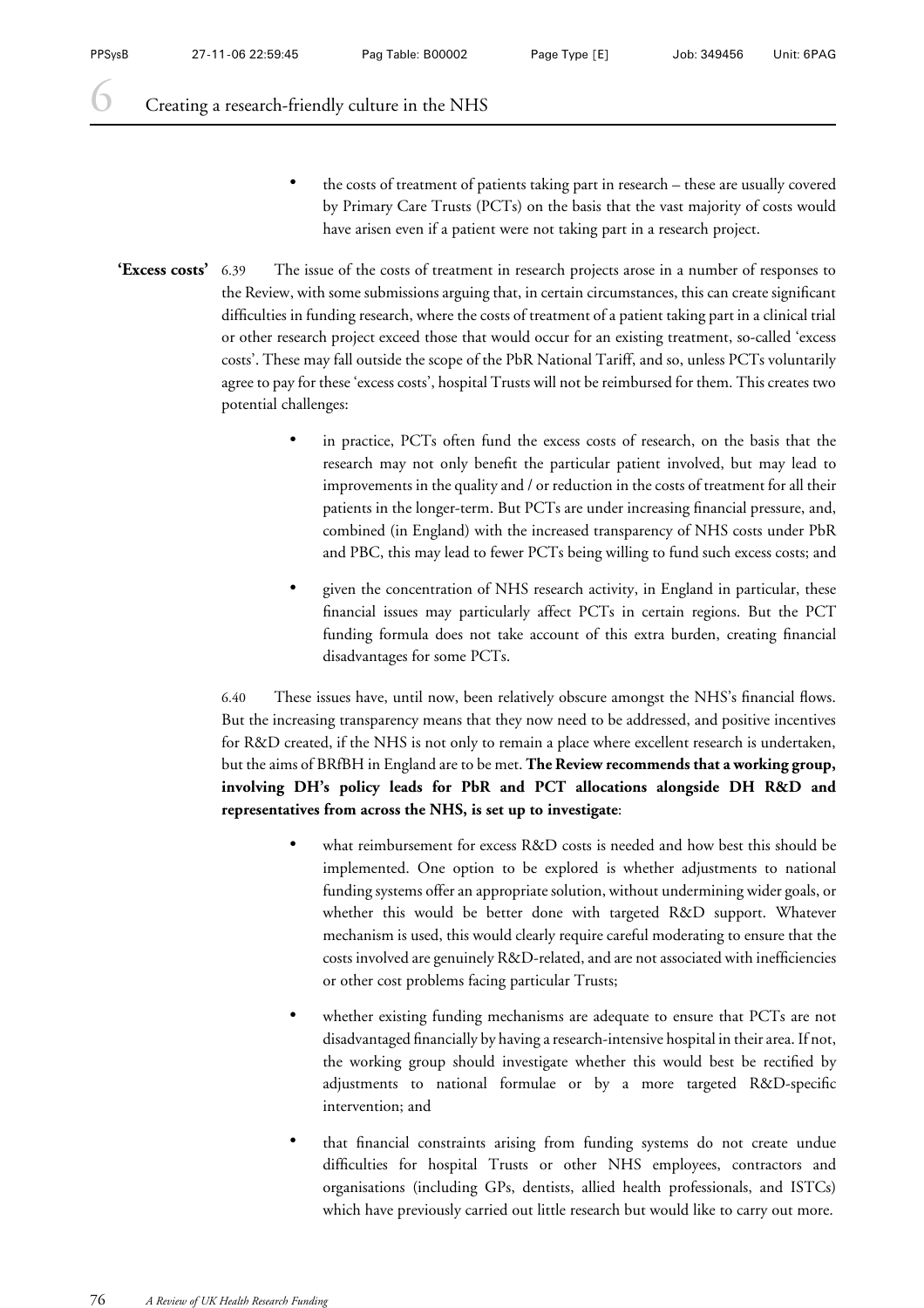- the costs of treatment of patients taking part in research – these are usually covered by Primary Care Trusts (PCTs) on the basis that the vast majority of costs would have arisen even if a patient were not taking part in a research project.

**'Excess costs'** 6.39 The issue of the costs of treatment in research projects arose in a number of responses to the Review, with some submissions arguing that, in certain circumstances, this can create significant difficulties in funding research, where the costs of treatment of a patient taking part in a clinical trial or other research project exceed those that would occur for an existing treatment, so-called 'excess costs'. These may fall outside the scope of the PbR National Tariff, and so, unless PCTs voluntarily agree to pay for these 'excess costs', hospital Trusts will not be reimbursed for them. This creates two potential challenges:

- in practice, PCTs often fund the excess costs of research, on the basis that the research may not only benefit the particular patient involved, but may lead to improvements in the quality and / or reduction in the costs of treatment for all their patients in the longer-term. But PCTs are under increasing financial pressure, and, combined (in England) with the increased transparency of NHS costs under PbR and PBC, this may lead to fewer PCTs being willing to fund such excess costs; and
- given the concentration of NHS research activity, in England in particular, these financial issues may particularly affect PCTs in certain regions. But the PCT funding formula does not take account of this extra burden, creating financial disadvantages for some PCTs.

6.40 These issues have, until now, been relatively obscure amongst the NHS's financial flows. But the increasing transparency means that they now need to be addressed, and positive incentives for R&D created, if the NHS is not only to remain a place where excellent research is undertaken, but the aims of BRfBH in England are to be met. **The Review recommends that a working group, involving DH's policy leads for PbR and PCT allocations alongside DH R&D and representatives from across the NHS, is set up to investigate**:

- what reimbursement for excess R&D costs is needed and how best this should be implemented. One option to be explored is whether adjustments to national funding systems offer an appropriate solution, without undermining wider goals, or whether this would be better done with targeted R&D support. Whatever mechanism is used, this would clearly require careful moderating to ensure that the costs involved are genuinely R&D-related, and are not associated with inefficiencies or other cost problems facing particular Trusts;
- whether existing funding mechanisms are adequate to ensure that PCTs are not disadvantaged financially by having a research-intensive hospital in their area. If not, the working group should investigate whether this would best be rectified by adjustments to national formulae or by a more targeted R&D-specific intervention; and
- that financial constraints arising from funding systems do not create undue difficulties for hospital Trusts or other NHS employees, contractors and organisations (including GPs, dentists, allied health professionals, and ISTCs) which have previously carried out little research but would like to carry out more.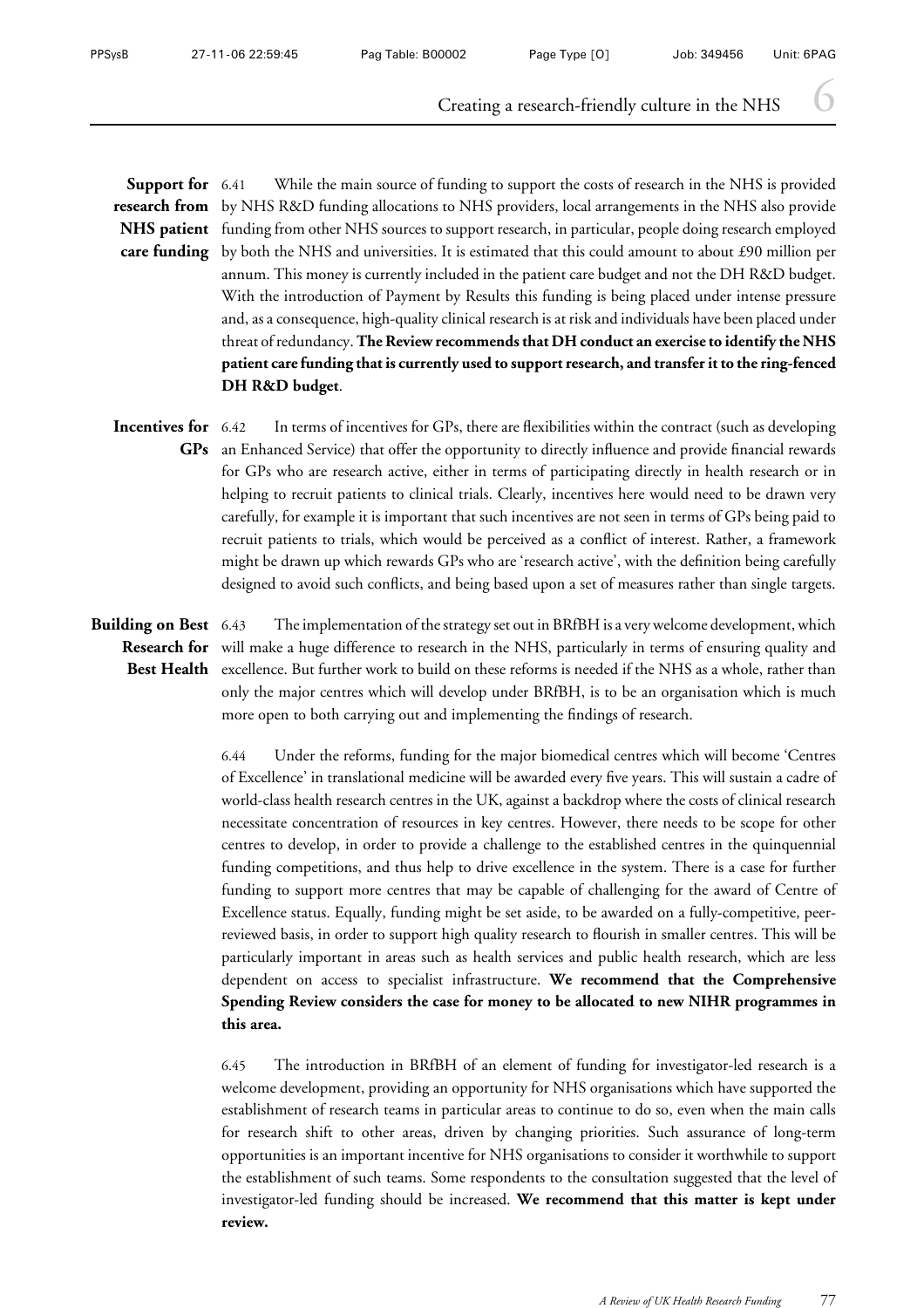**Support for research from NHS patient care funding**

6.41 While the main source of funding to support the costs of research in the NHS is provided by NHS R&D funding allocations to NHS providers, local arrangements in the NHS also provide funding from other NHS sources to support research, in particular, people doing research employed by both the NHS and universities. It is estimated that this could amount to about £90 million per annum. This money is currently included in the patient care budget and not the DH R&D budget. With the introduction of Payment by Results this funding is being placed under intense pressure and, as a consequence, high-quality clinical research is at risk and individuals have been placed under threat of redundancy. **The Review recommends that DH conduct an exercise to identify the NHS patient care funding that is currently used to support research, and transfer it to the ring-fenced DH R&D budget**.

**Incentives for GPs**

6.42 In terms of incentives for GPs, there are flexibilities within the contract (such as developing an Enhanced Service) that offer the opportunity to directly influence and provide financial rewards for GPs who are research active, either in terms of participating directly in health research or in helping to recruit patients to clinical trials. Clearly, incentives here would need to be drawn very carefully, for example it is important that such incentives are not seen in terms of GPs being paid to recruit patients to trials, which would be perceived as a conflict of interest. Rather, a framework might be drawn up which rewards GPs who are 'research active', with the definition being carefully designed to avoid such conflicts, and being based upon a set of measures rather than single targets.

**Building on Best Research for Best Health**

6.43 The implementation of the strategy set out in BRfBH is a very welcome development, which will make a huge difference to research in the NHS, particularly in terms of ensuring quality and excellence. But further work to build on these reforms is needed if the NHS as a whole, rather than only the major centres which will develop under BRfBH, is to be an organisation which is much more open to both carrying out and implementing the findings of research.

6.44 Under the reforms, funding for the major biomedical centres which will become 'Centres of Excellence' in translational medicine will be awarded every five years. This will sustain a cadre of world-class health research centres in the UK, against a backdrop where the costs of clinical research necessitate concentration of resources in key centres. However, there needs to be scope for other centres to develop, in order to provide a challenge to the established centres in the quinquennial funding competitions, and thus help to drive excellence in the system. There is a case for further funding to support more centres that may be capable of challenging for the award of Centre of Excellence status. Equally, funding might be set aside, to be awarded on a fully-competitive, peer-reviewed basis, in order to support high quality research to flourish in smaller centres. This will be particularly important in areas such as health services and public health research, which are less dependent on access to specialist infrastructure. **We recommend that the Comprehensive Spending Review considers the case for money to be allocated to new NIHR programmes in this area.**

6.45 The introduction in BRfBH of an element of funding for investigator-led research is a welcome development, providing an opportunity for NHS organisations which have supported the establishment of research teams in particular areas to continue to do so, even when the main calls for research shift to other areas, driven by changing priorities. Such assurance of long-term opportunities is an important incentive for NHS organisations to consider it worthwhile to support the establishment of such teams. Some respondents to the consultation suggested that the level of investigator-led funding should be increased. **We recommend that this matter is kept under review.**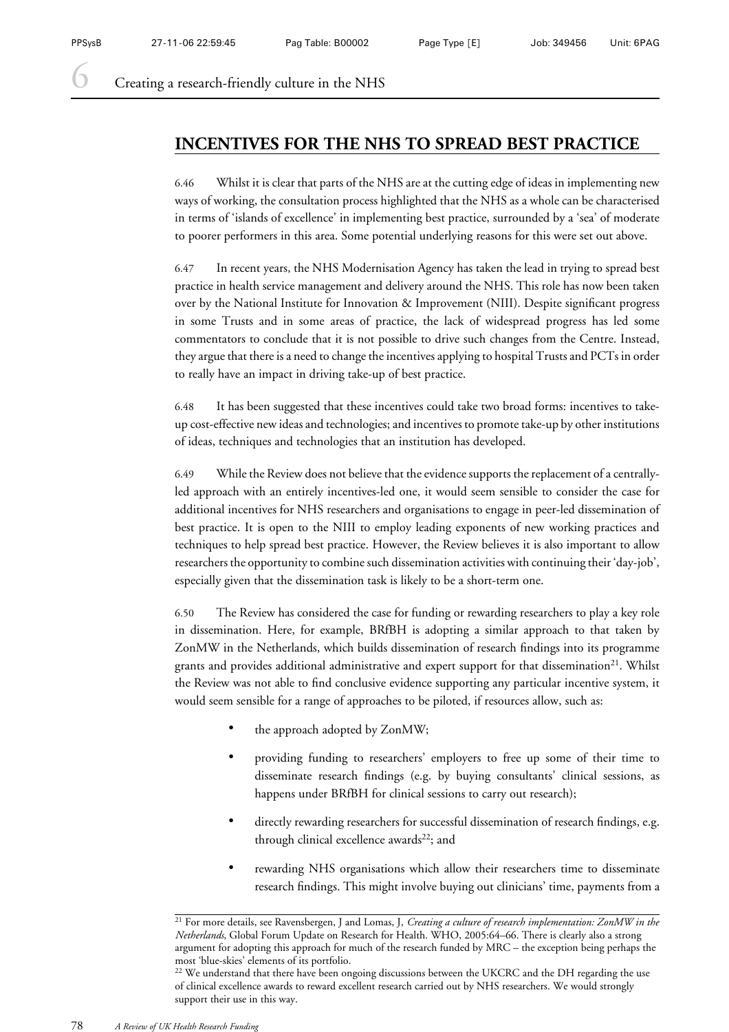## INCENTIVES FOR THE NHS TO SPREAD BEST PRACTICE

6.46 Whilst it is clear that parts of the NHS are at the cutting edge of ideas in implementing new ways of working, the consultation process highlighted that the NHS as a whole can be characterised in terms of 'islands of excellence' in implementing best practice, surrounded by a 'sea' of moderate to poorer performers in this area. Some potential underlying reasons for this were set out above.

6.47 In recent years, the NHS Modernisation Agency has taken the lead in trying to spread best practice in health service management and delivery around the NHS. This role has now been taken over by the National Institute for Innovation & Improvement (NIII). Despite significant progress in some Trusts and in some areas of practice, the lack of widespread progress has led some commentators to conclude that it is not possible to drive such changes from the Centre. Instead, they argue that there is a need to change the incentives applying to hospital Trusts and PCTs in order to really have an impact in driving take-up of best practice.

6.48 It has been suggested that these incentives could take two broad forms: incentives to take-up cost-effective new ideas and technologies; and incentives to promote take-up by other institutions of ideas, techniques and technologies that an institution has developed.

6.49 While the Review does not believe that the evidence supports the replacement of a centrally-led approach with an entirely incentives-led one, it would seem sensible to consider the case for additional incentives for NHS researchers and organisations to engage in peer-led dissemination of best practice. It is open to the NIII to employ leading exponents of new working practices and techniques to help spread best practice. However, the Review believes it is also important to allow researchers the opportunity to combine such dissemination activities with continuing their 'day-job', especially given that the dissemination task is likely to be a short-term one.

6.50 The Review has considered the case for funding or rewarding researchers to play a key role in dissemination. Here, for example, BRfBH is adopting a similar approach to that taken by ZonMW in the Netherlands, which builds dissemination of research findings into its programme grants and provides additional administrative and expert support for that dissemination[21]. Whilst the Review was not able to find conclusive evidence supporting any particular incentive system, it would seem sensible for a range of approaches to be piloted, if resources allow, such as:

- the approach adopted by ZonMW;
- providing funding to researchers' employers to free up some of their time to disseminate research findings (e.g. by buying consultants' clinical sessions, as happens under BRfBH for clinical sessions to carry out research);
- directly rewarding researchers for successful dissemination of research findings, e.g. through clinical excellence awards[22]; and
- rewarding NHS organisations which allow their researchers time to disseminate research findings. This might involve buying out clinicians' time, payments from a

[21] For more details, see Ravensbergen, J and Lomas, J, *Creating a culture of research implementation: ZonMW in the Netherlands*, Global Forum Update on Research for Health. WHO, 2005:64–66. There is clearly also a strong argument for adopting this approach for much of the research funded by MRC – the exception being perhaps the most 'blue-skies' elements of its portfolio.

[22] We understand that there have been ongoing discussions between the UKCRC and the DH regarding the use of clinical excellence awards to reward excellent research carried out by NHS researchers. We would strongly support their use in this way.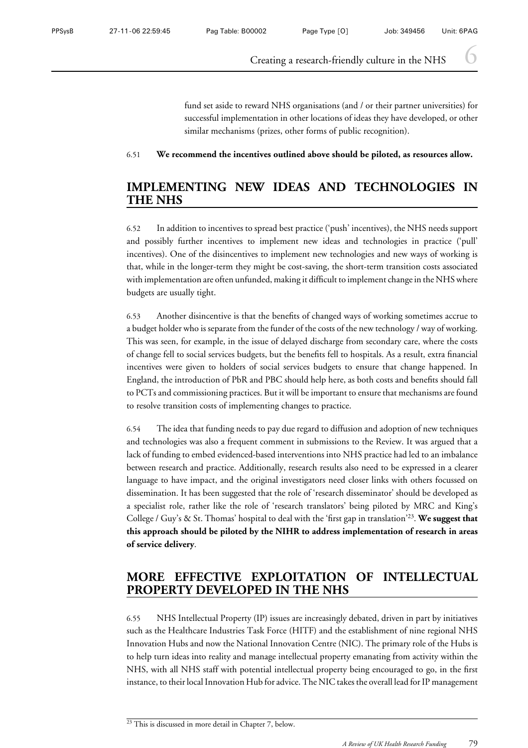fund set aside to reward NHS organisations (and / or their partner universities) for successful implementation in other locations of ideas they have developed, or other similar mechanisms (prizes, other forms of public recognition).

6.51 **We recommend the incentives outlined above should be piloted, as resources allow.**

## IMPLEMENTING NEW IDEAS AND TECHNOLOGIES IN THE NHS

6.52 In addition to incentives to spread best practice ('push' incentives), the NHS needs support and possibly further incentives to implement new ideas and technologies in practice ('pull' incentives). One of the disincentives to implement new technologies and new ways of working is that, while in the longer-term they might be cost-saving, the short-term transition costs associated with implementation are often unfunded, making it difficult to implement change in the NHS where budgets are usually tight.

6.53 Another disincentive is that the benefits of changed ways of working sometimes accrue to a budget holder who is separate from the funder of the costs of the new technology / way of working. This was seen, for example, in the issue of delayed discharge from secondary care, where the costs of change fell to social services budgets, but the benefits fell to hospitals. As a result, extra financial incentives were given to holders of social services budgets to ensure that change happened. In England, the introduction of PbR and PBC should help here, as both costs and benefits should fall to PCTs and commissioning practices. But it will be important to ensure that mechanisms are found to resolve transition costs of implementing changes to practice.

6.54 The idea that funding needs to pay due regard to diffusion and adoption of new techniques and technologies was also a frequent comment in submissions to the Review. It was argued that a lack of funding to embed evidenced-based interventions into NHS practice had led to an imbalance between research and practice. Additionally, research results also need to be expressed in a clearer language to have impact, and the original investigators need closer links with others focussed on dissemination. It has been suggested that the role of 'research disseminator' should be developed as a specialist role, rather like the role of 'research translators' being piloted by MRC and King's College / Guy's & St. Thomas' hospital to deal with the 'first gap in translation'[23]. **We suggest that this approach should be piloted by the NIHR to address implementation of research in areas of service delivery**.

## MORE EFFECTIVE EXPLOITATION OF INTELLECTUAL PROPERTY DEVELOPED IN THE NHS

6.55 NHS Intellectual Property (IP) issues are increasingly debated, driven in part by initiatives such as the Healthcare Industries Task Force (HITF) and the establishment of nine regional NHS Innovation Hubs and now the National Innovation Centre (NIC). The primary role of the Hubs is to help turn ideas into reality and manage intellectual property emanating from activity within the NHS, with all NHS staff with potential intellectual property being encouraged to go, in the first instance, to their local Innovation Hub for advice. The NIC takes the overall lead for IP management

[23] This is discussed in more detail in Chapter 7, below.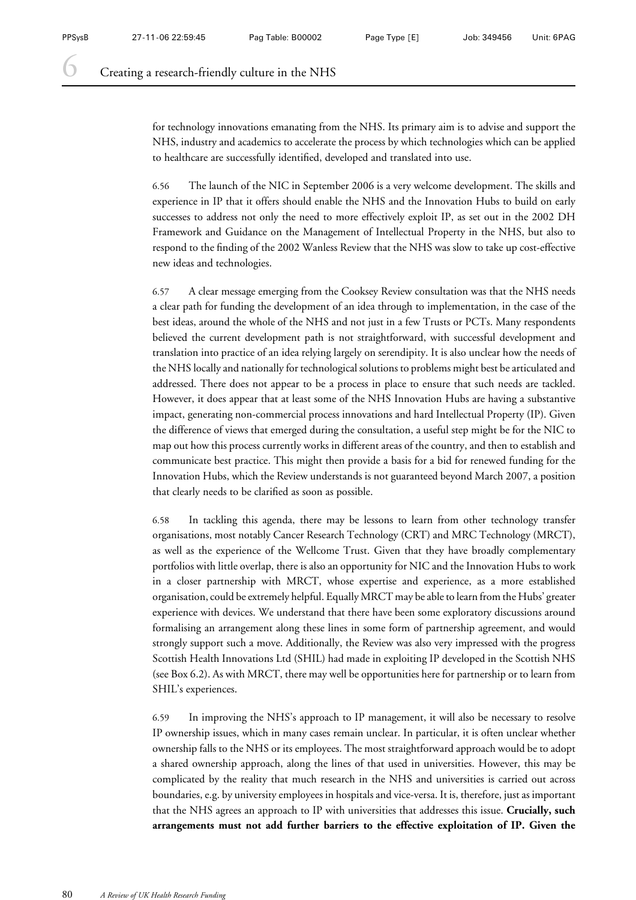for technology innovations emanating from the NHS. Its primary aim is to advise and support the NHS, industry and academics to accelerate the process by which technologies which can be applied to healthcare are successfully identified, developed and translated into use.

6.56 The launch of the NIC in September 2006 is a very welcome development. The skills and experience in IP that it offers should enable the NHS and the Innovation Hubs to build on early successes to address not only the need to more effectively exploit IP, as set out in the 2002 DH Framework and Guidance on the Management of Intellectual Property in the NHS, but also to respond to the finding of the 2002 Wanless Review that the NHS was slow to take up cost-effective new ideas and technologies.

6.57 A clear message emerging from the Cooksey Review consultation was that the NHS needs a clear path for funding the development of an idea through to implementation, in the case of the best ideas, around the whole of the NHS and not just in a few Trusts or PCTs. Many respondents believed the current development path is not straightforward, with successful development and translation into practice of an idea relying largely on serendipity. It is also unclear how the needs of the NHS locally and nationally for technological solutions to problems might best be articulated and addressed. There does not appear to be a process in place to ensure that such needs are tackled. However, it does appear that at least some of the NHS Innovation Hubs are having a substantive impact, generating non-commercial process innovations and hard Intellectual Property (IP). Given the difference of views that emerged during the consultation, a useful step might be for the NIC to map out how this process currently works in different areas of the country, and then to establish and communicate best practice. This might then provide a basis for a bid for renewed funding for the Innovation Hubs, which the Review understands is not guaranteed beyond March 2007, a position that clearly needs to be clarified as soon as possible.

6.58 In tackling this agenda, there may be lessons to learn from other technology transfer organisations, most notably Cancer Research Technology (CRT) and MRC Technology (MRCT), as well as the experience of the Wellcome Trust. Given that they have broadly complementary portfolios with little overlap, there is also an opportunity for NIC and the Innovation Hubs to work in a closer partnership with MRCT, whose expertise and experience, as a more established organisation, could be extremely helpful. Equally MRCT may be able to learn from the Hubs' greater experience with devices. We understand that there have been some exploratory discussions around formalising an arrangement along these lines in some form of partnership agreement, and would strongly support such a move. Additionally, the Review was also very impressed with the progress Scottish Health Innovations Ltd (SHIL) had made in exploiting IP developed in the Scottish NHS (see Box 6.2). As with MRCT, there may well be opportunities here for partnership or to learn from SHIL's experiences.

6.59 In improving the NHS's approach to IP management, it will also be necessary to resolve IP ownership issues, which in many cases remain unclear. In particular, it is often unclear whether ownership falls to the NHS or its employees. The most straightforward approach would be to adopt a shared ownership approach, along the lines of that used in universities. However, this may be complicated by the reality that much research in the NHS and universities is carried out across boundaries, e.g. by university employees in hospitals and vice-versa. It is, therefore, just as important that the NHS agrees an approach to IP with universities that addresses this issue. **Crucially, such arrangements must not add further barriers to the effective exploitation of IP. Given the**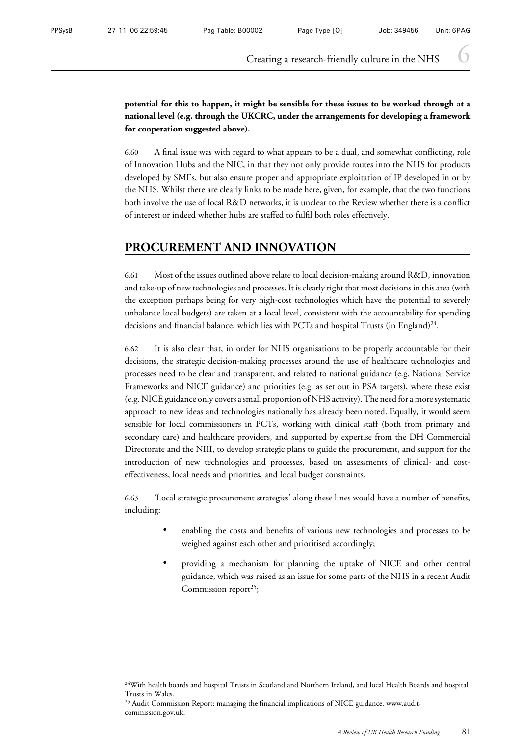**potential for this to happen, it might be sensible for these issues to be worked through at a national level (e.g. through the UKCRC, under the arrangements for developing a framework for cooperation suggested above).**

6.60 A final issue was with regard to what appears to be a dual, and somewhat conflicting, role of Innovation Hubs and the NIC, in that they not only provide routes into the NHS for products developed by SMEs, but also ensure proper and appropriate exploitation of IP developed in or by the NHS. Whilst there are clearly links to be made here, given, for example, that the two functions both involve the use of local R&D networks, it is unclear to the Review whether there is a conflict of interest or indeed whether hubs are staffed to fulfil both roles effectively.

## PROCUREMENT AND INNOVATION

6.61 Most of the issues outlined above relate to local decision-making around R&D, innovation and take-up of new technologies and processes. It is clearly right that most decisions in this area (with the exception perhaps being for very high-cost technologies which have the potential to severely unbalance local budgets) are taken at a local level, consistent with the accountability for spending decisions and financial balance, which lies with PCTs and hospital Trusts (in England)[24].

6.62 It is also clear that, in order for NHS organisations to be properly accountable for their decisions, the strategic decision-making processes around the use of healthcare technologies and processes need to be clear and transparent, and related to national guidance (e.g. National Service Frameworks and NICE guidance) and priorities (e.g. as set out in PSA targets), where these exist (e.g. NICE guidance only covers a small proportion of NHS activity). The need for a more systematic approach to new ideas and technologies nationally has already been noted. Equally, it would seem sensible for local commissioners in PCTs, working with clinical staff (both from primary and secondary care) and healthcare providers, and supported by expertise from the DH Commercial Directorate and the NIII, to develop strategic plans to guide the procurement, and support for the introduction of new technologies and processes, based on assessments of clinical- and cost-effectiveness, local needs and priorities, and local budget constraints.

6.63 'Local strategic procurement strategies' along these lines would have a number of benefits, including:

- enabling the costs and benefits of various new technologies and processes to be weighed against each other and prioritised accordingly;
- providing a mechanism for planning the uptake of NICE and other central guidance, which was raised as an issue for some parts of the NHS in a recent Audit Commission report[25];

---

[24] With health boards and hospital Trusts in Scotland and Northern Ireland, and local Health Boards and hospital Trusts in Wales.

[25] Audit Commission Report: managing the financial implications of NICE guidance. www.audit-commission.gov.uk.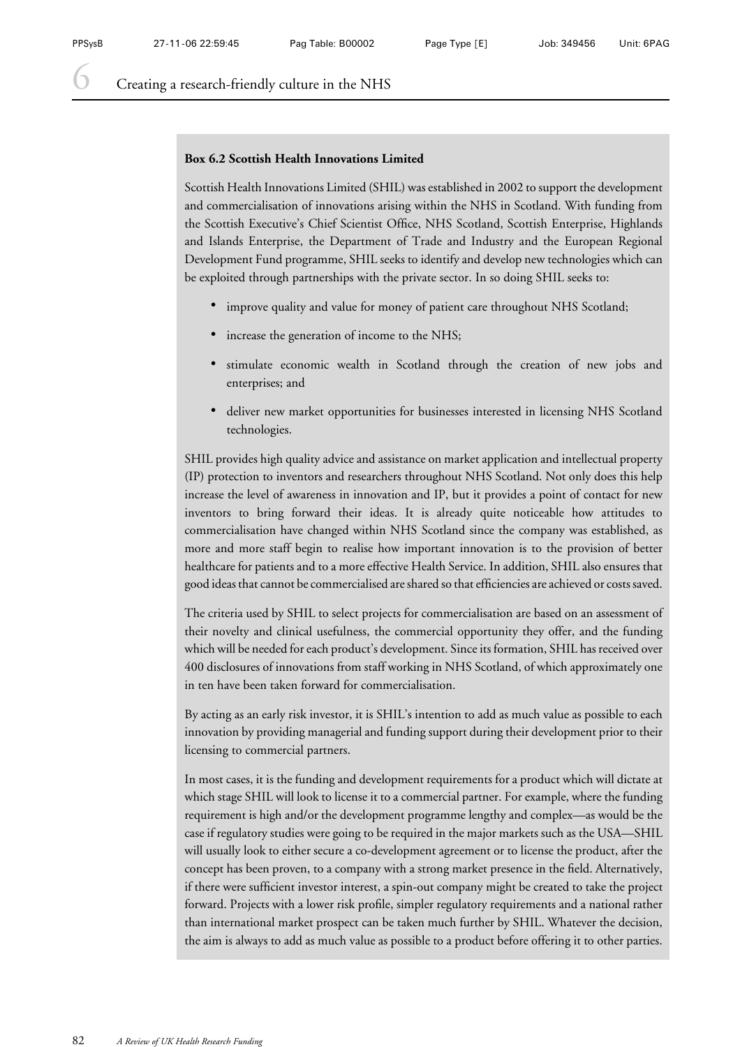**Box 6.2 Scottish Health Innovations Limited**

Scottish Health Innovations Limited (SHIL) was established in 2002 to support the development and commercialisation of innovations arising within the NHS in Scotland. With funding from the Scottish Executive's Chief Scientist Office, NHS Scotland, Scottish Enterprise, Highlands and Islands Enterprise, the Department of Trade and Industry and the European Regional Development Fund programme, SHIL seeks to identify and develop new technologies which can be exploited through partnerships with the private sector. In so doing SHIL seeks to:

- improve quality and value for money of patient care throughout NHS Scotland;
- increase the generation of income to the NHS;
- stimulate economic wealth in Scotland through the creation of new jobs and enterprises; and
- deliver new market opportunities for businesses interested in licensing NHS Scotland technologies.

SHIL provides high quality advice and assistance on market application and intellectual property (IP) protection to inventors and researchers throughout NHS Scotland. Not only does this help increase the level of awareness in innovation and IP, but it provides a point of contact for new inventors to bring forward their ideas. It is already quite noticeable how attitudes to commercialisation have changed within NHS Scotland since the company was established, as more and more staff begin to realise how important innovation is to the provision of better healthcare for patients and to a more effective Health Service. In addition, SHIL also ensures that good ideas that cannot be commercialised are shared so that efficiencies are achieved or costs saved.

The criteria used by SHIL to select projects for commercialisation are based on an assessment of their novelty and clinical usefulness, the commercial opportunity they offer, and the funding which will be needed for each product's development. Since its formation, SHIL has received over 400 disclosures of innovations from staff working in NHS Scotland, of which approximately one in ten have been taken forward for commercialisation.

By acting as an early risk investor, it is SHIL's intention to add as much value as possible to each innovation by providing managerial and funding support during their development prior to their licensing to commercial partners.

In most cases, it is the funding and development requirements for a product which will dictate at which stage SHIL will look to license it to a commercial partner. For example, where the funding requirement is high and/or the development programme lengthy and complex—as would be the case if regulatory studies were going to be required in the major markets such as the USA—SHIL will usually look to either secure a co-development agreement or to license the product, after the concept has been proven, to a company with a strong market presence in the field. Alternatively, if there were sufficient investor interest, a spin-out company might be created to take the project forward. Projects with a lower risk profile, simpler regulatory requirements and a national rather than international market prospect can be taken much further by SHIL. Whatever the decision, the aim is always to add as much value as possible to a product before offering it to other parties.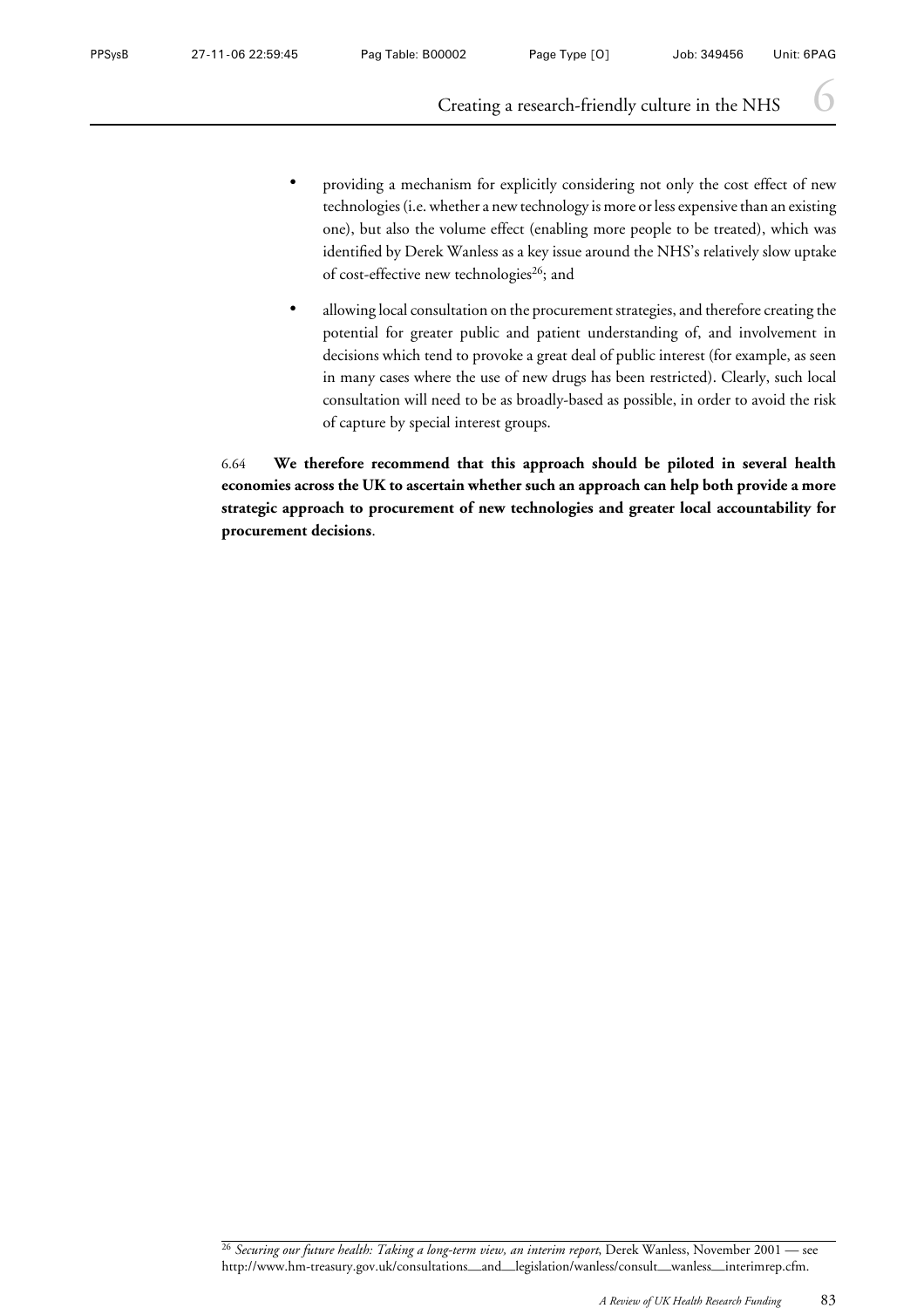- providing a mechanism for explicitly considering not only the cost effect of new technologies (i.e. whether a new technology is more or less expensive than an existing one), but also the volume effect (enabling more people to be treated), which was identified by Derek Wanless as a key issue around the NHS's relatively slow uptake of cost-effective new technologies[26]; and

- allowing local consultation on the procurement strategies, and therefore creating the potential for greater public and patient understanding of, and involvement in decisions which tend to provoke a great deal of public interest (for example, as seen in many cases where the use of new drugs has been restricted). Clearly, such local consultation will need to be as broadly-based as possible, in order to avoid the risk of capture by special interest groups.

6.64 **We therefore recommend that this approach should be piloted in several health economies across the UK to ascertain whether such an approach can help both provide a more strategic approach to procurement of new technologies and greater local accountability for procurement decisions**.

[26] *Securing our future health: Taking a long-term view, an interim report*, Derek Wanless, November 2001 — see http://www.hm-treasury.gov.uk/consultations_and_legislation/wanless/consult_wanless_interimrep.cfm.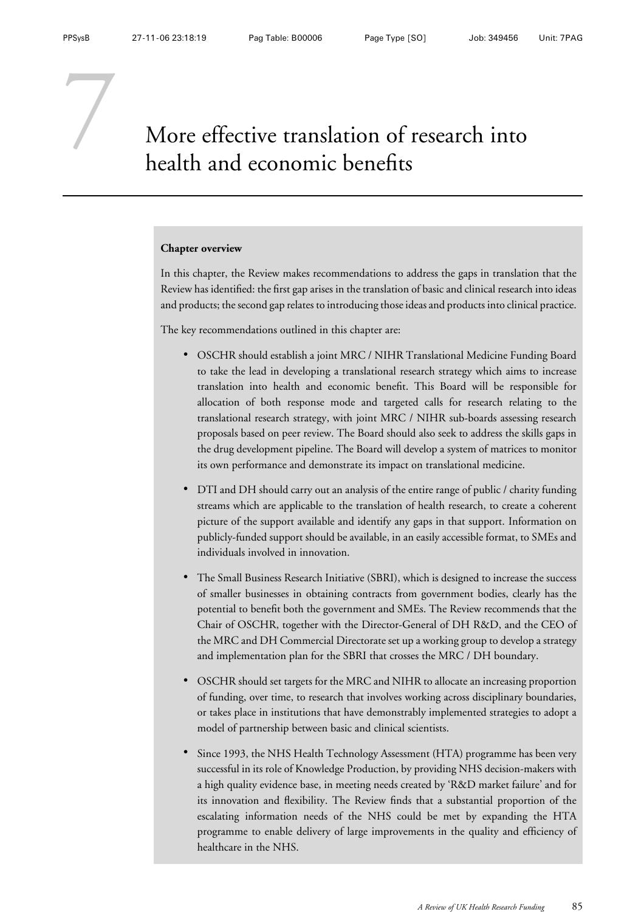# 7 More effective translation of research into health and economic benefits

**Chapter overview**

In this chapter, the Review makes recommendations to address the gaps in translation that the Review has identified: the first gap arises in the translation of basic and clinical research into ideas and products; the second gap relates to introducing those ideas and products into clinical practice.

The key recommendations outlined in this chapter are:

- OSCHR should establish a joint MRC / NIHR Translational Medicine Funding Board to take the lead in developing a translational research strategy which aims to increase translation into health and economic benefit. This Board will be responsible for allocation of both response mode and targeted calls for research relating to the translational research strategy, with joint MRC / NIHR sub-boards assessing research proposals based on peer review. The Board should also seek to address the skills gaps in the drug development pipeline. The Board will develop a system of matrices to monitor its own performance and demonstrate its impact on translational medicine.
- DTI and DH should carry out an analysis of the entire range of public / charity funding streams which are applicable to the translation of health research, to create a coherent picture of the support available and identify any gaps in that support. Information on publicly-funded support should be available, in an easily accessible format, to SMEs and individuals involved in innovation.
- The Small Business Research Initiative (SBRI), which is designed to increase the success of smaller businesses in obtaining contracts from government bodies, clearly has the potential to benefit both the government and SMEs. The Review recommends that the Chair of OSCHR, together with the Director-General of DH R&D, and the CEO of the MRC and DH Commercial Directorate set up a working group to develop a strategy and implementation plan for the SBRI that crosses the MRC / DH boundary.
- OSCHR should set targets for the MRC and NIHR to allocate an increasing proportion of funding, over time, to research that involves working across disciplinary boundaries, or takes place in institutions that have demonstrably implemented strategies to adopt a model of partnership between basic and clinical scientists.
- Since 1993, the NHS Health Technology Assessment (HTA) programme has been very successful in its role of Knowledge Production, by providing NHS decision-makers with a high quality evidence base, in meeting needs created by 'R&D market failure' and for its innovation and flexibility. The Review finds that a substantial proportion of the escalating information needs of the NHS could be met by expanding the HTA programme to enable delivery of large improvements in the quality and efficiency of healthcare in the NHS.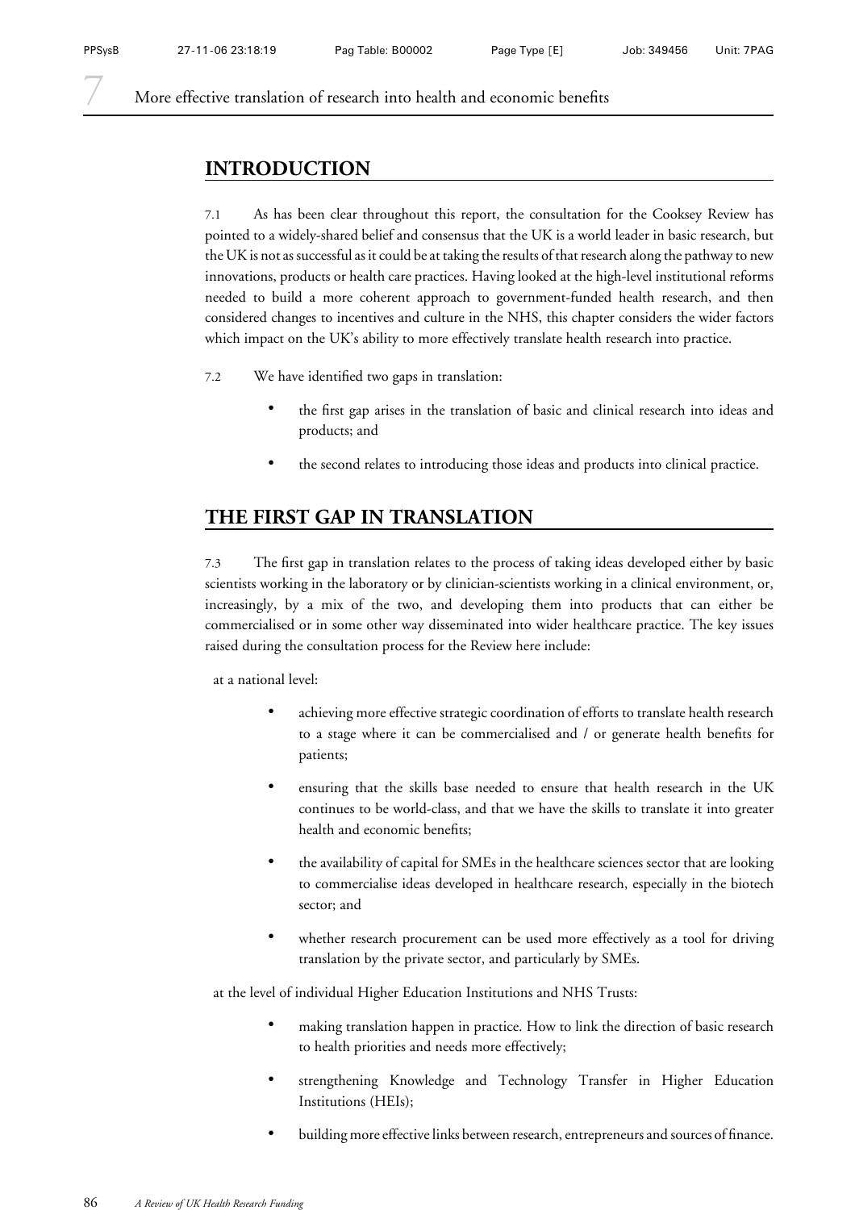# 7 More effective translation of research into health and economic benefits

## INTRODUCTION

7.1 As has been clear throughout this report, the consultation for the Cooksey Review has pointed to a widely-shared belief and consensus that the UK is a world leader in basic research, but the UK is not as successful as it could be at taking the results of that research along the pathway to new innovations, products or health care practices. Having looked at the high-level institutional reforms needed to build a more coherent approach to government-funded health research, and then considered changes to incentives and culture in the NHS, this chapter considers the wider factors which impact on the UK's ability to more effectively translate health research into practice.

7.2 We have identified two gaps in translation:

- the first gap arises in the translation of basic and clinical research into ideas and products; and
- the second relates to introducing those ideas and products into clinical practice.

## THE FIRST GAP IN TRANSLATION

7.3 The first gap in translation relates to the process of taking ideas developed either by basic scientists working in the laboratory or by clinician-scientists working in a clinical environment, or, increasingly, by a mix of the two, and developing them into products that can either be commercialised or in some other way disseminated into wider healthcare practice. The key issues raised during the consultation process for the Review here include:

at a national level:

- achieving more effective strategic coordination of efforts to translate health research to a stage where it can be commercialised and / or generate health benefits for patients;
- ensuring that the skills base needed to ensure that health research in the UK continues to be world-class, and that we have the skills to translate it into greater health and economic benefits;
- the availability of capital for SMEs in the healthcare sciences sector that are looking to commercialise ideas developed in healthcare research, especially in the biotech sector; and
- whether research procurement can be used more effectively as a tool for driving translation by the private sector, and particularly by SMEs.

at the level of individual Higher Education Institutions and NHS Trusts:

- making translation happen in practice. How to link the direction of basic research to health priorities and needs more effectively;
- strengthening Knowledge and Technology Transfer in Higher Education Institutions (HEIs);
- building more effective links between research, entrepreneurs and sources of finance.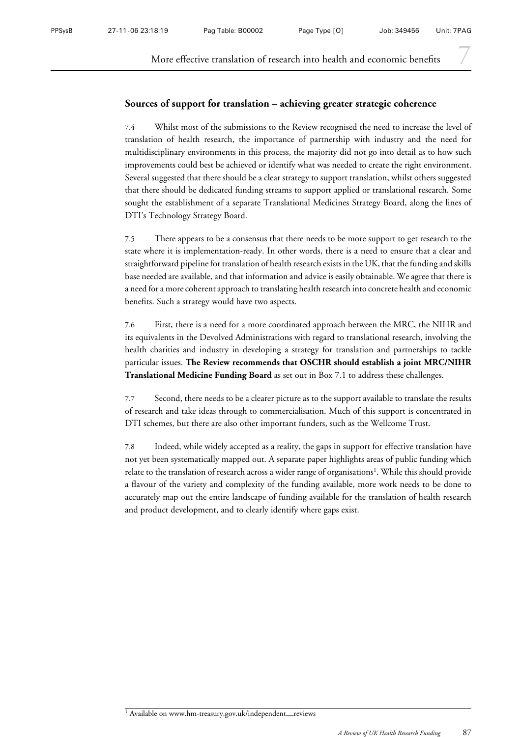## Sources of support for translation – achieving greater strategic coherence

7.4 Whilst most of the submissions to the Review recognised the need to increase the level of translation of health research, the importance of partnership with industry and the need for multidisciplinary environments in this process, the majority did not go into detail as to how such improvements could best be achieved or identify what was needed to create the right environment. Several suggested that there should be a clear strategy to support translation, whilst others suggested that there should be dedicated funding streams to support applied or translational research. Some sought the establishment of a separate Translational Medicines Strategy Board, along the lines of DTI's Technology Strategy Board.

7.5 There appears to be a consensus that there needs to be more support to get research to the state where it is implementation-ready. In other words, there is a need to ensure that a clear and straightforward pipeline for translation of health research exists in the UK, that the funding and skills base needed are available, and that information and advice is easily obtainable. We agree that there is a need for a more coherent approach to translating health research into concrete health and economic benefits. Such a strategy would have two aspects.

7.6 First, there is a need for a more coordinated approach between the MRC, the NIHR and its equivalents in the Devolved Administrations with regard to translational research, involving the health charities and industry in developing a strategy for translation and partnerships to tackle particular issues. **The Review recommends that OSCHR should establish a joint MRC/NIHR Translational Medicine Funding Board** as set out in Box 7.1 to address these challenges.

7.7 Second, there needs to be a clearer picture as to the support available to translate the results of research and take ideas through to commercialisation. Much of this support is concentrated in DTI schemes, but there are also other important funders, such as the Wellcome Trust.

7.8 Indeed, while widely accepted as a reality, the gaps in support for effective translation have not yet been systematically mapped out. A separate paper highlights areas of public funding which relate to the translation of research across a wider range of organisations[1]. While this should provide a flavour of the variety and complexity of the funding available, more work needs to be done to accurately map out the entire landscape of funding available for the translation of health research and product development, and to clearly identify where gaps exist.

[1] Available on www.hm-treasury.gov.uk/independent_reviews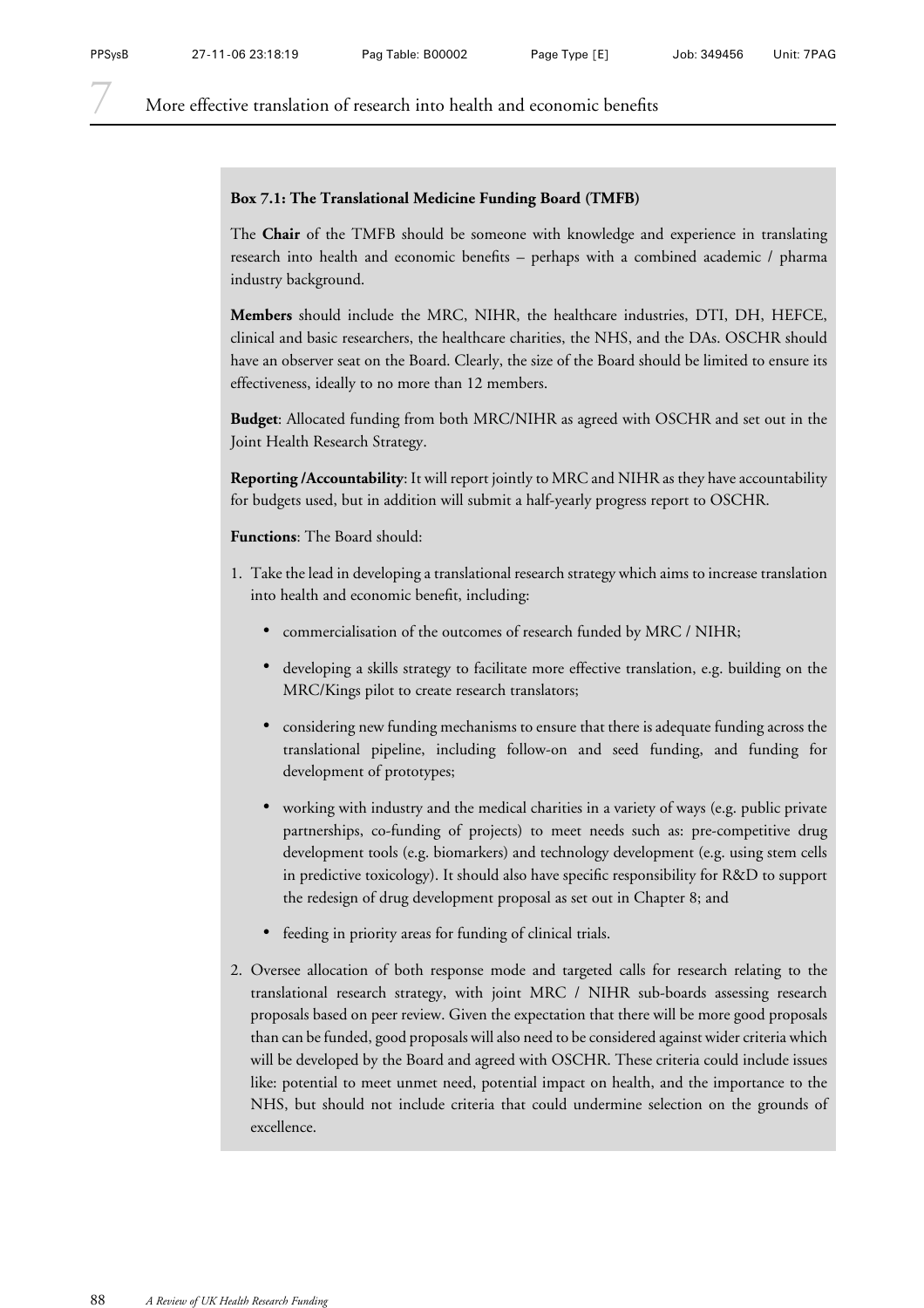**Box 7.1: The Translational Medicine Funding Board (TMFB)**

The **Chair** of the TMFB should be someone with knowledge and experience in translating research into health and economic benefits – perhaps with a combined academic / pharma industry background.

**Members** should include the MRC, NIHR, the healthcare industries, DTI, DH, HEFCE, clinical and basic researchers, the healthcare charities, the NHS, and the DAs. OSCHR should have an observer seat on the Board. Clearly, the size of the Board should be limited to ensure its effectiveness, ideally to no more than 12 members.

**Budget**: Allocated funding from both MRC/NIHR as agreed with OSCHR and set out in the Joint Health Research Strategy.

**Reporting /Accountability**: It will report jointly to MRC and NIHR as they have accountability for budgets used, but in addition will submit a half-yearly progress report to OSCHR.

**Functions**: The Board should:

1. Take the lead in developing a translational research strategy which aims to increase translation into health and economic benefit, including:
   - commercialisation of the outcomes of research funded by MRC / NIHR;
   - developing a skills strategy to facilitate more effective translation, e.g. building on the MRC/Kings pilot to create research translators;
   - considering new funding mechanisms to ensure that there is adequate funding across the translational pipeline, including follow-on and seed funding, and funding for development of prototypes;
   - working with industry and the medical charities in a variety of ways (e.g. public private partnerships, co-funding of projects) to meet needs such as: pre-competitive drug development tools (e.g. biomarkers) and technology development (e.g. using stem cells in predictive toxicology). It should also have specific responsibility for R&D to support the redesign of drug development proposal as set out in Chapter 8; and
   - feeding in priority areas for funding of clinical trials.
2. Oversee allocation of both response mode and targeted calls for research relating to the translational research strategy, with joint MRC / NIHR sub-boards assessing research proposals based on peer review. Given the expectation that there will be more good proposals than can be funded, good proposals will also need to be considered against wider criteria which will be developed by the Board and agreed with OSCHR. These criteria could include issues like: potential to meet unmet need, potential impact on health, and the importance to the NHS, but should not include criteria that could undermine selection on the grounds of excellence.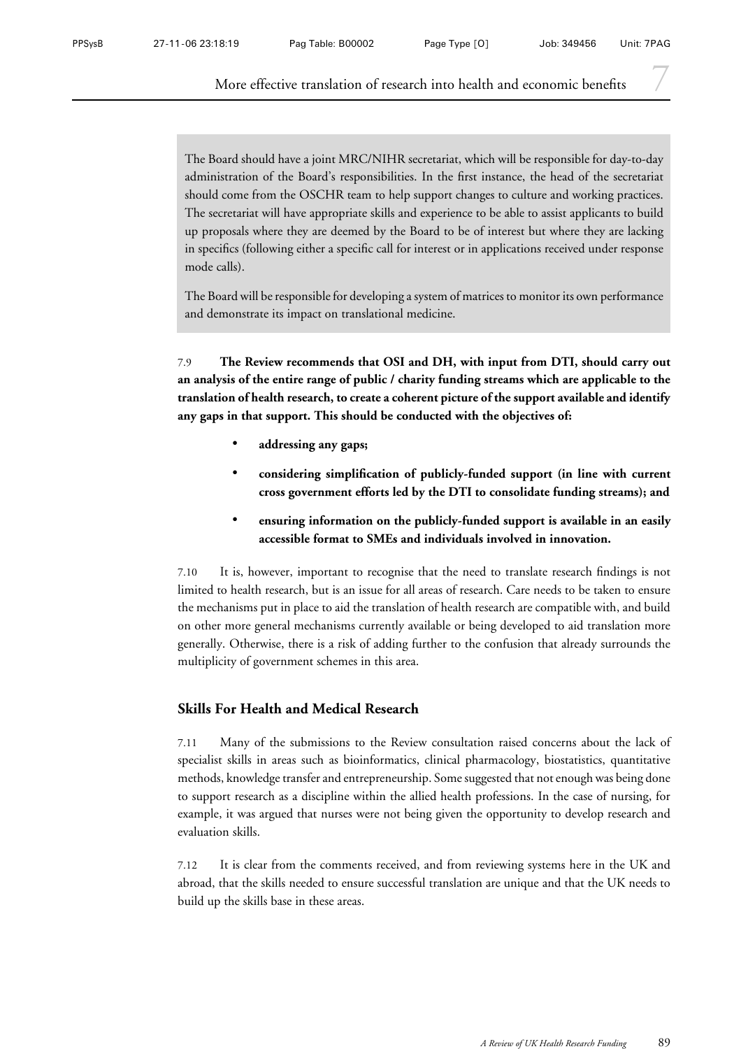The Board should have a joint MRC/NIHR secretariat, which will be responsible for day-to-day administration of the Board's responsibilities. In the first instance, the head of the secretariat should come from the OSCHR team to help support changes to culture and working practices. The secretariat will have appropriate skills and experience to be able to assist applicants to build up proposals where they are deemed by the Board to be of interest but where they are lacking in specifics (following either a specific call for interest or in applications received under response mode calls).

The Board will be responsible for developing a system of matrices to monitor its own performance and demonstrate its impact on translational medicine.

7.9 **The Review recommends that OSI and DH, with input from DTI, should carry out an analysis of the entire range of public / charity funding streams which are applicable to the translation of health research, to create a coherent picture of the support available and identify any gaps in that support. This should be conducted with the objectives of:**

- **addressing any gaps;**
- **considering simplification of publicly-funded support (in line with current cross government efforts led by the DTI to consolidate funding streams); and**
- **ensuring information on the publicly-funded support is available in an easily accessible format to SMEs and individuals involved in innovation.**

7.10 It is, however, important to recognise that the need to translate research findings is not limited to health research, but is an issue for all areas of research. Care needs to be taken to ensure the mechanisms put in place to aid the translation of health research are compatible with, and build on other more general mechanisms currently available or being developed to aid translation more generally. Otherwise, there is a risk of adding further to the confusion that already surrounds the multiplicity of government schemes in this area.

## Skills For Health and Medical Research

7.11 Many of the submissions to the Review consultation raised concerns about the lack of specialist skills in areas such as bioinformatics, clinical pharmacology, biostatistics, quantitative methods, knowledge transfer and entrepreneurship. Some suggested that not enough was being done to support research as a discipline within the allied health professions. In the case of nursing, for example, it was argued that nurses were not being given the opportunity to develop research and evaluation skills.

7.12 It is clear from the comments received, and from reviewing systems here in the UK and abroad, that the skills needed to ensure successful translation are unique and that the UK needs to build up the skills base in these areas.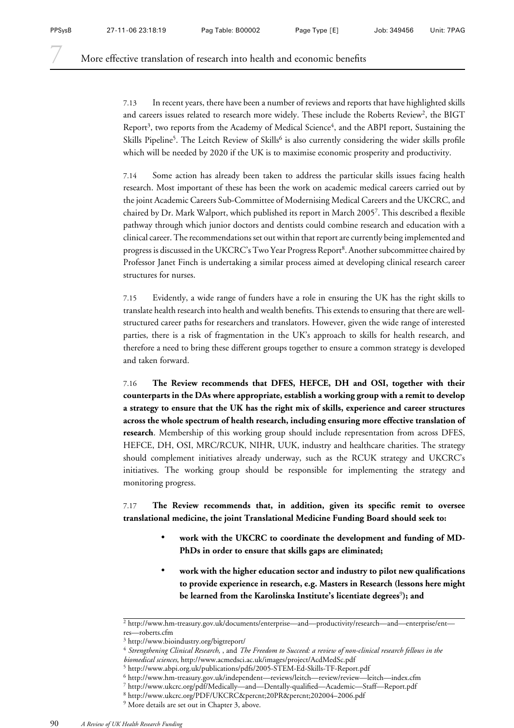7.13 In recent years, there have been a number of reviews and reports that have highlighted skills and careers issues related to research more widely. These include the Roberts Review[2], the BIGT Report[3], two reports from the Academy of Medical Science[4], and the ABPI report, Sustaining the Skills Pipeline[5]. The Leitch Review of Skills[6] is also currently considering the wider skills profile which will be needed by 2020 if the UK is to maximise economic prosperity and productivity.

7.14 Some action has already been taken to address the particular skills issues facing health research. Most important of these has been the work on academic medical careers carried out by the joint Academic Careers Sub-Committee of Modernising Medical Careers and the UKCRC, and chaired by Dr. Mark Walport, which published its report in March 2005[7]. This described a flexible pathway through which junior doctors and dentists could combine research and education with a clinical career. The recommendations set out within that report are currently being implemented and progress is discussed in the UKCRC's Two Year Progress Report[8]. Another subcommittee chaired by Professor Janet Finch is undertaking a similar process aimed at developing clinical research career structures for nurses.

7.15 Evidently, a wide range of funders have a role in ensuring the UK has the right skills to translate health research into health and wealth benefits. This extends to ensuring that there are well-structured career paths for researchers and translators. However, given the wide range of interested parties, there is a risk of fragmentation in the UK's approach to skills for health research, and therefore a need to bring these different groups together to ensure a common strategy is developed and taken forward.

7.16 **The Review recommends that DFES, HEFCE, DH and OSI, together with their counterparts in the DAs where appropriate, establish a working group with a remit to develop a strategy to ensure that the UK has the right mix of skills, experience and career structures across the whole spectrum of health research, including ensuring more effective translation of research**. Membership of this working group should include representation from across DFES, HEFCE, DH, OSI, MRC/RCUK, NIHR, UUK, industry and healthcare charities. The strategy should complement initiatives already underway, such as the RCUK strategy and UKCRC's initiatives. The working group should be responsible for implementing the strategy and monitoring progress.

7.17 **The Review recommends that, in addition, given its specific remit to oversee translational medicine, the joint Translational Medicine Funding Board should seek to:**

- **work with the UKCRC to coordinate the development and funding of MD-PhDs in order to ensure that skills gaps are eliminated;**
- **work with the higher education sector and industry to pilot new qualifications to provide experience in research, e.g. Masters in Research (lessons here might be learned from the Karolinska Institute's licentiate degrees[9]); and**

---

[2] http://www.hm-treasury.gov.uk/documents/enterprise—and—productivity/research—and—enterprise/ent—res—roberts.cfm

[3] http://www.bioindustry.org/bigtreport/

[4] *Strengthening Clinical Research,* , and *The Freedom to Succeed: a review of non-clinical research fellows in the biomedical sciences*, http://www.acmedsci.ac.uk/images/project/AcdMedSc.pdf

[5] http://www.abpi.org.uk/publications/pdfs/2005-STEM-Ed-Skills-TF-Report.pdf

[6] http://www.hm-treasury.gov.uk/independent—reviews/leitch—review/review—leitch—index.cfm

[7] http://www.ukcrc.org/pdf/Medically—and—Dentally-qualified—Academic—Staff—Report.pdf

[8] http://www.ukcrc.org/PDF/UKCRC&percnt;20PR&percnt;202004–2006.pdf

[9] More details are set out in Chapter 3, above.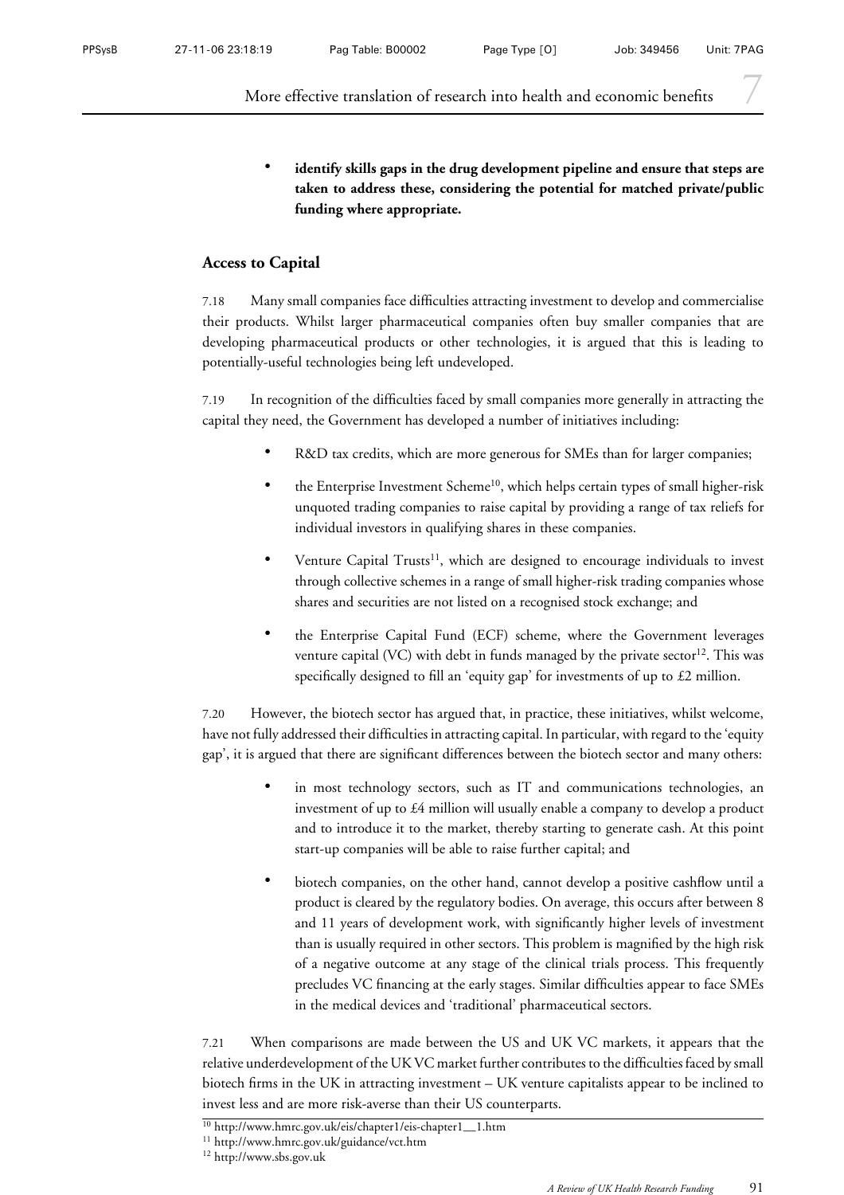- **identify skills gaps in the drug development pipeline and ensure that steps are taken to address these, considering the potential for matched private/public funding where appropriate.**

### Access to Capital

7.18 Many small companies face difficulties attracting investment to develop and commercialise their products. Whilst larger pharmaceutical companies often buy smaller companies that are developing pharmaceutical products or other technologies, it is argued that this is leading to potentially-useful technologies being left undeveloped.

7.19 In recognition of the difficulties faced by small companies more generally in attracting the capital they need, the Government has developed a number of initiatives including:

- R&D tax credits, which are more generous for SMEs than for larger companies;
- the Enterprise Investment Scheme[10], which helps certain types of small higher-risk unquoted trading companies to raise capital by providing a range of tax reliefs for individual investors in qualifying shares in these companies.
- Venture Capital Trusts[11], which are designed to encourage individuals to invest through collective schemes in a range of small higher-risk trading companies whose shares and securities are not listed on a recognised stock exchange; and
- the Enterprise Capital Fund (ECF) scheme, where the Government leverages venture capital (VC) with debt in funds managed by the private sector[12]. This was specifically designed to fill an 'equity gap' for investments of up to £2 million.

7.20 However, the biotech sector has argued that, in practice, these initiatives, whilst welcome, have not fully addressed their difficulties in attracting capital. In particular, with regard to the 'equity gap', it is argued that there are significant differences between the biotech sector and many others:

- in most technology sectors, such as IT and communications technologies, an investment of up to £4 million will usually enable a company to develop a product and to introduce it to the market, thereby starting to generate cash. At this point start-up companies will be able to raise further capital; and
- biotech companies, on the other hand, cannot develop a positive cashflow until a product is cleared by the regulatory bodies. On average, this occurs after between 8 and 11 years of development work, with significantly higher levels of investment than is usually required in other sectors. This problem is magnified by the high risk of a negative outcome at any stage of the clinical trials process. This frequently precludes VC financing at the early stages. Similar difficulties appear to face SMEs in the medical devices and 'traditional' pharmaceutical sectors.

7.21 When comparisons are made between the US and UK VC markets, it appears that the relative underdevelopment of the UK VC market further contributes to the difficulties faced by small biotech firms in the UK in attracting investment – UK venture capitalists appear to be inclined to invest less and are more risk-averse than their US counterparts.

[10] http://www.hmrc.gov.uk/eis/chapter1/eis-chapter1__1.htm

[11] http://www.hmrc.gov.uk/guidance/vct.htm

[12] http://www.sbs.gov.uk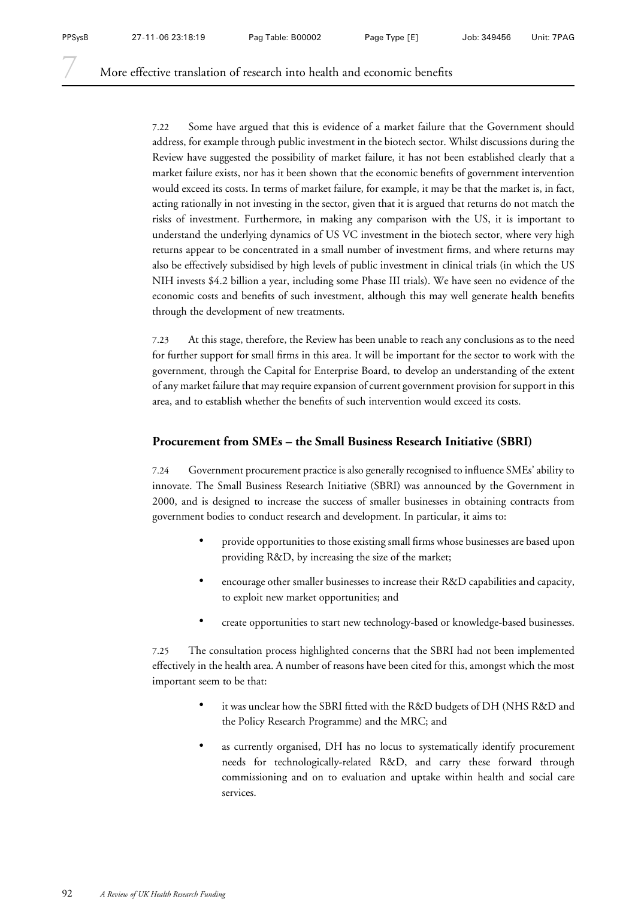7.22 Some have argued that this is evidence of a market failure that the Government should address, for example through public investment in the biotech sector. Whilst discussions during the Review have suggested the possibility of market failure, it has not been established clearly that a market failure exists, nor has it been shown that the economic benefits of government intervention would exceed its costs. In terms of market failure, for example, it may be that the market is, in fact, acting rationally in not investing in the sector, given that it is argued that returns do not match the risks of investment. Furthermore, in making any comparison with the US, it is important to understand the underlying dynamics of US VC investment in the biotech sector, where very high returns appear to be concentrated in a small number of investment firms, and where returns may also be effectively subsidised by high levels of public investment in clinical trials (in which the US NIH invests $4.2 billion a year, including some Phase III trials). We have seen no evidence of the economic costs and benefits of such investment, although this may well generate health benefits through the development of new treatments.

7.23 At this stage, therefore, the Review has been unable to reach any conclusions as to the need for further support for small firms in this area. It will be important for the sector to work with the government, through the Capital for Enterprise Board, to develop an understanding of the extent of any market failure that may require expansion of current government provision for support in this area, and to establish whether the benefits of such intervention would exceed its costs.

### Procurement from SMEs – the Small Business Research Initiative (SBRI)

7.24 Government procurement practice is also generally recognised to influence SMEs' ability to innovate. The Small Business Research Initiative (SBRI) was announced by the Government in 2000, and is designed to increase the success of smaller businesses in obtaining contracts from government bodies to conduct research and development. In particular, it aims to:

- provide opportunities to those existing small firms whose businesses are based upon providing R&D, by increasing the size of the market;
- encourage other smaller businesses to increase their R&D capabilities and capacity, to exploit new market opportunities; and
- create opportunities to start new technology-based or knowledge-based businesses.

7.25 The consultation process highlighted concerns that the SBRI had not been implemented effectively in the health area. A number of reasons have been cited for this, amongst which the most important seem to be that:

- it was unclear how the SBRI fitted with the R&D budgets of DH (NHS R&D and the Policy Research Programme) and the MRC; and
- as currently organised, DH has no locus to systematically identify procurement needs for technologically-related R&D, and carry these forward through commissioning and on to evaluation and uptake within health and social care services.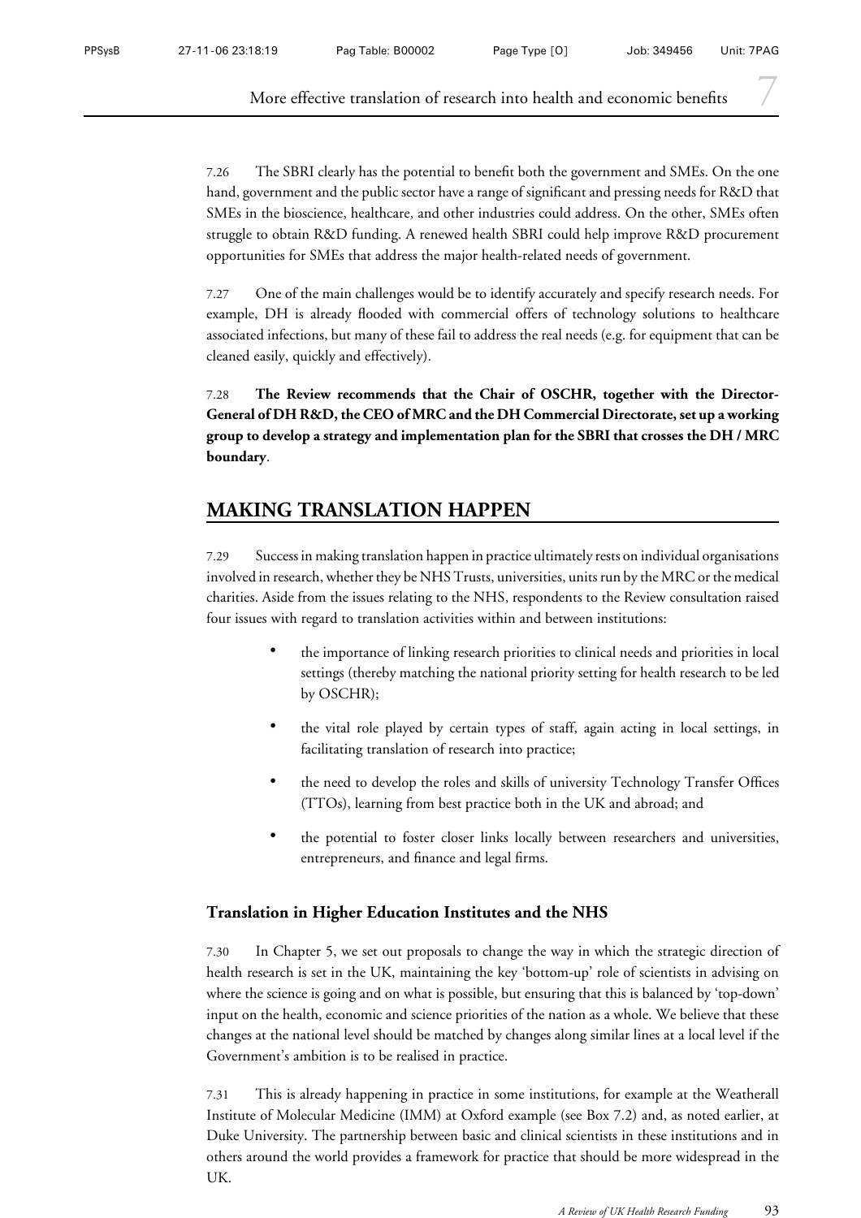7.26 The SBRI clearly has the potential to benefit both the government and SMEs. On the one hand, government and the public sector have a range of significant and pressing needs for R&D that SMEs in the bioscience, healthcare, and other industries could address. On the other, SMEs often struggle to obtain R&D funding. A renewed health SBRI could help improve R&D procurement opportunities for SMEs that address the major health-related needs of government.

7.27 One of the main challenges would be to identify accurately and specify research needs. For example, DH is already flooded with commercial offers of technology solutions to healthcare associated infections, but many of these fail to address the real needs (e.g. for equipment that can be cleaned easily, quickly and effectively).

7.28 **The Review recommends that the Chair of OSCHR, together with the Director-General of DH R&D, the CEO of MRC and the DH Commercial Directorate, set up a working group to develop a strategy and implementation plan for the SBRI that crosses the DH / MRC boundary**.

## MAKING TRANSLATION HAPPEN

7.29 Success in making translation happen in practice ultimately rests on individual organisations involved in research, whether they be NHS Trusts, universities, units run by the MRC or the medical charities. Aside from the issues relating to the NHS, respondents to the Review consultation raised four issues with regard to translation activities within and between institutions:

- the importance of linking research priorities to clinical needs and priorities in local settings (thereby matching the national priority setting for health research to be led by OSCHR);
- the vital role played by certain types of staff, again acting in local settings, in facilitating translation of research into practice;
- the need to develop the roles and skills of university Technology Transfer Offices (TTOs), learning from best practice both in the UK and abroad; and
- the potential to foster closer links locally between researchers and universities, entrepreneurs, and finance and legal firms.

### Translation in Higher Education Institutes and the NHS

7.30 In Chapter 5, we set out proposals to change the way in which the strategic direction of health research is set in the UK, maintaining the key 'bottom-up' role of scientists in advising on where the science is going and on what is possible, but ensuring that this is balanced by 'top-down' input on the health, economic and science priorities of the nation as a whole. We believe that these changes at the national level should be matched by changes along similar lines at a local level if the Government's ambition is to be realised in practice.

7.31 This is already happening in practice in some institutions, for example at the Weatherall Institute of Molecular Medicine (IMM) at Oxford example (see Box 7.2) and, as noted earlier, at Duke University. The partnership between basic and clinical scientists in these institutions and in others around the world provides a framework for practice that should be more widespread in the UK.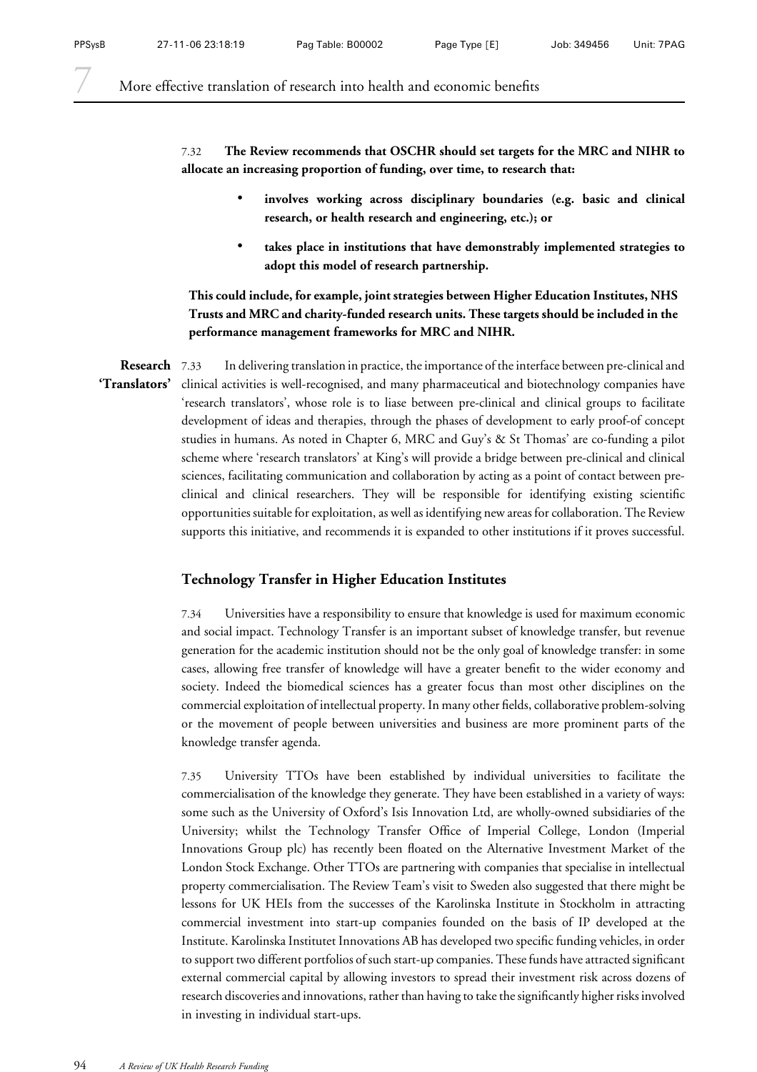**7.32 The Review recommends that OSCHR should set targets for the MRC and NIHR to allocate an increasing proportion of funding, over time, to research that:**

- **involves working across disciplinary boundaries (e.g. basic and clinical research, or health research and engineering, etc.); or**
- **takes place in institutions that have demonstrably implemented strategies to adopt this model of research partnership.**

**This could include, for example, joint strategies between Higher Education Institutes, NHS Trusts and MRC and charity-funded research units. These targets should be included in the performance management frameworks for MRC and NIHR.**

**Research 'Translators'**

7.33 In delivering translation in practice, the importance of the interface between pre-clinical and clinical activities is well-recognised, and many pharmaceutical and biotechnology companies have 'research translators', whose role is to liase between pre-clinical and clinical groups to facilitate development of ideas and therapies, through the phases of development to early proof-of concept studies in humans. As noted in Chapter 6, MRC and Guy's & St Thomas' are co-funding a pilot scheme where 'research translators' at King's will provide a bridge between pre-clinical and clinical sciences, facilitating communication and collaboration by acting as a point of contact between pre-clinical and clinical researchers. They will be responsible for identifying existing scientific opportunities suitable for exploitation, as well as identifying new areas for collaboration. The Review supports this initiative, and recommends it is expanded to other institutions if it proves successful.

## Technology Transfer in Higher Education Institutes

7.34 Universities have a responsibility to ensure that knowledge is used for maximum economic and social impact. Technology Transfer is an important subset of knowledge transfer, but revenue generation for the academic institution should not be the only goal of knowledge transfer: in some cases, allowing free transfer of knowledge will have a greater benefit to the wider economy and society. Indeed the biomedical sciences has a greater focus than most other disciplines on the commercial exploitation of intellectual property. In many other fields, collaborative problem-solving or the movement of people between universities and business are more prominent parts of the knowledge transfer agenda.

7.35 University TTOs have been established by individual universities to facilitate the commercialisation of the knowledge they generate. They have been established in a variety of ways: some such as the University of Oxford's Isis Innovation Ltd, are wholly-owned subsidiaries of the University; whilst the Technology Transfer Office of Imperial College, London (Imperial Innovations Group plc) has recently been floated on the Alternative Investment Market of the London Stock Exchange. Other TTOs are partnering with companies that specialise in intellectual property commercialisation. The Review Team's visit to Sweden also suggested that there might be lessons for UK HEIs from the successes of the Karolinska Institute in Stockholm in attracting commercial investment into start-up companies founded on the basis of IP developed at the Institute. Karolinska Institutet Innovations AB has developed two specific funding vehicles, in order to support two different portfolios of such start-up companies. These funds have attracted significant external commercial capital by allowing investors to spread their investment risk across dozens of research discoveries and innovations, rather than having to take the significantly higher risks involved in investing in individual start-ups.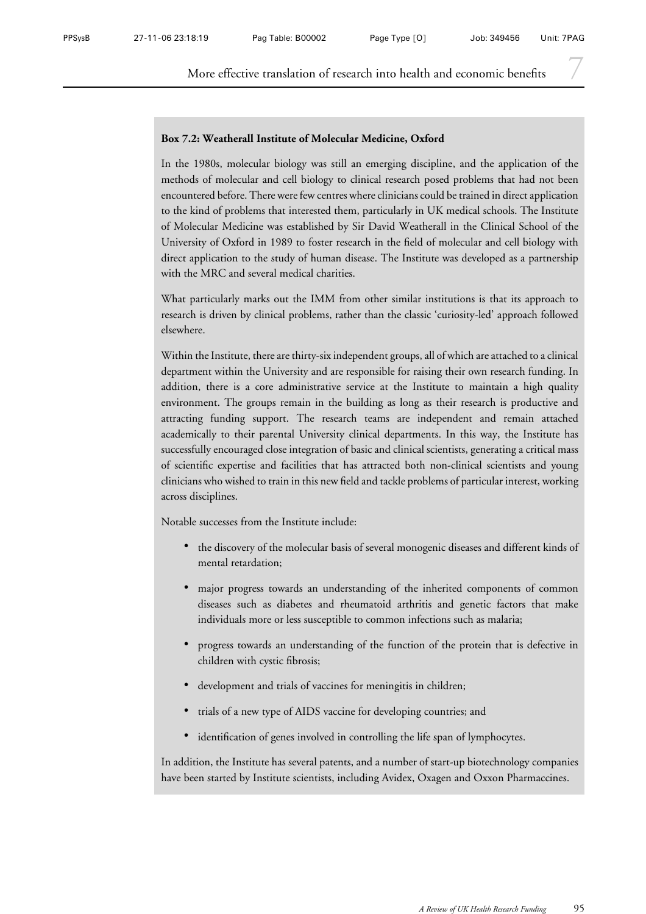**Box 7.2: Weatherall Institute of Molecular Medicine, Oxford**

In the 1980s, molecular biology was still an emerging discipline, and the application of the methods of molecular and cell biology to clinical research posed problems that had not been encountered before. There were few centres where clinicians could be trained in direct application to the kind of problems that interested them, particularly in UK medical schools. The Institute of Molecular Medicine was established by Sir David Weatherall in the Clinical School of the University of Oxford in 1989 to foster research in the field of molecular and cell biology with direct application to the study of human disease. The Institute was developed as a partnership with the MRC and several medical charities.

What particularly marks out the IMM from other similar institutions is that its approach to research is driven by clinical problems, rather than the classic 'curiosity-led' approach followed elsewhere.

Within the Institute, there are thirty-six independent groups, all of which are attached to a clinical department within the University and are responsible for raising their own research funding. In addition, there is a core administrative service at the Institute to maintain a high quality environment. The groups remain in the building as long as their research is productive and attracting funding support. The research teams are independent and remain attached academically to their parental University clinical departments. In this way, the Institute has successfully encouraged close integration of basic and clinical scientists, generating a critical mass of scientific expertise and facilities that has attracted both non-clinical scientists and young clinicians who wished to train in this new field and tackle problems of particular interest, working across disciplines.

Notable successes from the Institute include:

- the discovery of the molecular basis of several monogenic diseases and different kinds of mental retardation;
- major progress towards an understanding of the inherited components of common diseases such as diabetes and rheumatoid arthritis and genetic factors that make individuals more or less susceptible to common infections such as malaria;
- progress towards an understanding of the function of the protein that is defective in children with cystic fibrosis;
- development and trials of vaccines for meningitis in children;
- trials of a new type of AIDS vaccine for developing countries; and
- identification of genes involved in controlling the life span of lymphocytes.

In addition, the Institute has several patents, and a number of start-up biotechnology companies have been started by Institute scientists, including Avidex, Oxagen and Oxxon Pharmaccines.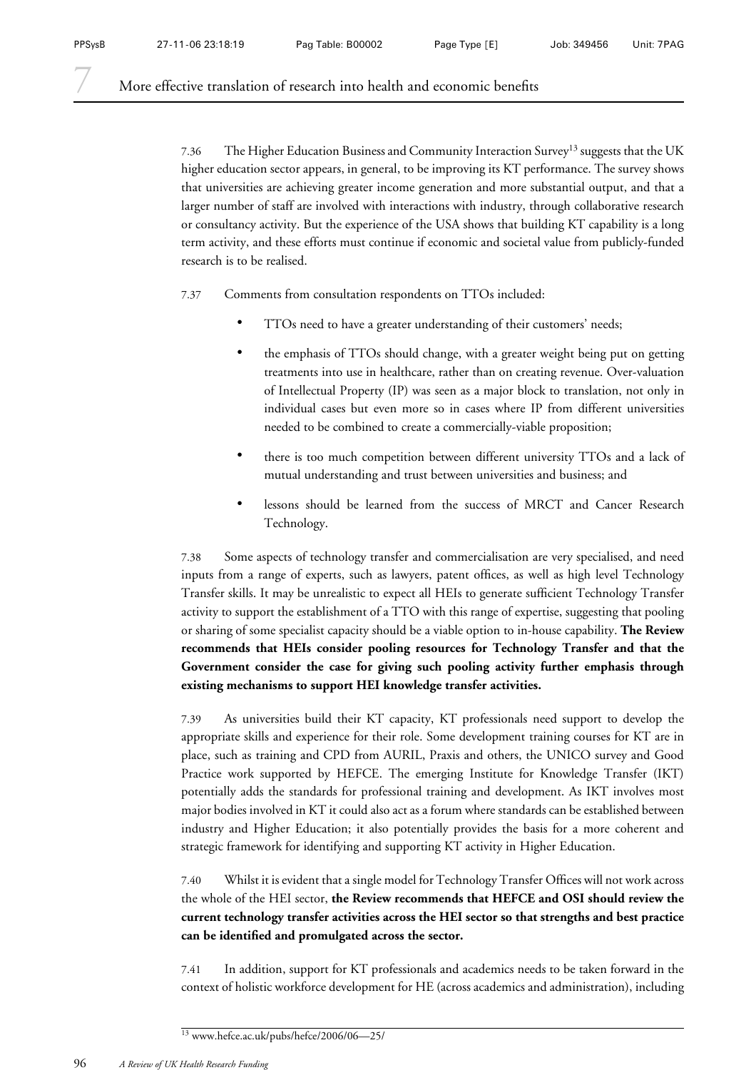7.36 The Higher Education Business and Community Interaction Survey[13] suggests that the UK higher education sector appears, in general, to be improving its KT performance. The survey shows that universities are achieving greater income generation and more substantial output, and that a larger number of staff are involved with interactions with industry, through collaborative research or consultancy activity. But the experience of the USA shows that building KT capability is a long term activity, and these efforts must continue if economic and societal value from publicly-funded research is to be realised.

7.37 Comments from consultation respondents on TTOs included:

- TTOs need to have a greater understanding of their customers' needs;
- the emphasis of TTOs should change, with a greater weight being put on getting treatments into use in healthcare, rather than on creating revenue. Over-valuation of Intellectual Property (IP) was seen as a major block to translation, not only in individual cases but even more so in cases where IP from different universities needed to be combined to create a commercially-viable proposition;
- there is too much competition between different university TTOs and a lack of mutual understanding and trust between universities and business; and
- lessons should be learned from the success of MRCT and Cancer Research Technology.

7.38 Some aspects of technology transfer and commercialisation are very specialised, and need inputs from a range of experts, such as lawyers, patent offices, as well as high level Technology Transfer skills. It may be unrealistic to expect all HEIs to generate sufficient Technology Transfer activity to support the establishment of a TTO with this range of expertise, suggesting that pooling or sharing of some specialist capacity should be a viable option to in-house capability. **The Review recommends that HEIs consider pooling resources for Technology Transfer and that the Government consider the case for giving such pooling activity further emphasis through existing mechanisms to support HEI knowledge transfer activities.**

7.39 As universities build their KT capacity, KT professionals need support to develop the appropriate skills and experience for their role. Some development training courses for KT are in place, such as training and CPD from AURIL, Praxis and others, the UNICO survey and Good Practice work supported by HEFCE. The emerging Institute for Knowledge Transfer (IKT) potentially adds the standards for professional training and development. As IKT involves most major bodies involved in KT it could also act as a forum where standards can be established between industry and Higher Education; it also potentially provides the basis for a more coherent and strategic framework for identifying and supporting KT activity in Higher Education.

7.40 Whilst it is evident that a single model for Technology Transfer Offices will not work across the whole of the HEI sector, **the Review recommends that HEFCE and OSI should review the current technology transfer activities across the HEI sector so that strengths and best practice can be identified and promulgated across the sector.**

7.41 In addition, support for KT professionals and academics needs to be taken forward in the context of holistic workforce development for HE (across academics and administration), including

[13] www.hefce.ac.uk/pubs/hefce/2006/06—25/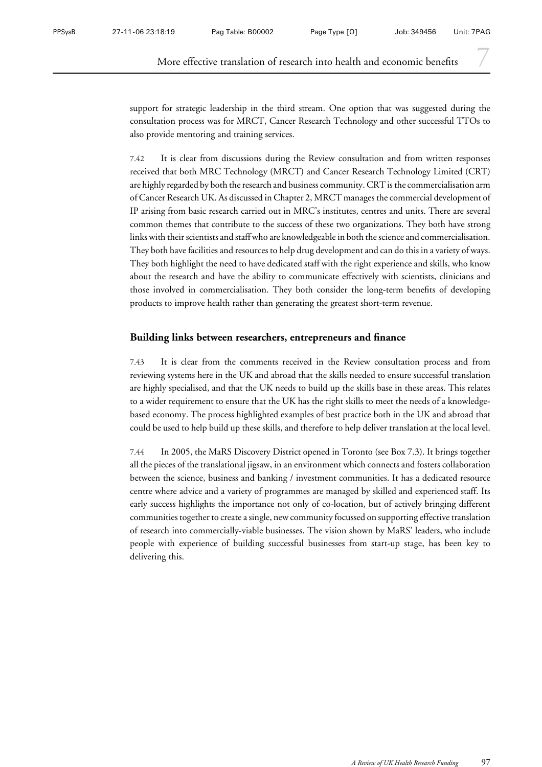support for strategic leadership in the third stream. One option that was suggested during the consultation process was for MRCT, Cancer Research Technology and other successful TTOs to also provide mentoring and training services.

7.42 It is clear from discussions during the Review consultation and from written responses received that both MRC Technology (MRCT) and Cancer Research Technology Limited (CRT) are highly regarded by both the research and business community. CRT is the commercialisation arm of Cancer Research UK. As discussed in Chapter 2, MRCT manages the commercial development of IP arising from basic research carried out in MRC's institutes, centres and units. There are several common themes that contribute to the success of these two organizations. They both have strong links with their scientists and staff who are knowledgeable in both the science and commercialisation. They both have facilities and resources to help drug development and can do this in a variety of ways. They both highlight the need to have dedicated staff with the right experience and skills, who know about the research and have the ability to communicate effectively with scientists, clinicians and those involved in commercialisation. They both consider the long-term benefits of developing products to improve health rather than generating the greatest short-term revenue.

### Building links between researchers, entrepreneurs and finance

7.43 It is clear from the comments received in the Review consultation process and from reviewing systems here in the UK and abroad that the skills needed to ensure successful translation are highly specialised, and that the UK needs to build up the skills base in these areas. This relates to a wider requirement to ensure that the UK has the right skills to meet the needs of a knowledge-based economy. The process highlighted examples of best practice both in the UK and abroad that could be used to help build up these skills, and therefore to help deliver translation at the local level.

7.44 In 2005, the MaRS Discovery District opened in Toronto (see Box 7.3). It brings together all the pieces of the translational jigsaw, in an environment which connects and fosters collaboration between the science, business and banking / investment communities. It has a dedicated resource centre where advice and a variety of programmes are managed by skilled and experienced staff. Its early success highlights the importance not only of co-location, but of actively bringing different communities together to create a single, new community focussed on supporting effective translation of research into commercially-viable businesses. The vision shown by MaRS' leaders, who include people with experience of building successful businesses from start-up stage, has been key to delivering this.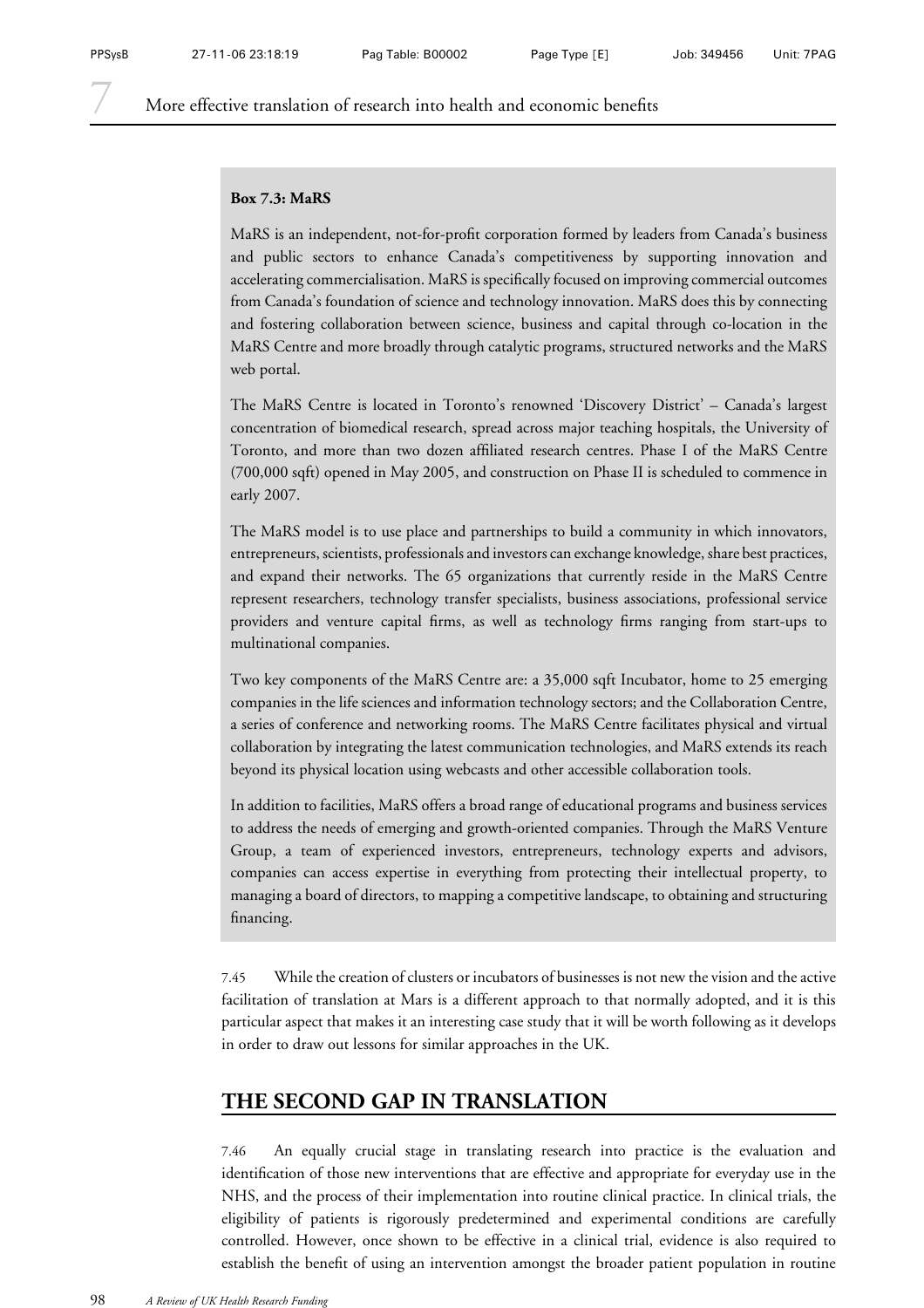**Box 7.3: MaRS**

MaRS is an independent, not-for-profit corporation formed by leaders from Canada's business and public sectors to enhance Canada's competitiveness by supporting innovation and accelerating commercialisation. MaRS is specifically focused on improving commercial outcomes from Canada's foundation of science and technology innovation. MaRS does this by connecting and fostering collaboration between science, business and capital through co-location in the MaRS Centre and more broadly through catalytic programs, structured networks and the MaRS web portal.

The MaRS Centre is located in Toronto's renowned 'Discovery District' – Canada's largest concentration of biomedical research, spread across major teaching hospitals, the University of Toronto, and more than two dozen affiliated research centres. Phase I of the MaRS Centre (700,000 sqft) opened in May 2005, and construction on Phase II is scheduled to commence in early 2007.

The MaRS model is to use place and partnerships to build a community in which innovators, entrepreneurs, scientists, professionals and investors can exchange knowledge, share best practices, and expand their networks. The 65 organizations that currently reside in the MaRS Centre represent researchers, technology transfer specialists, business associations, professional service providers and venture capital firms, as well as technology firms ranging from start-ups to multinational companies.

Two key components of the MaRS Centre are: a 35,000 sqft Incubator, home to 25 emerging companies in the life sciences and information technology sectors; and the Collaboration Centre, a series of conference and networking rooms. The MaRS Centre facilitates physical and virtual collaboration by integrating the latest communication technologies, and MaRS extends its reach beyond its physical location using webcasts and other accessible collaboration tools.

In addition to facilities, MaRS offers a broad range of educational programs and business services to address the needs of emerging and growth-oriented companies. Through the MaRS Venture Group, a team of experienced investors, entrepreneurs, technology experts and advisors, companies can access expertise in everything from protecting their intellectual property, to managing a board of directors, to mapping a competitive landscape, to obtaining and structuring financing.

7.45 While the creation of clusters or incubators of businesses is not new the vision and the active facilitation of translation at Mars is a different approach to that normally adopted, and it is this particular aspect that makes it an interesting case study that it will be worth following as it develops in order to draw out lessons for similar approaches in the UK.

## THE SECOND GAP IN TRANSLATION

7.46 An equally crucial stage in translating research into practice is the evaluation and identification of those new interventions that are effective and appropriate for everyday use in the NHS, and the process of their implementation into routine clinical practice. In clinical trials, the eligibility of patients is rigorously predetermined and experimental conditions are carefully controlled. However, once shown to be effective in a clinical trial, evidence is also required to establish the benefit of using an intervention amongst the broader patient population in routine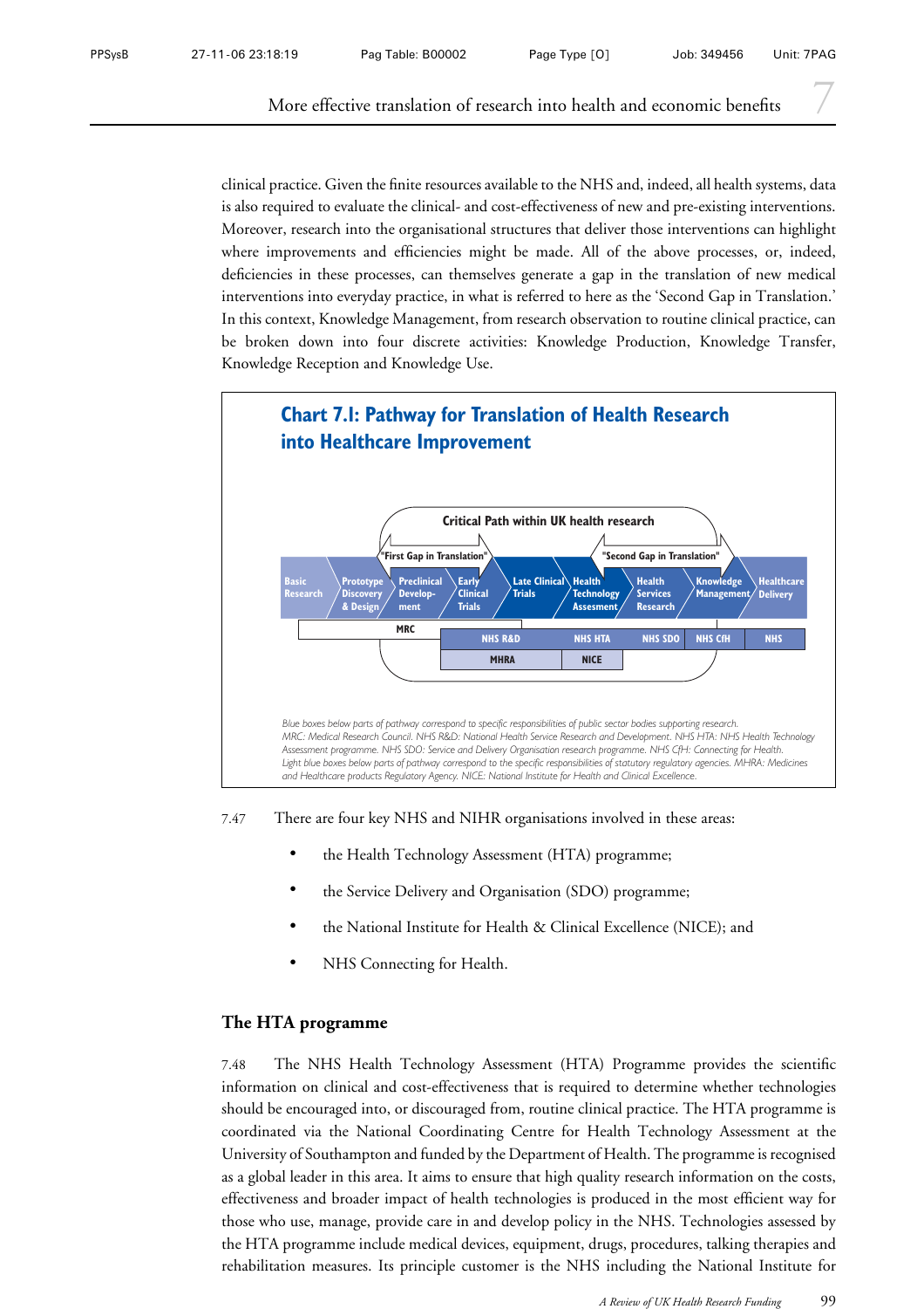clinical practice. Given the finite resources available to the NHS and, indeed, all health systems, data is also required to evaluate the clinical- and cost-effectiveness of new and pre-existing interventions. Moreover, research into the organisational structures that deliver those interventions can highlight where improvements and efficiencies might be made. All of the above processes, or, indeed, deficiencies in these processes, can themselves generate a gap in the translation of new medical interventions into everyday practice, in what is referred to here as the 'Second Gap in Translation.' In this context, Knowledge Management, from research observation to routine clinical practice, can be broken down into four discrete activities: Knowledge Production, Knowledge Transfer, Knowledge Reception and Knowledge Use.

## Chart 7.I: Pathway for Translation of Health Research into Healthcare Improvement

Critical Path within UK health research

"First Gap in Translation" — "Second Gap in Translation"

Basic Research → Prototype Discovery & Design → Preclinical Development → Early Clinical Trials → Late Clinical Trials → Health Technology Assesment → Health Services Research → Knowledge Management → Healthcare Delivery

MRC | NHS R&D | NHS HTA | NHS SDO | NHS CfH | NHS

MHRA | NICE

*Blue boxes below parts of pathway correspond to specific responsibilities of public sector bodies supporting research. MRC: Medical Research Council. NHS R&D: National Health Service Research and Development. NHS HTA: NHS Health Technology Assessment programme. NHS SDO: Service and Delivery Organisation research programme. NHS CfH: Connecting for Health. Light blue boxes below parts of pathway correspond to the specific responsibilities of statutory regulatory agencies. MHRA: Medicines and Healthcare products Regulatory Agency. NICE: National Institute for Health and Clinical Excellence.*

7.47 There are four key NHS and NIHR organisations involved in these areas:

- the Health Technology Assessment (HTA) programme;
- the Service Delivery and Organisation (SDO) programme;
- the National Institute for Health & Clinical Excellence (NICE); and
- NHS Connecting for Health.

### The HTA programme

7.48 The NHS Health Technology Assessment (HTA) Programme provides the scientific information on clinical and cost-effectiveness that is required to determine whether technologies should be encouraged into, or discouraged from, routine clinical practice. The HTA programme is coordinated via the National Coordinating Centre for Health Technology Assessment at the University of Southampton and funded by the Department of Health. The programme is recognised as a global leader in this area. It aims to ensure that high quality research information on the costs, effectiveness and broader impact of health technologies is produced in the most efficient way for those who use, manage, provide care in and develop policy in the NHS. Technologies assessed by the HTA programme include medical devices, equipment, drugs, procedures, talking therapies and rehabilitation measures. Its principle customer is the NHS including the National Institute for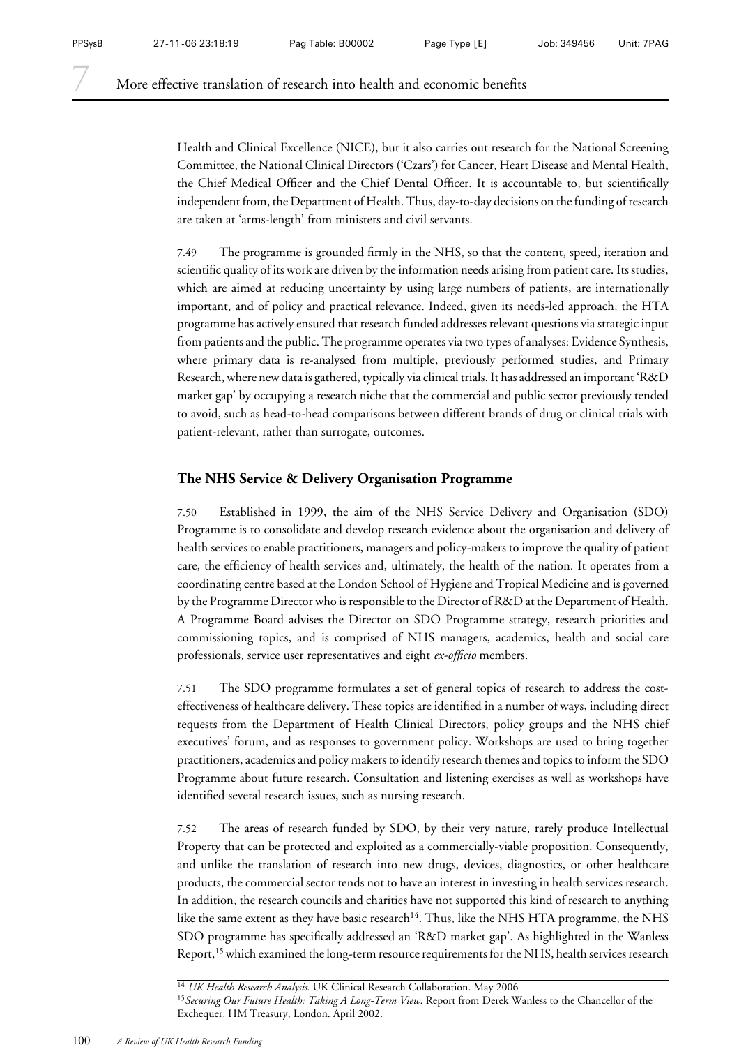Health and Clinical Excellence (NICE), but it also carries out research for the National Screening Committee, the National Clinical Directors ('Czars') for Cancer, Heart Disease and Mental Health, the Chief Medical Officer and the Chief Dental Officer. It is accountable to, but scientifically independent from, the Department of Health. Thus, day-to-day decisions on the funding of research are taken at 'arms-length' from ministers and civil servants.

7.49 The programme is grounded firmly in the NHS, so that the content, speed, iteration and scientific quality of its work are driven by the information needs arising from patient care. Its studies, which are aimed at reducing uncertainty by using large numbers of patients, are internationally important, and of policy and practical relevance. Indeed, given its needs-led approach, the HTA programme has actively ensured that research funded addresses relevant questions via strategic input from patients and the public. The programme operates via two types of analyses: Evidence Synthesis, where primary data is re-analysed from multiple, previously performed studies, and Primary Research, where new data is gathered, typically via clinical trials. It has addressed an important 'R&D market gap' by occupying a research niche that the commercial and public sector previously tended to avoid, such as head-to-head comparisons between different brands of drug or clinical trials with patient-relevant, rather than surrogate, outcomes.

### The NHS Service & Delivery Organisation Programme

7.50 Established in 1999, the aim of the NHS Service Delivery and Organisation (SDO) Programme is to consolidate and develop research evidence about the organisation and delivery of health services to enable practitioners, managers and policy-makers to improve the quality of patient care, the efficiency of health services and, ultimately, the health of the nation. It operates from a coordinating centre based at the London School of Hygiene and Tropical Medicine and is governed by the Programme Director who is responsible to the Director of R&D at the Department of Health. A Programme Board advises the Director on SDO Programme strategy, research priorities and commissioning topics, and is comprised of NHS managers, academics, health and social care professionals, service user representatives and eight *ex-officio* members.

7.51 The SDO programme formulates a set of general topics of research to address the cost-effectiveness of healthcare delivery. These topics are identified in a number of ways, including direct requests from the Department of Health Clinical Directors, policy groups and the NHS chief executives' forum, and as responses to government policy. Workshops are used to bring together practitioners, academics and policy makers to identify research themes and topics to inform the SDO Programme about future research. Consultation and listening exercises as well as workshops have identified several research issues, such as nursing research.

7.52 The areas of research funded by SDO, by their very nature, rarely produce Intellectual Property that can be protected and exploited as a commercially-viable proposition. Consequently, and unlike the translation of research into new drugs, devices, diagnostics, or other healthcare products, the commercial sector tends not to have an interest in investing in health services research. In addition, the research councils and charities have not supported this kind of research to anything like the same extent as they have basic research[14]. Thus, like the NHS HTA programme, the NHS SDO programme has specifically addressed an 'R&D market gap'. As highlighted in the Wanless Report,[15] which examined the long-term resource requirements for the NHS, health services research

---

[14] *UK Health Research Analysis*. UK Clinical Research Collaboration. May 2006

[15] *Securing Our Future Health: Taking A Long-Term View*. Report from Derek Wanless to the Chancellor of the Exchequer, HM Treasury, London. April 2002.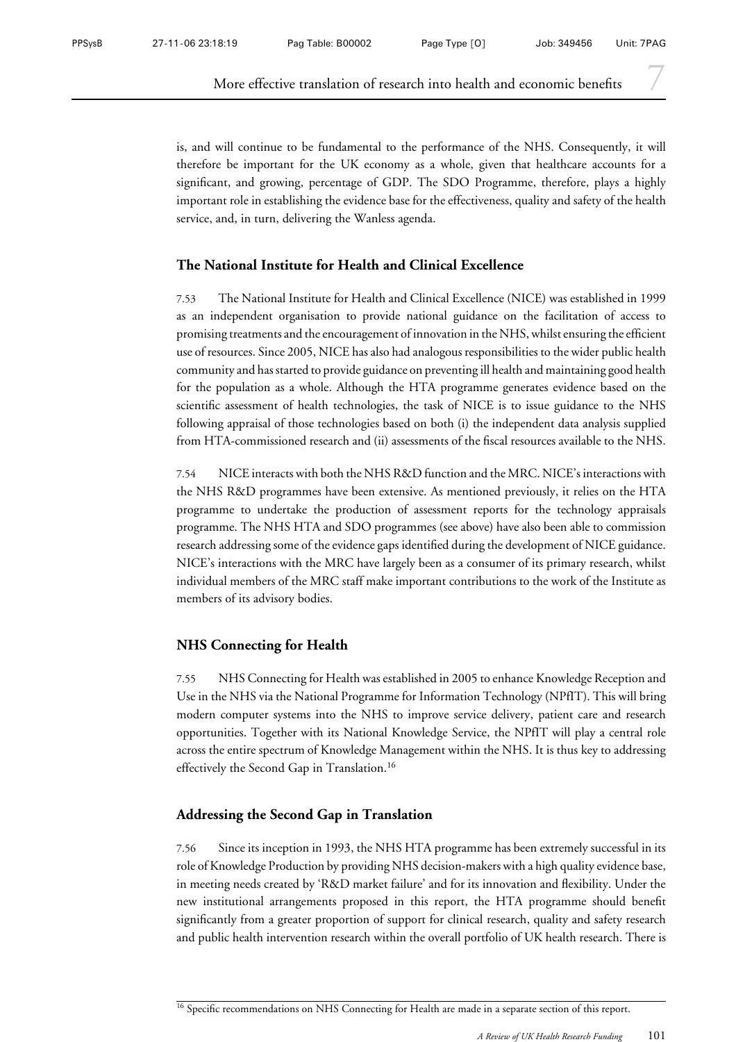is, and will continue to be fundamental to the performance of the NHS. Consequently, it will therefore be important for the UK economy as a whole, given that healthcare accounts for a significant, and growing, percentage of GDP. The SDO Programme, therefore, plays a highly important role in establishing the evidence base for the effectiveness, quality and safety of the health service, and, in turn, delivering the Wanless agenda.

### The National Institute for Health and Clinical Excellence

7.53 The National Institute for Health and Clinical Excellence (NICE) was established in 1999 as an independent organisation to provide national guidance on the facilitation of access to promising treatments and the encouragement of innovation in the NHS, whilst ensuring the efficient use of resources. Since 2005, NICE has also had analogous responsibilities to the wider public health community and has started to provide guidance on preventing ill health and maintaining good health for the population as a whole. Although the HTA programme generates evidence based on the scientific assessment of health technologies, the task of NICE is to issue guidance to the NHS following appraisal of those technologies based on both (i) the independent data analysis supplied from HTA-commissioned research and (ii) assessments of the fiscal resources available to the NHS.

7.54 NICE interacts with both the NHS R&D function and the MRC. NICE's interactions with the NHS R&D programmes have been extensive. As mentioned previously, it relies on the HTA programme to undertake the production of assessment reports for the technology appraisals programme. The NHS HTA and SDO programmes (see above) have also been able to commission research addressing some of the evidence gaps identified during the development of NICE guidance. NICE's interactions with the MRC have largely been as a consumer of its primary research, whilst individual members of the MRC staff make important contributions to the work of the Institute as members of its advisory bodies.

### NHS Connecting for Health

7.55 NHS Connecting for Health was established in 2005 to enhance Knowledge Reception and Use in the NHS via the National Programme for Information Technology (NPfIT). This will bring modern computer systems into the NHS to improve service delivery, patient care and research opportunities. Together with its National Knowledge Service, the NPfIT will play a central role across the entire spectrum of Knowledge Management within the NHS. It is thus key to addressing effectively the Second Gap in Translation.[16]

### Addressing the Second Gap in Translation

7.56 Since its inception in 1993, the NHS HTA programme has been extremely successful in its role of Knowledge Production by providing NHS decision-makers with a high quality evidence base, in meeting needs created by 'R&D market failure' and for its innovation and flexibility. Under the new institutional arrangements proposed in this report, the HTA programme should benefit significantly from a greater proportion of support for clinical research, quality and safety research and public health intervention research within the overall portfolio of UK health research. There is

[16] Specific recommendations on NHS Connecting for Health are made in a separate section of this report.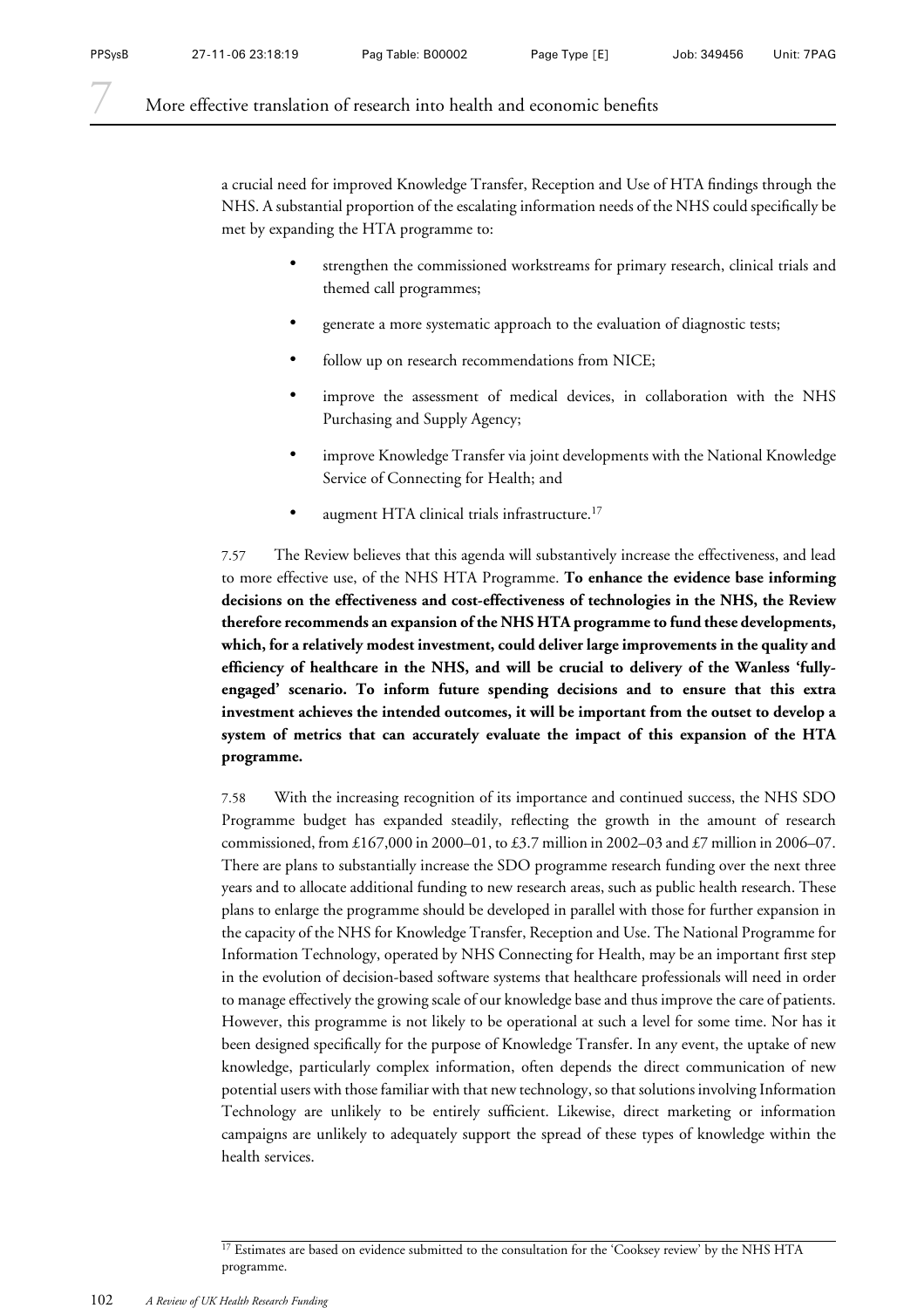a crucial need for improved Knowledge Transfer, Reception and Use of HTA findings through the NHS. A substantial proportion of the escalating information needs of the NHS could specifically be met by expanding the HTA programme to:

- strengthen the commissioned workstreams for primary research, clinical trials and themed call programmes;
- generate a more systematic approach to the evaluation of diagnostic tests;
- follow up on research recommendations from NICE;
- improve the assessment of medical devices, in collaboration with the NHS Purchasing and Supply Agency;
- improve Knowledge Transfer via joint developments with the National Knowledge Service of Connecting for Health; and
- augment HTA clinical trials infrastructure.[17]

7.57 The Review believes that this agenda will substantively increase the effectiveness, and lead to more effective use, of the NHS HTA Programme. **To enhance the evidence base informing decisions on the effectiveness and cost-effectiveness of technologies in the NHS, the Review therefore recommends an expansion of the NHS HTA programme to fund these developments, which, for a relatively modest investment, could deliver large improvements in the quality and efficiency of healthcare in the NHS, and will be crucial to delivery of the Wanless 'fully-engaged' scenario. To inform future spending decisions and to ensure that this extra investment achieves the intended outcomes, it will be important from the outset to develop a system of metrics that can accurately evaluate the impact of this expansion of the HTA programme.**

7.58 With the increasing recognition of its importance and continued success, the NHS SDO Programme budget has expanded steadily, reflecting the growth in the amount of research commissioned, from £167,000 in 2000–01, to £3.7 million in 2002–03 and £7 million in 2006–07. There are plans to substantially increase the SDO programme research funding over the next three years and to allocate additional funding to new research areas, such as public health research. These plans to enlarge the programme should be developed in parallel with those for further expansion in the capacity of the NHS for Knowledge Transfer, Reception and Use. The National Programme for Information Technology, operated by NHS Connecting for Health, may be an important first step in the evolution of decision-based software systems that healthcare professionals will need in order to manage effectively the growing scale of our knowledge base and thus improve the care of patients. However, this programme is not likely to be operational at such a level for some time. Nor has it been designed specifically for the purpose of Knowledge Transfer. In any event, the uptake of new knowledge, particularly complex information, often depends the direct communication of new potential users with those familiar with that new technology, so that solutions involving Information Technology are unlikely to be entirely sufficient. Likewise, direct marketing or information campaigns are unlikely to adequately support the spread of these types of knowledge within the health services.

[17] Estimates are based on evidence submitted to the consultation for the 'Cooksey review' by the NHS HTA programme.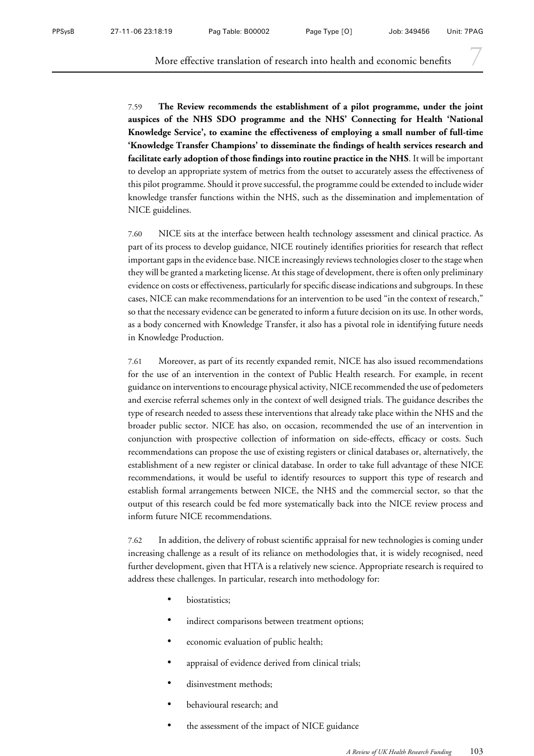7.59 **The Review recommends the establishment of a pilot programme, under the joint auspices of the NHS SDO programme and the NHS' Connecting for Health 'National Knowledge Service', to examine the effectiveness of employing a small number of full-time 'Knowledge Transfer Champions' to disseminate the findings of health services research and facilitate early adoption of those findings into routine practice in the NHS**. It will be important to develop an appropriate system of metrics from the outset to accurately assess the effectiveness of this pilot programme. Should it prove successful, the programme could be extended to include wider knowledge transfer functions within the NHS, such as the dissemination and implementation of NICE guidelines.

7.60 NICE sits at the interface between health technology assessment and clinical practice. As part of its process to develop guidance, NICE routinely identifies priorities for research that reflect important gaps in the evidence base. NICE increasingly reviews technologies closer to the stage when they will be granted a marketing license. At this stage of development, there is often only preliminary evidence on costs or effectiveness, particularly for specific disease indications and subgroups. In these cases, NICE can make recommendations for an intervention to be used "in the context of research," so that the necessary evidence can be generated to inform a future decision on its use. In other words, as a body concerned with Knowledge Transfer, it also has a pivotal role in identifying future needs in Knowledge Production.

7.61 Moreover, as part of its recently expanded remit, NICE has also issued recommendations for the use of an intervention in the context of Public Health research. For example, in recent guidance on interventions to encourage physical activity, NICE recommended the use of pedometers and exercise referral schemes only in the context of well designed trials. The guidance describes the type of research needed to assess these interventions that already take place within the NHS and the broader public sector. NICE has also, on occasion, recommended the use of an intervention in conjunction with prospective collection of information on side-effects, efficacy or costs. Such recommendations can propose the use of existing registers or clinical databases or, alternatively, the establishment of a new register or clinical database. In order to take full advantage of these NICE recommendations, it would be useful to identify resources to support this type of research and establish formal arrangements between NICE, the NHS and the commercial sector, so that the output of this research could be fed more systematically back into the NICE review process and inform future NICE recommendations.

7.62 In addition, the delivery of robust scientific appraisal for new technologies is coming under increasing challenge as a result of its reliance on methodologies that, it is widely recognised, need further development, given that HTA is a relatively new science. Appropriate research is required to address these challenges. In particular, research into methodology for:

- biostatistics;
- indirect comparisons between treatment options;
- economic evaluation of public health;
- appraisal of evidence derived from clinical trials;
- disinvestment methods;
- behavioural research; and
- the assessment of the impact of NICE guidance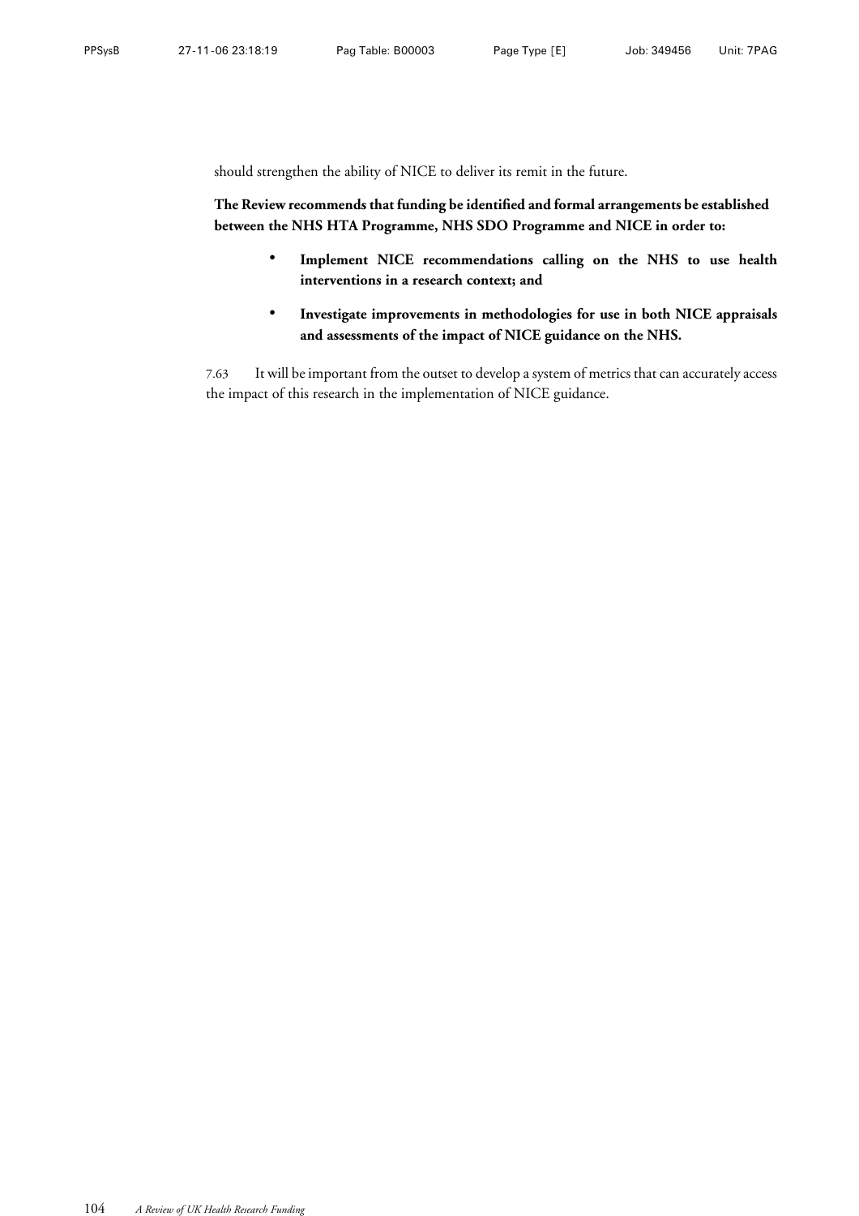should strengthen the ability of NICE to deliver its remit in the future.

**The Review recommends that funding be identified and formal arrangements be established between the NHS HTA Programme, NHS SDO Programme and NICE in order to:**

- **Implement NICE recommendations calling on the NHS to use health interventions in a research context; and**
- **Investigate improvements in methodologies for use in both NICE appraisals and assessments of the impact of NICE guidance on the NHS.**

7.63 It will be important from the outset to develop a system of metrics that can accurately access the impact of this research in the implementation of NICE guidance.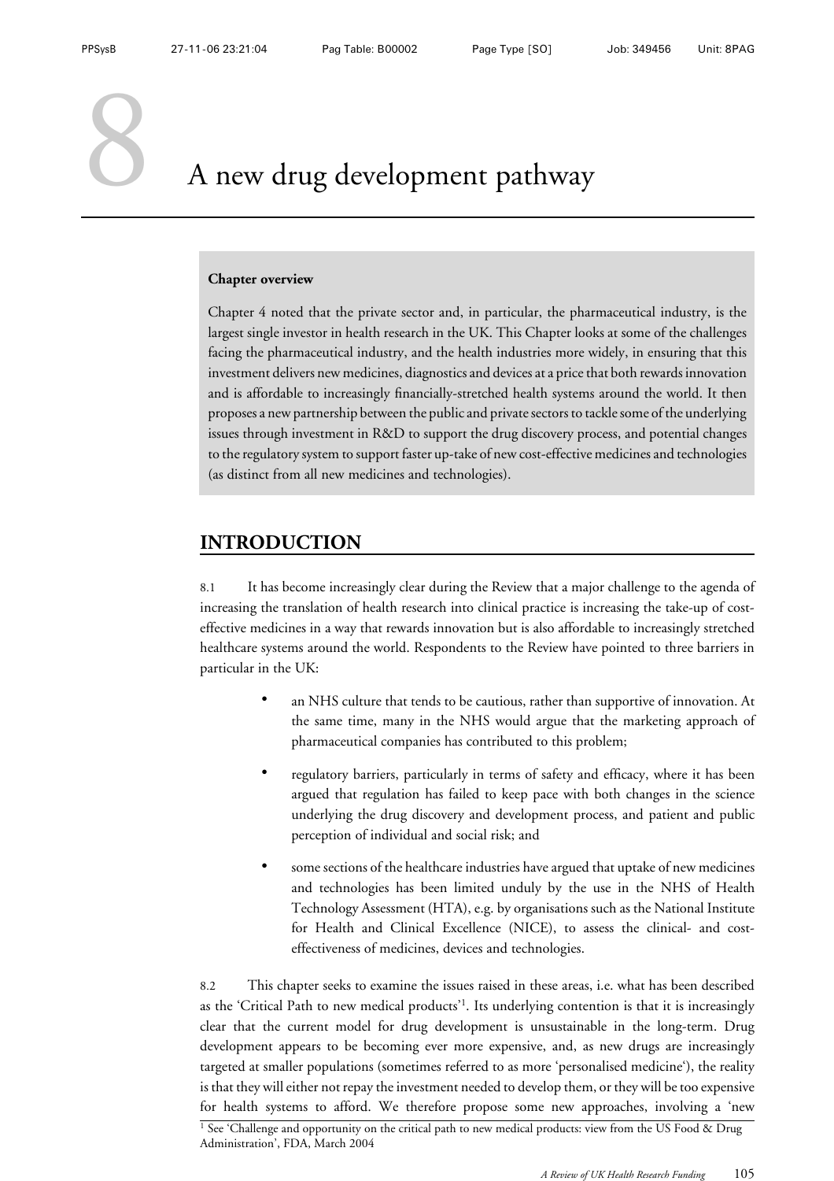# 8 A new drug development pathway

**Chapter overview**

Chapter 4 noted that the private sector and, in particular, the pharmaceutical industry, is the largest single investor in health research in the UK. This Chapter looks at some of the challenges facing the pharmaceutical industry, and the health industries more widely, in ensuring that this investment delivers new medicines, diagnostics and devices at a price that both rewards innovation and is affordable to increasingly financially-stretched health systems around the world. It then proposes a new partnership between the public and private sectors to tackle some of the underlying issues through investment in R&D to support the drug discovery process, and potential changes to the regulatory system to support faster up-take of new cost-effective medicines and technologies (as distinct from all new medicines and technologies).

## INTRODUCTION

8.1 It has become increasingly clear during the Review that a major challenge to the agenda of increasing the translation of health research into clinical practice is increasing the take-up of cost-effective medicines in a way that rewards innovation but is also affordable to increasingly stretched healthcare systems around the world. Respondents to the Review have pointed to three barriers in particular in the UK:

- an NHS culture that tends to be cautious, rather than supportive of innovation. At the same time, many in the NHS would argue that the marketing approach of pharmaceutical companies has contributed to this problem;
- regulatory barriers, particularly in terms of safety and efficacy, where it has been argued that regulation has failed to keep pace with both changes in the science underlying the drug discovery and development process, and patient and public perception of individual and social risk; and
- some sections of the healthcare industries have argued that uptake of new medicines and technologies has been limited unduly by the use in the NHS of Health Technology Assessment (HTA), e.g. by organisations such as the National Institute for Health and Clinical Excellence (NICE), to assess the clinical- and cost-effectiveness of medicines, devices and technologies.

8.2 This chapter seeks to examine the issues raised in these areas, i.e. what has been described as the 'Critical Path to new medical products'[1]. Its underlying contention is that it is increasingly clear that the current model for drug development is unsustainable in the long-term. Drug development appears to be becoming ever more expensive, and, as new drugs are increasingly targeted at smaller populations (sometimes referred to as more 'personalised medicine'), the reality is that they will either not repay the investment needed to develop them, or they will be too expensive for health systems to afford. We therefore propose some new approaches, involving a 'new

[1] See 'Challenge and opportunity on the critical path to new medical products: view from the US Food & Drug Administration', FDA, March 2004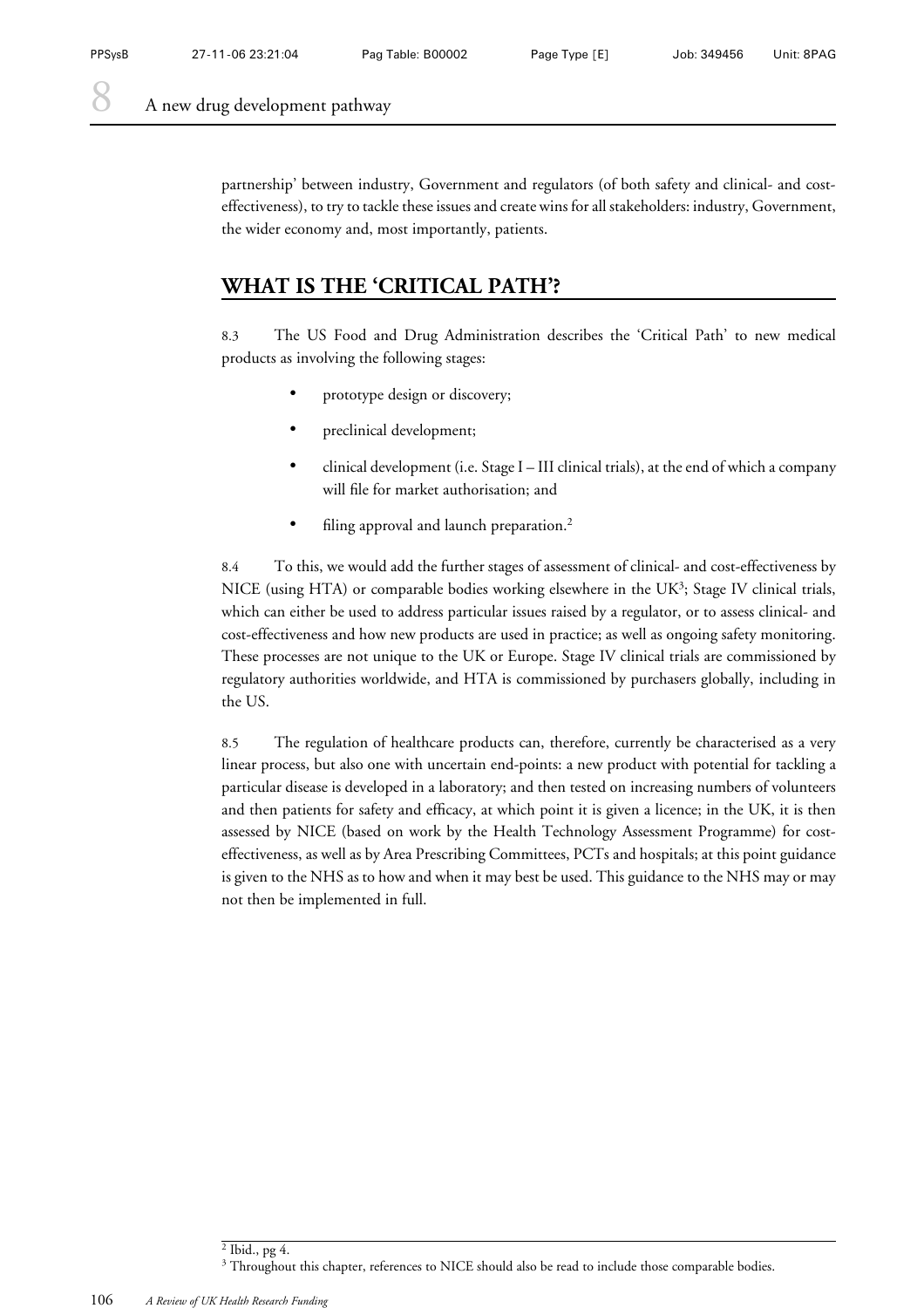partnership' between industry, Government and regulators (of both safety and clinical- and cost-effectiveness), to try to tackle these issues and create wins for all stakeholders: industry, Government, the wider economy and, most importantly, patients.

## WHAT IS THE 'CRITICAL PATH'?

8.3 The US Food and Drug Administration describes the 'Critical Path' to new medical products as involving the following stages:

- prototype design or discovery;
- preclinical development;
- clinical development (i.e. Stage I – III clinical trials), at the end of which a company will file for market authorisation; and
- filing approval and launch preparation.[2]

8.4 To this, we would add the further stages of assessment of clinical- and cost-effectiveness by NICE (using HTA) or comparable bodies working elsewhere in the UK[3]; Stage IV clinical trials, which can either be used to address particular issues raised by a regulator, or to assess clinical- and cost-effectiveness and how new products are used in practice; as well as ongoing safety monitoring. These processes are not unique to the UK or Europe. Stage IV clinical trials are commissioned by regulatory authorities worldwide, and HTA is commissioned by purchasers globally, including in the US.

8.5 The regulation of healthcare products can, therefore, currently be characterised as a very linear process, but also one with uncertain end-points: a new product with potential for tackling a particular disease is developed in a laboratory; and then tested on increasing numbers of volunteers and then patients for safety and efficacy, at which point it is given a licence; in the UK, it is then assessed by NICE (based on work by the Health Technology Assessment Programme) for cost-effectiveness, as well as by Area Prescribing Committees, PCTs and hospitals; at this point guidance is given to the NHS as to how and when it may best be used. This guidance to the NHS may or may not then be implemented in full.

[2] Ibid., pg 4.

[3] Throughout this chapter, references to NICE should also be read to include those comparable bodies.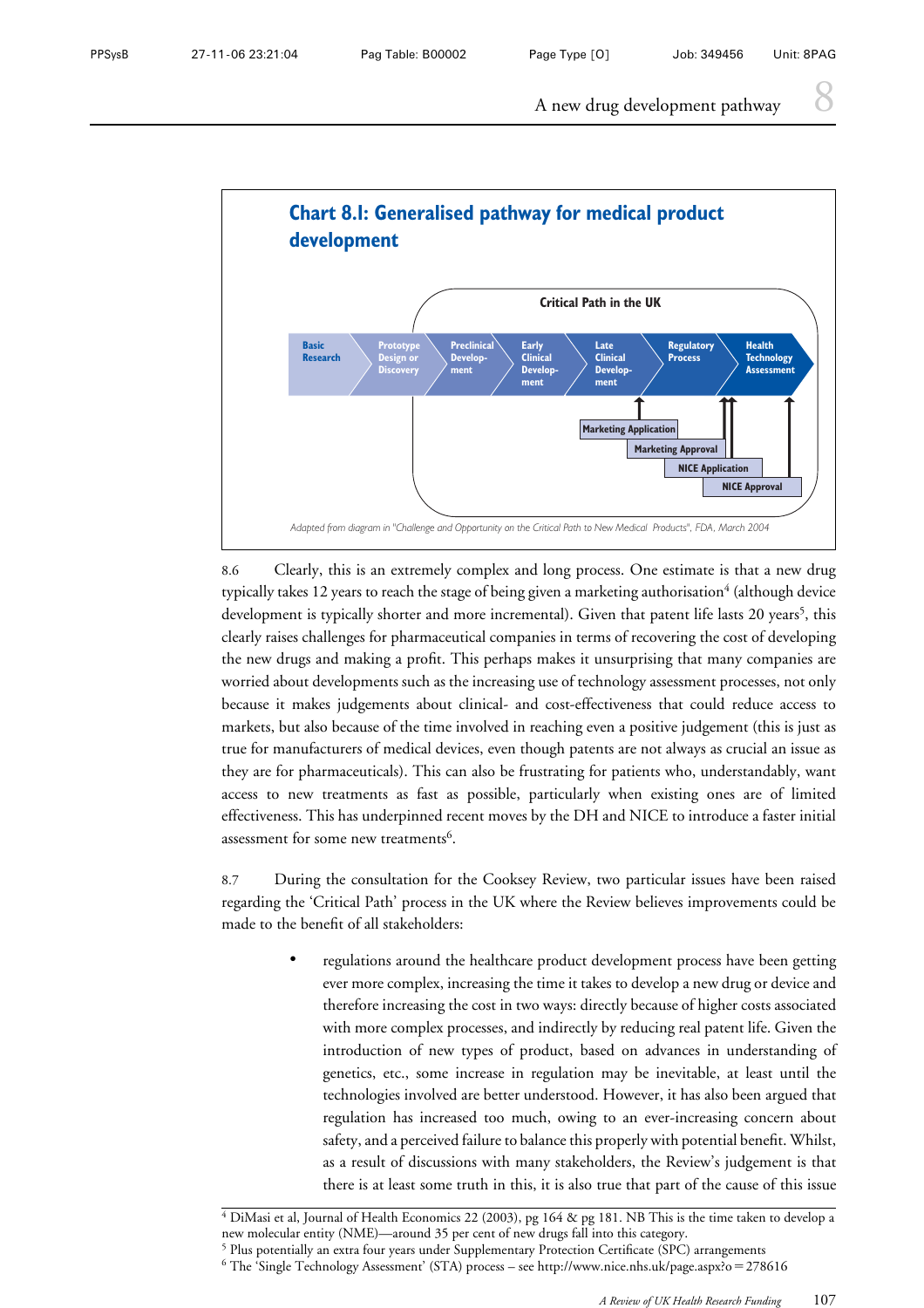## Chart 8.I: Generalised pathway for medical product development

Critical Path in the UK

Basic Research → Prototype Design or Discovery → Preclinical Development → Early Clinical Development → Late Clinical Development → Regulatory Process → Health Technology Assessment

Marketing Application

Marketing Approval

NICE Application

NICE Approval

*Adapted from diagram in "Challenge and Opportunity on the Critical Path to New Medical Products", FDA, March 2004*

8.6 Clearly, this is an extremely complex and long process. One estimate is that a new drug typically takes 12 years to reach the stage of being given a marketing authorisation[4] (although device development is typically shorter and more incremental). Given that patent life lasts 20 years[5], this clearly raises challenges for pharmaceutical companies in terms of recovering the cost of developing the new drugs and making a profit. This perhaps makes it unsurprising that many companies are worried about developments such as the increasing use of technology assessment processes, not only because it makes judgements about clinical- and cost-effectiveness that could reduce access to markets, but also because of the time involved in reaching even a positive judgement (this is just as true for manufacturers of medical devices, even though patents are not always as crucial an issue as they are for pharmaceuticals). This can also be frustrating for patients who, understandably, want access to new treatments as fast as possible, particularly when existing ones are of limited effectiveness. This has underpinned recent moves by the DH and NICE to introduce a faster initial assessment for some new treatments[6].

8.7 During the consultation for the Cooksey Review, two particular issues have been raised regarding the 'Critical Path' process in the UK where the Review believes improvements could be made to the benefit of all stakeholders:

- regulations around the healthcare product development process have been getting ever more complex, increasing the time it takes to develop a new drug or device and therefore increasing the cost in two ways: directly because of higher costs associated with more complex processes, and indirectly by reducing real patent life. Given the introduction of new types of product, based on advances in understanding of genetics, etc., some increase in regulation may be inevitable, at least until the technologies involved are better understood. However, it has also been argued that regulation has increased too much, owing to an ever-increasing concern about safety, and a perceived failure to balance this properly with potential benefit. Whilst, as a result of discussions with many stakeholders, the Review's judgement is that there is at least some truth in this, it is also true that part of the cause of this issue

---

[4] DiMasi et al, Journal of Health Economics 22 (2003), pg 164 & pg 181. NB This is the time taken to develop a new molecular entity (NME)—around 35 per cent of new drugs fall into this category.

[5] Plus potentially an extra four years under Supplementary Protection Certificate (SPC) arrangements

[6] The 'Single Technology Assessment' (STA) process – see http://www.nice.nhs.uk/page.aspx?o=278616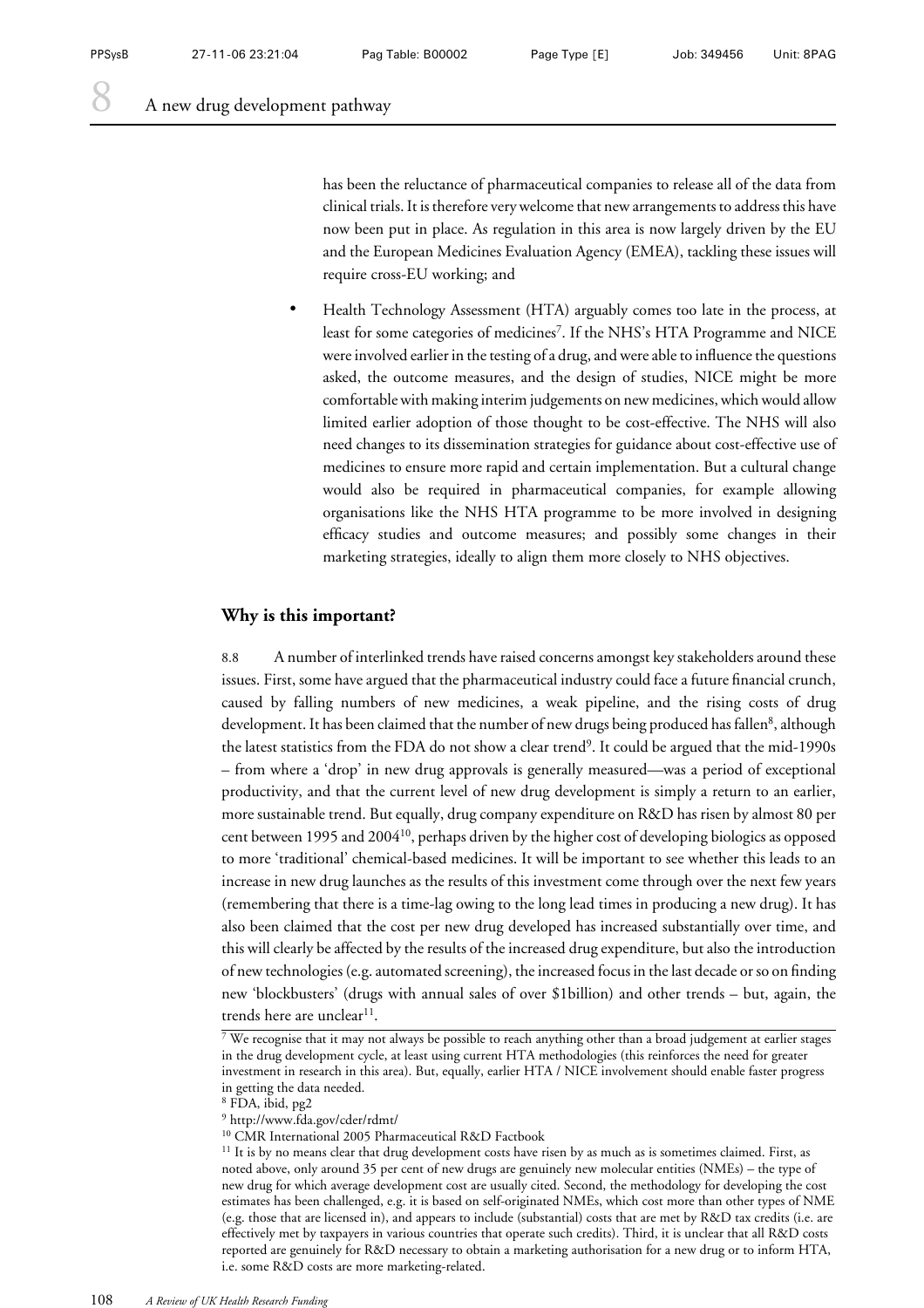has been the reluctance of pharmaceutical companies to release all of the data from clinical trials. It is therefore very welcome that new arrangements to address this have now been put in place. As regulation in this area is now largely driven by the EU and the European Medicines Evaluation Agency (EMEA), tackling these issues will require cross-EU working; and

- Health Technology Assessment (HTA) arguably comes too late in the process, at least for some categories of medicines[7]. If the NHS's HTA Programme and NICE were involved earlier in the testing of a drug, and were able to influence the questions asked, the outcome measures, and the design of studies, NICE might be more comfortable with making interim judgements on new medicines, which would allow limited earlier adoption of those thought to be cost-effective. The NHS will also need changes to its dissemination strategies for guidance about cost-effective use of medicines to ensure more rapid and certain implementation. But a cultural change would also be required in pharmaceutical companies, for example allowing organisations like the NHS HTA programme to be more involved in designing efficacy studies and outcome measures; and possibly some changes in their marketing strategies, ideally to align them more closely to NHS objectives.

### Why is this important?

8.8 A number of interlinked trends have raised concerns amongst key stakeholders around these issues. First, some have argued that the pharmaceutical industry could face a future financial crunch, caused by falling numbers of new medicines, a weak pipeline, and the rising costs of drug development. It has been claimed that the number of new drugs being produced has fallen[8], although the latest statistics from the FDA do not show a clear trend[9]. It could be argued that the mid-1990s – from where a 'drop' in new drug approvals is generally measured—was a period of exceptional productivity, and that the current level of new drug development is simply a return to an earlier, more sustainable trend. But equally, drug company expenditure on R&D has risen by almost 80 per cent between 1995 and 2004[10], perhaps driven by the higher cost of developing biologics as opposed to more 'traditional' chemical-based medicines. It will be important to see whether this leads to an increase in new drug launches as the results of this investment come through over the next few years (remembering that there is a time-lag owing to the long lead times in producing a new drug). It has also been claimed that the cost per new drug developed has increased substantially over time, and this will clearly be affected by the results of the increased drug expenditure, but also the introduction of new technologies (e.g. automated screening), the increased focus in the last decade or so on finding new 'blockbusters' (drugs with annual sales of over $1billion) and other trends – but, again, the trends here are unclear[11].

[7] We recognise that it may not always be possible to reach anything other than a broad judgement at earlier stages in the drug development cycle, at least using current HTA methodologies (this reinforces the need for greater investment in research in this area). But, equally, earlier HTA / NICE involvement should enable faster progress in getting the data needed.

[8] FDA, ibid, pg2

[9] http://www.fda.gov/cder/rdmt/

[10] CMR International 2005 Pharmaceutical R&D Factbook

[11] It is by no means clear that drug development costs have risen by as much as is sometimes claimed. First, as noted above, only around 35 per cent of new drugs are genuinely new molecular entities (NMEs) – the type of new drug for which average development cost are usually cited. Second, the methodology for developing the cost estimates has been challenged, e.g. it is based on self-originated NMEs, which cost more than other types of NME (e.g. those that are licensed in), and appears to include (substantial) costs that are met by R&D tax credits (i.e. are effectively met by taxpayers in various countries that operate such credits). Third, it is unclear that all R&D costs reported are genuinely for R&D necessary to obtain a marketing authorisation for a new drug or to inform HTA, i.e. some R&D costs are more marketing-related.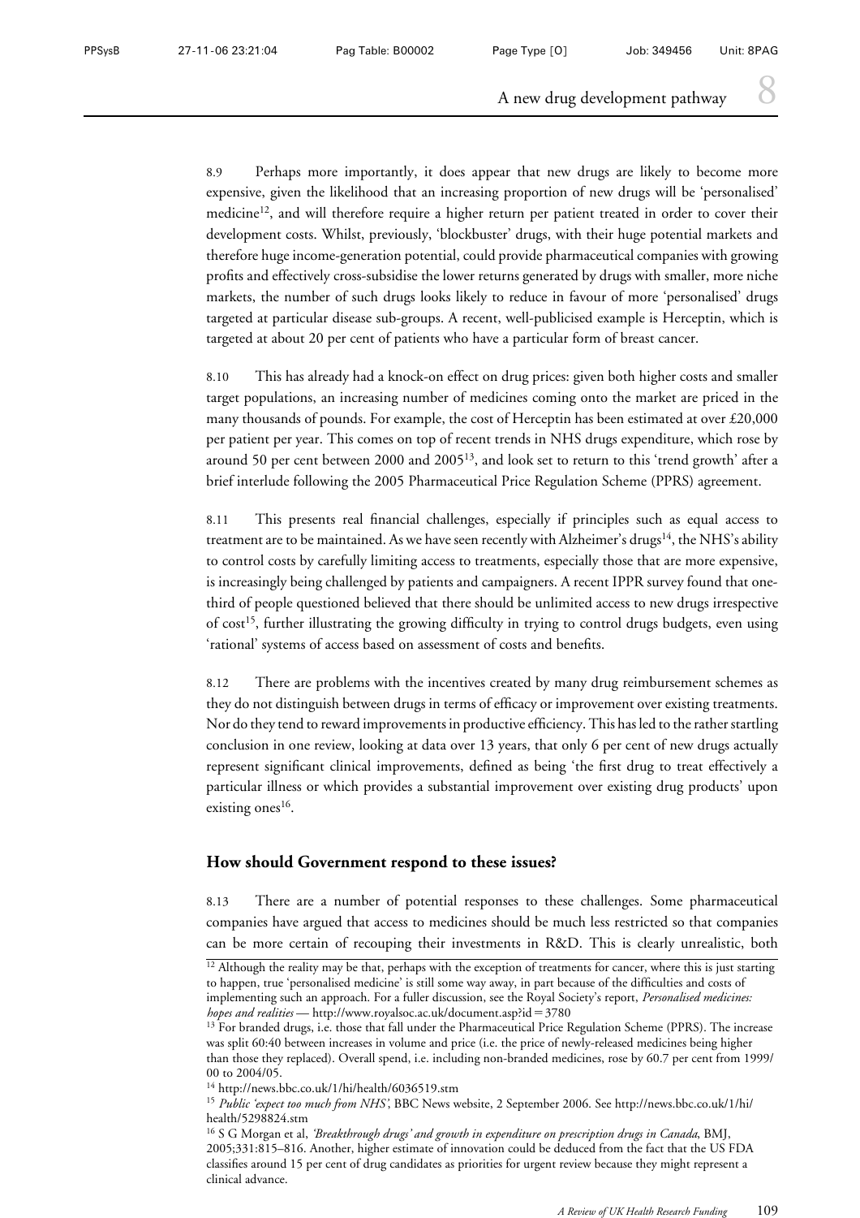8.9 Perhaps more importantly, it does appear that new drugs are likely to become more expensive, given the likelihood that an increasing proportion of new drugs will be 'personalised' medicine[12], and will therefore require a higher return per patient treated in order to cover their development costs. Whilst, previously, 'blockbuster' drugs, with their huge potential markets and therefore huge income-generation potential, could provide pharmaceutical companies with growing profits and effectively cross-subsidise the lower returns generated by drugs with smaller, more niche markets, the number of such drugs looks likely to reduce in favour of more 'personalised' drugs targeted at particular disease sub-groups. A recent, well-publicised example is Herceptin, which is targeted at about 20 per cent of patients who have a particular form of breast cancer.

8.10 This has already had a knock-on effect on drug prices: given both higher costs and smaller target populations, an increasing number of medicines coming onto the market are priced in the many thousands of pounds. For example, the cost of Herceptin has been estimated at over £20,000 per patient per year. This comes on top of recent trends in NHS drugs expenditure, which rose by around 50 per cent between 2000 and 2005[13], and look set to return to this 'trend growth' after a brief interlude following the 2005 Pharmaceutical Price Regulation Scheme (PPRS) agreement.

8.11 This presents real financial challenges, especially if principles such as equal access to treatment are to be maintained. As we have seen recently with Alzheimer's drugs[14], the NHS's ability to control costs by carefully limiting access to treatments, especially those that are more expensive, is increasingly being challenged by patients and campaigners. A recent IPPR survey found that one-third of people questioned believed that there should be unlimited access to new drugs irrespective of cost[15], further illustrating the growing difficulty in trying to control drugs budgets, even using 'rational' systems of access based on assessment of costs and benefits.

8.12 There are problems with the incentives created by many drug reimbursement schemes as they do not distinguish between drugs in terms of efficacy or improvement over existing treatments. Nor do they tend to reward improvements in productive efficiency. This has led to the rather startling conclusion in one review, looking at data over 13 years, that only 6 per cent of new drugs actually represent significant clinical improvements, defined as being 'the first drug to treat effectively a particular illness or which provides a substantial improvement over existing drug products' upon existing ones[16].

## How should Government respond to these issues?

8.13 There are a number of potential responses to these challenges. Some pharmaceutical companies have argued that access to medicines should be much less restricted so that companies can be more certain of recouping their investments in R&D. This is clearly unrealistic, both

---

[12] Although the reality may be that, perhaps with the exception of treatments for cancer, where this is just starting to happen, true 'personalised medicine' is still some way away, in part because of the difficulties and costs of implementing such an approach. For a fuller discussion, see the Royal Society's report, *Personalised medicines: hopes and realities* — http://www.royalsoc.ac.uk/document.asp?id=3780

[13] For branded drugs, i.e. those that fall under the Pharmaceutical Price Regulation Scheme (PPRS). The increase was split 60:40 between increases in volume and price (i.e. the price of newly-released medicines being higher than those they replaced). Overall spend, i.e. including non-branded medicines, rose by 60.7 per cent from 1999/00 to 2004/05.

[14] http://news.bbc.co.uk/1/hi/health/6036519.stm

[15] *Public 'expect too much from NHS'*, BBC News website, 2 September 2006. See http://news.bbc.co.uk/1/hi/health/5298824.stm

[16] S G Morgan et al, *'Breakthrough drugs' and growth in expenditure on prescription drugs in Canada*, BMJ, 2005;331:815–816. Another, higher estimate of innovation could be deduced from the fact that the US FDA classifies around 15 per cent of drug candidates as priorities for urgent review because they might represent a clinical advance.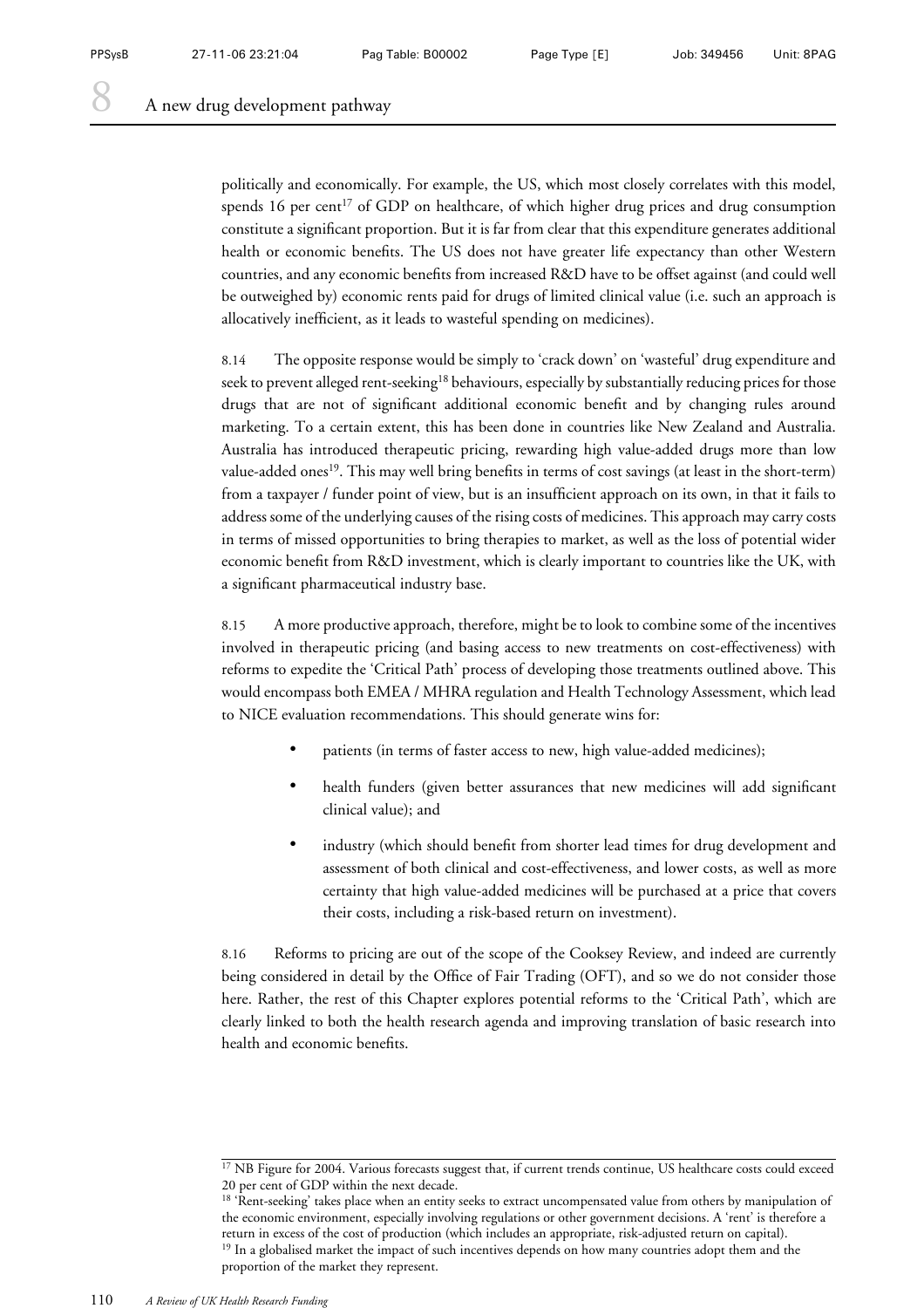politically and economically. For example, the US, which most closely correlates with this model, spends 16 per cent[17] of GDP on healthcare, of which higher drug prices and drug consumption constitute a significant proportion. But it is far from clear that this expenditure generates additional health or economic benefits. The US does not have greater life expectancy than other Western countries, and any economic benefits from increased R&D have to be offset against (and could well be outweighed by) economic rents paid for drugs of limited clinical value (i.e. such an approach is allocatively inefficient, as it leads to wasteful spending on medicines).

8.14 The opposite response would be simply to 'crack down' on 'wasteful' drug expenditure and seek to prevent alleged rent-seeking[18] behaviours, especially by substantially reducing prices for those drugs that are not of significant additional economic benefit and by changing rules around marketing. To a certain extent, this has been done in countries like New Zealand and Australia. Australia has introduced therapeutic pricing, rewarding high value-added drugs more than low value-added ones[19]. This may well bring benefits in terms of cost savings (at least in the short-term) from a taxpayer / funder point of view, but is an insufficient approach on its own, in that it fails to address some of the underlying causes of the rising costs of medicines. This approach may carry costs in terms of missed opportunities to bring therapies to market, as well as the loss of potential wider economic benefit from R&D investment, which is clearly important to countries like the UK, with a significant pharmaceutical industry base.

8.15 A more productive approach, therefore, might be to look to combine some of the incentives involved in therapeutic pricing (and basing access to new treatments on cost-effectiveness) with reforms to expedite the 'Critical Path' process of developing those treatments outlined above. This would encompass both EMEA / MHRA regulation and Health Technology Assessment, which lead to NICE evaluation recommendations. This should generate wins for:

- patients (in terms of faster access to new, high value-added medicines);
- health funders (given better assurances that new medicines will add significant clinical value); and
- industry (which should benefit from shorter lead times for drug development and assessment of both clinical and cost-effectiveness, and lower costs, as well as more certainty that high value-added medicines will be purchased at a price that covers their costs, including a risk-based return on investment).

8.16 Reforms to pricing are out of the scope of the Cooksey Review, and indeed are currently being considered in detail by the Office of Fair Trading (OFT), and so we do not consider those here. Rather, the rest of this Chapter explores potential reforms to the 'Critical Path', which are clearly linked to both the health research agenda and improving translation of basic research into health and economic benefits.

---

[17] NB Figure for 2004. Various forecasts suggest that, if current trends continue, US healthcare costs could exceed 20 per cent of GDP within the next decade.

[18] 'Rent-seeking' takes place when an entity seeks to extract uncompensated value from others by manipulation of the economic environment, especially involving regulations or other government decisions. A 'rent' is therefore a return in excess of the cost of production (which includes an appropriate, risk-adjusted return on capital).

[19] In a globalised market the impact of such incentives depends on how many countries adopt them and the proportion of the market they represent.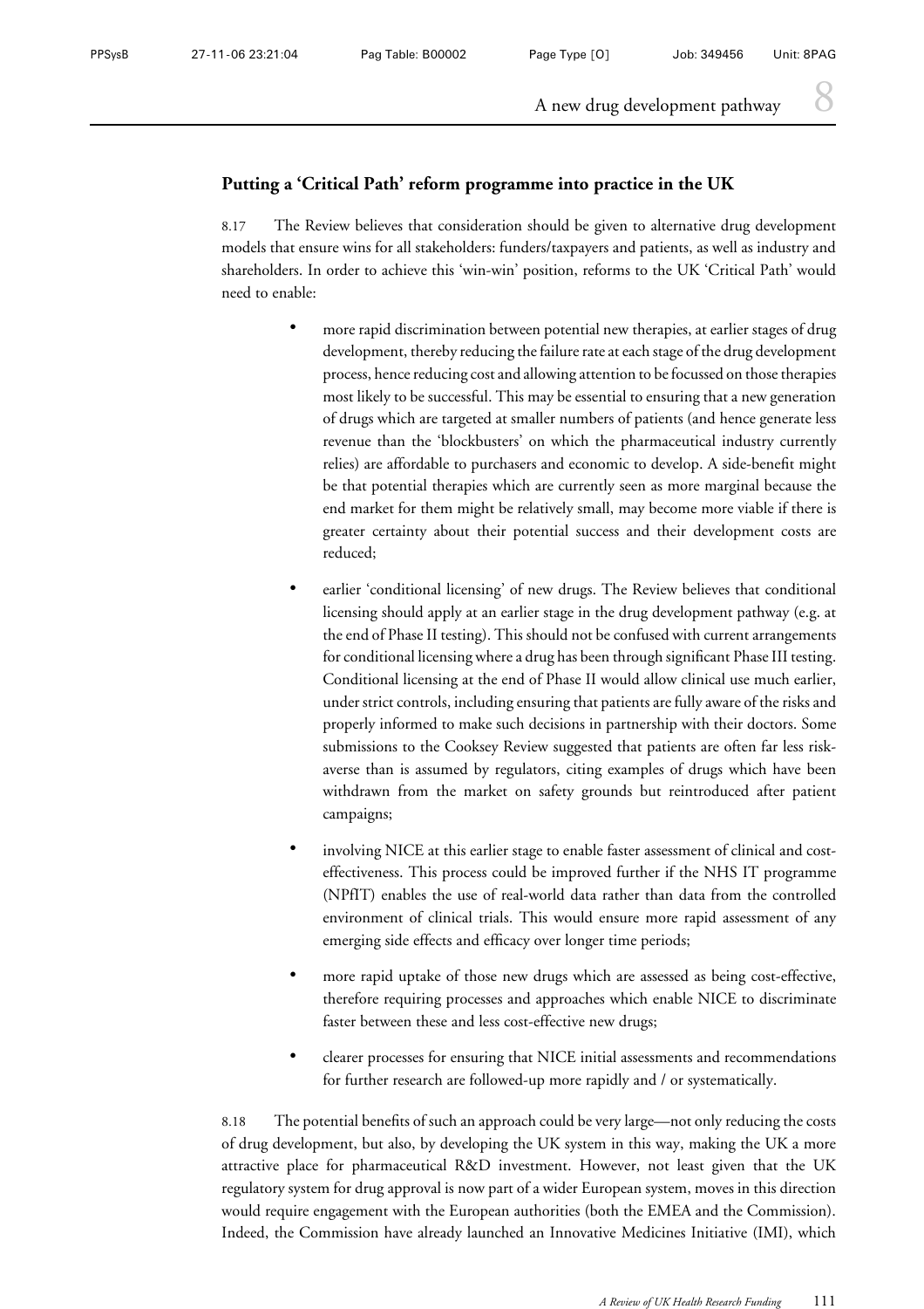## Putting a 'Critical Path' reform programme into practice in the UK

8.17 The Review believes that consideration should be given to alternative drug development models that ensure wins for all stakeholders: funders/taxpayers and patients, as well as industry and shareholders. In order to achieve this 'win-win' position, reforms to the UK 'Critical Path' would need to enable:

- more rapid discrimination between potential new therapies, at earlier stages of drug development, thereby reducing the failure rate at each stage of the drug development process, hence reducing cost and allowing attention to be focussed on those therapies most likely to be successful. This may be essential to ensuring that a new generation of drugs which are targeted at smaller numbers of patients (and hence generate less revenue than the 'blockbusters' on which the pharmaceutical industry currently relies) are affordable to purchasers and economic to develop. A side-benefit might be that potential therapies which are currently seen as more marginal because the end market for them might be relatively small, may become more viable if there is greater certainty about their potential success and their development costs are reduced;

- earlier 'conditional licensing' of new drugs. The Review believes that conditional licensing should apply at an earlier stage in the drug development pathway (e.g. at the end of Phase II testing). This should not be confused with current arrangements for conditional licensing where a drug has been through significant Phase III testing. Conditional licensing at the end of Phase II would allow clinical use much earlier, under strict controls, including ensuring that patients are fully aware of the risks and properly informed to make such decisions in partnership with their doctors. Some submissions to the Cooksey Review suggested that patients are often far less risk-averse than is assumed by regulators, citing examples of drugs which have been withdrawn from the market on safety grounds but reintroduced after patient campaigns;

- involving NICE at this earlier stage to enable faster assessment of clinical and cost-effectiveness. This process could be improved further if the NHS IT programme (NPfIT) enables the use of real-world data rather than data from the controlled environment of clinical trials. This would ensure more rapid assessment of any emerging side effects and efficacy over longer time periods;

- more rapid uptake of those new drugs which are assessed as being cost-effective, therefore requiring processes and approaches which enable NICE to discriminate faster between these and less cost-effective new drugs;

- clearer processes for ensuring that NICE initial assessments and recommendations for further research are followed-up more rapidly and / or systematically.

8.18 The potential benefits of such an approach could be very large—not only reducing the costs of drug development, but also, by developing the UK system in this way, making the UK a more attractive place for pharmaceutical R&D investment. However, not least given that the UK regulatory system for drug approval is now part of a wider European system, moves in this direction would require engagement with the European authorities (both the EMEA and the Commission). Indeed, the Commission have already launched an Innovative Medicines Initiative (IMI), which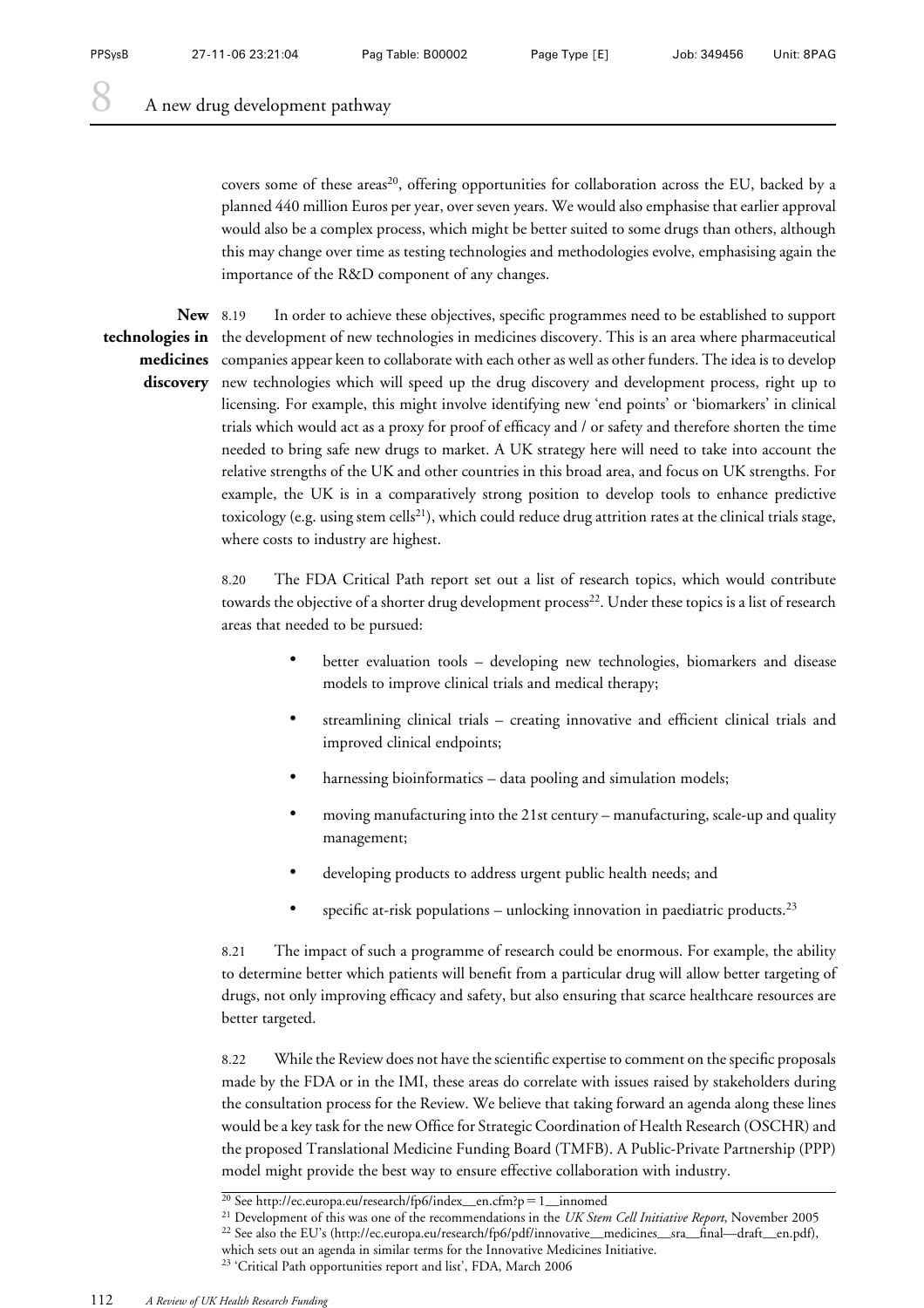covers some of these areas[20], offering opportunities for collaboration across the EU, backed by a planned 440 million Euros per year, over seven years. We would also emphasise that earlier approval would also be a complex process, which might be better suited to some drugs than others, although this may change over time as testing technologies and methodologies evolve, emphasising again the importance of the R&D component of any changes.

**New technologies in medicines discovery**

8.19 In order to achieve these objectives, specific programmes need to be established to support the development of new technologies in medicines discovery. This is an area where pharmaceutical companies appear keen to collaborate with each other as well as other funders. The idea is to develop new technologies which will speed up the drug discovery and development process, right up to licensing. For example, this might involve identifying new 'end points' or 'biomarkers' in clinical trials which would act as a proxy for proof of efficacy and / or safety and therefore shorten the time needed to bring safe new drugs to market. A UK strategy here will need to take into account the relative strengths of the UK and other countries in this broad area, and focus on UK strengths. For example, the UK is in a comparatively strong position to develop tools to enhance predictive toxicology (e.g. using stem cells[21]), which could reduce drug attrition rates at the clinical trials stage, where costs to industry are highest.

8.20 The FDA Critical Path report set out a list of research topics, which would contribute towards the objective of a shorter drug development process[22]. Under these topics is a list of research areas that needed to be pursued:

- better evaluation tools – developing new technologies, biomarkers and disease models to improve clinical trials and medical therapy;
- streamlining clinical trials – creating innovative and efficient clinical trials and improved clinical endpoints;
- harnessing bioinformatics – data pooling and simulation models;
- moving manufacturing into the 21st century – manufacturing, scale-up and quality management;
- developing products to address urgent public health needs; and
- specific at-risk populations – unlocking innovation in paediatric products.[23]

8.21 The impact of such a programme of research could be enormous. For example, the ability to determine better which patients will benefit from a particular drug will allow better targeting of drugs, not only improving efficacy and safety, but also ensuring that scarce healthcare resources are better targeted.

8.22 While the Review does not have the scientific expertise to comment on the specific proposals made by the FDA or in the IMI, these areas do correlate with issues raised by stakeholders during the consultation process for the Review. We believe that taking forward an agenda along these lines would be a key task for the new Office for Strategic Coordination of Health Research (OSCHR) and the proposed Translational Medicine Funding Board (TMFB). A Public-Private Partnership (PPP) model might provide the best way to ensure effective collaboration with industry.

---

[20] See http://ec.europa.eu/research/fp6/index_en.cfm?p=1_innomed

[21] Development of this was one of the recommendations in the *UK Stem Cell Initiative Report*, November 2005

[22] See also the EU's (http://ec.europa.eu/research/fp6/pdf/innovative_medicines_sra_final—draft_en.pdf), which sets out an agenda in similar terms for the Innovative Medicines Initiative.

[23] 'Critical Path opportunities report and list', FDA, March 2006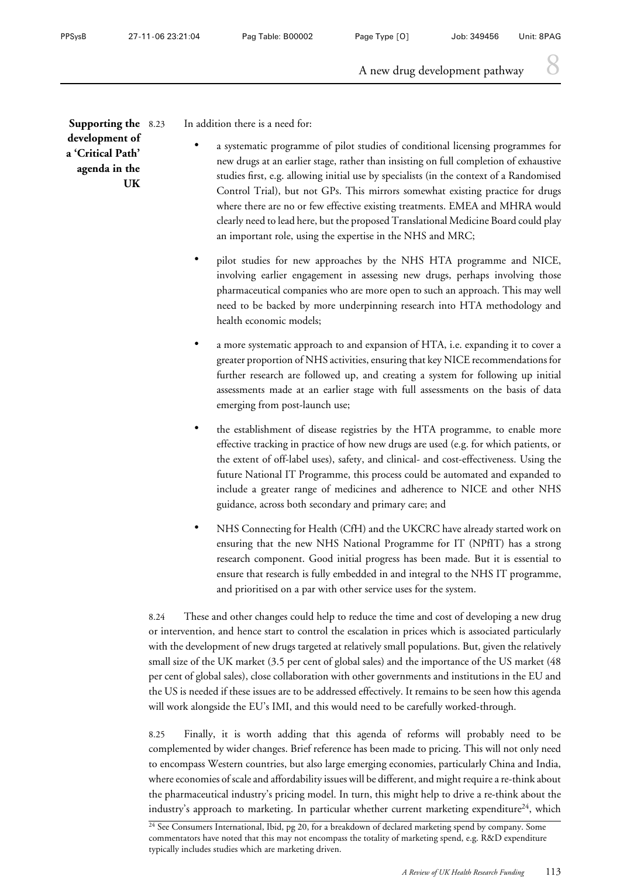**Supporting the development of a 'Critical Path' agenda in the UK**

8.23 In addition there is a need for:

- a systematic programme of pilot studies of conditional licensing programmes for new drugs at an earlier stage, rather than insisting on full completion of exhaustive studies first, e.g. allowing initial use by specialists (in the context of a Randomised Control Trial), but not GPs. This mirrors somewhat existing practice for drugs where there are no or few effective existing treatments. EMEA and MHRA would clearly need to lead here, but the proposed Translational Medicine Board could play an important role, using the expertise in the NHS and MRC;
- pilot studies for new approaches by the NHS HTA programme and NICE, involving earlier engagement in assessing new drugs, perhaps involving those pharmaceutical companies who are more open to such an approach. This may well need to be backed by more underpinning research into HTA methodology and health economic models;
- a more systematic approach to and expansion of HTA, i.e. expanding it to cover a greater proportion of NHS activities, ensuring that key NICE recommendations for further research are followed up, and creating a system for following up initial assessments made at an earlier stage with full assessments on the basis of data emerging from post-launch use;
- the establishment of disease registries by the HTA programme, to enable more effective tracking in practice of how new drugs are used (e.g. for which patients, or the extent of off-label uses), safety, and clinical- and cost-effectiveness. Using the future National IT Programme, this process could be automated and expanded to include a greater range of medicines and adherence to NICE and other NHS guidance, across both secondary and primary care; and
- NHS Connecting for Health (CfH) and the UKCRC have already started work on ensuring that the new NHS National Programme for IT (NPfIT) has a strong research component. Good initial progress has been made. But it is essential to ensure that research is fully embedded in and integral to the NHS IT programme, and prioritised on a par with other service uses for the system.

8.24 These and other changes could help to reduce the time and cost of developing a new drug or intervention, and hence start to control the escalation in prices which is associated particularly with the development of new drugs targeted at relatively small populations. But, given the relatively small size of the UK market (3.5 per cent of global sales) and the importance of the US market (48 per cent of global sales), close collaboration with other governments and institutions in the EU and the US is needed if these issues are to be addressed effectively. It remains to be seen how this agenda will work alongside the EU's IMI, and this would need to be carefully worked-through.

8.25 Finally, it is worth adding that this agenda of reforms will probably need to be complemented by wider changes. Brief reference has been made to pricing. This will not only need to encompass Western countries, but also large emerging economies, particularly China and India, where economies of scale and affordability issues will be different, and might require a re-think about the pharmaceutical industry's pricing model. In turn, this might help to drive a re-think about the industry's approach to marketing. In particular whether current marketing expenditure[24], which

[24] See Consumers International, Ibid, pg 20, for a breakdown of declared marketing spend by company. Some commentators have noted that this may not encompass the totality of marketing spend, e.g. R&D expenditure typically includes studies which are marketing driven.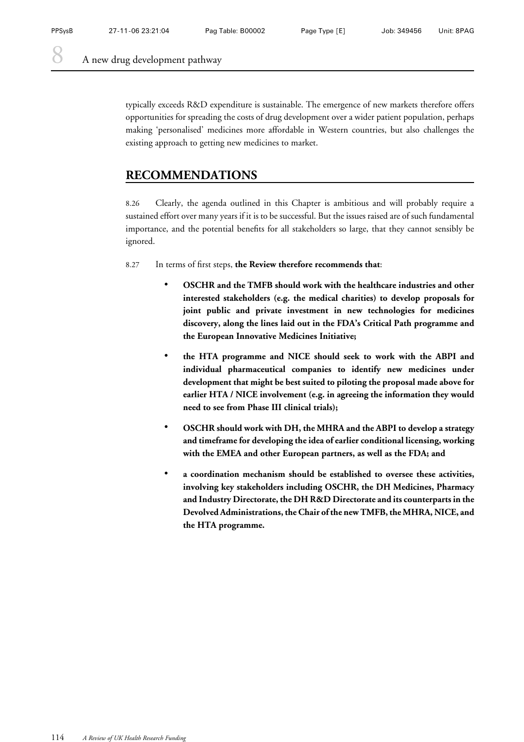typically exceeds R&D expenditure is sustainable. The emergence of new markets therefore offers opportunities for spreading the costs of drug development over a wider patient population, perhaps making 'personalised' medicines more affordable in Western countries, but also challenges the existing approach to getting new medicines to market.

## RECOMMENDATIONS

8.26 Clearly, the agenda outlined in this Chapter is ambitious and will probably require a sustained effort over many years if it is to be successful. But the issues raised are of such fundamental importance, and the potential benefits for all stakeholders so large, that they cannot sensibly be ignored.

8.27 In terms of first steps, **the Review therefore recommends that**:

- **OSCHR and the TMFB should work with the healthcare industries and other interested stakeholders (e.g. the medical charities) to develop proposals for joint public and private investment in new technologies for medicines discovery, along the lines laid out in the FDA's Critical Path programme and the European Innovative Medicines Initiative;**
- **the HTA programme and NICE should seek to work with the ABPI and individual pharmaceutical companies to identify new medicines under development that might be best suited to piloting the proposal made above for earlier HTA / NICE involvement (e.g. in agreeing the information they would need to see from Phase III clinical trials);**
- **OSCHR should work with DH, the MHRA and the ABPI to develop a strategy and timeframe for developing the idea of earlier conditional licensing, working with the EMEA and other European partners, as well as the FDA; and**
- **a coordination mechanism should be established to oversee these activities, involving key stakeholders including OSCHR, the DH Medicines, Pharmacy and Industry Directorate, the DH R&D Directorate and its counterparts in the Devolved Administrations, the Chair of the new TMFB, the MHRA, NICE, and the HTA programme.**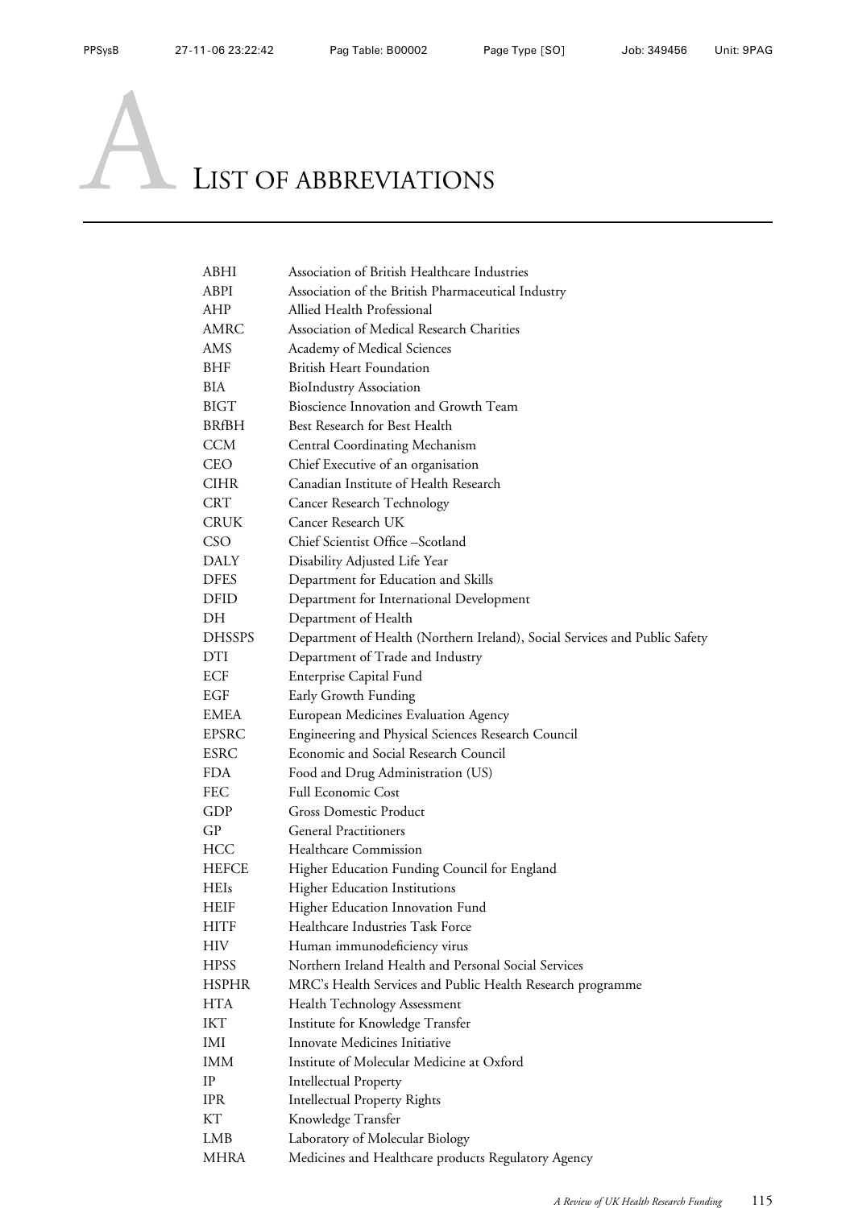# A LIST OF ABBREVIATIONS

| | |
|---|---|
| ABHI | Association of British Healthcare Industries |
| ABPI | Association of the British Pharmaceutical Industry |
| AHP | Allied Health Professional |
| AMRC | Association of Medical Research Charities |
| AMS | Academy of Medical Sciences |
| BHF | British Heart Foundation |
| BIA | BioIndustry Association |
| BIGT | Bioscience Innovation and Growth Team |
| BRfBH | Best Research for Best Health |
| CCM | Central Coordinating Mechanism |
| CEO | Chief Executive of an organisation |
| CIHR | Canadian Institute of Health Research |
| CRT | Cancer Research Technology |
| CRUK | Cancer Research UK |
| CSO | Chief Scientist Office –Scotland |
| DALY | Disability Adjusted Life Year |
| DFES | Department for Education and Skills |
| DFID | Department for International Development |
| DH | Department of Health |
| DHSSPS | Department of Health (Northern Ireland), Social Services and Public Safety |
| DTI | Department of Trade and Industry |
| ECF | Enterprise Capital Fund |
| EGF | Early Growth Funding |
| EMEA | European Medicines Evaluation Agency |
| EPSRC | Engineering and Physical Sciences Research Council |
| ESRC | Economic and Social Research Council |
| FDA | Food and Drug Administration (US) |
| FEC | Full Economic Cost |
| GDP | Gross Domestic Product |
| GP | General Practitioners |
| HCC | Healthcare Commission |
| HEFCE | Higher Education Funding Council for England |
| HEIs | Higher Education Institutions |
| HEIF | Higher Education Innovation Fund |
| HITF | Healthcare Industries Task Force |
| HIV | Human immunodeficiency virus |
| HPSS | Northern Ireland Health and Personal Social Services |
| HSPHR | MRC's Health Services and Public Health Research programme |
| HTA | Health Technology Assessment |
| IKT | Institute for Knowledge Transfer |
| IMI | Innovate Medicines Initiative |
| IMM | Institute of Molecular Medicine at Oxford |
| IP | Intellectual Property |
| IPR | Intellectual Property Rights |
| KT | Knowledge Transfer |
| LMB | Laboratory of Molecular Biology |
| MHRA | Medicines and Healthcare products Regulatory Agency |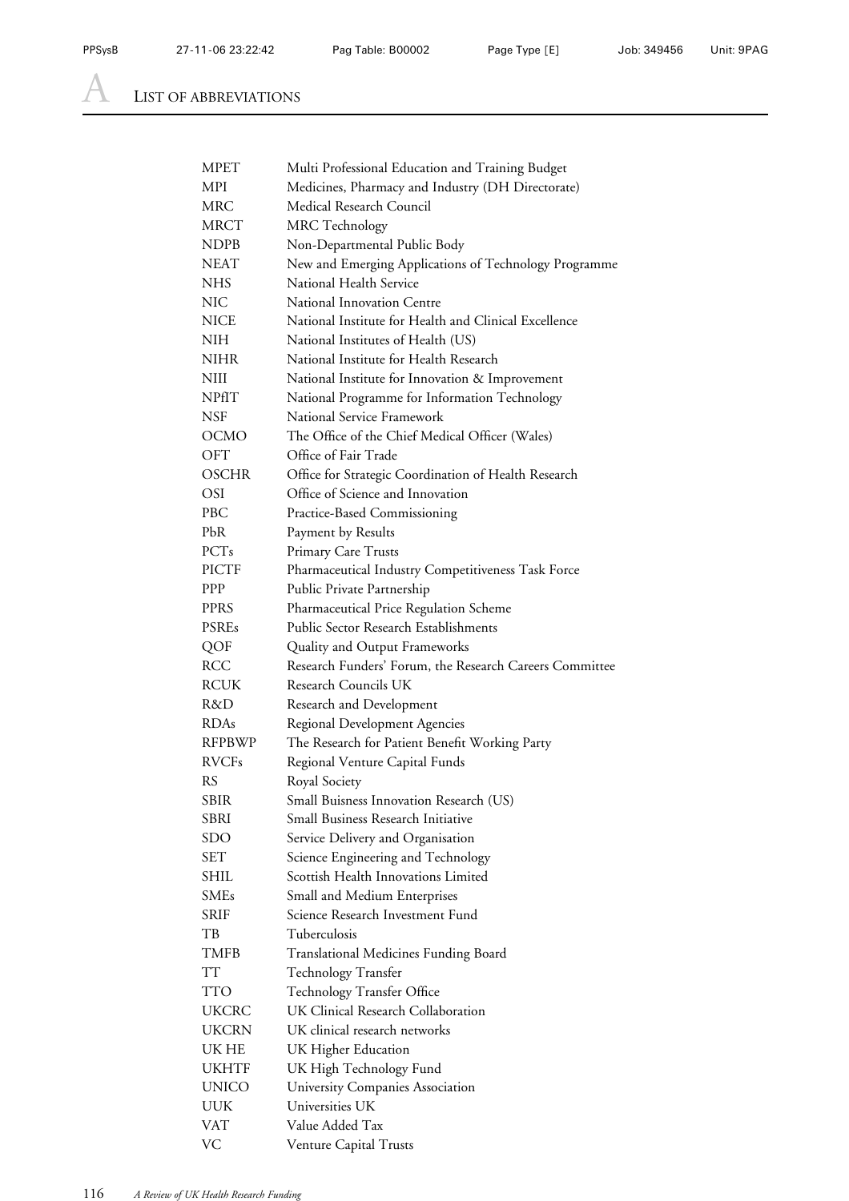# A List of Abbreviations

| | |
|---|---|
| MPET | Multi Professional Education and Training Budget |
| MPI | Medicines, Pharmacy and Industry (DH Directorate) |
| MRC | Medical Research Council |
| MRCT | MRC Technology |
| NDPB | Non-Departmental Public Body |
| NEAT | New and Emerging Applications of Technology Programme |
| NHS | National Health Service |
| NIC | National Innovation Centre |
| NICE | National Institute for Health and Clinical Excellence |
| NIH | National Institutes of Health (US) |
| NIHR | National Institute for Health Research |
| NIII | National Institute for Innovation & Improvement |
| NPfIT | National Programme for Information Technology |
| NSF | National Service Framework |
| OCMO | The Office of the Chief Medical Officer (Wales) |
| OFT | Office of Fair Trade |
| OSCHR | Office for Strategic Coordination of Health Research |
| OSI | Office of Science and Innovation |
| PBC | Practice-Based Commissioning |
| PbR | Payment by Results |
| PCTs | Primary Care Trusts |
| PICTF | Pharmaceutical Industry Competitiveness Task Force |
| PPP | Public Private Partnership |
| PPRS | Pharmaceutical Price Regulation Scheme |
| PSREs | Public Sector Research Establishments |
| QOF | Quality and Output Frameworks |
| RCC | Research Funders' Forum, the Research Careers Committee |
| RCUK | Research Councils UK |
| R&D | Research and Development |
| RDAs | Regional Development Agencies |
| RFPBWP | The Research for Patient Benefit Working Party |
| RVCFs | Regional Venture Capital Funds |
| RS | Royal Society |
| SBIR | Small Buisness Innovation Research (US) |
| SBRI | Small Business Research Initiative |
| SDO | Service Delivery and Organisation |
| SET | Science Engineering and Technology |
| SHIL | Scottish Health Innovations Limited |
| SMEs | Small and Medium Enterprises |
| SRIF | Science Research Investment Fund |
| TB | Tuberculosis |
| TMFB | Translational Medicines Funding Board |
| TT | Technology Transfer |
| TTO | Technology Transfer Office |
| UKCRC | UK Clinical Research Collaboration |
| UKCRN | UK clinical research networks |
| UK HE | UK Higher Education |
| UKHTF | UK High Technology Fund |
| UNICO | University Companies Association |
| UUK | Universities UK |
| VAT | Value Added Tax |
| VC | Venture Capital Trusts |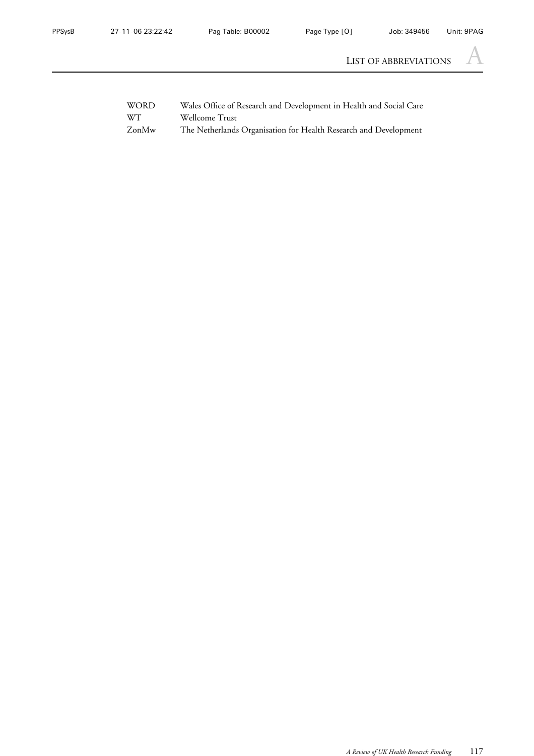| | |
|---|---|
| WORD | Wales Office of Research and Development in Health and Social Care |
| WT | Wellcome Trust |
| ZonMw | The Netherlands Organisation for Health Research and Development |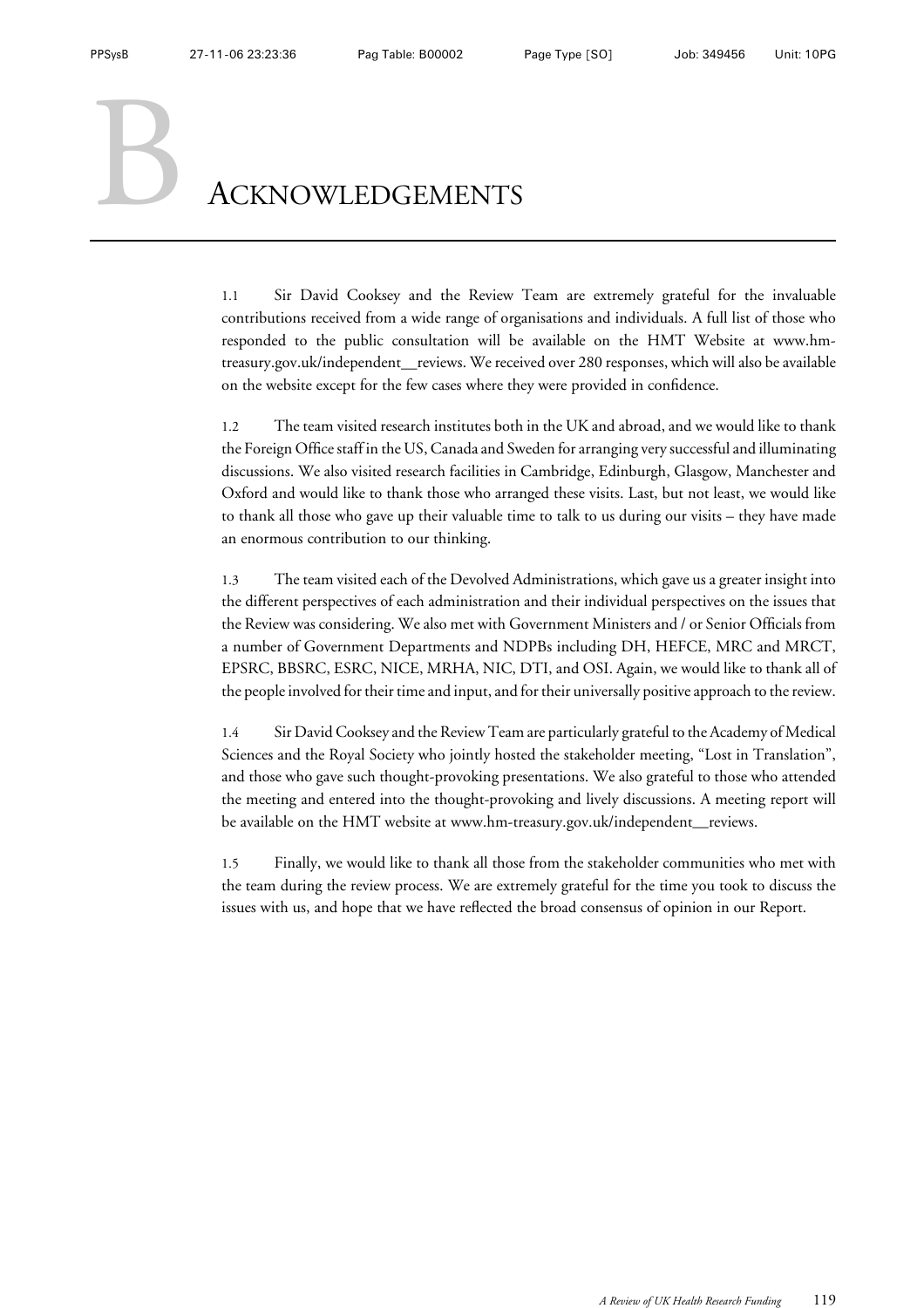# B Acknowledgements

1.1 Sir David Cooksey and the Review Team are extremely grateful for the invaluable contributions received from a wide range of organisations and individuals. A full list of those who responded to the public consultation will be available on the HMT Website at www.hm-treasury.gov.uk/independent__reviews. We received over 280 responses, which will also be available on the website except for the few cases where they were provided in confidence.

1.2 The team visited research institutes both in the UK and abroad, and we would like to thank the Foreign Office staff in the US, Canada and Sweden for arranging very successful and illuminating discussions. We also visited research facilities in Cambridge, Edinburgh, Glasgow, Manchester and Oxford and would like to thank those who arranged these visits. Last, but not least, we would like to thank all those who gave up their valuable time to talk to us during our visits – they have made an enormous contribution to our thinking.

1.3 The team visited each of the Devolved Administrations, which gave us a greater insight into the different perspectives of each administration and their individual perspectives on the issues that the Review was considering. We also met with Government Ministers and / or Senior Officials from a number of Government Departments and NDPBs including DH, HEFCE, MRC and MRCT, EPSRC, BBSRC, ESRC, NICE, MRHA, NIC, DTI, and OSI. Again, we would like to thank all of the people involved for their time and input, and for their universally positive approach to the review.

1.4 Sir David Cooksey and the Review Team are particularly grateful to the Academy of Medical Sciences and the Royal Society who jointly hosted the stakeholder meeting, "Lost in Translation", and those who gave such thought-provoking presentations. We also grateful to those who attended the meeting and entered into the thought-provoking and lively discussions. A meeting report will be available on the HMT website at www.hm-treasury.gov.uk/independent__reviews.

1.5 Finally, we would like to thank all those from the stakeholder communities who met with the team during the review process. We are extremely grateful for the time you took to discuss the issues with us, and hope that we have reflected the broad consensus of opinion in our Report.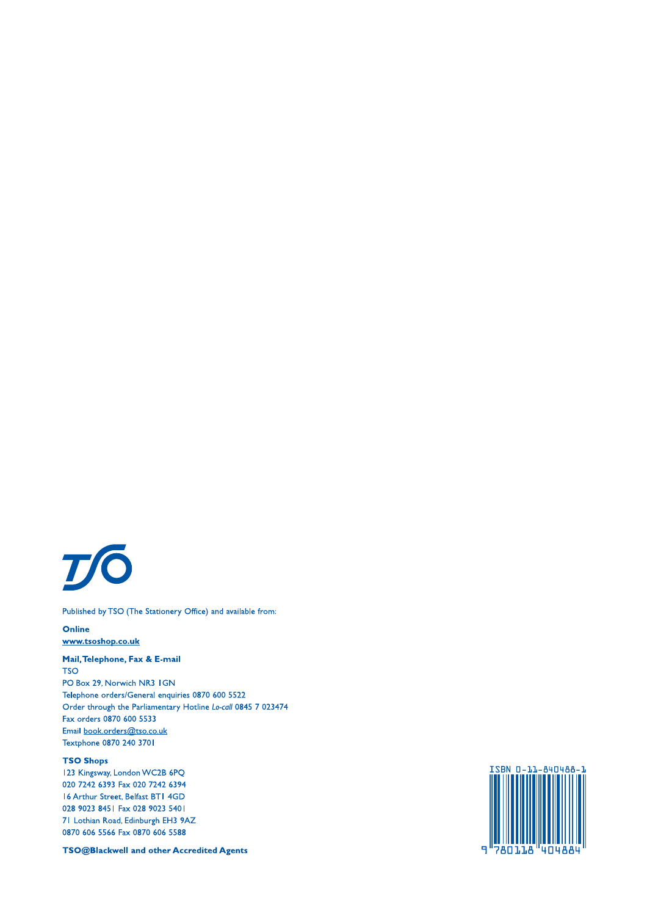Published by TSO (The Stationery Office) and available from:

**Online**
**www.tsoshop.co.uk**

**Mail, Telephone, Fax & E-mail**
TSO
PO Box 29, Norwich NR3 1GN
Telephone orders/General enquiries 0870 600 5522
Order through the Parliamentary Hotline *Lo-call* 0845 7 023474
Fax orders 0870 600 5533
Email book.orders@tso.co.uk
Textphone 0870 240 3701

**TSO Shops**
123 Kingsway, London WC2B 6PQ
020 7242 6393 Fax 020 7242 6394
16 Arthur Street, Belfast BT1 4GD
028 9023 8451 Fax 028 9023 5401
71 Lothian Road, Edinburgh EH3 9AZ
0870 606 5566 Fax 0870 606 5588

**TSO@Blackwell and other Accredited Agents**

ISBN 0-11-840488-1

9 780118 404884